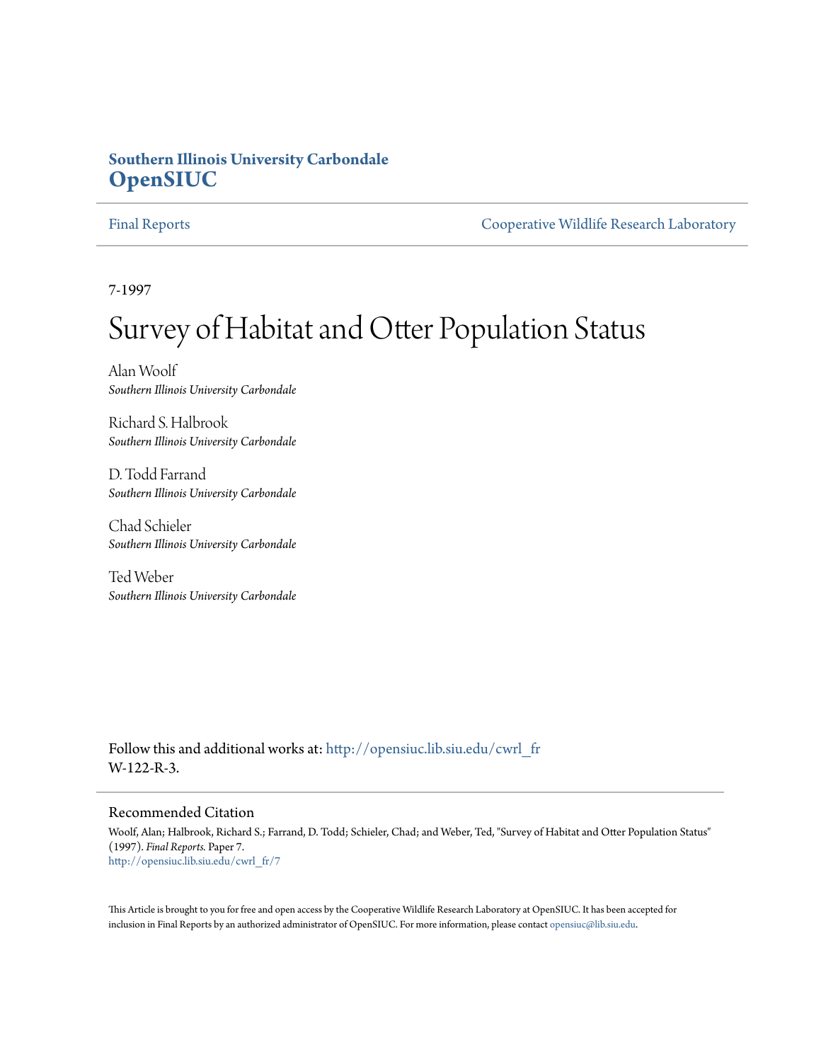**Southern Illinois University Carbondale**
**OpenSIUC**

Final Reports | Cooperative Wildlife Research Laboratory

7-1997

# Survey of Habitat and Otter Population Status

Alan Woolf
*Southern Illinois University Carbondale*

Richard S. Halbrook
*Southern Illinois University Carbondale*

D. Todd Farrand
*Southern Illinois University Carbondale*

Chad Schieler
*Southern Illinois University Carbondale*

Ted Weber
*Southern Illinois University Carbondale*

Follow this and additional works at: http://opensiuc.lib.siu.edu/cwrl_fr
W-122-R-3.

## Recommended Citation

Woolf, Alan; Halbrook, Richard S.; Farrand, D. Todd; Schieler, Chad; and Weber, Ted, "Survey of Habitat and Otter Population Status" (1997). *Final Reports.* Paper 7.
http://opensiuc.lib.siu.edu/cwrl_fr/7

This Article is brought to you for free and open access by the Cooperative Wildlife Research Laboratory at OpenSIUC. It has been accepted for inclusion in Final Reports by an authorized administrator of OpenSIUC. For more information, please contact opensiuc@lib.siu.edu.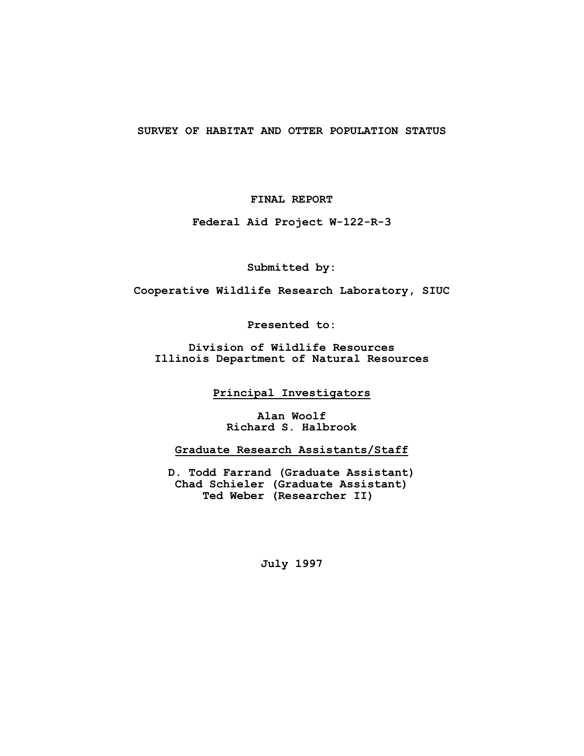# SURVEY OF HABITAT AND OTTER POPULATION STATUS

**FINAL REPORT**

**Federal Aid Project W-122-R-3**

**Submitted by:**

**Cooperative Wildlife Research Laboratory, SIUC**

**Presented to:**

**Division of Wildlife Resources**
**Illinois Department of Natural Resources**

**Principal Investigators**

**Alan Woolf**
**Richard S. Halbrook**

**Graduate Research Assistants/Staff**

**D. Todd Farrand (Graduate Assistant)**
**Chad Schieler (Graduate Assistant)**
**Ted Weber (Researcher II)**

**July 1997**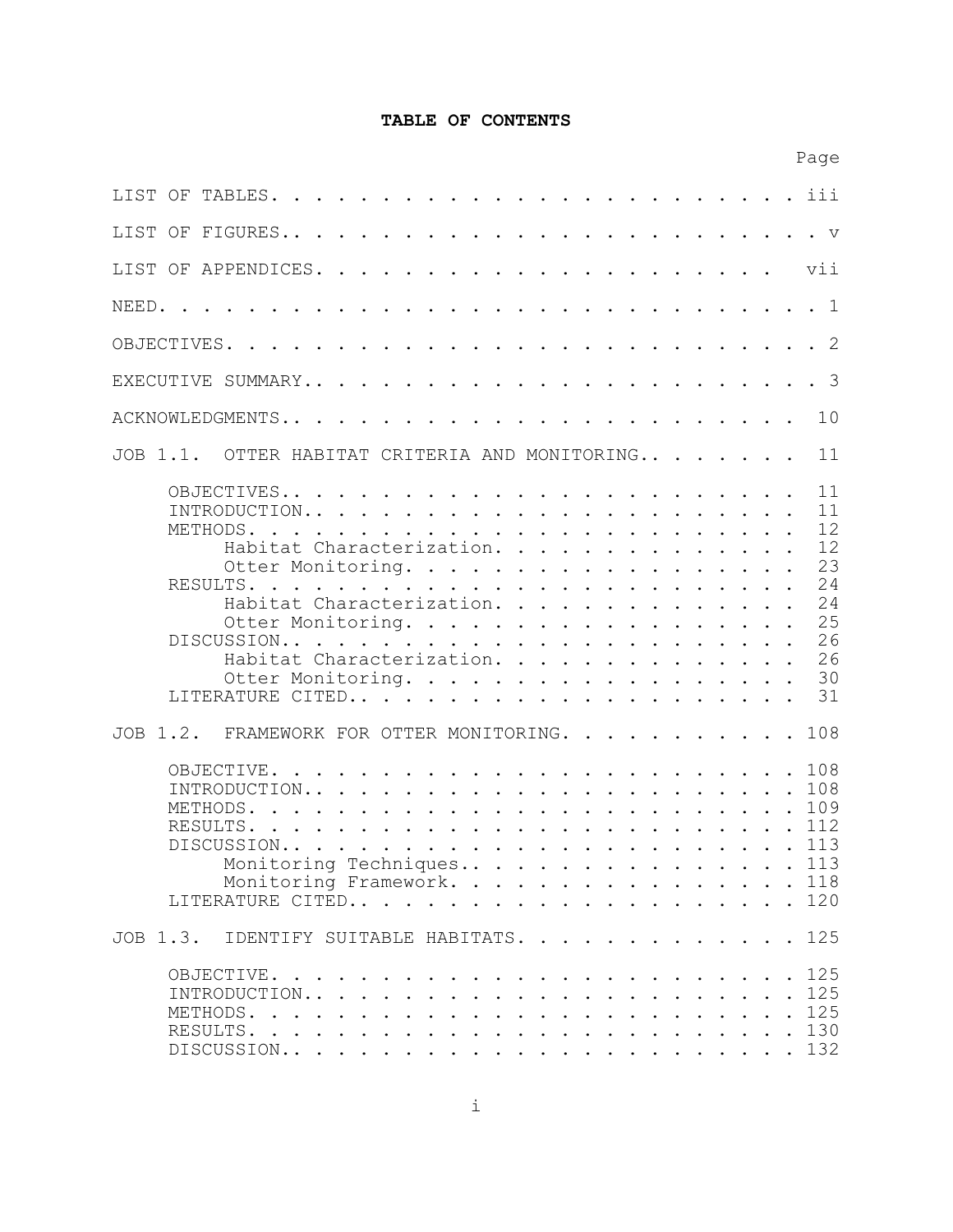# TABLE OF CONTENTS

| | Page |
|---|---|
| LIST OF TABLES | iii |
| LIST OF FIGURES | v |
| LIST OF APPENDICES | vii |
| NEED | 1 |
| OBJECTIVES | 2 |
| EXECUTIVE SUMMARY | 3 |
| ACKNOWLEDGMENTS | 10 |
| JOB 1.1. OTTER HABITAT CRITERIA AND MONITORING | 11 |
| OBJECTIVES | 11 |
| INTRODUCTION | 11 |
| METHODS | 12 |
| Habitat Characterization | 12 |
| Otter Monitoring | 23 |
| RESULTS | 24 |
| Habitat Characterization | 24 |
| Otter Monitoring | 25 |
| DISCUSSION | 26 |
| Habitat Characterization | 26 |
| Otter Monitoring | 30 |
| LITERATURE CITED | 31 |
| JOB 1.2. FRAMEWORK FOR OTTER MONITORING | 108 |
| OBJECTIVE | 108 |
| INTRODUCTION | 108 |
| METHODS | 109 |
| RESULTS | 112 |
| DISCUSSION | 113 |
| Monitoring Techniques | 113 |
| Monitoring Framework | 118 |
| LITERATURE CITED | 120 |
| JOB 1.3. IDENTIFY SUITABLE HABITATS | 125 |
| OBJECTIVE | 125 |
| INTRODUCTION | 125 |
| METHODS | 125 |
| RESULTS | 130 |
| DISCUSSION | 132 |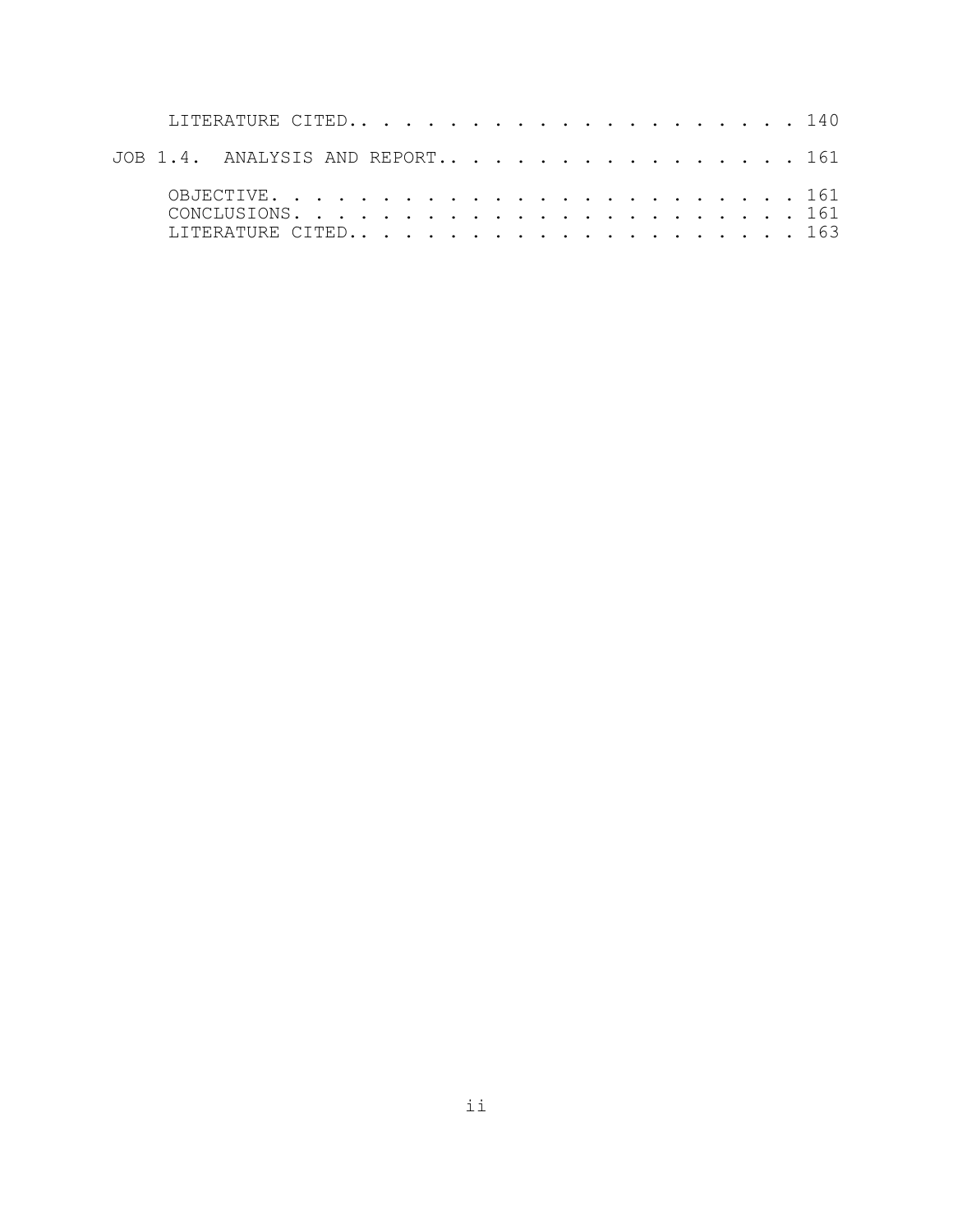LITERATURE CITED. . . . . . . . . . . . . . . . . . . . . 140

JOB 1.4. ANALYSIS AND REPORT. . . . . . . . . . . . . . . . . 161

OBJECTIVE. . . . . . . . . . . . . . . . . . . . . . . 161
CONCLUSIONS. . . . . . . . . . . . . . . . . . . . . . 161
LITERATURE CITED. . . . . . . . . . . . . . . . . . . . . 163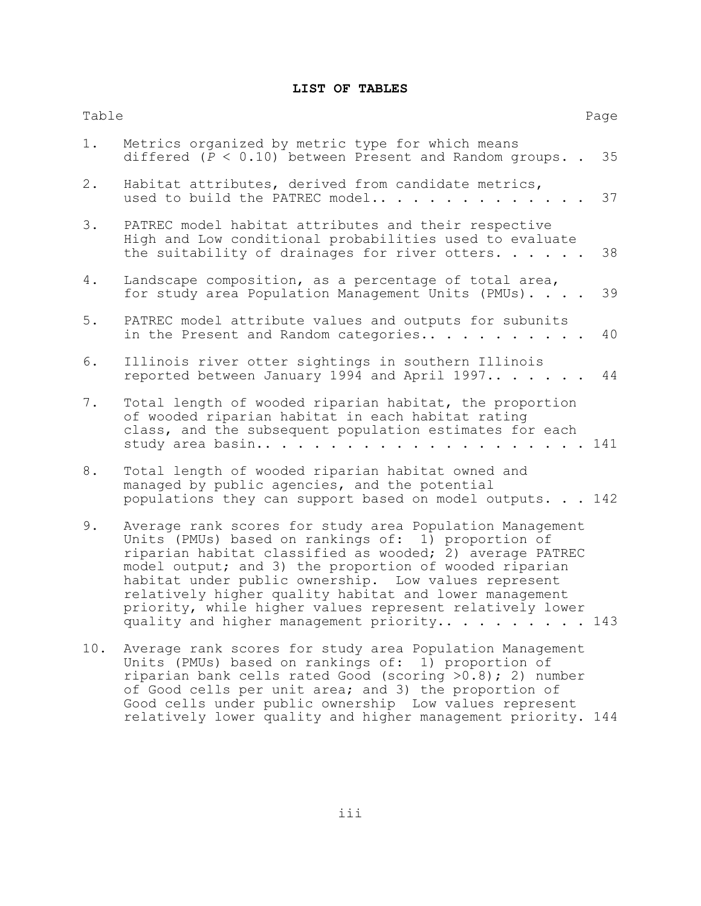## LIST OF TABLES

| Table | | Page |
|---|---|---|
| 1. | Metrics organized by metric type for which means differed ($P < 0.10$) between Present and Random groups. | 35 |
| 2. | Habitat attributes, derived from candidate metrics, used to build the PATREC model. | 37 |
| 3. | PATREC model habitat attributes and their respective High and Low conditional probabilities used to evaluate the suitability of drainages for river otters. | 38 |
| 4. | Landscape composition, as a percentage of total area, for study area Population Management Units (PMUs). | 39 |
| 5. | PATREC model attribute values and outputs for subunits in the Present and Random categories. | 40 |
| 6. | Illinois river otter sightings in southern Illinois reported between January 1994 and April 1997. | 44 |
| 7. | Total length of wooded riparian habitat, the proportion of wooded riparian habitat in each habitat rating class, and the subsequent population estimates for each study area basin. | 141 |
| 8. | Total length of wooded riparian habitat owned and managed by public agencies, and the potential populations they can support based on model outputs. | 142 |
| 9. | Average rank scores for study area Population Management Units (PMUs) based on rankings of: 1) proportion of riparian habitat classified as wooded; 2) average PATREC model output; and 3) the proportion of wooded riparian habitat under public ownership. Low values represent relatively higher quality habitat and lower management priority, while higher values represent relatively lower quality and higher management priority. | 143 |
| 10. | Average rank scores for study area Population Management Units (PMUs) based on rankings of: 1) proportion of riparian bank cells rated Good (scoring >0.8); 2) number of Good cells per unit area; and 3) the proportion of Good cells under public ownership Low values represent relatively lower quality and higher management priority. | 144 |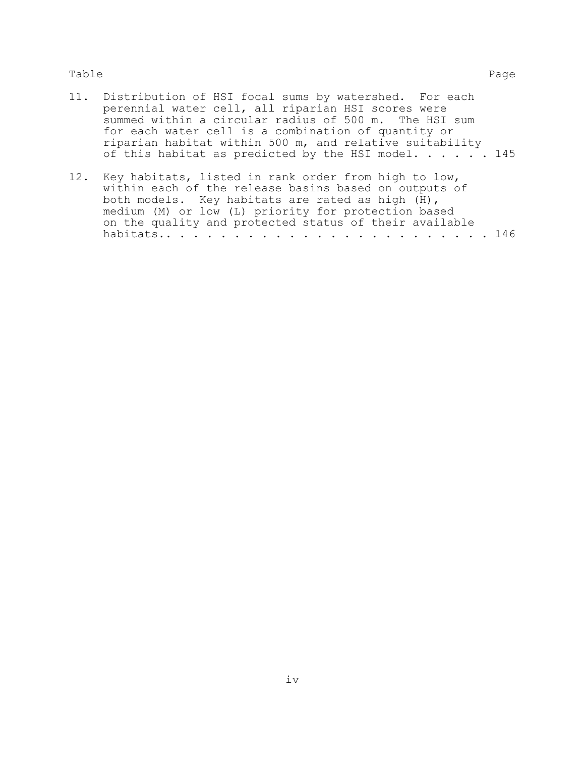Table Page

11. Distribution of HSI focal sums by watershed. For each perennial water cell, all riparian HSI scores were summed within a circular radius of 500 m. The HSI sum for each water cell is a combination of quantity or riparian habitat within 500 m, and relative suitability of this habitat as predicted by the HSI model. . . . . . 145

12. Key habitats, listed in rank order from high to low, within each of the release basins based on outputs of both models. Key habitats are rated as high (H), medium (M) or low (L) priority for protection based on the quality and protected status of their available habitats.. . . . . . . . . . . . . . . . . . . . . . . 146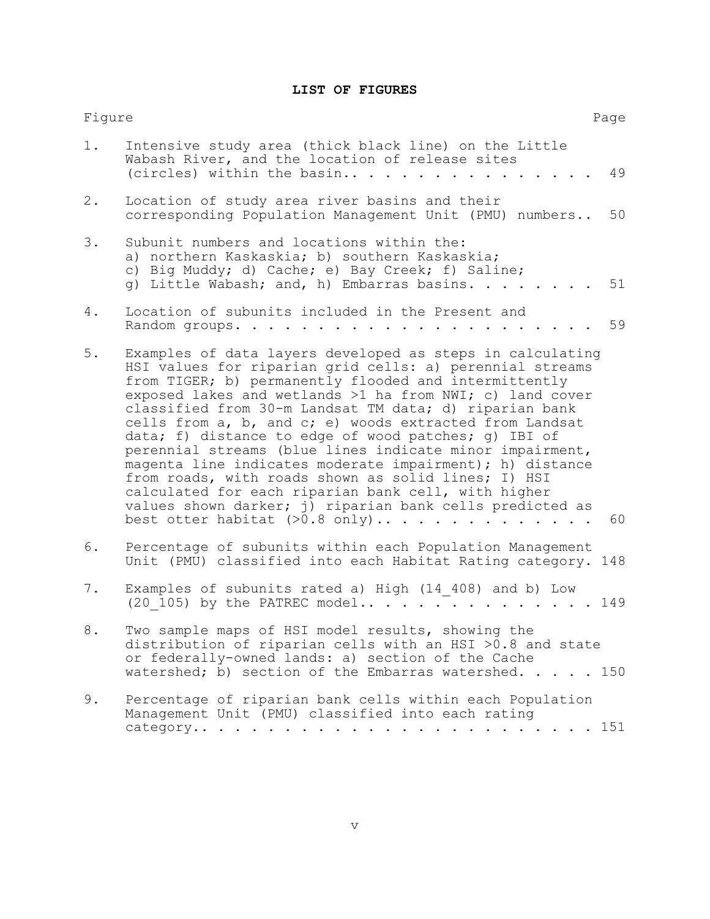**LIST OF FIGURES**

| Figure | | Page |
|---|---|---|
| 1. | Intensive study area (thick black line) on the Little Wabash River, and the location of release sites (circles) within the basin.. | 49 |
| 2. | Location of study area river basins and their corresponding Population Management Unit (PMU) numbers.. | 50 |
| 3. | Subunit numbers and locations within the: a) northern Kaskaskia; b) southern Kaskaskia; c) Big Muddy; d) Cache; e) Bay Creek; f) Saline; g) Little Wabash; and, h) Embarras basins. | 51 |
| 4. | Location of subunits included in the Present and Random groups. | 59 |
| 5. | Examples of data layers developed as steps in calculating HSI values for riparian grid cells: a) perennial streams from TIGER; b) permanently flooded and intermittently exposed lakes and wetlands >1 ha from NWI; c) land cover classified from 30-m Landsat TM data; d) riparian bank cells from a, b, and c; e) woods extracted from Landsat data; f) distance to edge of wood patches; g) IBI of perennial streams (blue lines indicate minor impairment, magenta line indicates moderate impairment); h) distance from roads, with roads shown as solid lines; I) HSI calculated for each riparian bank cell, with higher values shown darker; j) riparian bank cells predicted as best otter habitat (>0.8 only).. | 60 |
| 6. | Percentage of subunits within each Population Management Unit (PMU) classified into each Habitat Rating category. | 148 |
| 7. | Examples of subunits rated a) High (14_408) and b) Low (20_105) by the PATREC model.. | 149 |
| 8. | Two sample maps of HSI model results, showing the distribution of riparian cells with an HSI >0.8 and state or federally-owned lands: a) section of the Cache watershed; b) section of the Embarras watershed. | 150 |
| 9. | Percentage of riparian bank cells within each Population Management Unit (PMU) classified into each rating category.. | 151 |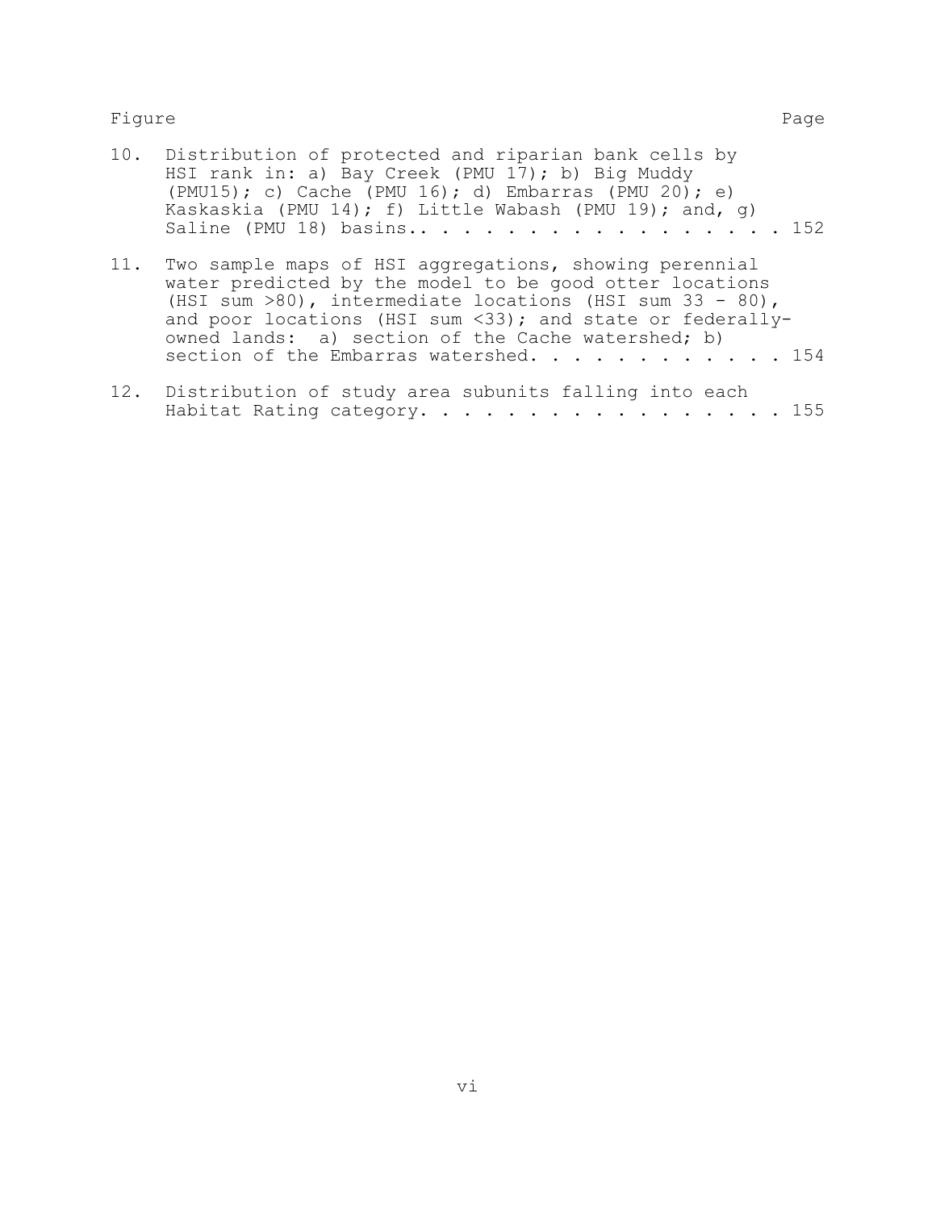| Figure | | Page |
| --- | --- | --- |
| 10. | Distribution of protected and riparian bank cells by HSI rank in: a) Bay Creek (PMU 17); b) Big Muddy (PMU15); c) Cache (PMU 16); d) Embarras (PMU 20); e) Kaskaskia (PMU 14); f) Little Wabash (PMU 19); and, g) Saline (PMU 18) basins.. . . . . . . . . . . . . . . . . | 152 |
| 11. | Two sample maps of HSI aggregations, showing perennial water predicted by the model to be good otter locations (HSI sum >80), intermediate locations (HSI sum 33 - 80), and poor locations (HSI sum <33); and state or federally-owned lands: a) section of the Cache watershed; b) section of the Embarras watershed. . . . . . . . . . . . | 154 |
| 12. | Distribution of study area subunits falling into each Habitat Rating category. . . . . . . . . . . . . . . . . | 155 |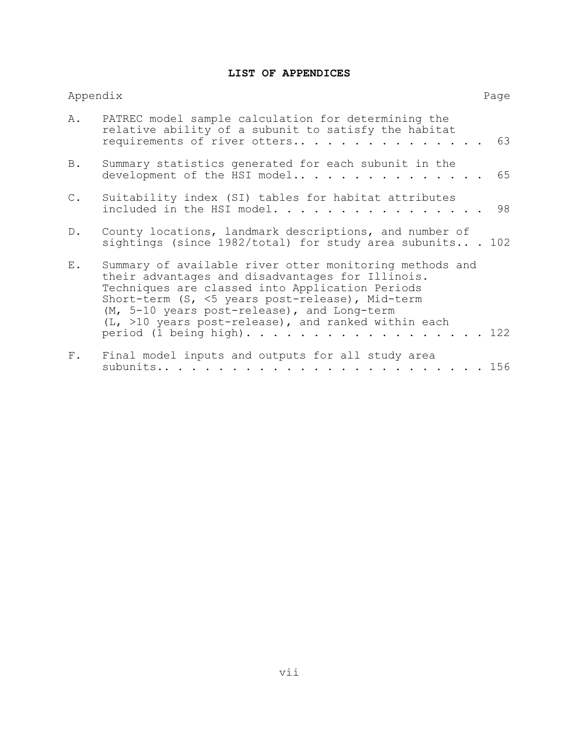# LIST OF APPENDICES

| Appendix | | Page |
|---|---|---|
| A. | PATREC model sample calculation for determining the relative ability of a subunit to satisfy the habitat requirements of river otters | 63 |
| B. | Summary statistics generated for each subunit in the development of the HSI model | 65 |
| C. | Suitability index (SI) tables for habitat attributes included in the HSI model | 98 |
| D. | County locations, landmark descriptions, and number of sightings (since 1982/total) for study area subunits | 102 |
| E. | Summary of available river otter monitoring methods and their advantages and disadvantages for Illinois. Techniques are classed into Application Periods Short-term (S, <5 years post-release), Mid-term (M, 5-10 years post-release), and Long-term (L, >10 years post-release), and ranked within each period (1 being high) | 122 |
| F. | Final model inputs and outputs for all study area subunits | 156 |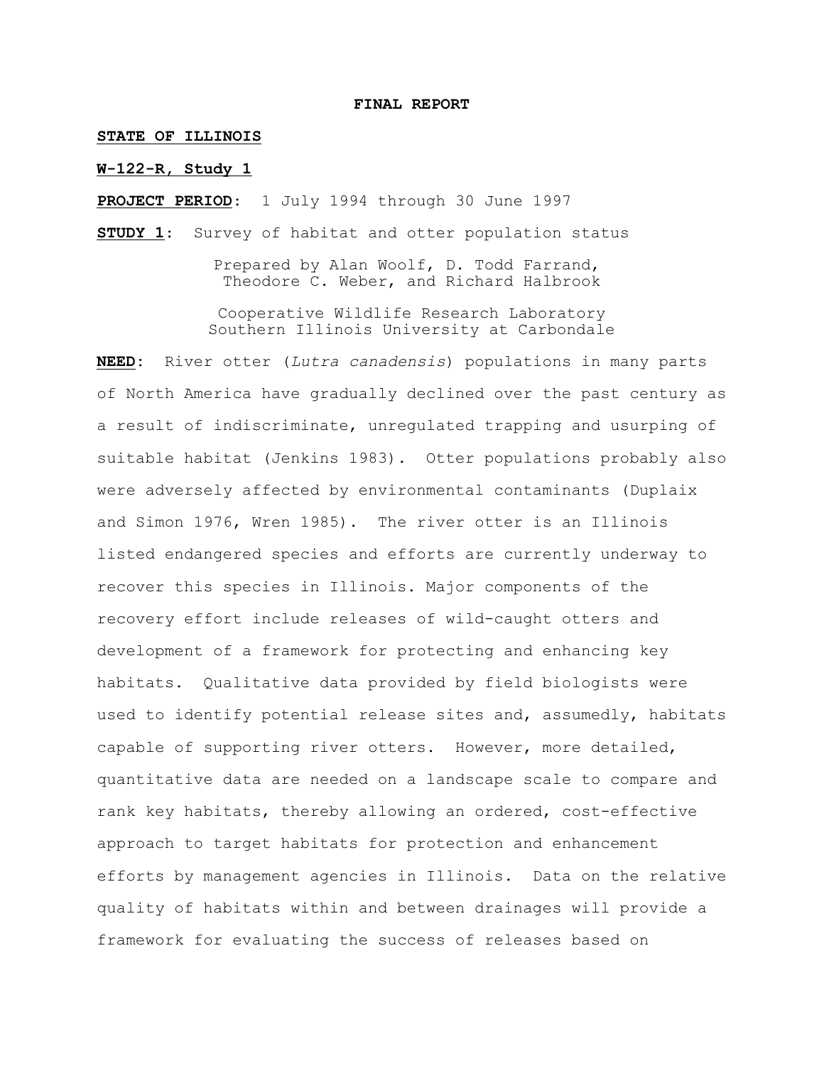**FINAL REPORT**

**STATE OF ILLINOIS**

**W-122-R, Study 1**

**PROJECT PERIOD**: 1 July 1994 through 30 June 1997

**STUDY 1**: Survey of habitat and otter population status

Prepared by Alan Woolf, D. Todd Farrand, Theodore C. Weber, and Richard Halbrook

Cooperative Wildlife Research Laboratory
Southern Illinois University at Carbondale

**NEED**: River otter (*Lutra canadensis*) populations in many parts of North America have gradually declined over the past century as a result of indiscriminate, unregulated trapping and usurping of suitable habitat (Jenkins 1983). Otter populations probably also were adversely affected by environmental contaminants (Duplaix and Simon 1976, Wren 1985). The river otter is an Illinois listed endangered species and efforts are currently underway to recover this species in Illinois. Major components of the recovery effort include releases of wild-caught otters and development of a framework for protecting and enhancing key habitats. Qualitative data provided by field biologists were used to identify potential release sites and, assumedly, habitats capable of supporting river otters. However, more detailed, quantitative data are needed on a landscape scale to compare and rank key habitats, thereby allowing an ordered, cost-effective approach to target habitats for protection and enhancement efforts by management agencies in Illinois. Data on the relative quality of habitats within and between drainages will provide a framework for evaluating the success of releases based on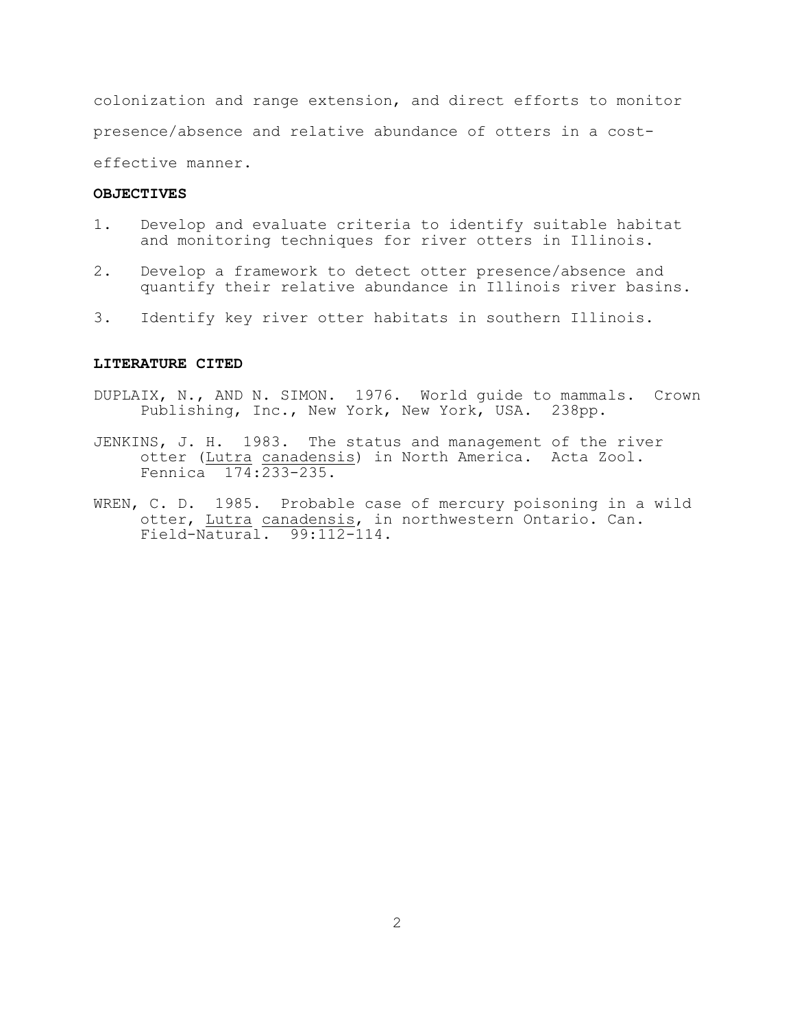colonization and range extension, and direct efforts to monitor presence/absence and relative abundance of otters in a cost-effective manner.

**OBJECTIVES**

1. Develop and evaluate criteria to identify suitable habitat and monitoring techniques for river otters in Illinois.
2. Develop a framework to detect otter presence/absence and quantify their relative abundance in Illinois river basins.
3. Identify key river otter habitats in southern Illinois.

**LITERATURE CITED**

DUPLAIX, N., AND N. SIMON. 1976. World guide to mammals. Crown Publishing, Inc., New York, New York, USA. 238pp.

JENKINS, J. H. 1983. The status and management of the river otter (*Lutra canadensis*) in North America. Acta Zool. Fennica 174:233-235.

WREN, C. D. 1985. Probable case of mercury poisoning in a wild otter, *Lutra canadensis*, in northwestern Ontario. Can. Field-Natural. 99:112-114.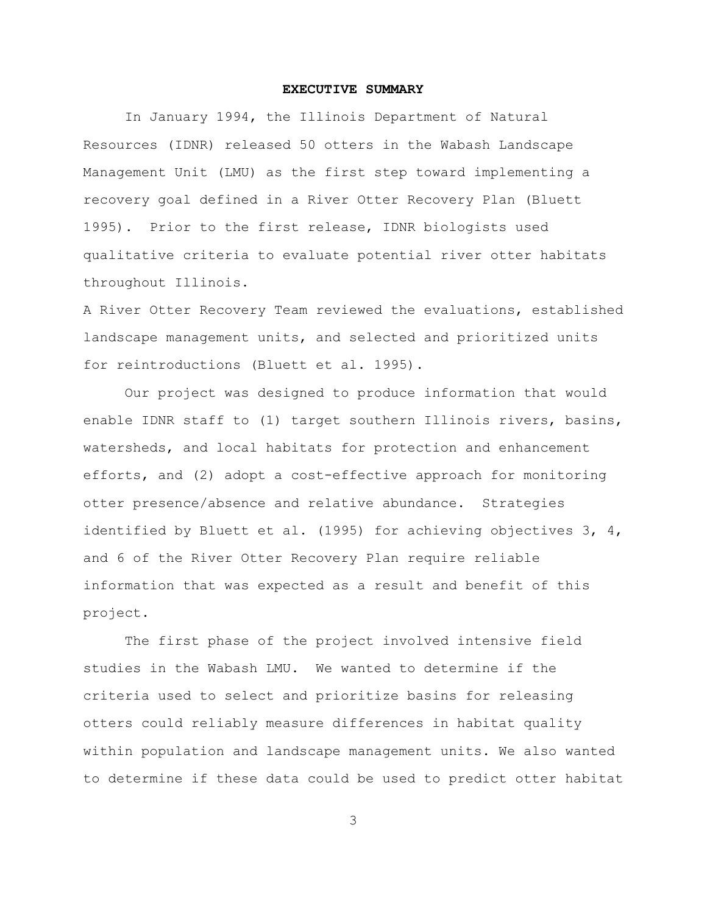## EXECUTIVE SUMMARY

In January 1994, the Illinois Department of Natural Resources (IDNR) released 50 otters in the Wabash Landscape Management Unit (LMU) as the first step toward implementing a recovery goal defined in a River Otter Recovery Plan (Bluett 1995). Prior to the first release, IDNR biologists used qualitative criteria to evaluate potential river otter habitats throughout Illinois.

A River Otter Recovery Team reviewed the evaluations, established landscape management units, and selected and prioritized units for reintroductions (Bluett et al. 1995).

Our project was designed to produce information that would enable IDNR staff to (1) target southern Illinois rivers, basins, watersheds, and local habitats for protection and enhancement efforts, and (2) adopt a cost-effective approach for monitoring otter presence/absence and relative abundance. Strategies identified by Bluett et al. (1995) for achieving objectives 3, 4, and 6 of the River Otter Recovery Plan require reliable information that was expected as a result and benefit of this project.

The first phase of the project involved intensive field studies in the Wabash LMU. We wanted to determine if the criteria used to select and prioritize basins for releasing otters could reliably measure differences in habitat quality within population and landscape management units. We also wanted to determine if these data could be used to predict otter habitat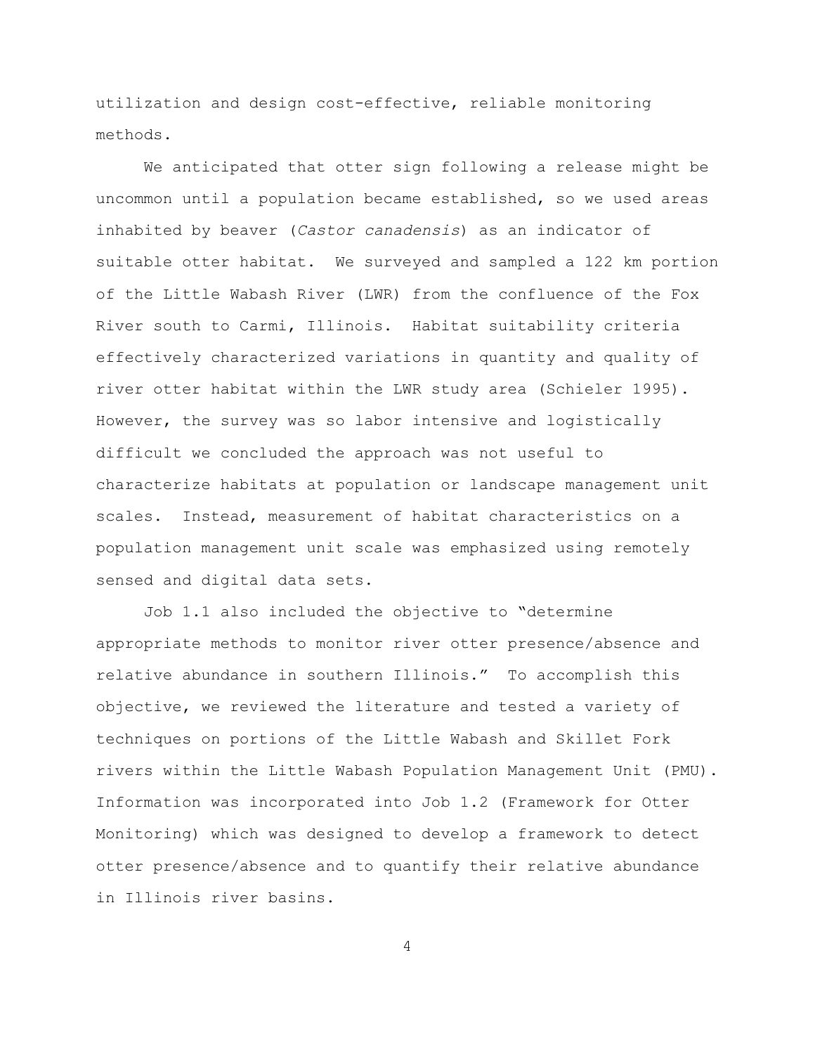utilization and design cost-effective, reliable monitoring methods.

We anticipated that otter sign following a release might be uncommon until a population became established, so we used areas inhabited by beaver (*Castor canadensis*) as an indicator of suitable otter habitat. We surveyed and sampled a 122 km portion of the Little Wabash River (LWR) from the confluence of the Fox River south to Carmi, Illinois. Habitat suitability criteria effectively characterized variations in quantity and quality of river otter habitat within the LWR study area (Schieler 1995). However, the survey was so labor intensive and logistically difficult we concluded the approach was not useful to characterize habitats at population or landscape management unit scales. Instead, measurement of habitat characteristics on a population management unit scale was emphasized using remotely sensed and digital data sets.

Job 1.1 also included the objective to "determine appropriate methods to monitor river otter presence/absence and relative abundance in southern Illinois." To accomplish this objective, we reviewed the literature and tested a variety of techniques on portions of the Little Wabash and Skillet Fork rivers within the Little Wabash Population Management Unit (PMU). Information was incorporated into Job 1.2 (Framework for Otter Monitoring) which was designed to develop a framework to detect otter presence/absence and to quantify their relative abundance in Illinois river basins.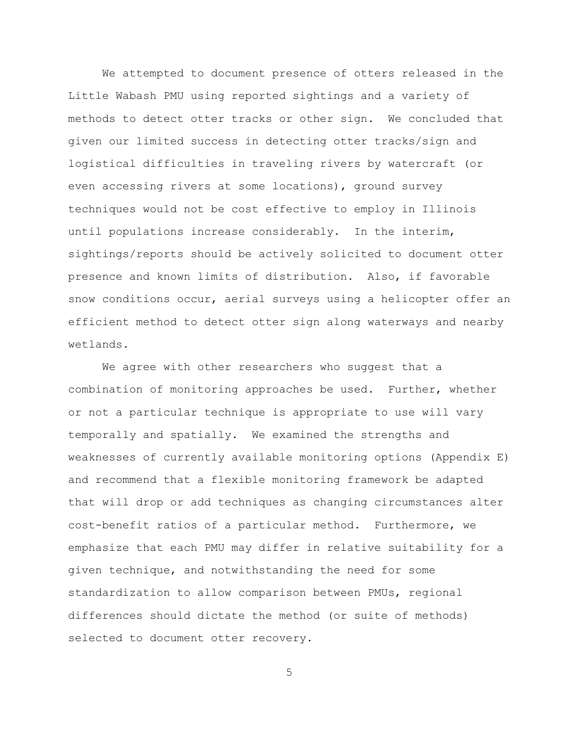We attempted to document presence of otters released in the Little Wabash PMU using reported sightings and a variety of methods to detect otter tracks or other sign. We concluded that given our limited success in detecting otter tracks/sign and logistical difficulties in traveling rivers by watercraft (or even accessing rivers at some locations), ground survey techniques would not be cost effective to employ in Illinois until populations increase considerably. In the interim, sightings/reports should be actively solicited to document otter presence and known limits of distribution. Also, if favorable snow conditions occur, aerial surveys using a helicopter offer an efficient method to detect otter sign along waterways and nearby wetlands.

We agree with other researchers who suggest that a combination of monitoring approaches be used. Further, whether or not a particular technique is appropriate to use will vary temporally and spatially. We examined the strengths and weaknesses of currently available monitoring options (Appendix E) and recommend that a flexible monitoring framework be adapted that will drop or add techniques as changing circumstances alter cost-benefit ratios of a particular method. Furthermore, we emphasize that each PMU may differ in relative suitability for a given technique, and notwithstanding the need for some standardization to allow comparison between PMUs, regional differences should dictate the method (or suite of methods) selected to document otter recovery.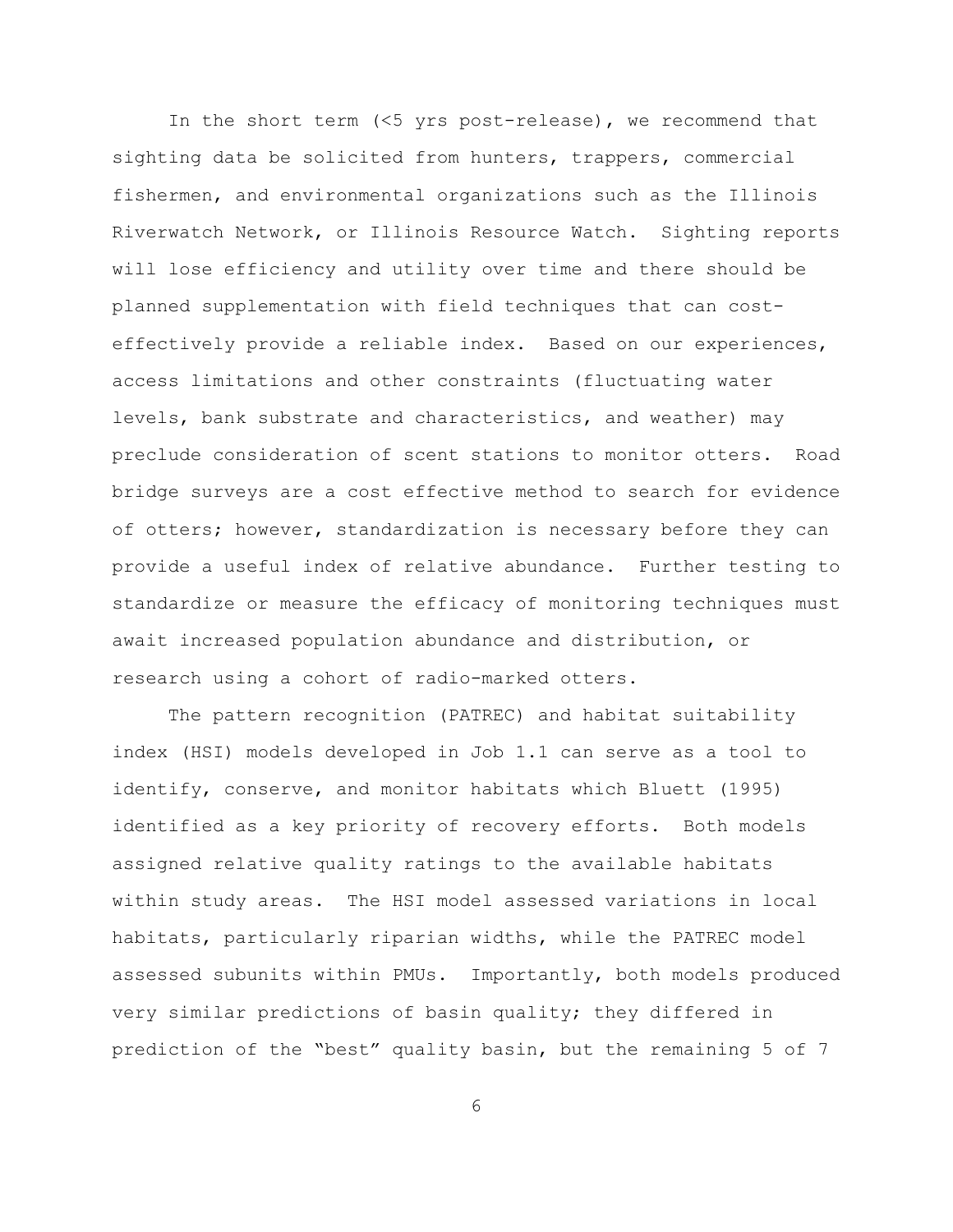In the short term (<5 yrs post-release), we recommend that sighting data be solicited from hunters, trappers, commercial fishermen, and environmental organizations such as the Illinois Riverwatch Network, or Illinois Resource Watch. Sighting reports will lose efficiency and utility over time and there should be planned supplementation with field techniques that can cost-effectively provide a reliable index. Based on our experiences, access limitations and other constraints (fluctuating water levels, bank substrate and characteristics, and weather) may preclude consideration of scent stations to monitor otters. Road bridge surveys are a cost effective method to search for evidence of otters; however, standardization is necessary before they can provide a useful index of relative abundance. Further testing to standardize or measure the efficacy of monitoring techniques must await increased population abundance and distribution, or research using a cohort of radio-marked otters.

The pattern recognition (PATREC) and habitat suitability index (HSI) models developed in Job 1.1 can serve as a tool to identify, conserve, and monitor habitats which Bluett (1995) identified as a key priority of recovery efforts. Both models assigned relative quality ratings to the available habitats within study areas. The HSI model assessed variations in local habitats, particularly riparian widths, while the PATREC model assessed subunits within PMUs. Importantly, both models produced very similar predictions of basin quality; they differed in prediction of the "best" quality basin, but the remaining 5 of 7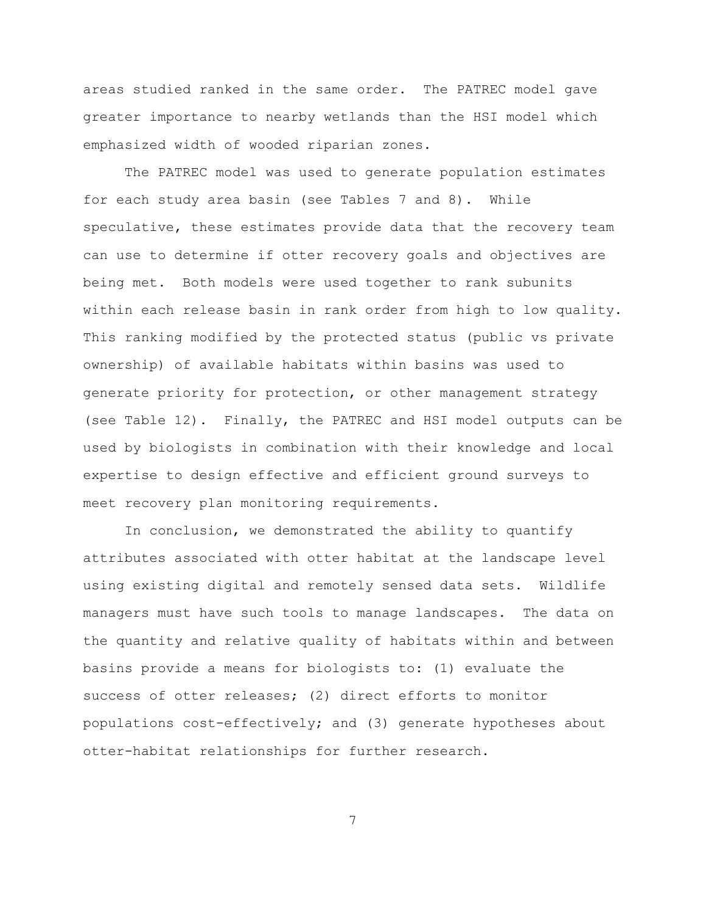areas studied ranked in the same order. The PATREC model gave greater importance to nearby wetlands than the HSI model which emphasized width of wooded riparian zones.

The PATREC model was used to generate population estimates for each study area basin (see Tables 7 and 8). While speculative, these estimates provide data that the recovery team can use to determine if otter recovery goals and objectives are being met. Both models were used together to rank subunits within each release basin in rank order from high to low quality. This ranking modified by the protected status (public vs private ownership) of available habitats within basins was used to generate priority for protection, or other management strategy (see Table 12). Finally, the PATREC and HSI model outputs can be used by biologists in combination with their knowledge and local expertise to design effective and efficient ground surveys to meet recovery plan monitoring requirements.

In conclusion, we demonstrated the ability to quantify attributes associated with otter habitat at the landscape level using existing digital and remotely sensed data sets. Wildlife managers must have such tools to manage landscapes. The data on the quantity and relative quality of habitats within and between basins provide a means for biologists to: (1) evaluate the success of otter releases; (2) direct efforts to monitor populations cost-effectively; and (3) generate hypotheses about otter-habitat relationships for further research.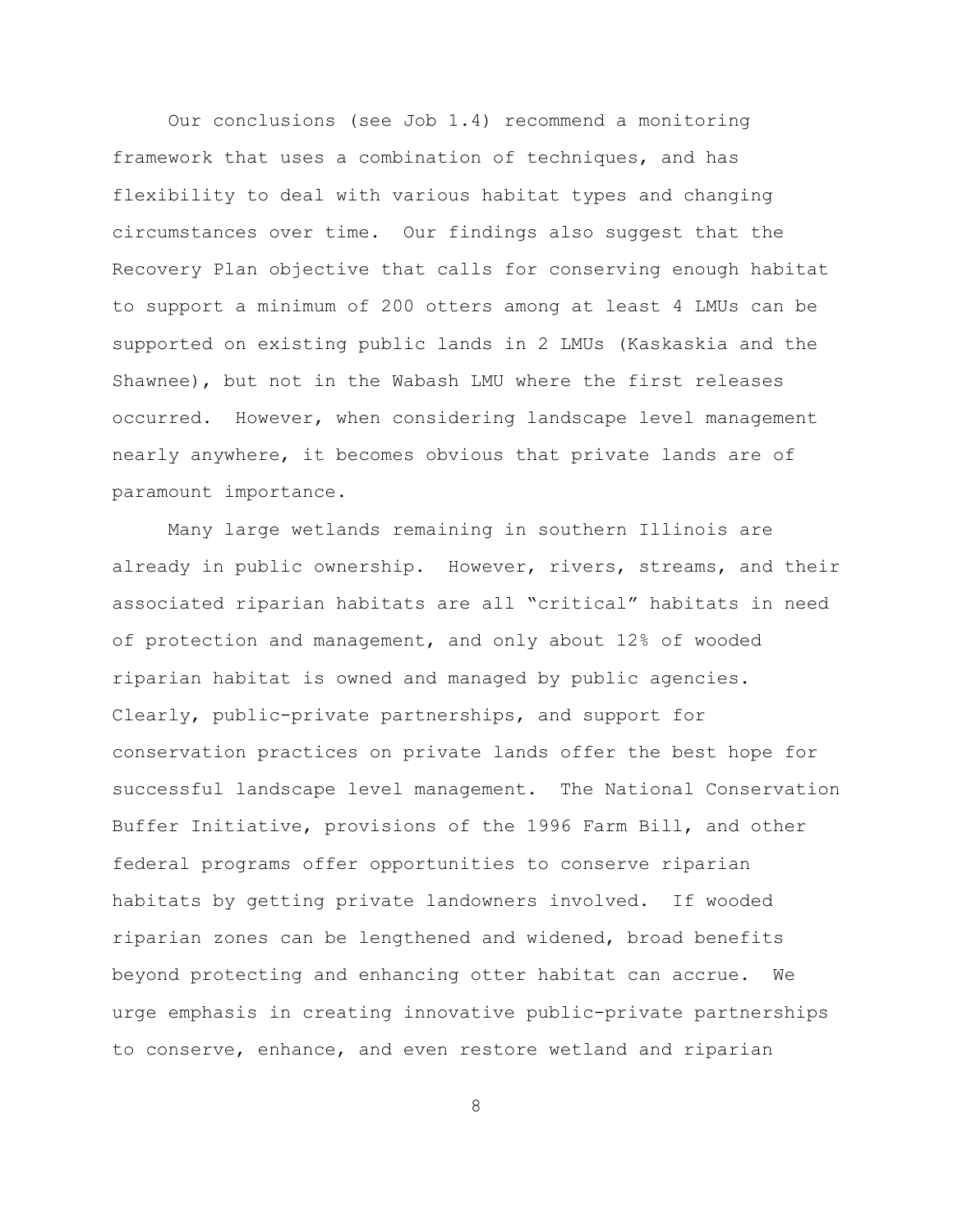Our conclusions (see Job 1.4) recommend a monitoring framework that uses a combination of techniques, and has flexibility to deal with various habitat types and changing circumstances over time. Our findings also suggest that the Recovery Plan objective that calls for conserving enough habitat to support a minimum of 200 otters among at least 4 LMUs can be supported on existing public lands in 2 LMUs (Kaskaskia and the Shawnee), but not in the Wabash LMU where the first releases occurred. However, when considering landscape level management nearly anywhere, it becomes obvious that private lands are of paramount importance.

Many large wetlands remaining in southern Illinois are already in public ownership. However, rivers, streams, and their associated riparian habitats are all "critical" habitats in need of protection and management, and only about 12% of wooded riparian habitat is owned and managed by public agencies. Clearly, public-private partnerships, and support for conservation practices on private lands offer the best hope for successful landscape level management. The National Conservation Buffer Initiative, provisions of the 1996 Farm Bill, and other federal programs offer opportunities to conserve riparian habitats by getting private landowners involved. If wooded riparian zones can be lengthened and widened, broad benefits beyond protecting and enhancing otter habitat can accrue. We urge emphasis in creating innovative public-private partnerships to conserve, enhance, and even restore wetland and riparian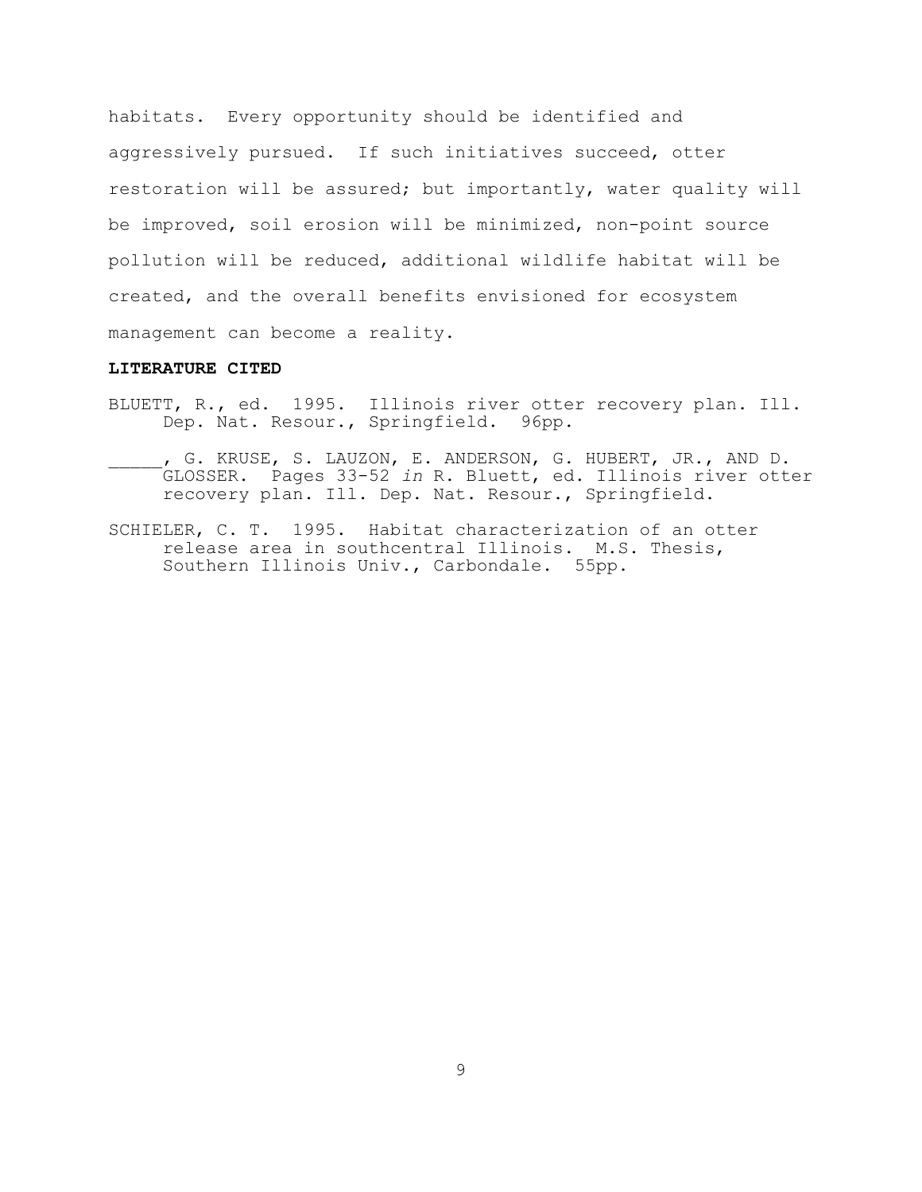habitats. Every opportunity should be identified and aggressively pursued. If such initiatives succeed, otter restoration will be assured; but importantly, water quality will be improved, soil erosion will be minimized, non-point source pollution will be reduced, additional wildlife habitat will be created, and the overall benefits envisioned for ecosystem management can become a reality.

**LITERATURE CITED**

BLUETT, R., ed. 1995. Illinois river otter recovery plan. Ill. Dep. Nat. Resour., Springfield. 96pp.

_____, G. KRUSE, S. LAUZON, E. ANDERSON, G. HUBERT, JR., AND D. GLOSSER. Pages 33-52 *in* R. Bluett, ed. Illinois river otter recovery plan. Ill. Dep. Nat. Resour., Springfield.

SCHIELER, C. T. 1995. Habitat characterization of an otter release area in southcentral Illinois. M.S. Thesis, Southern Illinois Univ., Carbondale. 55pp.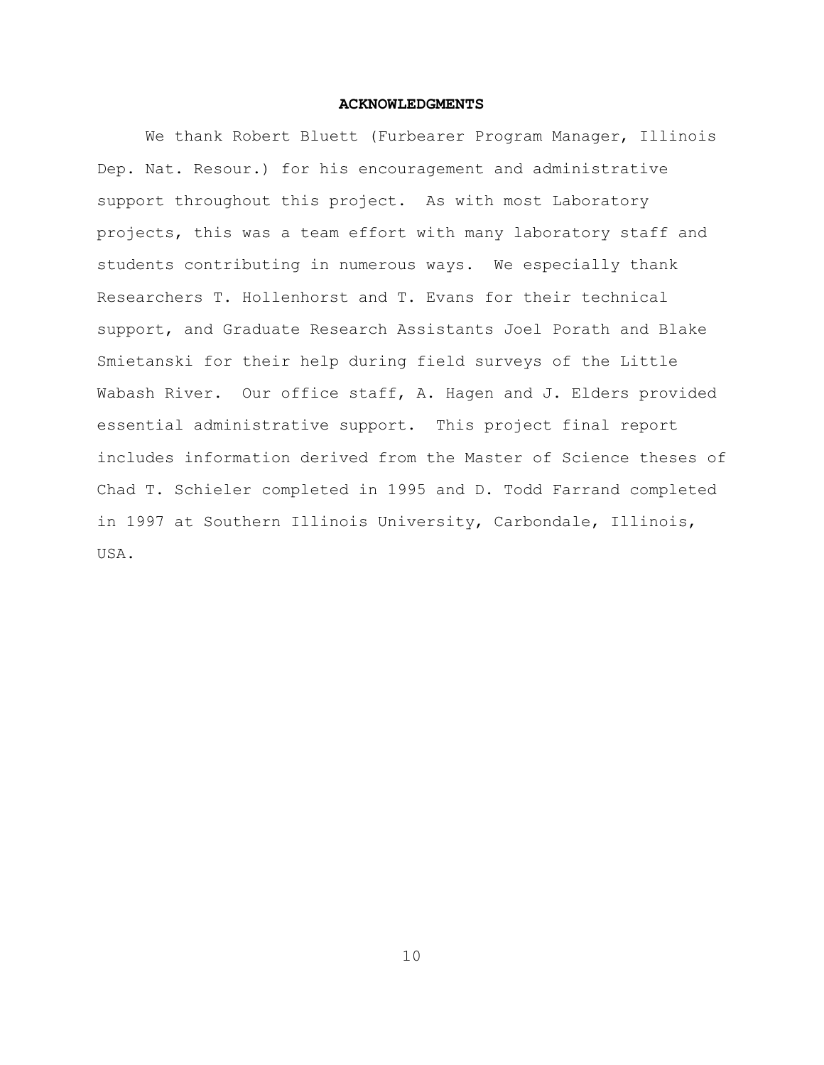## ACKNOWLEDGMENTS

We thank Robert Bluett (Furbearer Program Manager, Illinois Dep. Nat. Resour.) for his encouragement and administrative support throughout this project. As with most Laboratory projects, this was a team effort with many laboratory staff and students contributing in numerous ways. We especially thank Researchers T. Hollenhorst and T. Evans for their technical support, and Graduate Research Assistants Joel Porath and Blake Smietanski for their help during field surveys of the Little Wabash River. Our office staff, A. Hagen and J. Elders provided essential administrative support. This project final report includes information derived from the Master of Science theses of Chad T. Schieler completed in 1995 and D. Todd Farrand completed in 1997 at Southern Illinois University, Carbondale, Illinois, USA.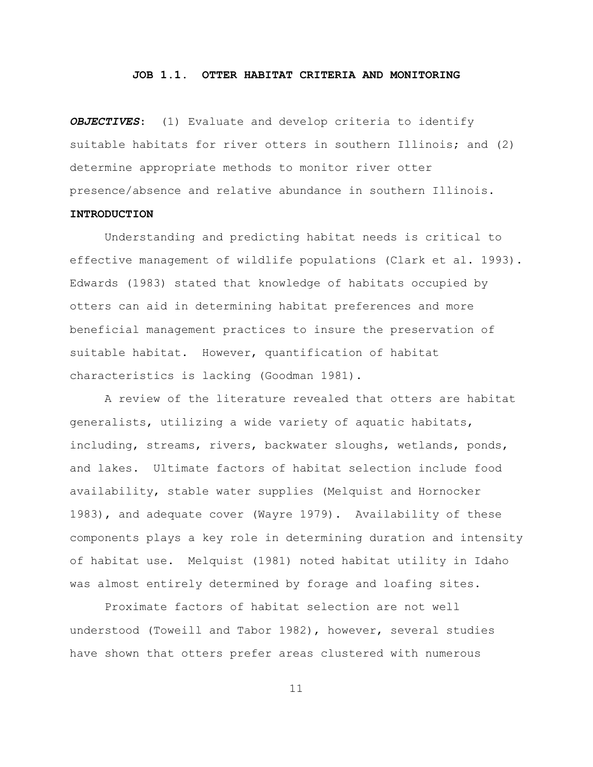## JOB 1.1. OTTER HABITAT CRITERIA AND MONITORING

***OBJECTIVES***: (1) Evaluate and develop criteria to identify suitable habitats for river otters in southern Illinois; and (2) determine appropriate methods to monitor river otter presence/absence and relative abundance in southern Illinois.

**INTRODUCTION**

Understanding and predicting habitat needs is critical to effective management of wildlife populations (Clark et al. 1993). Edwards (1983) stated that knowledge of habitats occupied by otters can aid in determining habitat preferences and more beneficial management practices to insure the preservation of suitable habitat. However, quantification of habitat characteristics is lacking (Goodman 1981).

A review of the literature revealed that otters are habitat generalists, utilizing a wide variety of aquatic habitats, including, streams, rivers, backwater sloughs, wetlands, ponds, and lakes. Ultimate factors of habitat selection include food availability, stable water supplies (Melquist and Hornocker 1983), and adequate cover (Wayre 1979). Availability of these components plays a key role in determining duration and intensity of habitat use. Melquist (1981) noted habitat utility in Idaho was almost entirely determined by forage and loafing sites.

Proximate factors of habitat selection are not well understood (Toweill and Tabor 1982), however, several studies have shown that otters prefer areas clustered with numerous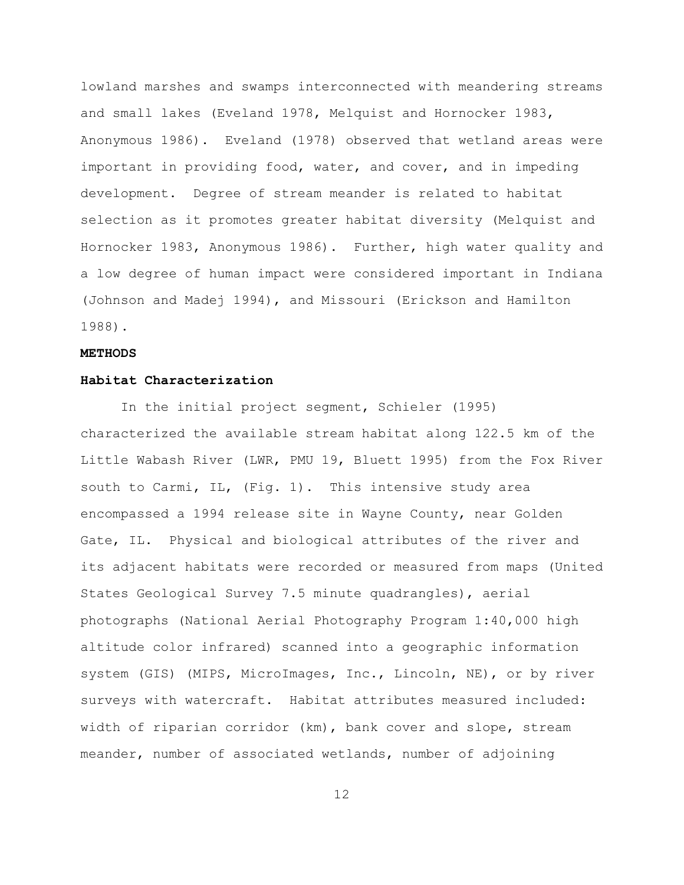lowland marshes and swamps interconnected with meandering streams and small lakes (Eveland 1978, Melquist and Hornocker 1983, Anonymous 1986). Eveland (1978) observed that wetland areas were important in providing food, water, and cover, and in impeding development. Degree of stream meander is related to habitat selection as it promotes greater habitat diversity (Melquist and Hornocker 1983, Anonymous 1986). Further, high water quality and a low degree of human impact were considered important in Indiana (Johnson and Madej 1994), and Missouri (Erickson and Hamilton 1988).

## METHODS

### Habitat Characterization

In the initial project segment, Schieler (1995) characterized the available stream habitat along 122.5 km of the Little Wabash River (LWR, PMU 19, Bluett 1995) from the Fox River south to Carmi, IL, (Fig. 1). This intensive study area encompassed a 1994 release site in Wayne County, near Golden Gate, IL. Physical and biological attributes of the river and its adjacent habitats were recorded or measured from maps (United States Geological Survey 7.5 minute quadrangles), aerial photographs (National Aerial Photography Program 1:40,000 high altitude color infrared) scanned into a geographic information system (GIS) (MIPS, MicroImages, Inc., Lincoln, NE), or by river surveys with watercraft. Habitat attributes measured included: width of riparian corridor (km), bank cover and slope, stream meander, number of associated wetlands, number of adjoining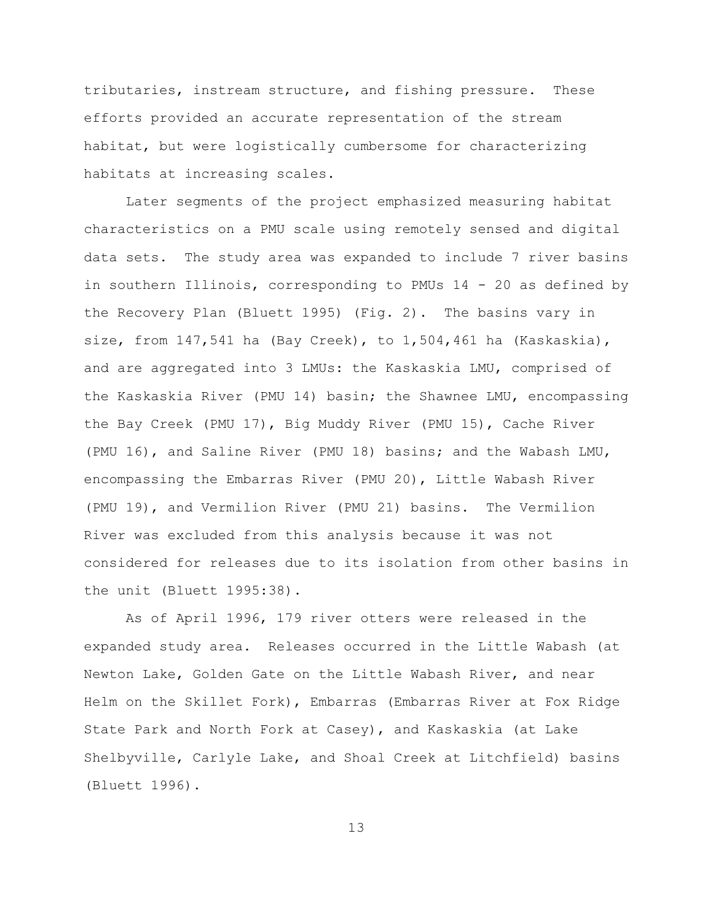tributaries, instream structure, and fishing pressure. These efforts provided an accurate representation of the stream habitat, but were logistically cumbersome for characterizing habitats at increasing scales.

Later segments of the project emphasized measuring habitat characteristics on a PMU scale using remotely sensed and digital data sets. The study area was expanded to include 7 river basins in southern Illinois, corresponding to PMUs 14 - 20 as defined by the Recovery Plan (Bluett 1995) (Fig. 2). The basins vary in size, from 147,541 ha (Bay Creek), to 1,504,461 ha (Kaskaskia), and are aggregated into 3 LMUs: the Kaskaskia LMU, comprised of the Kaskaskia River (PMU 14) basin; the Shawnee LMU, encompassing the Bay Creek (PMU 17), Big Muddy River (PMU 15), Cache River (PMU 16), and Saline River (PMU 18) basins; and the Wabash LMU, encompassing the Embarras River (PMU 20), Little Wabash River (PMU 19), and Vermilion River (PMU 21) basins. The Vermilion River was excluded from this analysis because it was not considered for releases due to its isolation from other basins in the unit (Bluett 1995:38).

As of April 1996, 179 river otters were released in the expanded study area. Releases occurred in the Little Wabash (at Newton Lake, Golden Gate on the Little Wabash River, and near Helm on the Skillet Fork), Embarras (Embarras River at Fox Ridge State Park and North Fork at Casey), and Kaskaskia (at Lake Shelbyville, Carlyle Lake, and Shoal Creek at Litchfield) basins (Bluett 1996).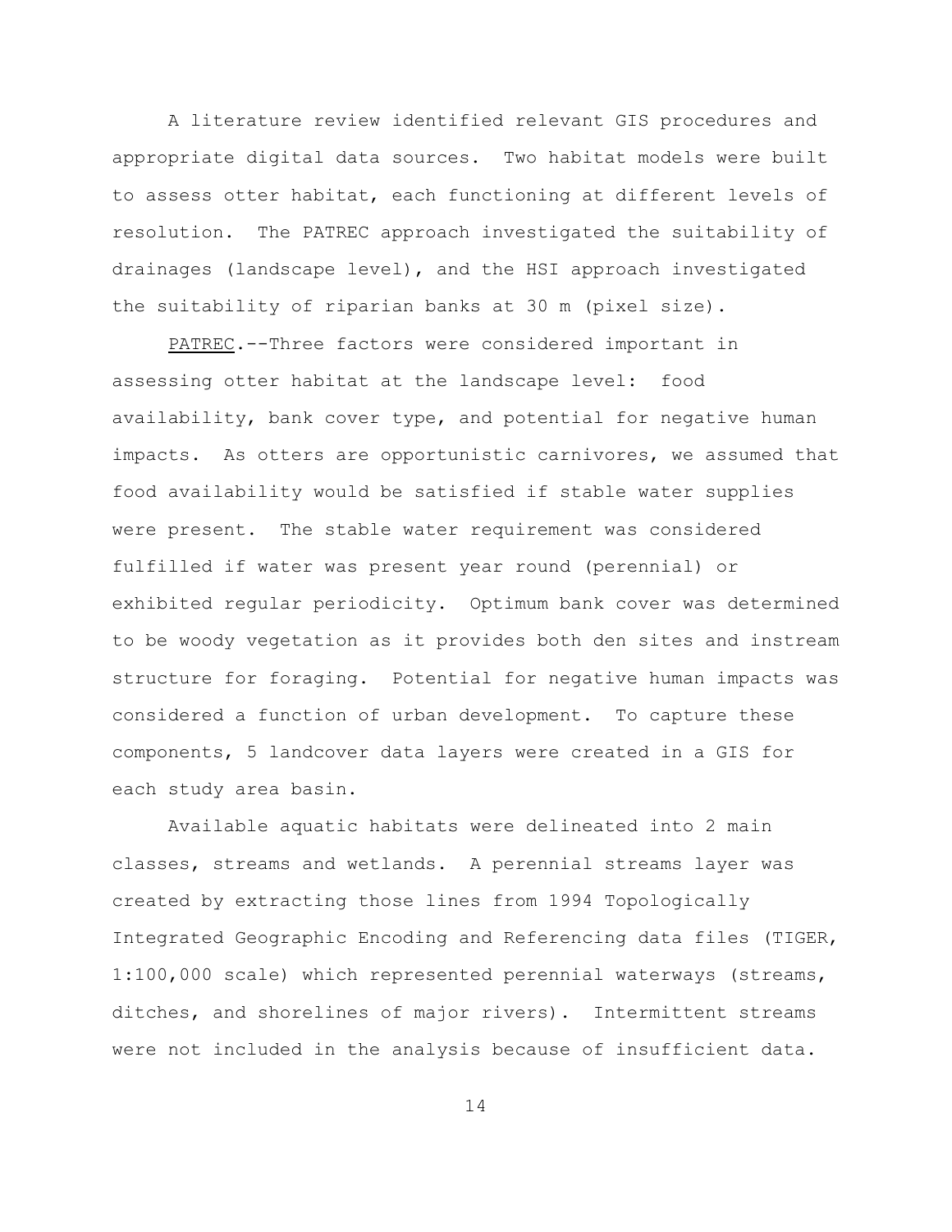A literature review identified relevant GIS procedures and appropriate digital data sources. Two habitat models were built to assess otter habitat, each functioning at different levels of resolution. The PATREC approach investigated the suitability of drainages (landscape level), and the HSI approach investigated the suitability of riparian banks at 30 m (pixel size).

PATREC.--Three factors were considered important in assessing otter habitat at the landscape level: food availability, bank cover type, and potential for negative human impacts. As otters are opportunistic carnivores, we assumed that food availability would be satisfied if stable water supplies were present. The stable water requirement was considered fulfilled if water was present year round (perennial) or exhibited regular periodicity. Optimum bank cover was determined to be woody vegetation as it provides both den sites and instream structure for foraging. Potential for negative human impacts was considered a function of urban development. To capture these components, 5 landcover data layers were created in a GIS for each study area basin.

Available aquatic habitats were delineated into 2 main classes, streams and wetlands. A perennial streams layer was created by extracting those lines from 1994 Topologically Integrated Geographic Encoding and Referencing data files (TIGER, 1:100,000 scale) which represented perennial waterways (streams, ditches, and shorelines of major rivers). Intermittent streams were not included in the analysis because of insufficient data.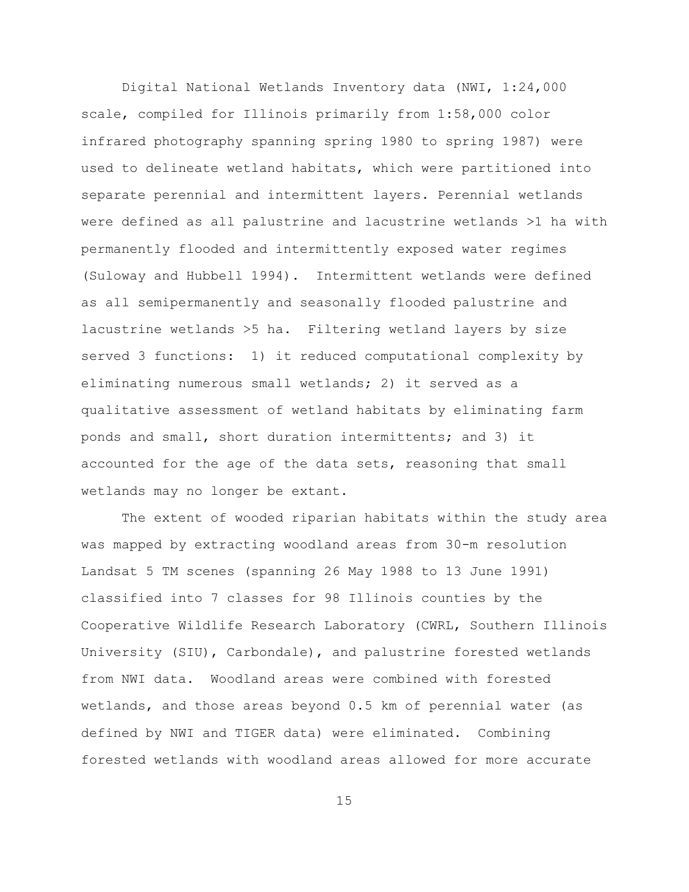Digital National Wetlands Inventory data (NWI, 1:24,000 scale, compiled for Illinois primarily from 1:58,000 color infrared photography spanning spring 1980 to spring 1987) were used to delineate wetland habitats, which were partitioned into separate perennial and intermittent layers. Perennial wetlands were defined as all palustrine and lacustrine wetlands >1 ha with permanently flooded and intermittently exposed water regimes (Suloway and Hubbell 1994). Intermittent wetlands were defined as all semipermanently and seasonally flooded palustrine and lacustrine wetlands >5 ha. Filtering wetland layers by size served 3 functions: 1) it reduced computational complexity by eliminating numerous small wetlands; 2) it served as a qualitative assessment of wetland habitats by eliminating farm ponds and small, short duration intermittents; and 3) it accounted for the age of the data sets, reasoning that small wetlands may no longer be extant.

The extent of wooded riparian habitats within the study area was mapped by extracting woodland areas from 30-m resolution Landsat 5 TM scenes (spanning 26 May 1988 to 13 June 1991) classified into 7 classes for 98 Illinois counties by the Cooperative Wildlife Research Laboratory (CWRL, Southern Illinois University (SIU), Carbondale), and palustrine forested wetlands from NWI data. Woodland areas were combined with forested wetlands, and those areas beyond 0.5 km of perennial water (as defined by NWI and TIGER data) were eliminated. Combining forested wetlands with woodland areas allowed for more accurate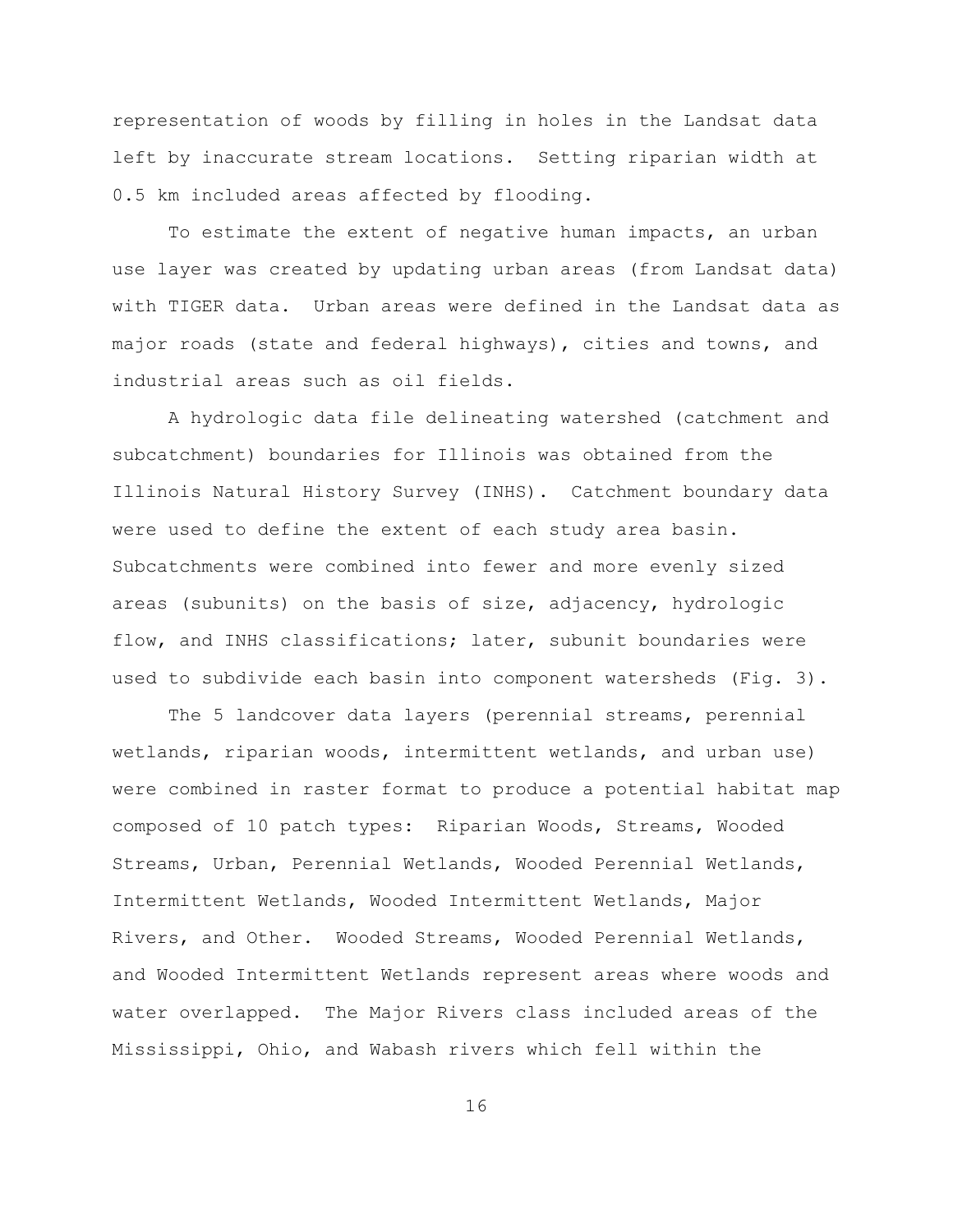representation of woods by filling in holes in the Landsat data left by inaccurate stream locations. Setting riparian width at 0.5 km included areas affected by flooding.

To estimate the extent of negative human impacts, an urban use layer was created by updating urban areas (from Landsat data) with TIGER data. Urban areas were defined in the Landsat data as major roads (state and federal highways), cities and towns, and industrial areas such as oil fields.

A hydrologic data file delineating watershed (catchment and subcatchment) boundaries for Illinois was obtained from the Illinois Natural History Survey (INHS). Catchment boundary data were used to define the extent of each study area basin. Subcatchments were combined into fewer and more evenly sized areas (subunits) on the basis of size, adjacency, hydrologic flow, and INHS classifications; later, subunit boundaries were used to subdivide each basin into component watersheds (Fig. 3).

The 5 landcover data layers (perennial streams, perennial wetlands, riparian woods, intermittent wetlands, and urban use) were combined in raster format to produce a potential habitat map composed of 10 patch types: Riparian Woods, Streams, Wooded Streams, Urban, Perennial Wetlands, Wooded Perennial Wetlands, Intermittent Wetlands, Wooded Intermittent Wetlands, Major Rivers, and Other. Wooded Streams, Wooded Perennial Wetlands, and Wooded Intermittent Wetlands represent areas where woods and water overlapped. The Major Rivers class included areas of the Mississippi, Ohio, and Wabash rivers which fell within the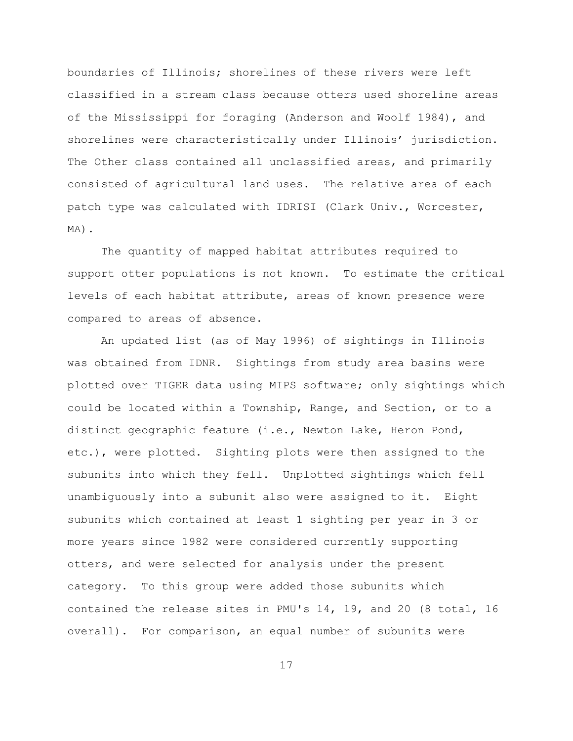boundaries of Illinois; shorelines of these rivers were left classified in a stream class because otters used shoreline areas of the Mississippi for foraging (Anderson and Woolf 1984), and shorelines were characteristically under Illinois' jurisdiction. The Other class contained all unclassified areas, and primarily consisted of agricultural land uses. The relative area of each patch type was calculated with IDRISI (Clark Univ., Worcester, MA).

The quantity of mapped habitat attributes required to support otter populations is not known. To estimate the critical levels of each habitat attribute, areas of known presence were compared to areas of absence.

An updated list (as of May 1996) of sightings in Illinois was obtained from IDNR. Sightings from study area basins were plotted over TIGER data using MIPS software; only sightings which could be located within a Township, Range, and Section, or to a distinct geographic feature (i.e., Newton Lake, Heron Pond, etc.), were plotted. Sighting plots were then assigned to the subunits into which they fell. Unplotted sightings which fell unambiguously into a subunit also were assigned to it. Eight subunits which contained at least 1 sighting per year in 3 or more years since 1982 were considered currently supporting otters, and were selected for analysis under the present category. To this group were added those subunits which contained the release sites in PMU's 14, 19, and 20 (8 total, 16 overall). For comparison, an equal number of subunits were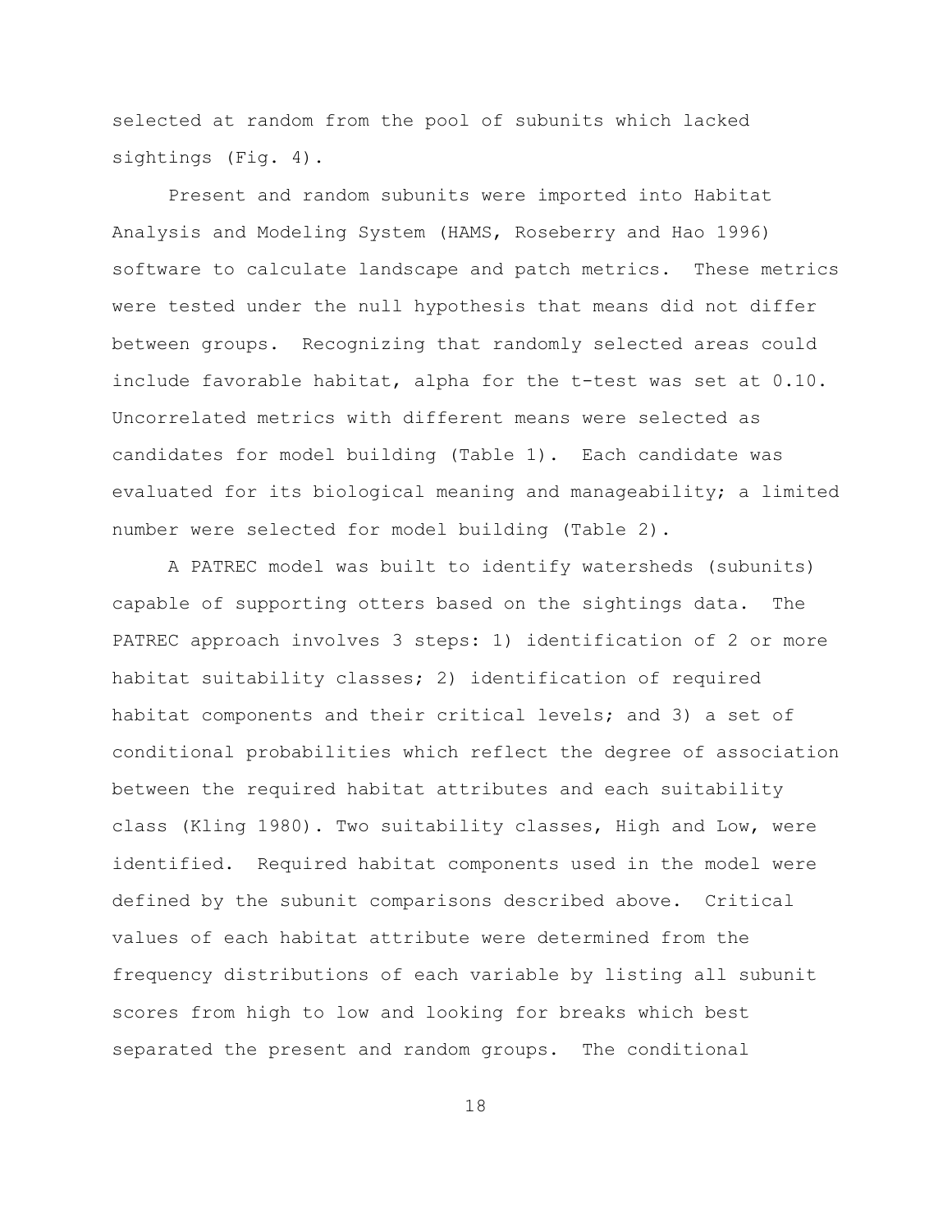selected at random from the pool of subunits which lacked sightings (Fig. 4).

Present and random subunits were imported into Habitat Analysis and Modeling System (HAMS, Roseberry and Hao 1996) software to calculate landscape and patch metrics. These metrics were tested under the null hypothesis that means did not differ between groups. Recognizing that randomly selected areas could include favorable habitat, alpha for the t-test was set at 0.10. Uncorrelated metrics with different means were selected as candidates for model building (Table 1). Each candidate was evaluated for its biological meaning and manageability; a limited number were selected for model building (Table 2).

A PATREC model was built to identify watersheds (subunits) capable of supporting otters based on the sightings data. The PATREC approach involves 3 steps: 1) identification of 2 or more habitat suitability classes; 2) identification of required habitat components and their critical levels; and 3) a set of conditional probabilities which reflect the degree of association between the required habitat attributes and each suitability class (Kling 1980). Two suitability classes, High and Low, were identified. Required habitat components used in the model were defined by the subunit comparisons described above. Critical values of each habitat attribute were determined from the frequency distributions of each variable by listing all subunit scores from high to low and looking for breaks which best separated the present and random groups. The conditional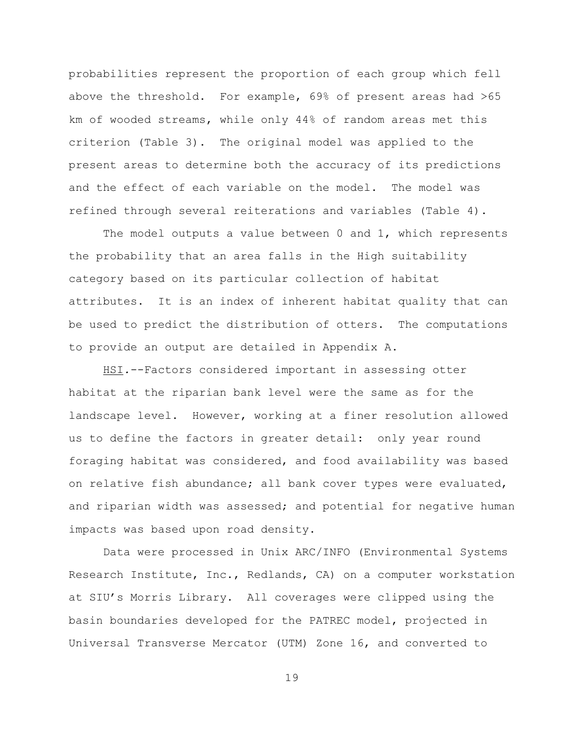probabilities represent the proportion of each group which fell above the threshold. For example, 69% of present areas had >65 km of wooded streams, while only 44% of random areas met this criterion (Table 3). The original model was applied to the present areas to determine both the accuracy of its predictions and the effect of each variable on the model. The model was refined through several reiterations and variables (Table 4).

The model outputs a value between 0 and 1, which represents the probability that an area falls in the High suitability category based on its particular collection of habitat attributes. It is an index of inherent habitat quality that can be used to predict the distribution of otters. The computations to provide an output are detailed in Appendix A.

<u>HSI</u>.--Factors considered important in assessing otter habitat at the riparian bank level were the same as for the landscape level. However, working at a finer resolution allowed us to define the factors in greater detail: only year round foraging habitat was considered, and food availability was based on relative fish abundance; all bank cover types were evaluated, and riparian width was assessed; and potential for negative human impacts was based upon road density.

Data were processed in Unix ARC/INFO (Environmental Systems Research Institute, Inc., Redlands, CA) on a computer workstation at SIU's Morris Library. All coverages were clipped using the basin boundaries developed for the PATREC model, projected in Universal Transverse Mercator (UTM) Zone 16, and converted to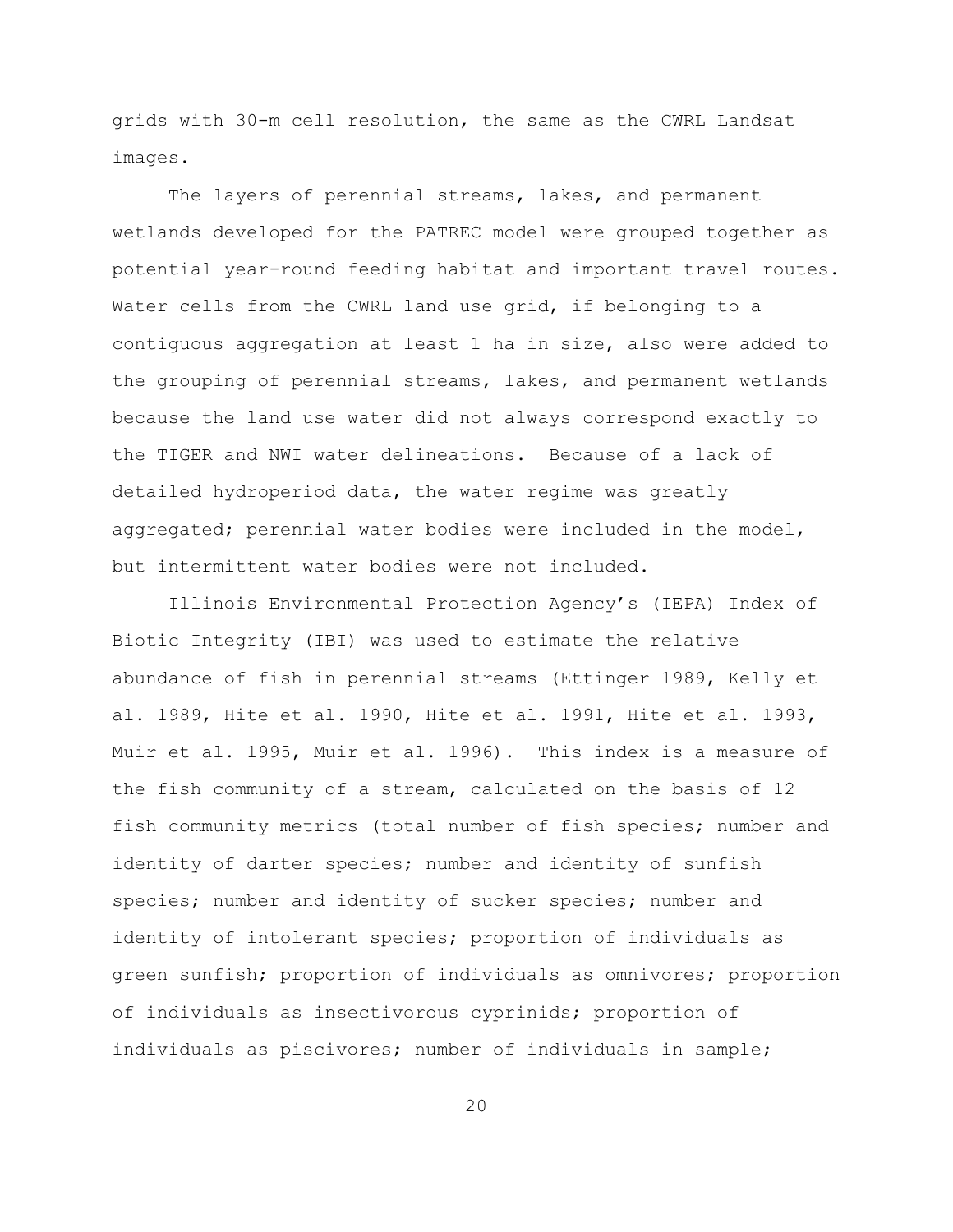grids with 30-m cell resolution, the same as the CWRL Landsat images.

The layers of perennial streams, lakes, and permanent wetlands developed for the PATREC model were grouped together as potential year-round feeding habitat and important travel routes. Water cells from the CWRL land use grid, if belonging to a contiguous aggregation at least 1 ha in size, also were added to the grouping of perennial streams, lakes, and permanent wetlands because the land use water did not always correspond exactly to the TIGER and NWI water delineations. Because of a lack of detailed hydroperiod data, the water regime was greatly aggregated; perennial water bodies were included in the model, but intermittent water bodies were not included.

Illinois Environmental Protection Agency's (IEPA) Index of Biotic Integrity (IBI) was used to estimate the relative abundance of fish in perennial streams (Ettinger 1989, Kelly et al. 1989, Hite et al. 1990, Hite et al. 1991, Hite et al. 1993, Muir et al. 1995, Muir et al. 1996). This index is a measure of the fish community of a stream, calculated on the basis of 12 fish community metrics (total number of fish species; number and identity of darter species; number and identity of sunfish species; number and identity of sucker species; number and identity of intolerant species; proportion of individuals as green sunfish; proportion of individuals as omnivores; proportion of individuals as insectivorous cyprinids; proportion of individuals as piscivores; number of individuals in sample;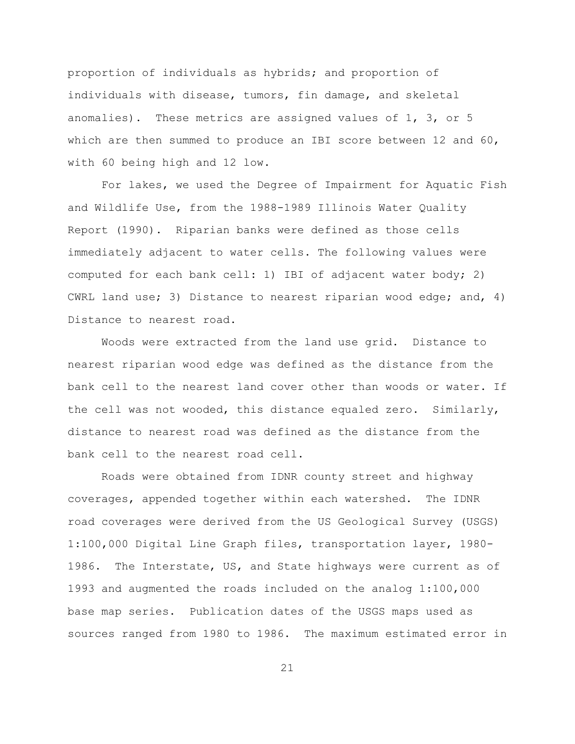proportion of individuals as hybrids; and proportion of individuals with disease, tumors, fin damage, and skeletal anomalies). These metrics are assigned values of 1, 3, or 5 which are then summed to produce an IBI score between 12 and 60, with 60 being high and 12 low.

For lakes, we used the Degree of Impairment for Aquatic Fish and Wildlife Use, from the 1988-1989 Illinois Water Quality Report (1990). Riparian banks were defined as those cells immediately adjacent to water cells. The following values were computed for each bank cell: 1) IBI of adjacent water body; 2) CWRL land use; 3) Distance to nearest riparian wood edge; and, 4) Distance to nearest road.

Woods were extracted from the land use grid. Distance to nearest riparian wood edge was defined as the distance from the bank cell to the nearest land cover other than woods or water. If the cell was not wooded, this distance equaled zero. Similarly, distance to nearest road was defined as the distance from the bank cell to the nearest road cell.

Roads were obtained from IDNR county street and highway coverages, appended together within each watershed. The IDNR road coverages were derived from the US Geological Survey (USGS) 1:100,000 Digital Line Graph files, transportation layer, 1980-1986. The Interstate, US, and State highways were current as of 1993 and augmented the roads included on the analog 1:100,000 base map series. Publication dates of the USGS maps used as sources ranged from 1980 to 1986. The maximum estimated error in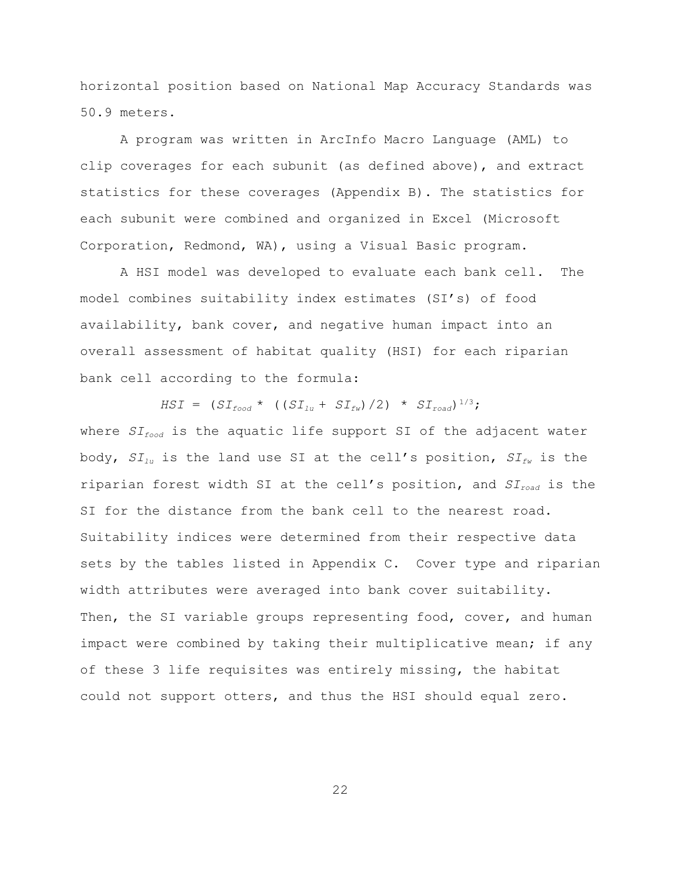horizontal position based on National Map Accuracy Standards was 50.9 meters.

A program was written in ArcInfo Macro Language (AML) to clip coverages for each subunit (as defined above), and extract statistics for these coverages (Appendix B). The statistics for each subunit were combined and organized in Excel (Microsoft Corporation, Redmond, WA), using a Visual Basic program.

A HSI model was developed to evaluate each bank cell. The model combines suitability index estimates (SI's) of food availability, bank cover, and negative human impact into an overall assessment of habitat quality (HSI) for each riparian bank cell according to the formula:

$$HSI = (SI_{food} * ((SI_{lu} + SI_{fw})/2) * SI_{road})^{1/3};$$

where $SI_{food}$ is the aquatic life support SI of the adjacent water body, $SI_{lu}$ is the land use SI at the cell's position, $SI_{fw}$ is the riparian forest width SI at the cell's position, and $SI_{road}$ is the SI for the distance from the bank cell to the nearest road. Suitability indices were determined from their respective data sets by the tables listed in Appendix C. Cover type and riparian width attributes were averaged into bank cover suitability. Then, the SI variable groups representing food, cover, and human impact were combined by taking their multiplicative mean; if any of these 3 life requisites was entirely missing, the habitat could not support otters, and thus the HSI should equal zero.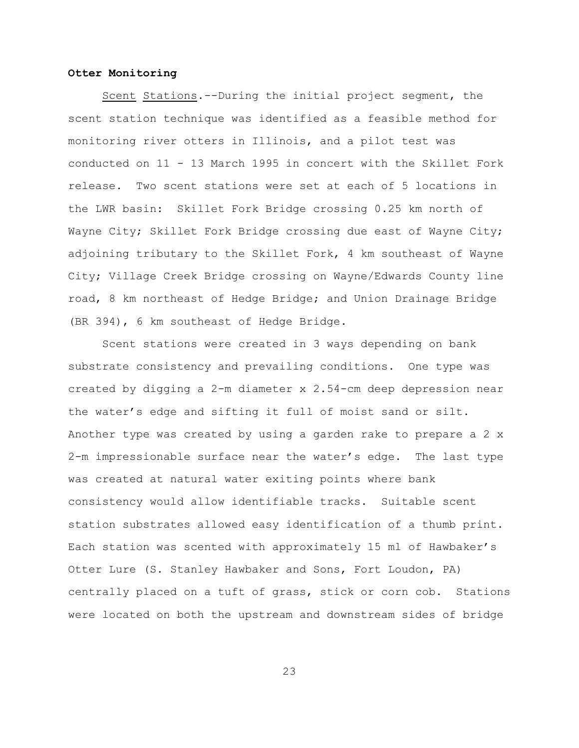**Otter Monitoring**

Scent Stations.--During the initial project segment, the scent station technique was identified as a feasible method for monitoring river otters in Illinois, and a pilot test was conducted on 11 - 13 March 1995 in concert with the Skillet Fork release. Two scent stations were set at each of 5 locations in the LWR basin: Skillet Fork Bridge crossing 0.25 km north of Wayne City; Skillet Fork Bridge crossing due east of Wayne City; adjoining tributary to the Skillet Fork, 4 km southeast of Wayne City; Village Creek Bridge crossing on Wayne/Edwards County line road, 8 km northeast of Hedge Bridge; and Union Drainage Bridge (BR 394), 6 km southeast of Hedge Bridge.

Scent stations were created in 3 ways depending on bank substrate consistency and prevailing conditions. One type was created by digging a 2-m diameter x 2.54-cm deep depression near the water's edge and sifting it full of moist sand or silt. Another type was created by using a garden rake to prepare a 2 x 2-m impressionable surface near the water's edge. The last type was created at natural water exiting points where bank consistency would allow identifiable tracks. Suitable scent station substrates allowed easy identification of a thumb print. Each station was scented with approximately 15 ml of Hawbaker's Otter Lure (S. Stanley Hawbaker and Sons, Fort Loudon, PA) centrally placed on a tuft of grass, stick or corn cob. Stations were located on both the upstream and downstream sides of bridge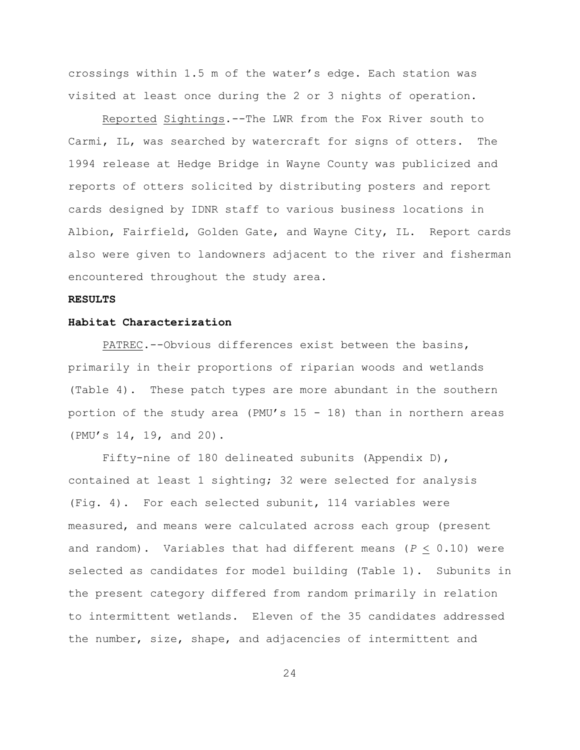crossings within 1.5 m of the water's edge. Each station was visited at least once during the 2 or 3 nights of operation.

Reported Sightings.--The LWR from the Fox River south to Carmi, IL, was searched by watercraft for signs of otters. The 1994 release at Hedge Bridge in Wayne County was publicized and reports of otters solicited by distributing posters and report cards designed by IDNR staff to various business locations in Albion, Fairfield, Golden Gate, and Wayne City, IL. Report cards also were given to landowners adjacent to the river and fisherman encountered throughout the study area.

**RESULTS**

**Habitat Characterization**

PATREC.--Obvious differences exist between the basins, primarily in their proportions of riparian woods and wetlands (Table 4). These patch types are more abundant in the southern portion of the study area (PMU's 15 - 18) than in northern areas (PMU's 14, 19, and 20).

Fifty-nine of 180 delineated subunits (Appendix D), contained at least 1 sighting; 32 were selected for analysis (Fig. 4). For each selected subunit, 114 variables were measured, and means were calculated across each group (present and random). Variables that had different means ($P \leq 0.10$) were selected as candidates for model building (Table 1). Subunits in the present category differed from random primarily in relation to intermittent wetlands. Eleven of the 35 candidates addressed the number, size, shape, and adjacencies of intermittent and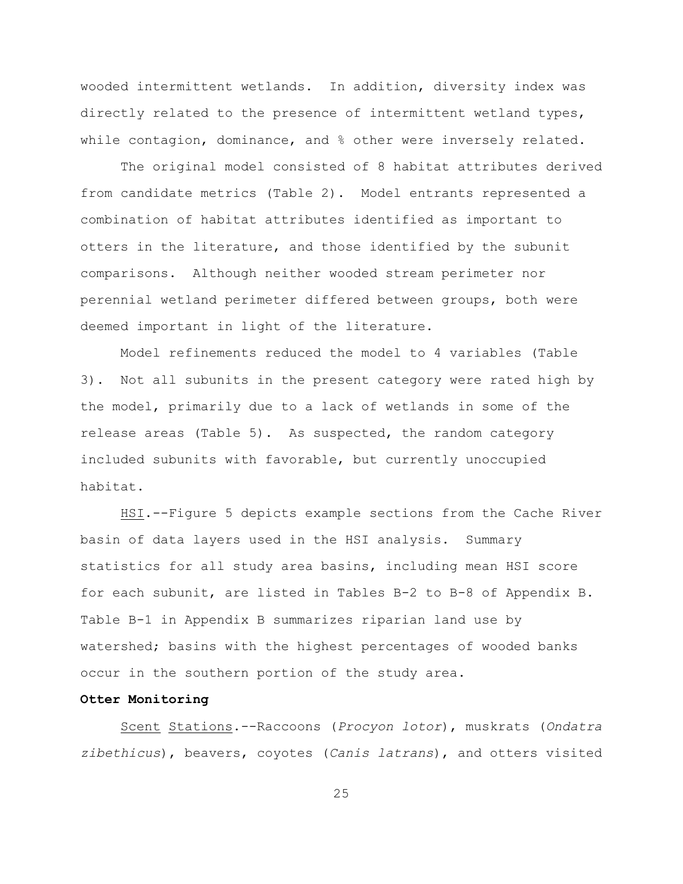wooded intermittent wetlands. In addition, diversity index was directly related to the presence of intermittent wetland types, while contagion, dominance, and % other were inversely related.

The original model consisted of 8 habitat attributes derived from candidate metrics (Table 2). Model entrants represented a combination of habitat attributes identified as important to otters in the literature, and those identified by the subunit comparisons. Although neither wooded stream perimeter nor perennial wetland perimeter differed between groups, both were deemed important in light of the literature.

Model refinements reduced the model to 4 variables (Table 3). Not all subunits in the present category were rated high by the model, primarily due to a lack of wetlands in some of the release areas (Table 5). As suspected, the random category included subunits with favorable, but currently unoccupied habitat.

<u>HSI</u>.--Figure 5 depicts example sections from the Cache River basin of data layers used in the HSI analysis. Summary statistics for all study area basins, including mean HSI score for each subunit, are listed in Tables B-2 to B-8 of Appendix B. Table B-1 in Appendix B summarizes riparian land use by watershed; basins with the highest percentages of wooded banks occur in the southern portion of the study area.

**Otter Monitoring**

<u>Scent Stations</u>.--Raccoons (*Procyon lotor*), muskrats (*Ondatra zibethicus*), beavers, coyotes (*Canis latrans*), and otters visited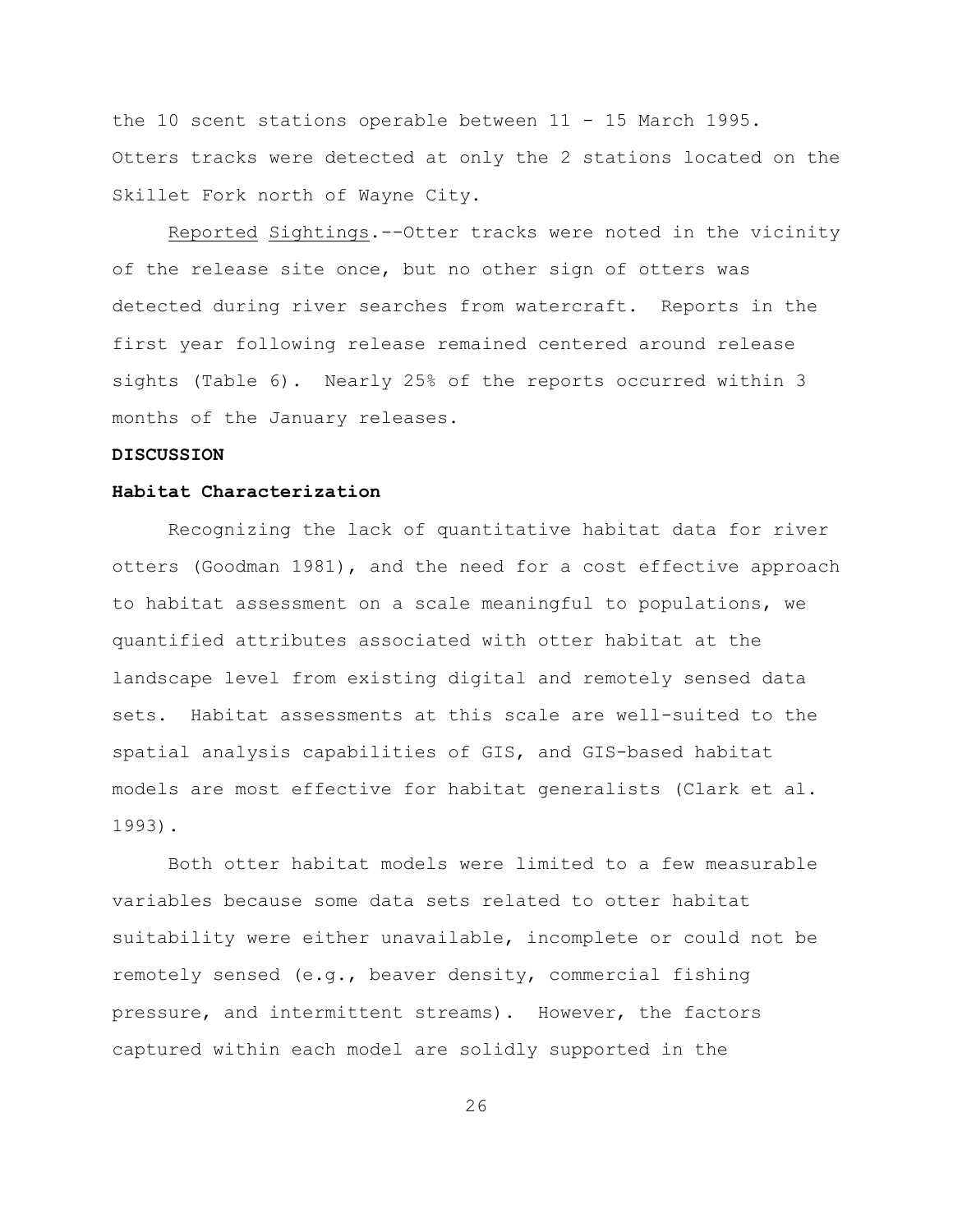the 10 scent stations operable between 11 - 15 March 1995. Otters tracks were detected at only the 2 stations located on the Skillet Fork north of Wayne City.

<u>Reported Sightings</u>.--Otter tracks were noted in the vicinity of the release site once, but no other sign of otters was detected during river searches from watercraft. Reports in the first year following release remained centered around release sights (Table 6). Nearly 25% of the reports occurred within 3 months of the January releases.

## DISCUSSION

### Habitat Characterization

Recognizing the lack of quantitative habitat data for river otters (Goodman 1981), and the need for a cost effective approach to habitat assessment on a scale meaningful to populations, we quantified attributes associated with otter habitat at the landscape level from existing digital and remotely sensed data sets. Habitat assessments at this scale are well-suited to the spatial analysis capabilities of GIS, and GIS-based habitat models are most effective for habitat generalists (Clark et al. 1993).

Both otter habitat models were limited to a few measurable variables because some data sets related to otter habitat suitability were either unavailable, incomplete or could not be remotely sensed (e.g., beaver density, commercial fishing pressure, and intermittent streams). However, the factors captured within each model are solidly supported in the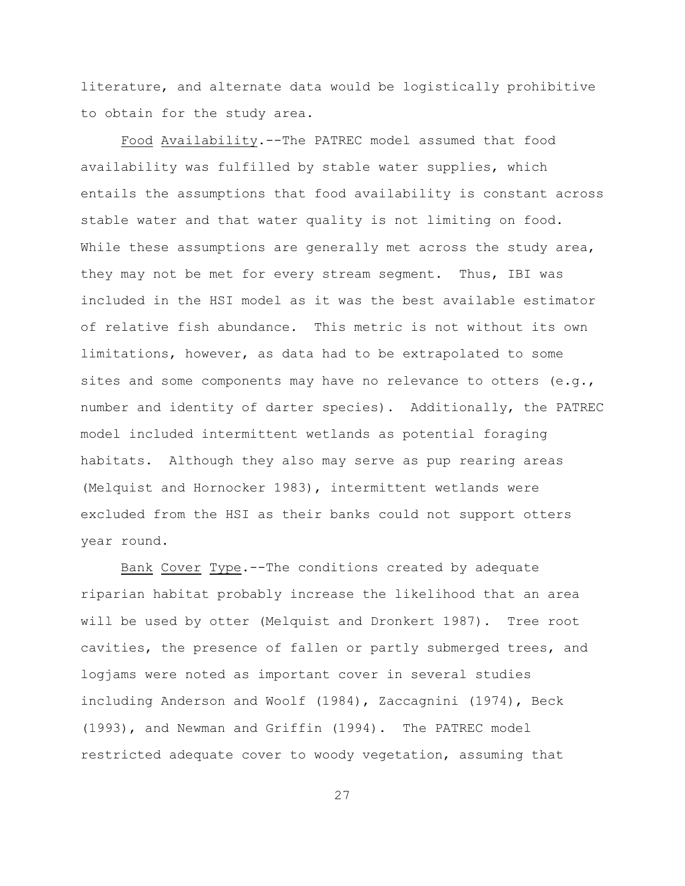literature, and alternate data would be logistically prohibitive to obtain for the study area.

Food Availability.--The PATREC model assumed that food availability was fulfilled by stable water supplies, which entails the assumptions that food availability is constant across stable water and that water quality is not limiting on food. While these assumptions are generally met across the study area, they may not be met for every stream segment. Thus, IBI was included in the HSI model as it was the best available estimator of relative fish abundance. This metric is not without its own limitations, however, as data had to be extrapolated to some sites and some components may have no relevance to otters (e.g., number and identity of darter species). Additionally, the PATREC model included intermittent wetlands as potential foraging habitats. Although they also may serve as pup rearing areas (Melquist and Hornocker 1983), intermittent wetlands were excluded from the HSI as their banks could not support otters year round.

Bank Cover Type.--The conditions created by adequate riparian habitat probably increase the likelihood that an area will be used by otter (Melquist and Dronkert 1987). Tree root cavities, the presence of fallen or partly submerged trees, and logjams were noted as important cover in several studies including Anderson and Woolf (1984), Zaccagnini (1974), Beck (1993), and Newman and Griffin (1994). The PATREC model restricted adequate cover to woody vegetation, assuming that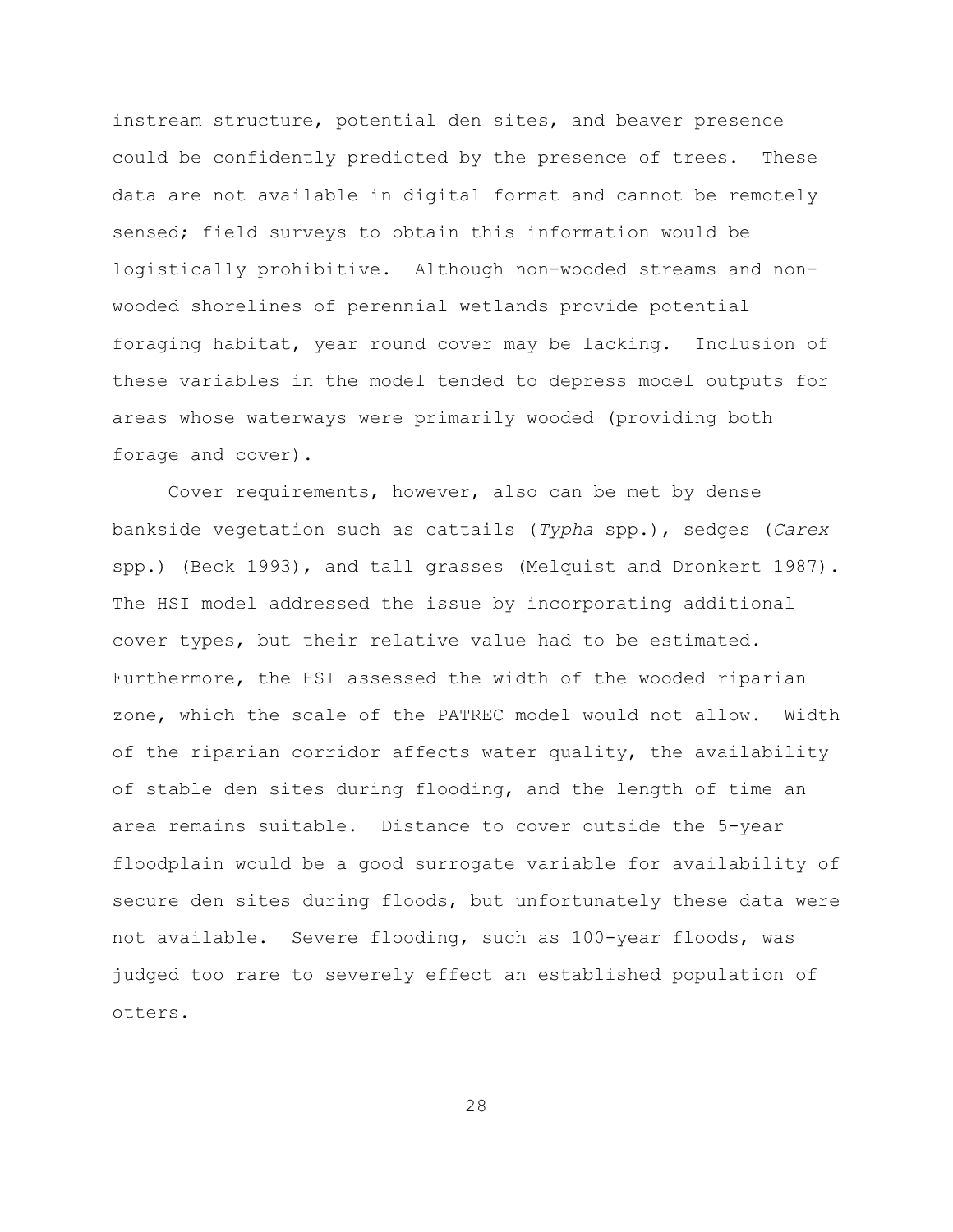instream structure, potential den sites, and beaver presence could be confidently predicted by the presence of trees. These data are not available in digital format and cannot be remotely sensed; field surveys to obtain this information would be logistically prohibitive. Although non-wooded streams and non-wooded shorelines of perennial wetlands provide potential foraging habitat, year round cover may be lacking. Inclusion of these variables in the model tended to depress model outputs for areas whose waterways were primarily wooded (providing both forage and cover).

Cover requirements, however, also can be met by dense bankside vegetation such as cattails (*Typha* spp.), sedges (*Carex* spp.) (Beck 1993), and tall grasses (Melquist and Dronkert 1987). The HSI model addressed the issue by incorporating additional cover types, but their relative value had to be estimated. Furthermore, the HSI assessed the width of the wooded riparian zone, which the scale of the PATREC model would not allow. Width of the riparian corridor affects water quality, the availability of stable den sites during flooding, and the length of time an area remains suitable. Distance to cover outside the 5-year floodplain would be a good surrogate variable for availability of secure den sites during floods, but unfortunately these data were not available. Severe flooding, such as 100-year floods, was judged too rare to severely effect an established population of otters.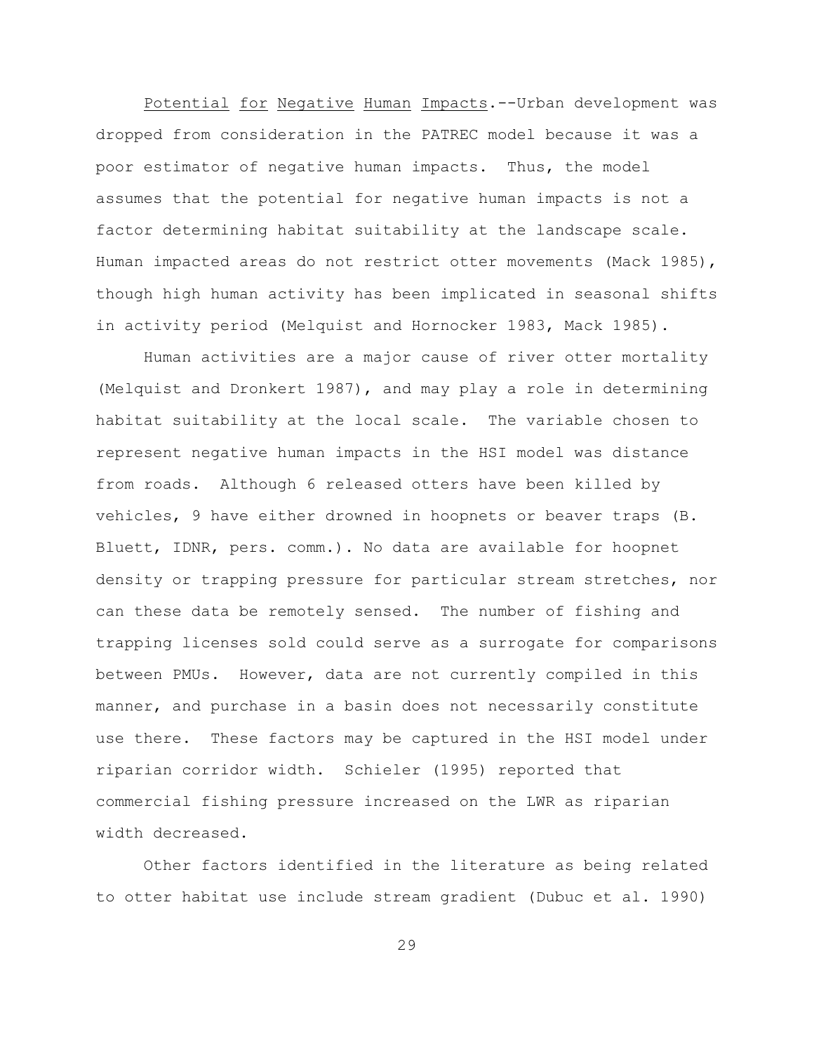Potential for Negative Human Impacts.--Urban development was dropped from consideration in the PATREC model because it was a poor estimator of negative human impacts. Thus, the model assumes that the potential for negative human impacts is not a factor determining habitat suitability at the landscape scale. Human impacted areas do not restrict otter movements (Mack 1985), though high human activity has been implicated in seasonal shifts in activity period (Melquist and Hornocker 1983, Mack 1985).

Human activities are a major cause of river otter mortality (Melquist and Dronkert 1987), and may play a role in determining habitat suitability at the local scale. The variable chosen to represent negative human impacts in the HSI model was distance from roads. Although 6 released otters have been killed by vehicles, 9 have either drowned in hoopnets or beaver traps (B. Bluett, IDNR, pers. comm.). No data are available for hoopnet density or trapping pressure for particular stream stretches, nor can these data be remotely sensed. The number of fishing and trapping licenses sold could serve as a surrogate for comparisons between PMUs. However, data are not currently compiled in this manner, and purchase in a basin does not necessarily constitute use there. These factors may be captured in the HSI model under riparian corridor width. Schieler (1995) reported that commercial fishing pressure increased on the LWR as riparian width decreased.

Other factors identified in the literature as being related to otter habitat use include stream gradient (Dubuc et al. 1990)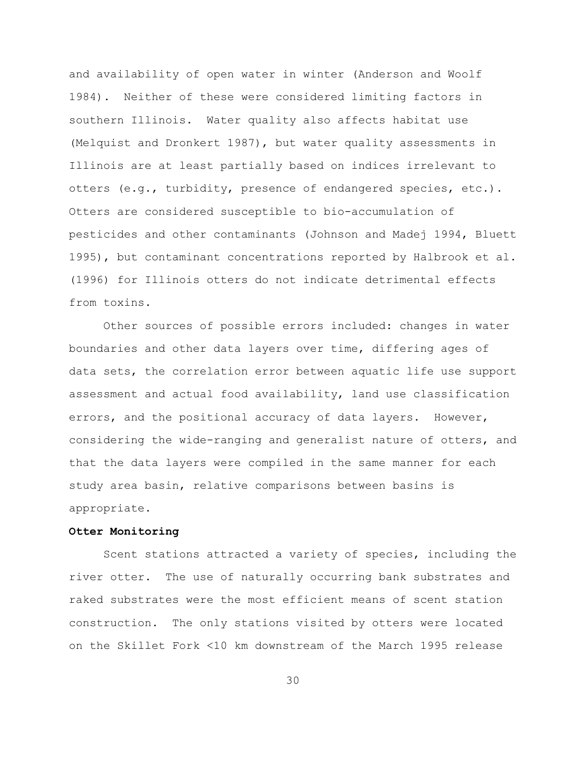and availability of open water in winter (Anderson and Woolf 1984). Neither of these were considered limiting factors in southern Illinois. Water quality also affects habitat use (Melquist and Dronkert 1987), but water quality assessments in Illinois are at least partially based on indices irrelevant to otters (e.g., turbidity, presence of endangered species, etc.). Otters are considered susceptible to bio-accumulation of pesticides and other contaminants (Johnson and Madej 1994, Bluett 1995), but contaminant concentrations reported by Halbrook et al. (1996) for Illinois otters do not indicate detrimental effects from toxins.

Other sources of possible errors included: changes in water boundaries and other data layers over time, differing ages of data sets, the correlation error between aquatic life use support assessment and actual food availability, land use classification errors, and the positional accuracy of data layers. However, considering the wide-ranging and generalist nature of otters, and that the data layers were compiled in the same manner for each study area basin, relative comparisons between basins is appropriate.

**Otter Monitoring**

Scent stations attracted a variety of species, including the river otter. The use of naturally occurring bank substrates and raked substrates were the most efficient means of scent station construction. The only stations visited by otters were located on the Skillet Fork <10 km downstream of the March 1995 release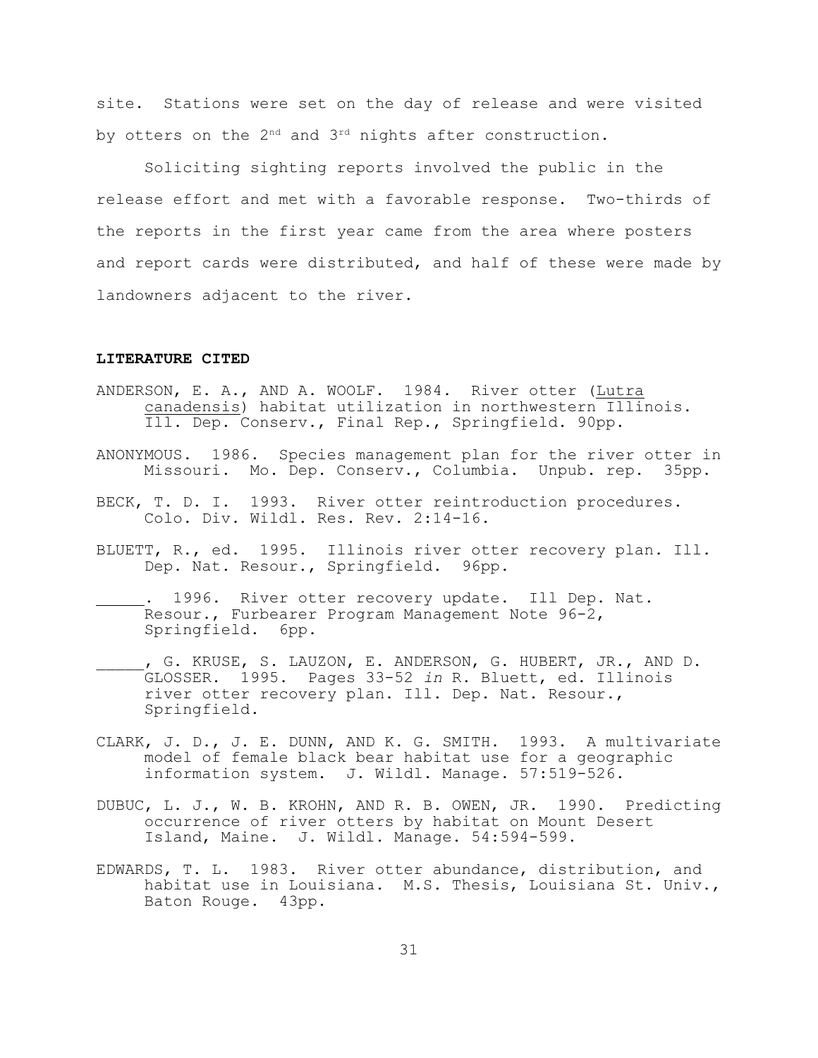site. Stations were set on the day of release and were visited by otters on the 2nd and 3rd nights after construction.

Soliciting sighting reports involved the public in the release effort and met with a favorable response. Two-thirds of the reports in the first year came from the area where posters and report cards were distributed, and half of these were made by landowners adjacent to the river.

**LITERATURE CITED**

ANDERSON, E. A., AND A. WOOLF. 1984. River otter (Lutra canadensis) habitat utilization in northwestern Illinois. Ill. Dep. Conserv., Final Rep., Springfield. 90pp.

ANONYMOUS. 1986. Species management plan for the river otter in Missouri. Mo. Dep. Conserv., Columbia. Unpub. rep. 35pp.

BECK, T. D. I. 1993. River otter reintroduction procedures. Colo. Div. Wildl. Res. Rev. 2:14-16.

BLUETT, R., ed. 1995. Illinois river otter recovery plan. Ill. Dep. Nat. Resour., Springfield. 96pp.

_____. 1996. River otter recovery update. Ill Dep. Nat. Resour., Furbearer Program Management Note 96-2, Springfield. 6pp.

_____, G. KRUSE, S. LAUZON, E. ANDERSON, G. HUBERT, JR., AND D. GLOSSER. 1995. Pages 33-52 *in* R. Bluett, ed. Illinois river otter recovery plan. Ill. Dep. Nat. Resour., Springfield.

CLARK, J. D., J. E. DUNN, AND K. G. SMITH. 1993. A multivariate model of female black bear habitat use for a geographic information system. J. Wildl. Manage. 57:519-526.

DUBUC, L. J., W. B. KROHN, AND R. B. OWEN, JR. 1990. Predicting occurrence of river otters by habitat on Mount Desert Island, Maine. J. Wildl. Manage. 54:594-599.

EDWARDS, T. L. 1983. River otter abundance, distribution, and habitat use in Louisiana. M.S. Thesis, Louisiana St. Univ., Baton Rouge. 43pp.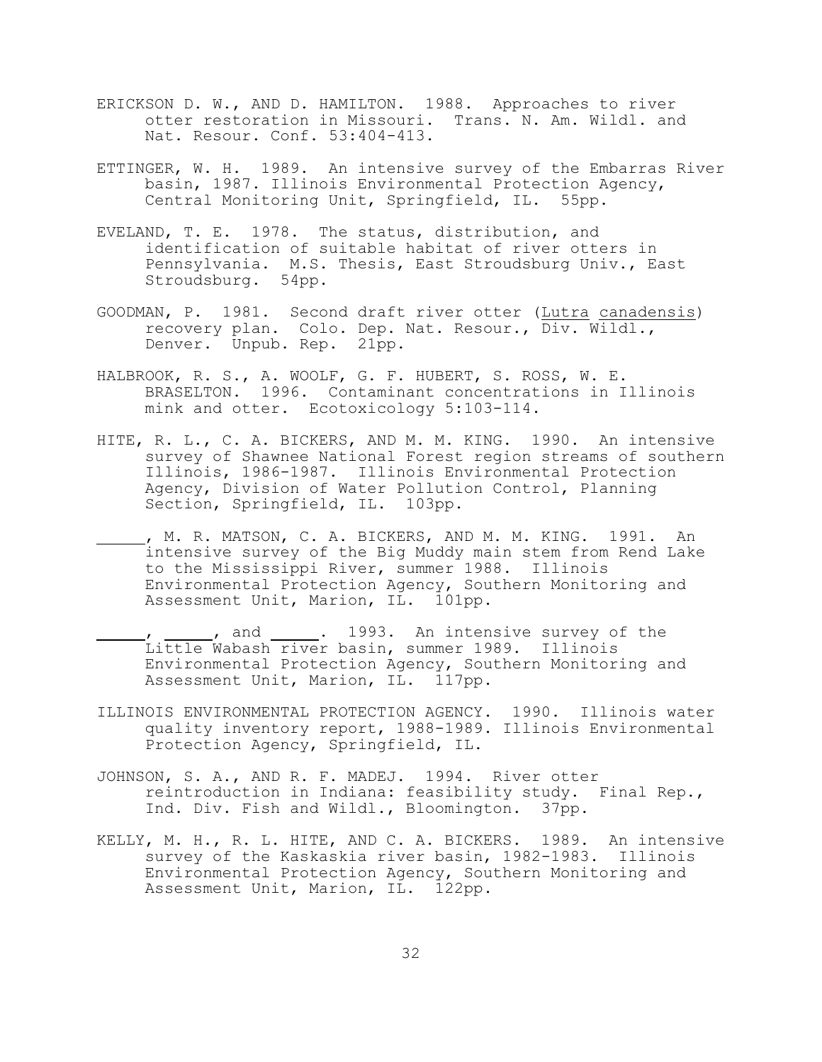ERICKSON D. W., AND D. HAMILTON. 1988. Approaches to river otter restoration in Missouri. Trans. N. Am. Wildl. and Nat. Resour. Conf. 53:404-413.

ETTINGER, W. H. 1989. An intensive survey of the Embarras River basin, 1987. Illinois Environmental Protection Agency, Central Monitoring Unit, Springfield, IL. 55pp.

EVELAND, T. E. 1978. The status, distribution, and identification of suitable habitat of river otters in Pennsylvania. M.S. Thesis, East Stroudsburg Univ., East Stroudsburg. 54pp.

GOODMAN, P. 1981. Second draft river otter (Lutra canadensis) recovery plan. Colo. Dep. Nat. Resour., Div. Wildl., Denver. Unpub. Rep. 21pp.

HALBROOK, R. S., A. WOOLF, G. F. HUBERT, S. ROSS, W. E. BRASELTON. 1996. Contaminant concentrations in Illinois mink and otter. Ecotoxicology 5:103-114.

HITE, R. L., C. A. BICKERS, AND M. M. KING. 1990. An intensive survey of Shawnee National Forest region streams of southern Illinois, 1986-1987. Illinois Environmental Protection Agency, Division of Water Pollution Control, Planning Section, Springfield, IL. 103pp.

\_\_\_\_\_\_, M. R. MATSON, C. A. BICKERS, AND M. M. KING. 1991. An intensive survey of the Big Muddy main stem from Rend Lake to the Mississippi River, summer 1988. Illinois Environmental Protection Agency, Southern Monitoring and Assessment Unit, Marion, IL. 101pp.

\_\_\_\_\_\_, \_\_\_\_\_\_, and \_\_\_\_\_\_. 1993. An intensive survey of the Little Wabash river basin, summer 1989. Illinois Environmental Protection Agency, Southern Monitoring and Assessment Unit, Marion, IL. 117pp.

ILLINOIS ENVIRONMENTAL PROTECTION AGENCY. 1990. Illinois water quality inventory report, 1988-1989. Illinois Environmental Protection Agency, Springfield, IL.

JOHNSON, S. A., AND R. F. MADEJ. 1994. River otter reintroduction in Indiana: feasibility study. Final Rep., Ind. Div. Fish and Wildl., Bloomington. 37pp.

KELLY, M. H., R. L. HITE, AND C. A. BICKERS. 1989. An intensive survey of the Kaskaskia river basin, 1982-1983. Illinois Environmental Protection Agency, Southern Monitoring and Assessment Unit, Marion, IL. 122pp.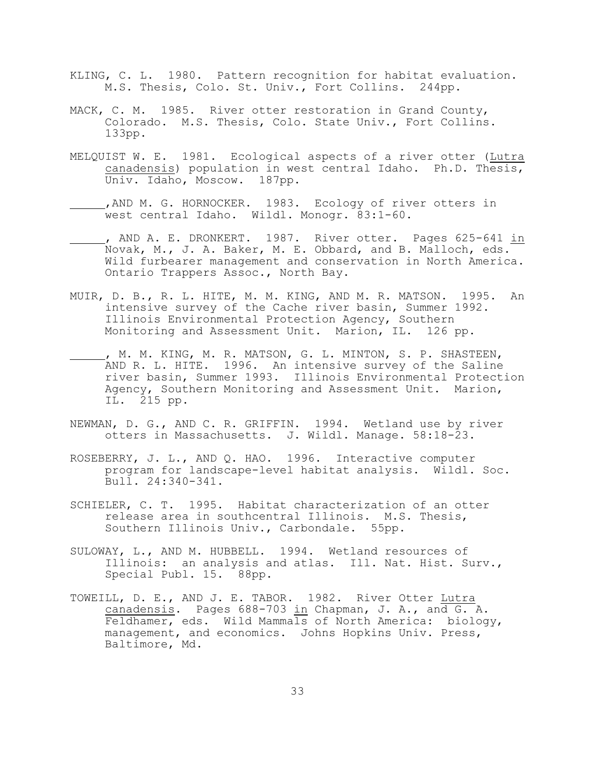KLING, C. L. 1980. Pattern recognition for habitat evaluation. M.S. Thesis, Colo. St. Univ., Fort Collins. 244pp.

MACK, C. M. 1985. River otter restoration in Grand County, Colorado. M.S. Thesis, Colo. State Univ., Fort Collins. 133pp.

MELQUIST W. E. 1981. Ecological aspects of a river otter (Lutra canadensis) population in west central Idaho. Ph.D. Thesis, Univ. Idaho, Moscow. 187pp.

______,AND M. G. HORNOCKER. 1983. Ecology of river otters in west central Idaho. Wildl. Monogr. 83:1-60.

______, AND A. E. DRONKERT. 1987. River otter. Pages 625-641 in Novak, M., J. A. Baker, M. E. Obbard, and B. Malloch, eds. Wild furbearer management and conservation in North America. Ontario Trappers Assoc., North Bay.

MUIR, D. B., R. L. HITE, M. M. KING, AND M. R. MATSON. 1995. An intensive survey of the Cache river basin, Summer 1992. Illinois Environmental Protection Agency, Southern Monitoring and Assessment Unit. Marion, IL. 126 pp.

______, M. M. KING, M. R. MATSON, G. L. MINTON, S. P. SHASTEEN, AND R. L. HITE. 1996. An intensive survey of the Saline river basin, Summer 1993. Illinois Environmental Protection Agency, Southern Monitoring and Assessment Unit. Marion, IL. 215 pp.

NEWMAN, D. G., AND C. R. GRIFFIN. 1994. Wetland use by river otters in Massachusetts. J. Wildl. Manage. 58:18-23.

ROSEBERRY, J. L., AND Q. HAO. 1996. Interactive computer program for landscape-level habitat analysis. Wildl. Soc. Bull. 24:340-341.

SCHIELER, C. T. 1995. Habitat characterization of an otter release area in southcentral Illinois. M.S. Thesis, Southern Illinois Univ., Carbondale. 55pp.

SULOWAY, L., AND M. HUBBELL. 1994. Wetland resources of Illinois: an analysis and atlas. Ill. Nat. Hist. Surv., Special Publ. 15. 88pp.

TOWEILL, D. E., AND J. E. TABOR. 1982. River Otter Lutra canadensis. Pages 688-703 in Chapman, J. A., and G. A. Feldhamer, eds. Wild Mammals of North America: biology, management, and economics. Johns Hopkins Univ. Press, Baltimore, Md.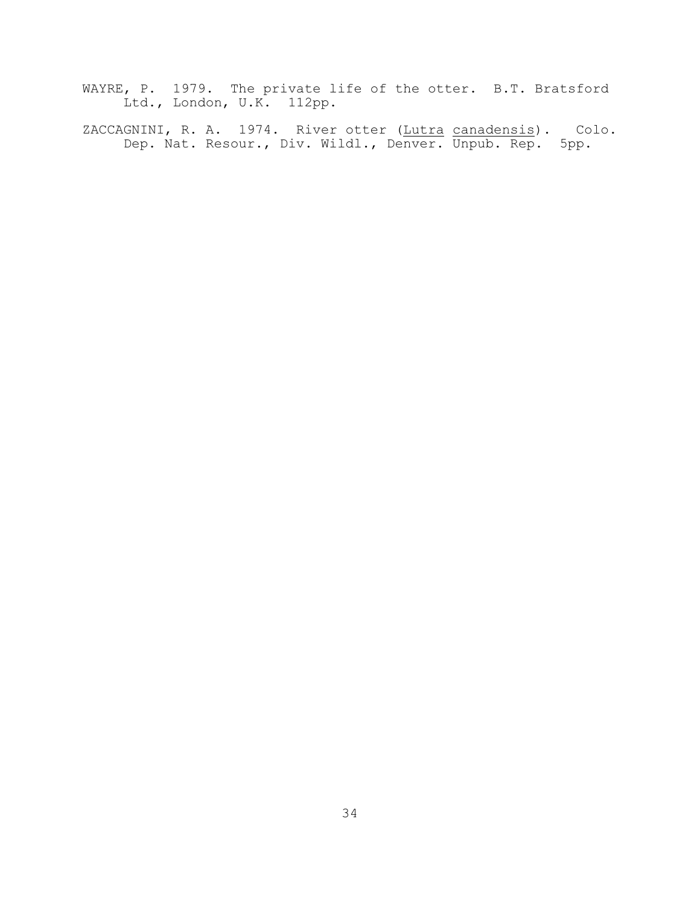WAYRE, P. 1979. The private life of the otter. B.T. Bratsford Ltd., London, U.K. 112pp.

ZACCAGNINI, R. A. 1974. River otter (*Lutra canadensis*). Colo. Dep. Nat. Resour., Div. Wildl., Denver. Unpub. Rep. 5pp.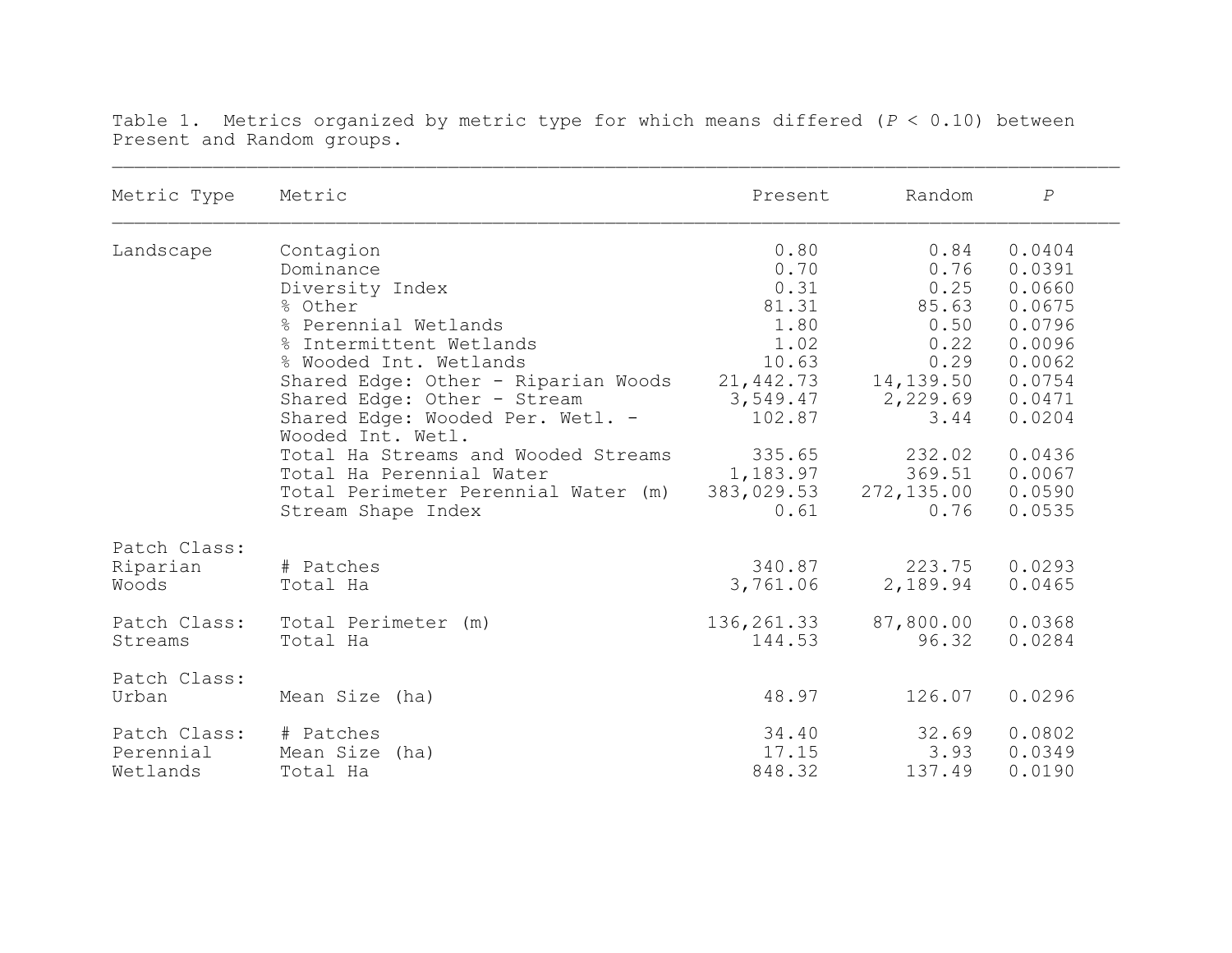Table 1. Metrics organized by metric type for which means differed (*P* < 0.10) between Present and Random groups.

| Metric Type | Metric | Present | Random | *P* |
|---|---|---|---|---|
| Landscape | Contagion | 0.80 | 0.84 | 0.0404 |
| | Dominance | 0.70 | 0.76 | 0.0391 |
| | Diversity Index | 0.31 | 0.25 | 0.0660 |
| | % Other | 81.31 | 85.63 | 0.0675 |
| | % Perennial Wetlands | 1.80 | 0.50 | 0.0796 |
| | % Intermittent Wetlands | 1.02 | 0.22 | 0.0096 |
| | % Wooded Int. Wetlands | 10.63 | 0.29 | 0.0062 |
| | Shared Edge: Other - Riparian Woods | 21,442.73 | 14,139.50 | 0.0754 |
| | Shared Edge: Other - Stream | 3,549.47 | 2,229.69 | 0.0471 |
| | Shared Edge: Wooded Per. Wetl. - Wooded Int. Wetl. | 102.87 | 3.44 | 0.0204 |
| | Total Ha Streams and Wooded Streams | 335.65 | 232.02 | 0.0436 |
| | Total Ha Perennial Water | 1,183.97 | 369.51 | 0.0067 |
| | Total Perimeter Perennial Water (m) | 383,029.53 | 272,135.00 | 0.0590 |
| | Stream Shape Index | 0.61 | 0.76 | 0.0535 |
| Patch Class: Riparian Woods | # Patches | 340.87 | 223.75 | 0.0293 |
| | Total Ha | 3,761.06 | 2,189.94 | 0.0465 |
| Patch Class: Streams | Total Perimeter (m) | 136,261.33 | 87,800.00 | 0.0368 |
| | Total Ha | 144.53 | 96.32 | 0.0284 |
| Patch Class: Urban | Mean Size (ha) | 48.97 | 126.07 | 0.0296 |
| Patch Class: Perennial Wetlands | # Patches | 34.40 | 32.69 | 0.0802 |
| | Mean Size (ha) | 17.15 | 3.93 | 0.0349 |
| | Total Ha | 848.32 | 137.49 | 0.0190 |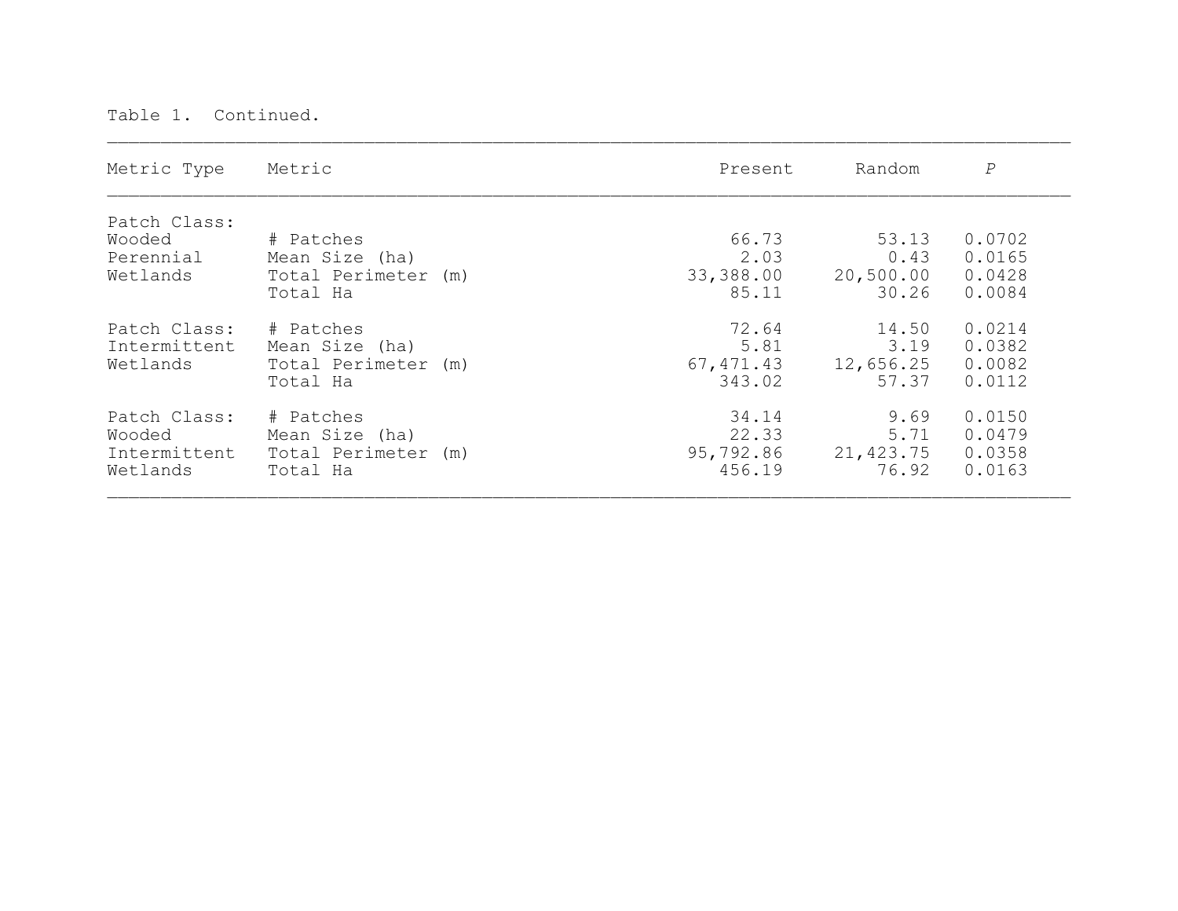Table 1. Continued.

| Metric Type | Metric | Present | Random | *P* |
|---|---|---|---|---|
| Patch Class: Wooded Perennial Wetlands | # Patches | 66.73 | 53.13 | 0.0702 |
| | Mean Size (ha) | 2.03 | 0.43 | 0.0165 |
| | Total Perimeter (m) | 33,388.00 | 20,500.00 | 0.0428 |
| | Total Ha | 85.11 | 30.26 | 0.0084 |
| Patch Class: Intermittent Wetlands | # Patches | 72.64 | 14.50 | 0.0214 |
| | Mean Size (ha) | 5.81 | 3.19 | 0.0382 |
| | Total Perimeter (m) | 67,471.43 | 12,656.25 | 0.0082 |
| | Total Ha | 343.02 | 57.37 | 0.0112 |
| Patch Class: Wooded Intermittent Wetlands | # Patches | 34.14 | 9.69 | 0.0150 |
| | Mean Size (ha) | 22.33 | 5.71 | 0.0479 |
| | Total Perimeter (m) | 95,792.86 | 21,423.75 | 0.0358 |
| | Total Ha | 456.19 | 76.92 | 0.0163 |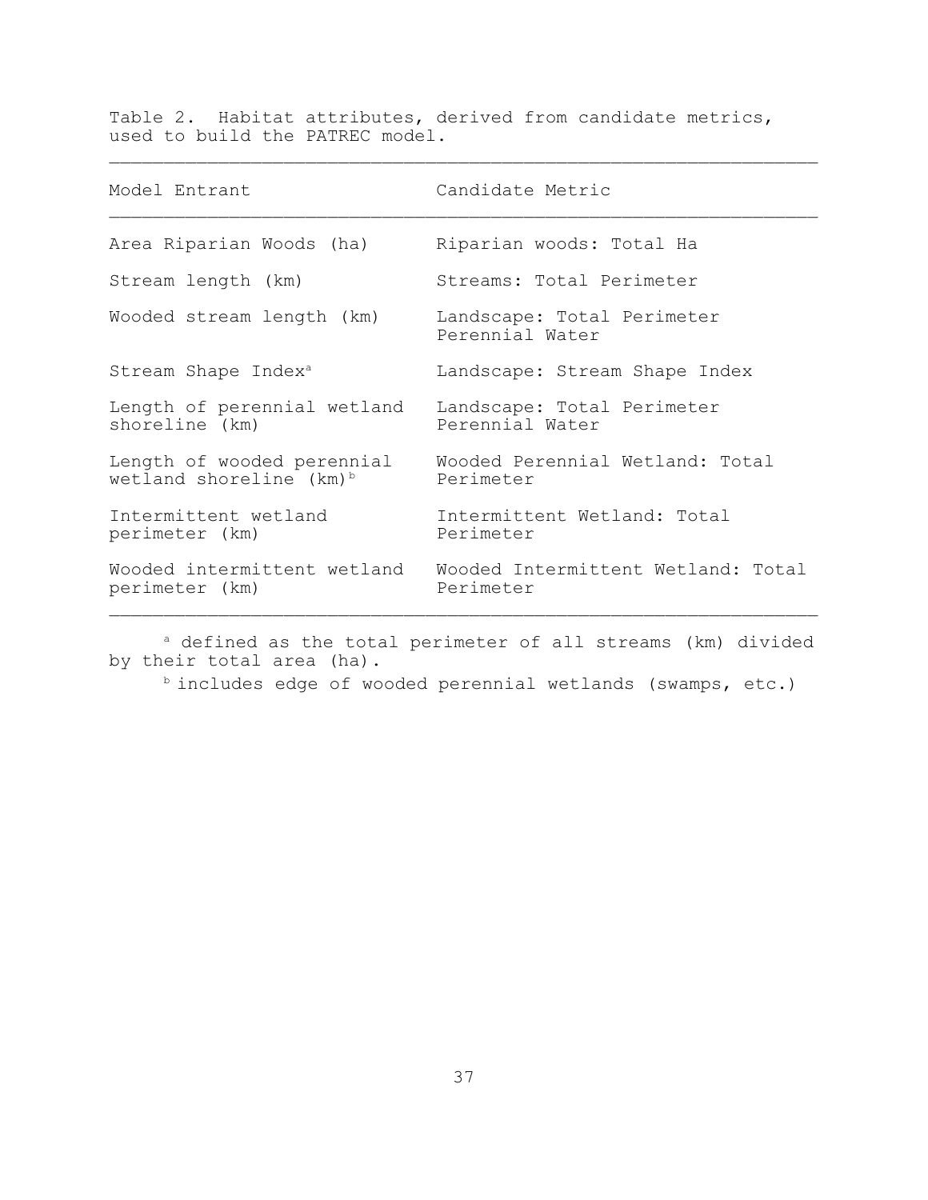Table 2. Habitat attributes, derived from candidate metrics, used to build the PATREC model.

| Model Entrant | Candidate Metric |
|---|---|
| Area Riparian Woods (ha) | Riparian woods: Total Ha |
| Stream length (km) | Streams: Total Perimeter |
| Wooded stream length (km) | Landscape: Total Perimeter Perennial Water |
| Stream Shape Index[a] | Landscape: Stream Shape Index |
| Length of perennial wetland shoreline (km) | Landscape: Total Perimeter Perennial Water |
| Length of wooded perennial wetland shoreline (km)[b] | Wooded Perennial Wetland: Total Perimeter |
| Intermittent wetland perimeter (km) | Intermittent Wetland: Total Perimeter |
| Wooded intermittent wetland perimeter (km) | Wooded Intermittent Wetland: Total Perimeter |

[a] defined as the total perimeter of all streams (km) divided by their total area (ha).

[b] includes edge of wooded perennial wetlands (swamps, etc.)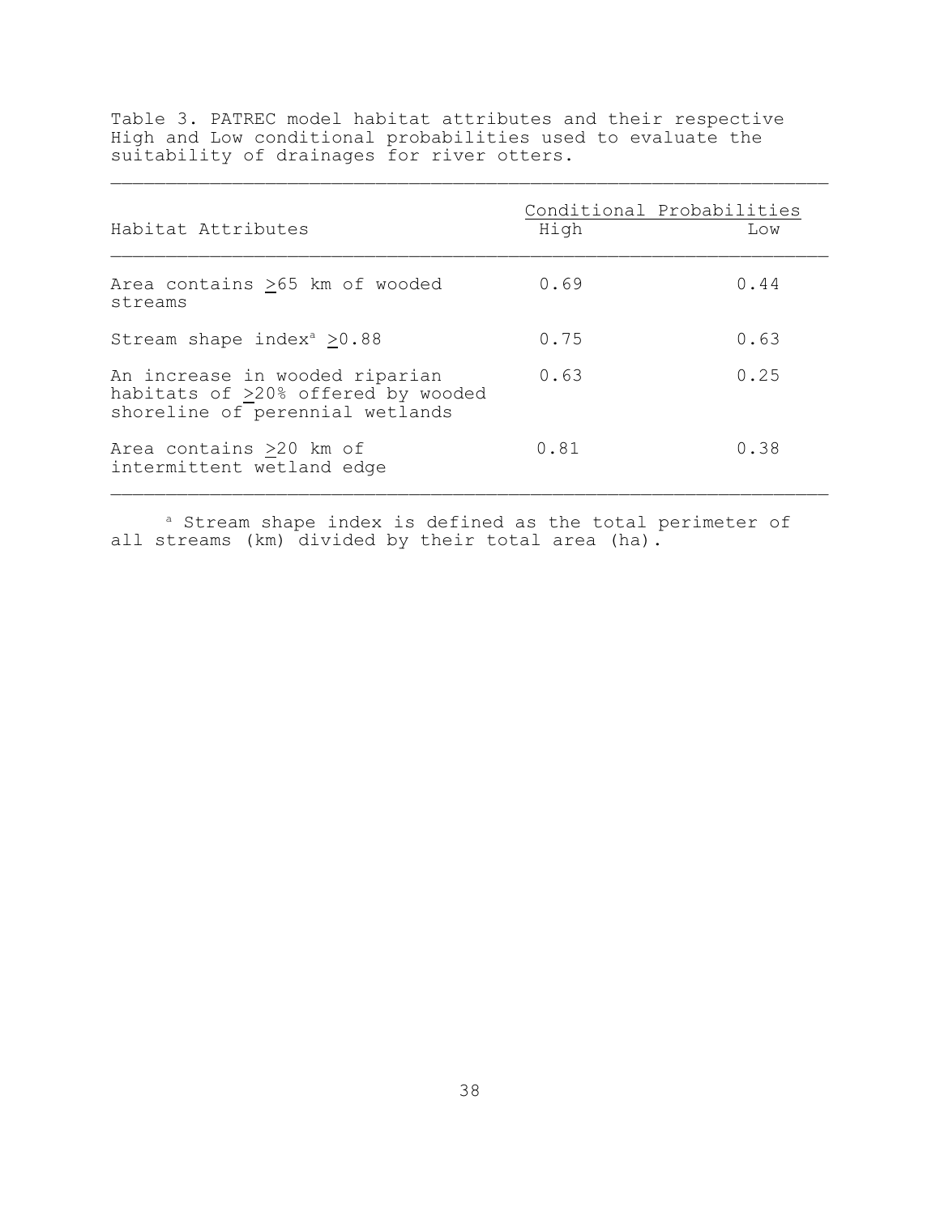Table 3. PATREC model habitat attributes and their respective High and Low conditional probabilities used to evaluate the suitability of drainages for river otters.

| Habitat Attributes | Conditional Probabilities | |
|---|---|---|
| | High | Low |
| Area contains ≥65 km of wooded streams | 0.69 | 0.44 |
| Stream shape index[a] ≥0.88 | 0.75 | 0.63 |
| An increase in wooded riparian habitats of ≥20% offered by wooded shoreline of perennial wetlands | 0.63 | 0.25 |
| Area contains ≥20 km of intermittent wetland edge | 0.81 | 0.38 |

[a] Stream shape index is defined as the total perimeter of all streams (km) divided by their total area (ha).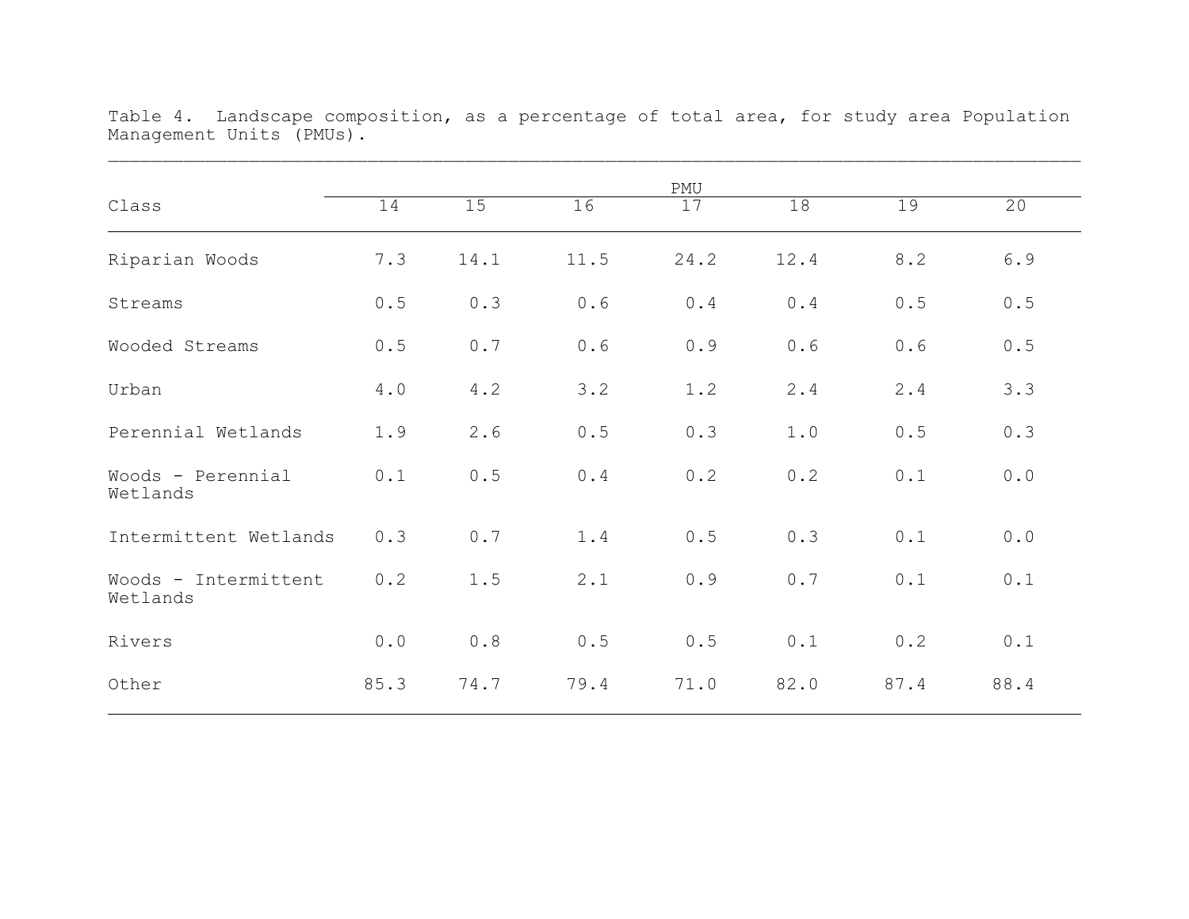Table 4. Landscape composition, as a percentage of total area, for study area Population Management Units (PMUs).

| Class | PMU | | | | | | |
|---|---|---|---|---|---|---|---|
| | 14 | 15 | 16 | 17 | 18 | 19 | 20 |
| Riparian Woods | 7.3 | 14.1 | 11.5 | 24.2 | 12.4 | 8.2 | 6.9 |
| Streams | 0.5 | 0.3 | 0.6 | 0.4 | 0.4 | 0.5 | 0.5 |
| Wooded Streams | 0.5 | 0.7 | 0.6 | 0.9 | 0.6 | 0.6 | 0.5 |
| Urban | 4.0 | 4.2 | 3.2 | 1.2 | 2.4 | 2.4 | 3.3 |
| Perennial Wetlands | 1.9 | 2.6 | 0.5 | 0.3 | 1.0 | 0.5 | 0.3 |
| Woods - Perennial Wetlands | 0.1 | 0.5 | 0.4 | 0.2 | 0.2 | 0.1 | 0.0 |
| Intermittent Wetlands | 0.3 | 0.7 | 1.4 | 0.5 | 0.3 | 0.1 | 0.0 |
| Woods - Intermittent Wetlands | 0.2 | 1.5 | 2.1 | 0.9 | 0.7 | 0.1 | 0.1 |
| Rivers | 0.0 | 0.8 | 0.5 | 0.5 | 0.1 | 0.2 | 0.1 |
| Other | 85.3 | 74.7 | 79.4 | 71.0 | 82.0 | 87.4 | 88.4 |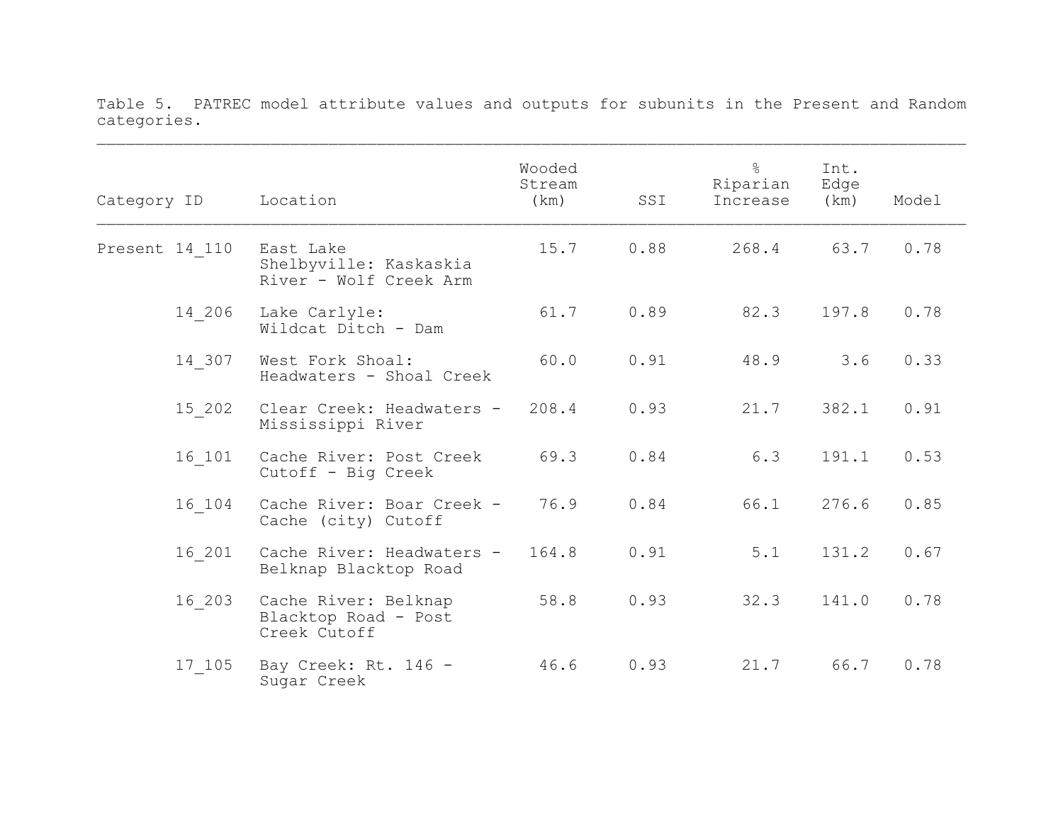Table 5. PATREC model attribute values and outputs for subunits in the Present and Random categories.

| Category | ID | Location | Wooded Stream (km) | SSI | % Riparian Increase | Int. Edge (km) | Model |
|---|---|---|---|---|---|---|---|
| Present | 14_110 | East Lake Shelbyville: Kaskaskia River - Wolf Creek Arm | 15.7 | 0.88 | 268.4 | 63.7 | 0.78 |
| | 14_206 | Lake Carlyle: Wildcat Ditch - Dam | 61.7 | 0.89 | 82.3 | 197.8 | 0.78 |
| | 14_307 | West Fork Shoal: Headwaters - Shoal Creek | 60.0 | 0.91 | 48.9 | 3.6 | 0.33 |
| | 15_202 | Clear Creek: Headwaters - Mississippi River | 208.4 | 0.93 | 21.7 | 382.1 | 0.91 |
| | 16_101 | Cache River: Post Creek Cutoff - Big Creek | 69.3 | 0.84 | 6.3 | 191.1 | 0.53 |
| | 16_104 | Cache River: Boar Creek - Cache (city) Cutoff | 76.9 | 0.84 | 66.1 | 276.6 | 0.85 |
| | 16_201 | Cache River: Headwaters - Belknap Blacktop Road | 164.8 | 0.91 | 5.1 | 131.2 | 0.67 |
| | 16_203 | Cache River: Belknap Blacktop Road - Post Creek Cutoff | 58.8 | 0.93 | 32.3 | 141.0 | 0.78 |
| | 17_105 | Bay Creek: Rt. 146 - Sugar Creek | 46.6 | 0.93 | 21.7 | 66.7 | 0.78 |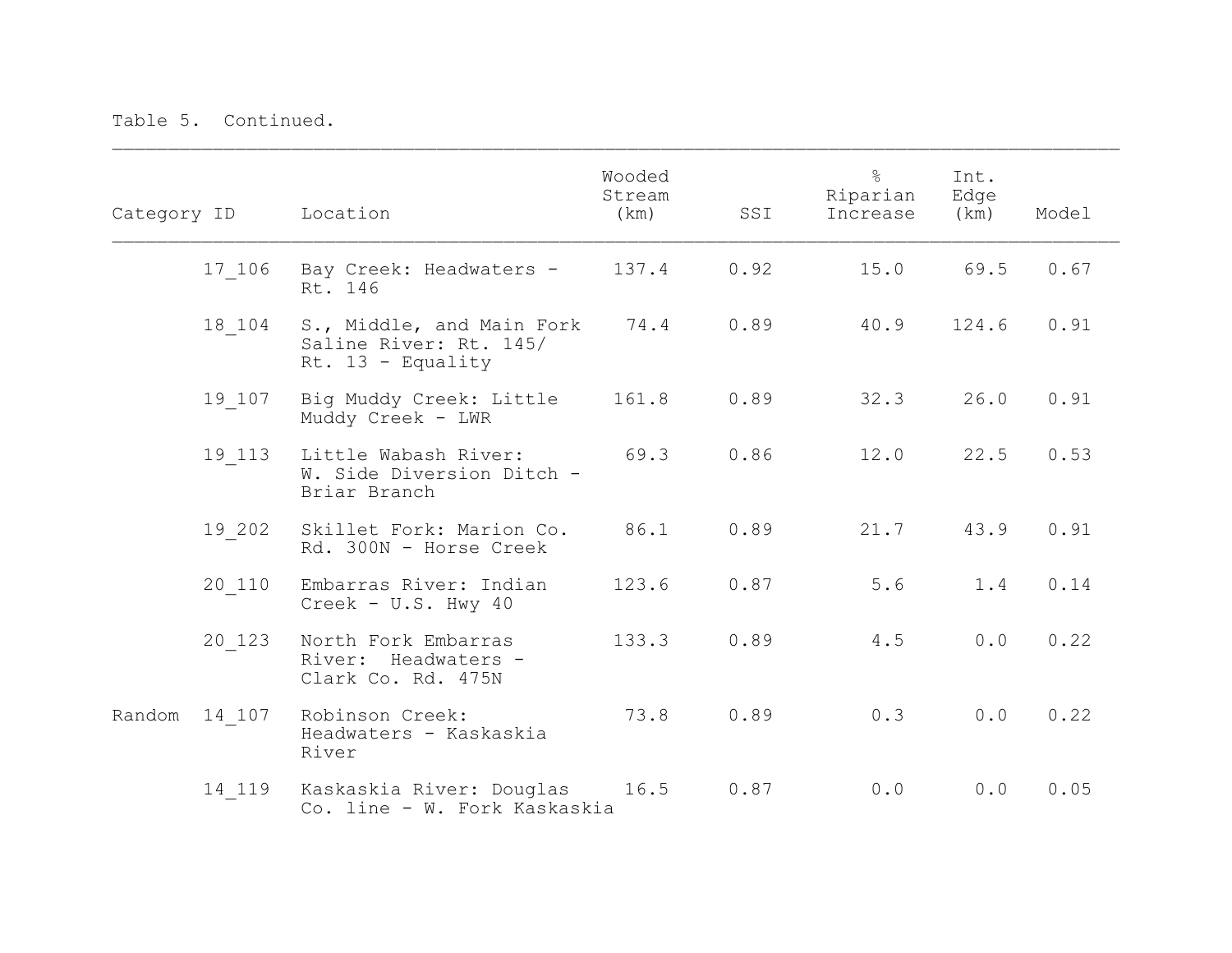Table 5. Continued.

| Category | ID | Location | Wooded Stream (km) | SSI | % Riparian Increase | Int. Edge (km) | Model |
|---|---|---|---|---|---|---|---|
| | 17_106 | Bay Creek: Headwaters - Rt. 146 | 137.4 | 0.92 | 15.0 | 69.5 | 0.67 |
| | 18_104 | S., Middle, and Main Fork Saline River: Rt. 145/ Rt. 13 - Equality | 74.4 | 0.89 | 40.9 | 124.6 | 0.91 |
| | 19_107 | Big Muddy Creek: Little Muddy Creek - LWR | 161.8 | 0.89 | 32.3 | 26.0 | 0.91 |
| | 19_113 | Little Wabash River: W. Side Diversion Ditch - Briar Branch | 69.3 | 0.86 | 12.0 | 22.5 | 0.53 |
| | 19_202 | Skillet Fork: Marion Co. Rd. 300N - Horse Creek | 86.1 | 0.89 | 21.7 | 43.9 | 0.91 |
| | 20_110 | Embarras River: Indian Creek - U.S. Hwy 40 | 123.6 | 0.87 | 5.6 | 1.4 | 0.14 |
| | 20_123 | North Fork Embarras River: Headwaters - Clark Co. Rd. 475N | 133.3 | 0.89 | 4.5 | 0.0 | 0.22 |
| Random | 14_107 | Robinson Creek: Headwaters - Kaskaskia River | 73.8 | 0.89 | 0.3 | 0.0 | 0.22 |
| | 14_119 | Kaskaskia River: Douglas Co. line - W. Fork Kaskaskia | 16.5 | 0.87 | 0.0 | 0.0 | 0.05 |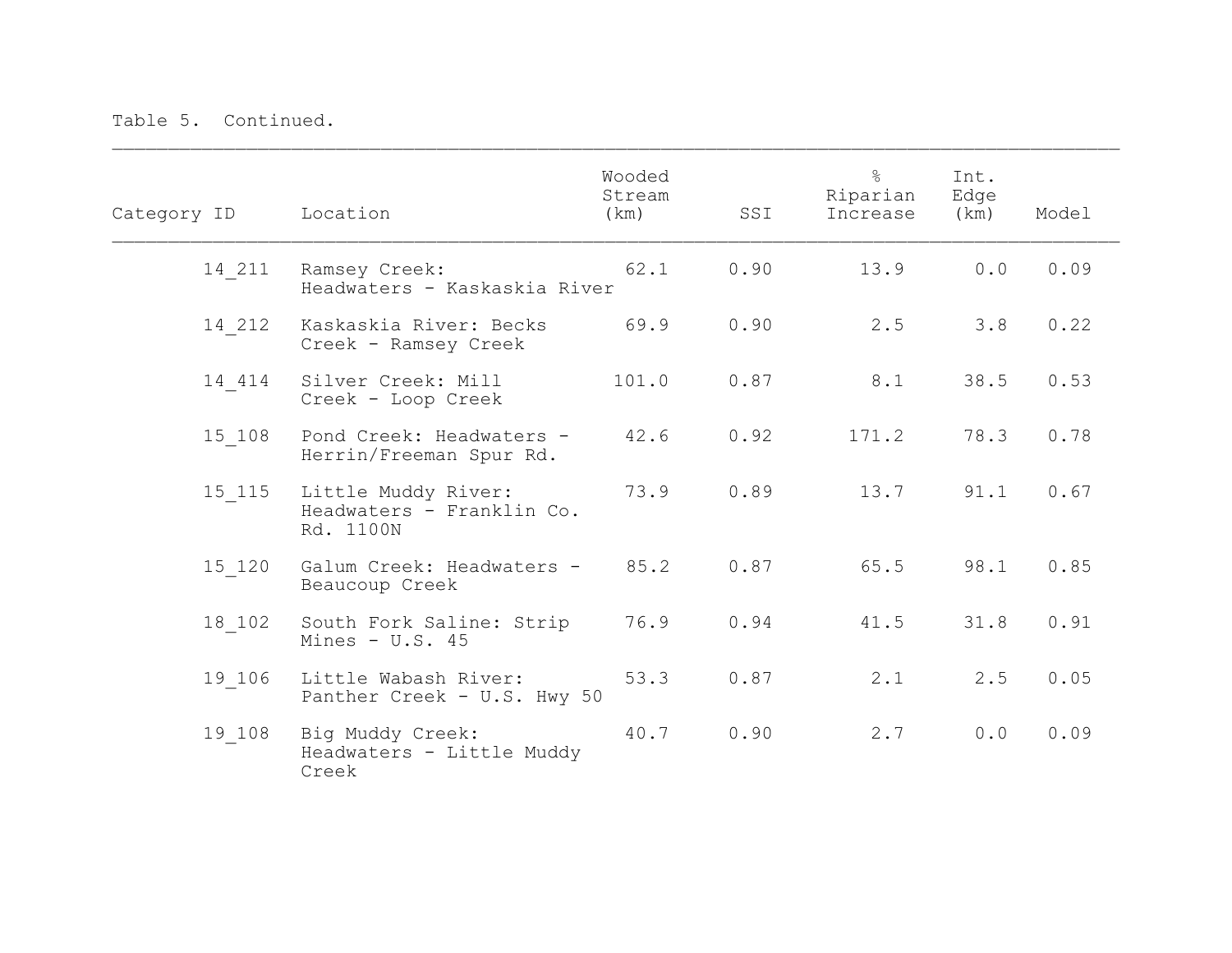Table 5. Continued.

| Category ID | Location | Wooded Stream (km) | SSI | % Riparian Increase | Int. Edge (km) | Model |
|---|---|---|---|---|---|---|
| 14_211 | Ramsey Creek: Headwaters - Kaskaskia River | 62.1 | 0.90 | 13.9 | 0.0 | 0.09 |
| 14_212 | Kaskaskia River: Becks Creek - Ramsey Creek | 69.9 | 0.90 | 2.5 | 3.8 | 0.22 |
| 14_414 | Silver Creek: Mill Creek - Loop Creek | 101.0 | 0.87 | 8.1 | 38.5 | 0.53 |
| 15_108 | Pond Creek: Headwaters - Herrin/Freeman Spur Rd. | 42.6 | 0.92 | 171.2 | 78.3 | 0.78 |
| 15_115 | Little Muddy River: Headwaters - Franklin Co. Rd. 1100N | 73.9 | 0.89 | 13.7 | 91.1 | 0.67 |
| 15_120 | Galum Creek: Headwaters - Beaucoup Creek | 85.2 | 0.87 | 65.5 | 98.1 | 0.85 |
| 18_102 | South Fork Saline: Strip Mines - U.S. 45 | 76.9 | 0.94 | 41.5 | 31.8 | 0.91 |
| 19_106 | Little Wabash River: Panther Creek - U.S. Hwy 50 | 53.3 | 0.87 | 2.1 | 2.5 | 0.05 |
| 19_108 | Big Muddy Creek: Headwaters - Little Muddy Creek | 40.7 | 0.90 | 2.7 | 0.0 | 0.09 |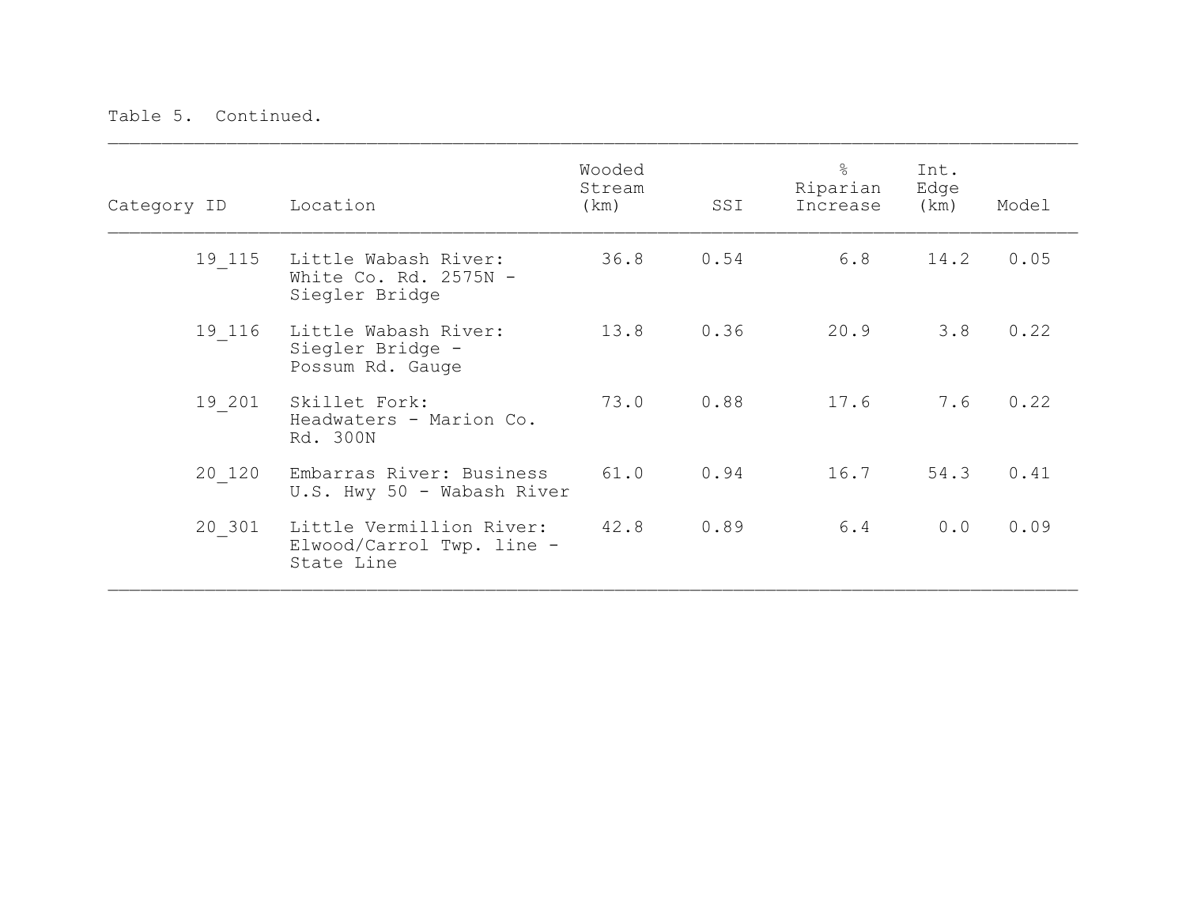Table 5. Continued.

| Category ID | Location | Wooded Stream (km) | SSI | % Riparian Increase | Int. Edge (km) | Model |
|---|---|---|---|---|---|---|
| 19_115 | Little Wabash River: White Co. Rd. 2575N - Siegler Bridge | 36.8 | 0.54 | 6.8 | 14.2 | 0.05 |
| 19_116 | Little Wabash River: Siegler Bridge - Possum Rd. Gauge | 13.8 | 0.36 | 20.9 | 3.8 | 0.22 |
| 19_201 | Skillet Fork: Headwaters - Marion Co. Rd. 300N | 73.0 | 0.88 | 17.6 | 7.6 | 0.22 |
| 20_120 | Embarras River: Business U.S. Hwy 50 - Wabash River | 61.0 | 0.94 | 16.7 | 54.3 | 0.41 |
| 20_301 | Little Vermillion River: Elwood/Carrol Twp. line - State Line | 42.8 | 0.89 | 6.4 | 0.0 | 0.09 |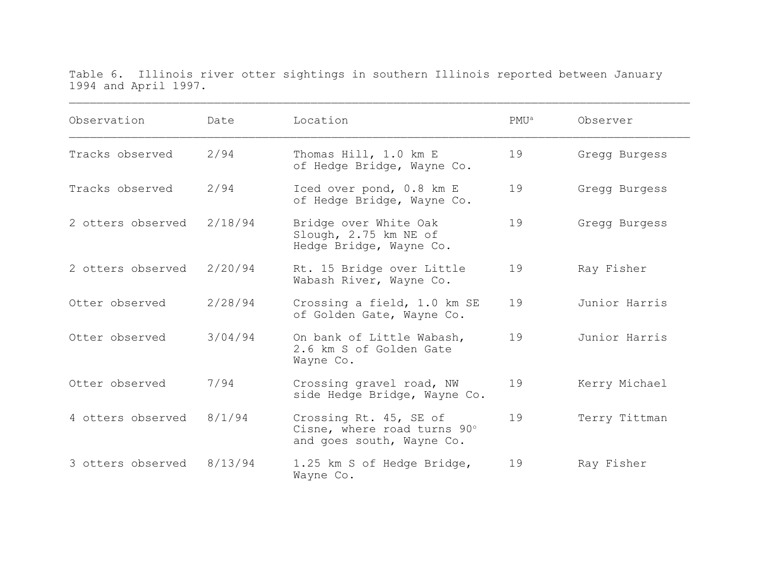Table 6. Illinois river otter sightings in southern Illinois reported between January 1994 and April 1997.

| Observation | Date | Location | PMU[a] | Observer |
|---|---|---|---|---|
| Tracks observed | 2/94 | Thomas Hill, 1.0 km E of Hedge Bridge, Wayne Co. | 19 | Gregg Burgess |
| Tracks observed | 2/94 | Iced over pond, 0.8 km E of Hedge Bridge, Wayne Co. | 19 | Gregg Burgess |
| 2 otters observed | 2/18/94 | Bridge over White Oak Slough, 2.75 km NE of Hedge Bridge, Wayne Co. | 19 | Gregg Burgess |
| 2 otters observed | 2/20/94 | Rt. 15 Bridge over Little Wabash River, Wayne Co. | 19 | Ray Fisher |
| Otter observed | 2/28/94 | Crossing a field, 1.0 km SE of Golden Gate, Wayne Co. | 19 | Junior Harris |
| Otter observed | 3/04/94 | On bank of Little Wabash, 2.6 km S of Golden Gate Wayne Co. | 19 | Junior Harris |
| Otter observed | 7/94 | Crossing gravel road, NW side Hedge Bridge, Wayne Co. | 19 | Kerry Michael |
| 4 otters observed | 8/1/94 | Crossing Rt. 45, SE of Cisne, where road turns 90° and goes south, Wayne Co. | 19 | Terry Tittman |
| 3 otters observed | 8/13/94 | 1.25 km S of Hedge Bridge, Wayne Co. | 19 | Ray Fisher |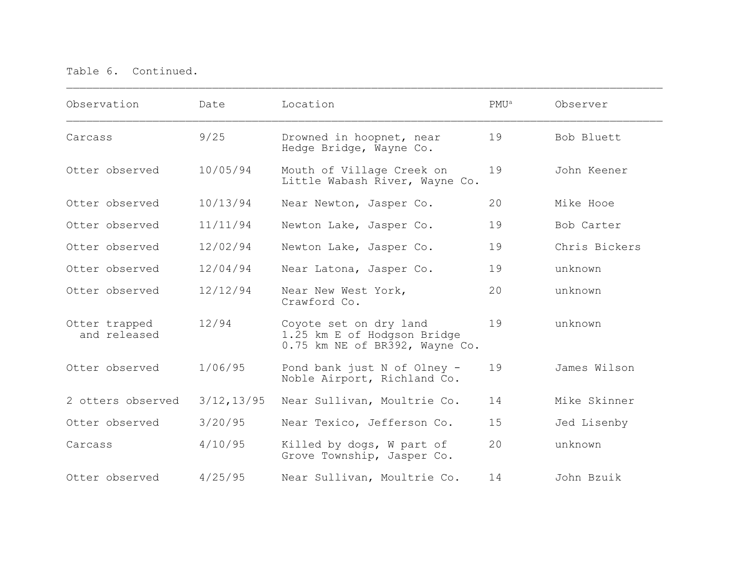Table 6. Continued.

| Observation | Date | Location | PMU[a] | Observer |
|---|---|---|---|---|
| Carcass | 9/25 | Drowned in hoopnet, near Hedge Bridge, Wayne Co. | 19 | Bob Bluett |
| Otter observed | 10/05/94 | Mouth of Village Creek on Little Wabash River, Wayne Co. | 19 | John Keener |
| Otter observed | 10/13/94 | Near Newton, Jasper Co. | 20 | Mike Hooe |
| Otter observed | 11/11/94 | Newton Lake, Jasper Co. | 19 | Bob Carter |
| Otter observed | 12/02/94 | Newton Lake, Jasper Co. | 19 | Chris Bickers |
| Otter observed | 12/04/94 | Near Latona, Jasper Co. | 19 | unknown |
| Otter observed | 12/12/94 | Near New West York, Crawford Co. | 20 | unknown |
| Otter trapped and released | 12/94 | Coyote set on dry land 1.25 km E of Hodgson Bridge 0.75 km NE of BR392, Wayne Co. | 19 | unknown |
| Otter observed | 1/06/95 | Pond bank just N of Olney - Noble Airport, Richland Co. | 19 | James Wilson |
| 2 otters observed | 3/12,13/95 | Near Sullivan, Moultrie Co. | 14 | Mike Skinner |
| Otter observed | 3/20/95 | Near Texico, Jefferson Co. | 15 | Jed Lisenby |
| Carcass | 4/10/95 | Killed by dogs, W part of Grove Township, Jasper Co. | 20 | unknown |
| Otter observed | 4/25/95 | Near Sullivan, Moultrie Co. | 14 | John Bzuik |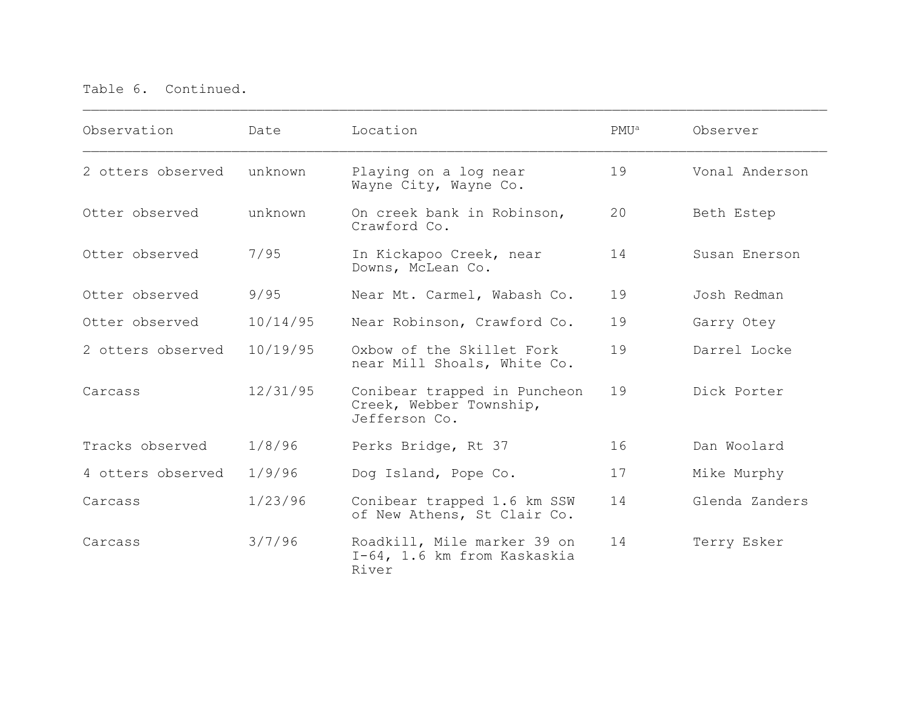Table 6. Continued.

| Observation | Date | Location | PMU[a] | Observer |
|---|---|---|---|---|
| 2 otters observed | unknown | Playing on a log near Wayne City, Wayne Co. | 19 | Vonal Anderson |
| Otter observed | unknown | On creek bank in Robinson, Crawford Co. | 20 | Beth Estep |
| Otter observed | 7/95 | In Kickapoo Creek, near Downs, McLean Co. | 14 | Susan Enerson |
| Otter observed | 9/95 | Near Mt. Carmel, Wabash Co. | 19 | Josh Redman |
| Otter observed | 10/14/95 | Near Robinson, Crawford Co. | 19 | Garry Otey |
| 2 otters observed | 10/19/95 | Oxbow of the Skillet Fork near Mill Shoals, White Co. | 19 | Darrel Locke |
| Carcass | 12/31/95 | Conibear trapped in Puncheon Creek, Webber Township, Jefferson Co. | 19 | Dick Porter |
| Tracks observed | 1/8/96 | Perks Bridge, Rt 37 | 16 | Dan Woolard |
| 4 otters observed | 1/9/96 | Dog Island, Pope Co. | 17 | Mike Murphy |
| Carcass | 1/23/96 | Conibear trapped 1.6 km SSW of New Athens, St Clair Co. | 14 | Glenda Zanders |
| Carcass | 3/7/96 | Roadkill, Mile marker 39 on I-64, 1.6 km from Kaskaskia River | 14 | Terry Esker |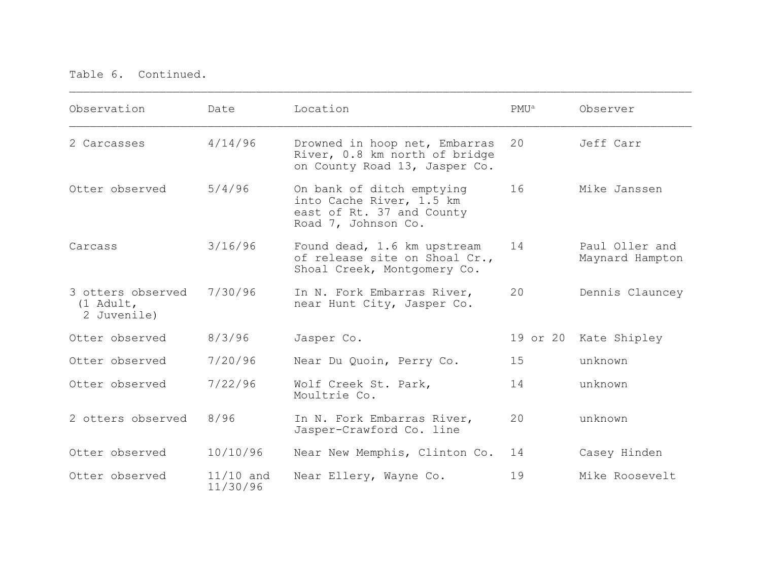Table 6. Continued.

| Observation | Date | Location | PMU[a] | Observer |
|---|---|---|---|---|
| 2 Carcasses | 4/14/96 | Drowned in hoop net, Embarras River, 0.8 km north of bridge on County Road 13, Jasper Co. | 20 | Jeff Carr |
| Otter observed | 5/4/96 | On bank of ditch emptying into Cache River, 1.5 km east of Rt. 37 and County Road 7, Johnson Co. | 16 | Mike Janssen |
| Carcass | 3/16/96 | Found dead, 1.6 km upstream of release site on Shoal Cr., Shoal Creek, Montgomery Co. | 14 | Paul Oller and Maynard Hampton |
| 3 otters observed (1 Adult, 2 Juvenile) | 7/30/96 | In N. Fork Embarras River, near Hunt City, Jasper Co. | 20 | Dennis Clauncey |
| Otter observed | 8/3/96 | Jasper Co. | 19 or 20 | Kate Shipley |
| Otter observed | 7/20/96 | Near Du Quoin, Perry Co. | 15 | unknown |
| Otter observed | 7/22/96 | Wolf Creek St. Park, Moultrie Co. | 14 | unknown |
| 2 otters observed | 8/96 | In N. Fork Embarras River, Jasper-Crawford Co. line | 20 | unknown |
| Otter observed | 10/10/96 | Near New Memphis, Clinton Co. | 14 | Casey Hinden |
| Otter observed | 11/10 and 11/30/96 | Near Ellery, Wayne Co. | 19 | Mike Roosevelt |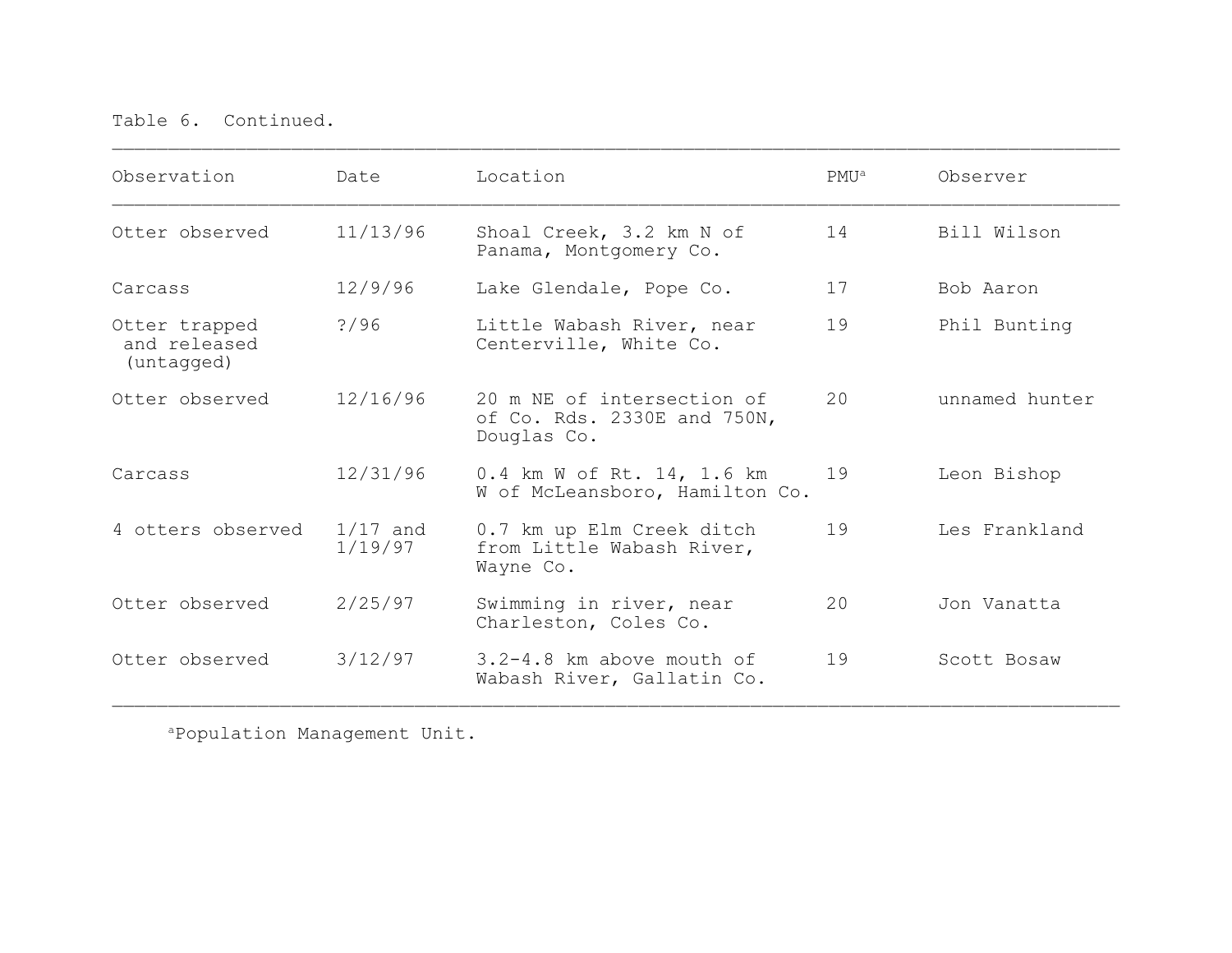Table 6. Continued.

| Observation | Date | Location | PMU[a] | Observer |
|---|---|---|---|---|
| Otter observed | 11/13/96 | Shoal Creek, 3.2 km N of Panama, Montgomery Co. | 14 | Bill Wilson |
| Carcass | 12/9/96 | Lake Glendale, Pope Co. | 17 | Bob Aaron |
| Otter trapped and released (untagged) | ?/96 | Little Wabash River, near Centerville, White Co. | 19 | Phil Bunting |
| Otter observed | 12/16/96 | 20 m NE of intersection of of Co. Rds. 2330E and 750N, Douglas Co. | 20 | unnamed hunter |
| Carcass | 12/31/96 | 0.4 km W of Rt. 14, 1.6 km W of McLeansboro, Hamilton Co. | 19 | Leon Bishop |
| 4 otters observed | 1/17 and 1/19/97 | 0.7 km up Elm Creek ditch from Little Wabash River, Wayne Co. | 19 | Les Frankland |
| Otter observed | 2/25/97 | Swimming in river, near Charleston, Coles Co. | 20 | Jon Vanatta |
| Otter observed | 3/12/97 | 3.2-4.8 km above mouth of Wabash River, Gallatin Co. | 19 | Scott Bosaw |

[a]Population Management Unit.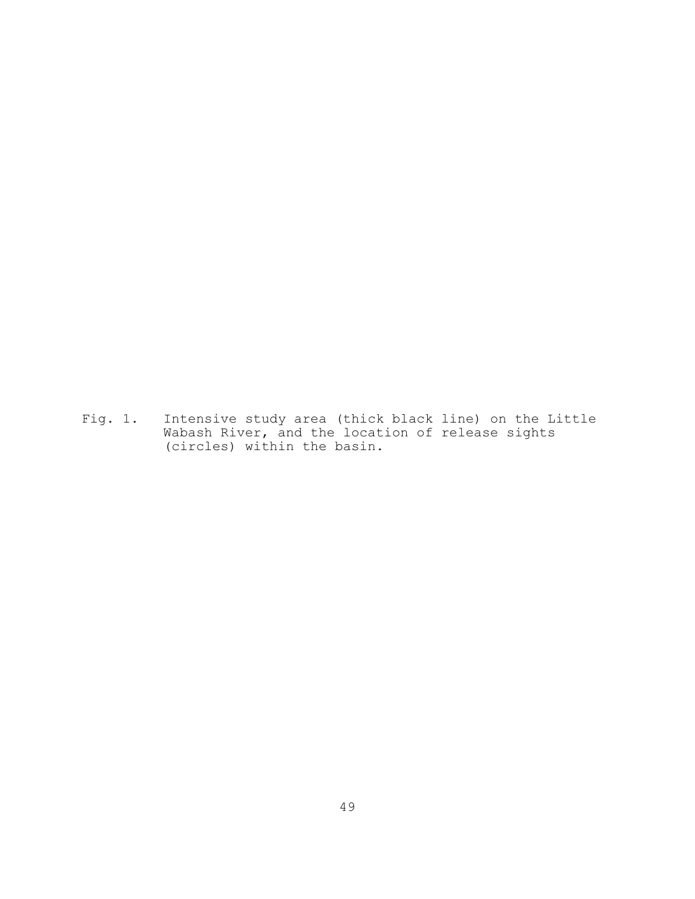Fig. 1. Intensive study area (thick black line) on the Little Wabash River, and the location of release sights (circles) within the basin.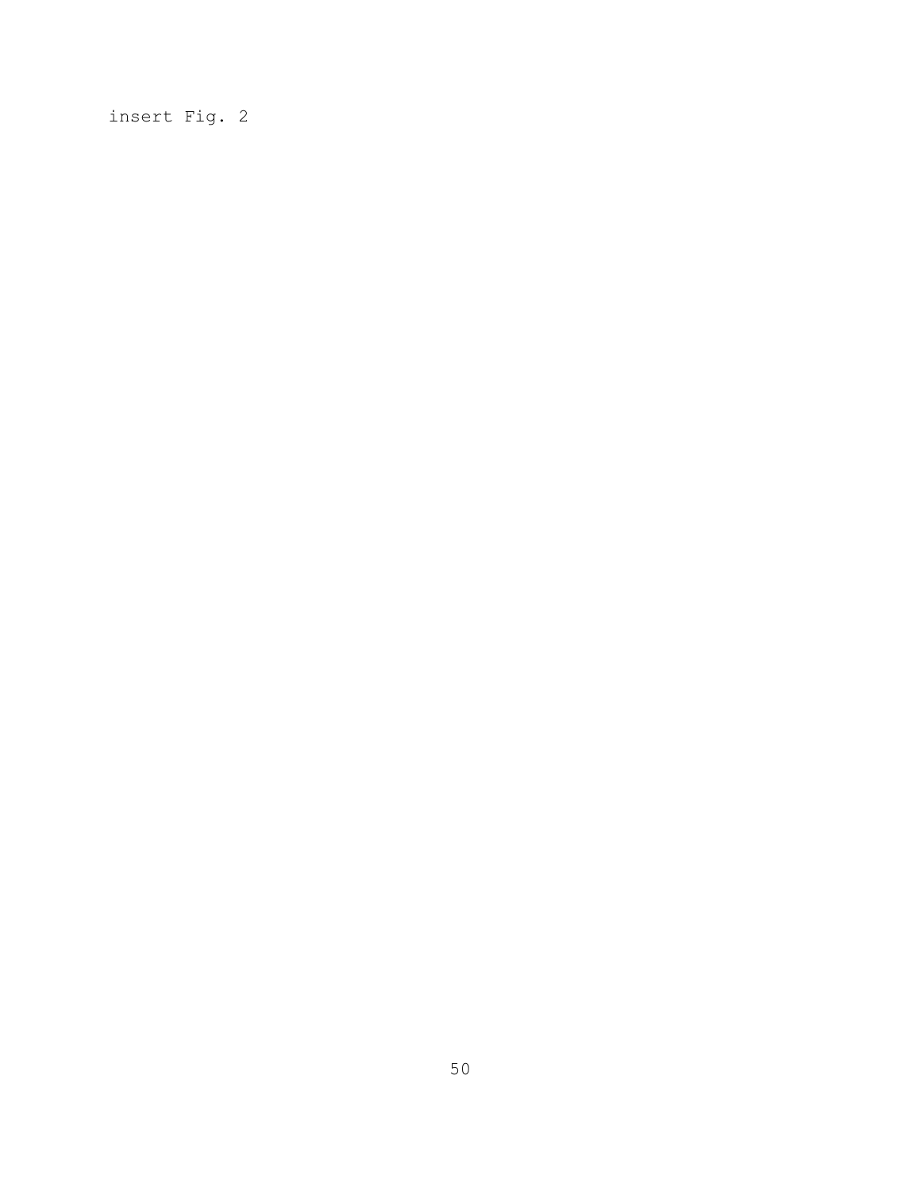insert Fig. 2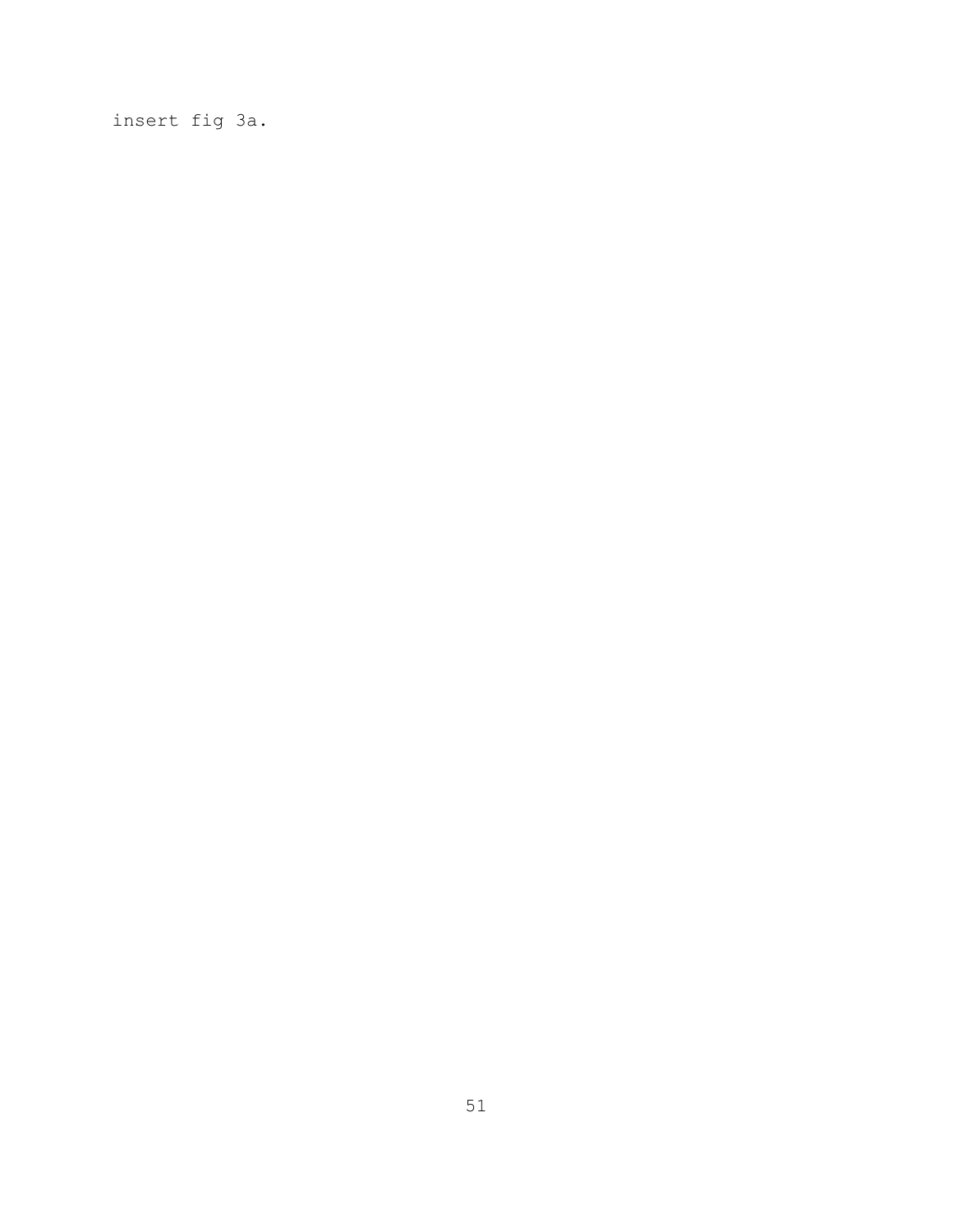insert fig 3a.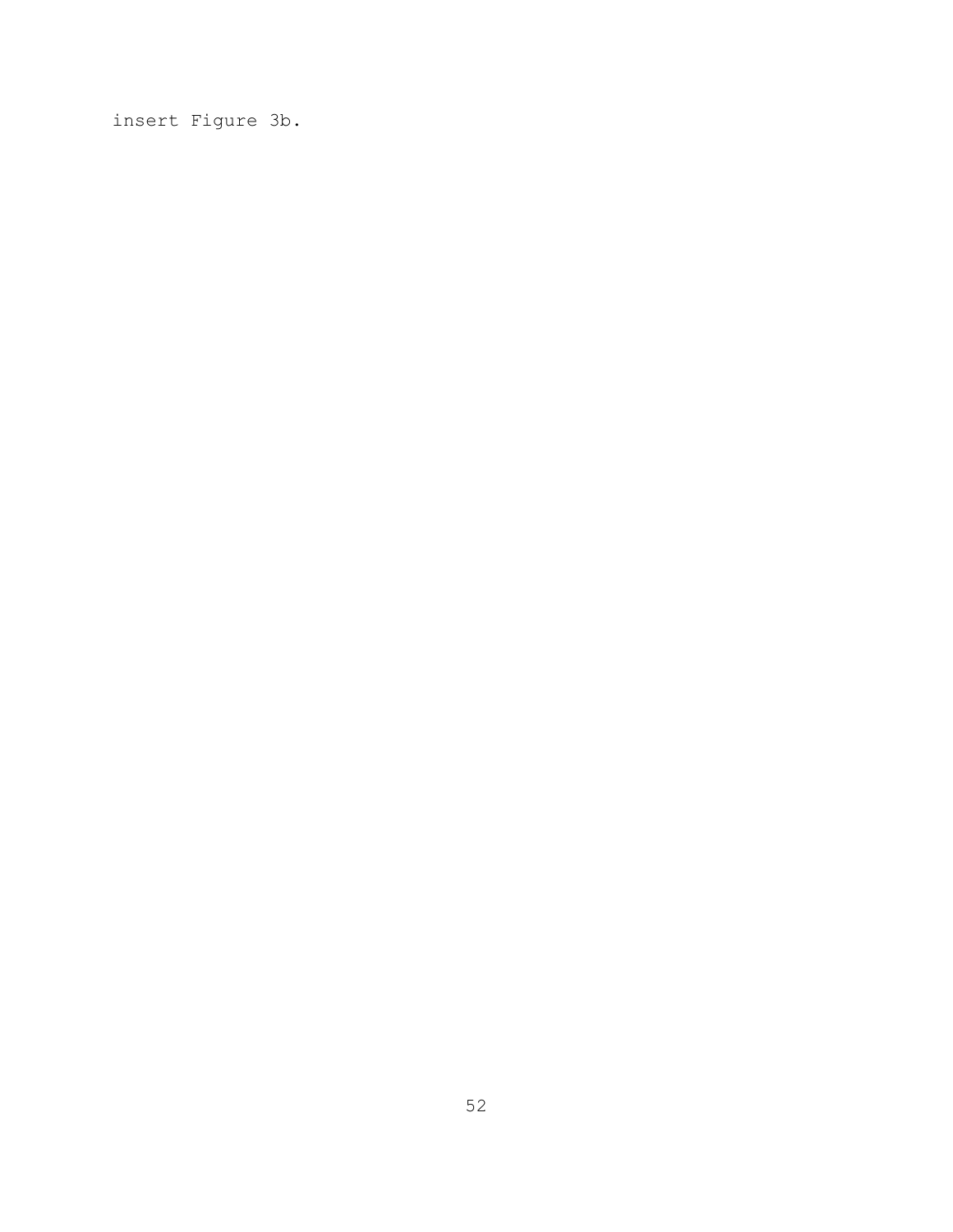insert Figure 3b.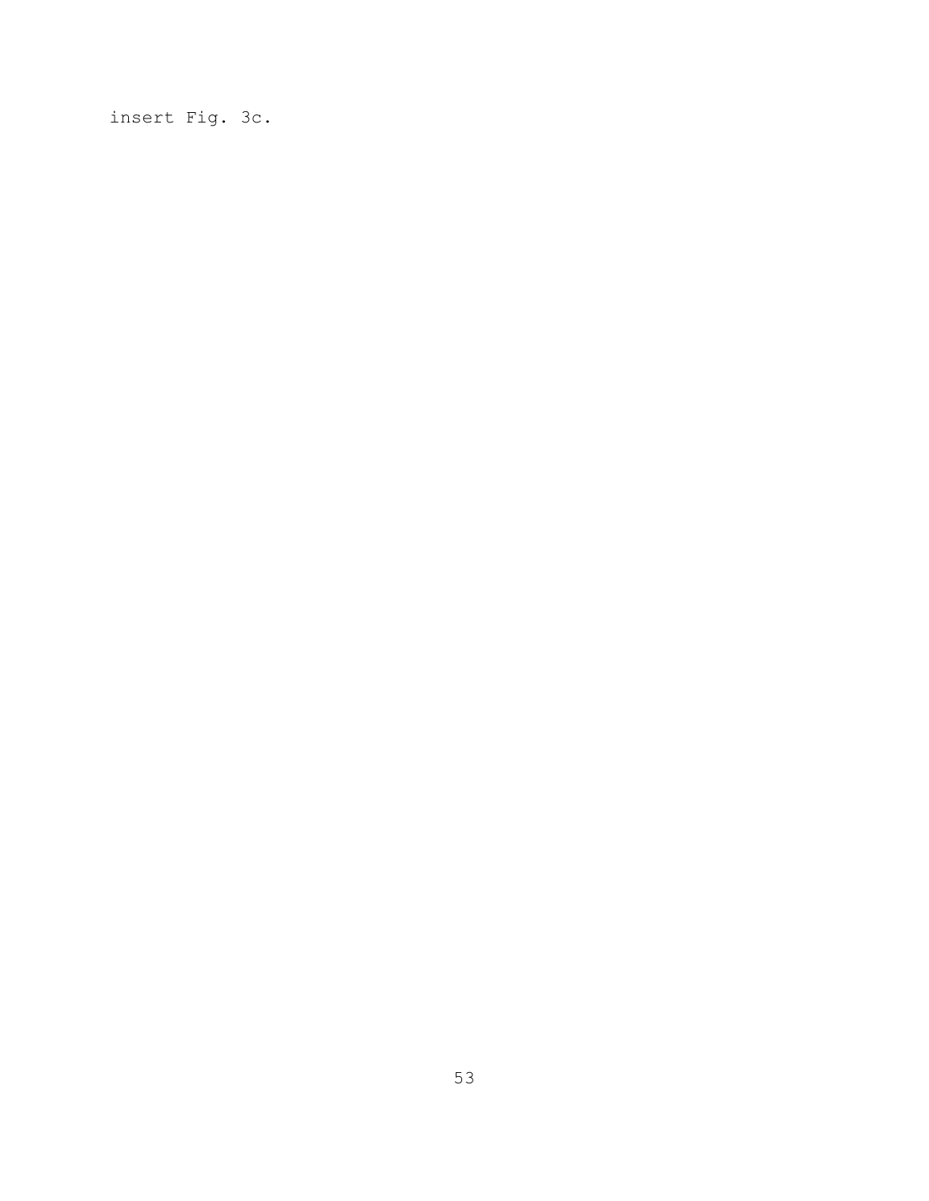insert Fig. 3c.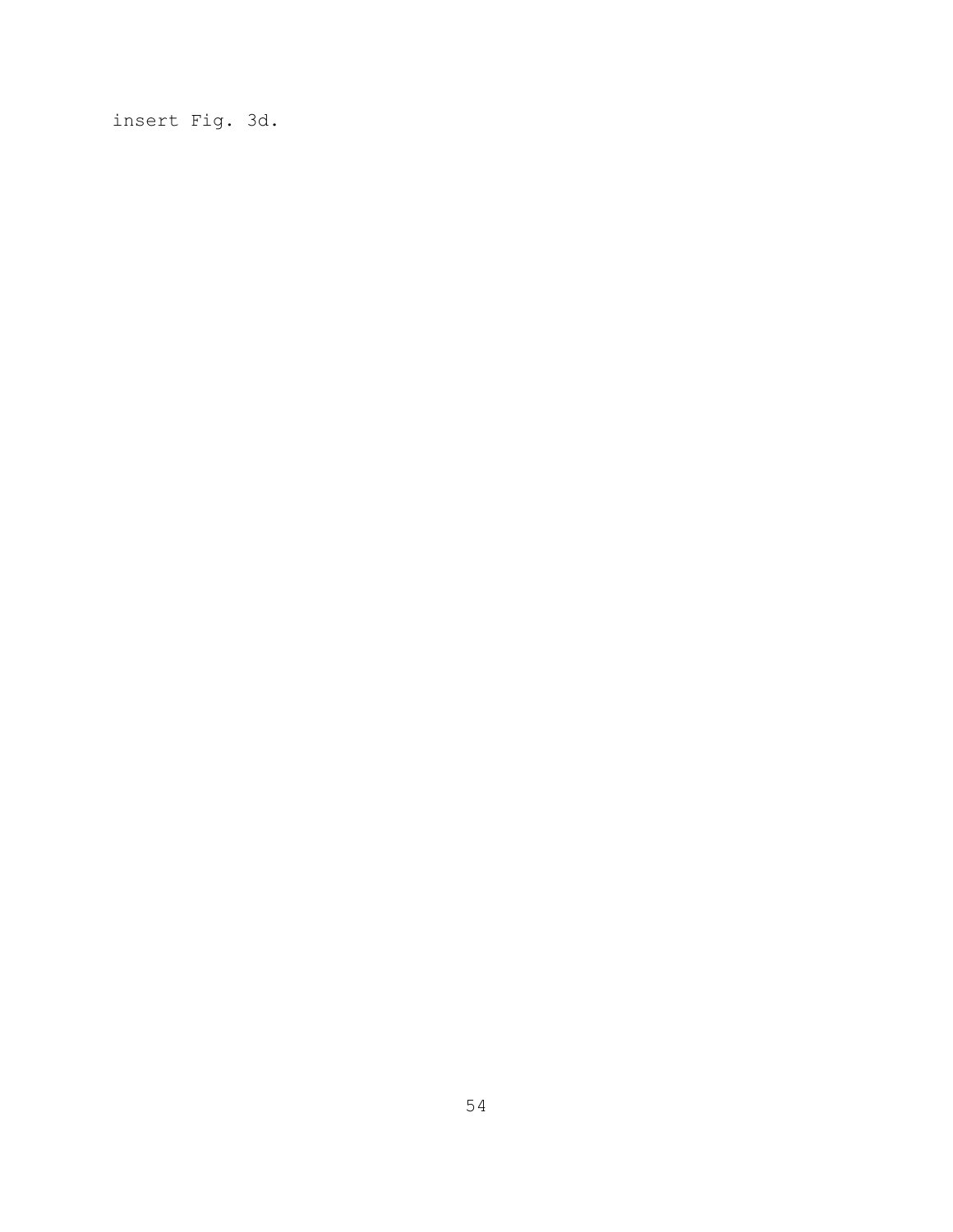insert Fig. 3d.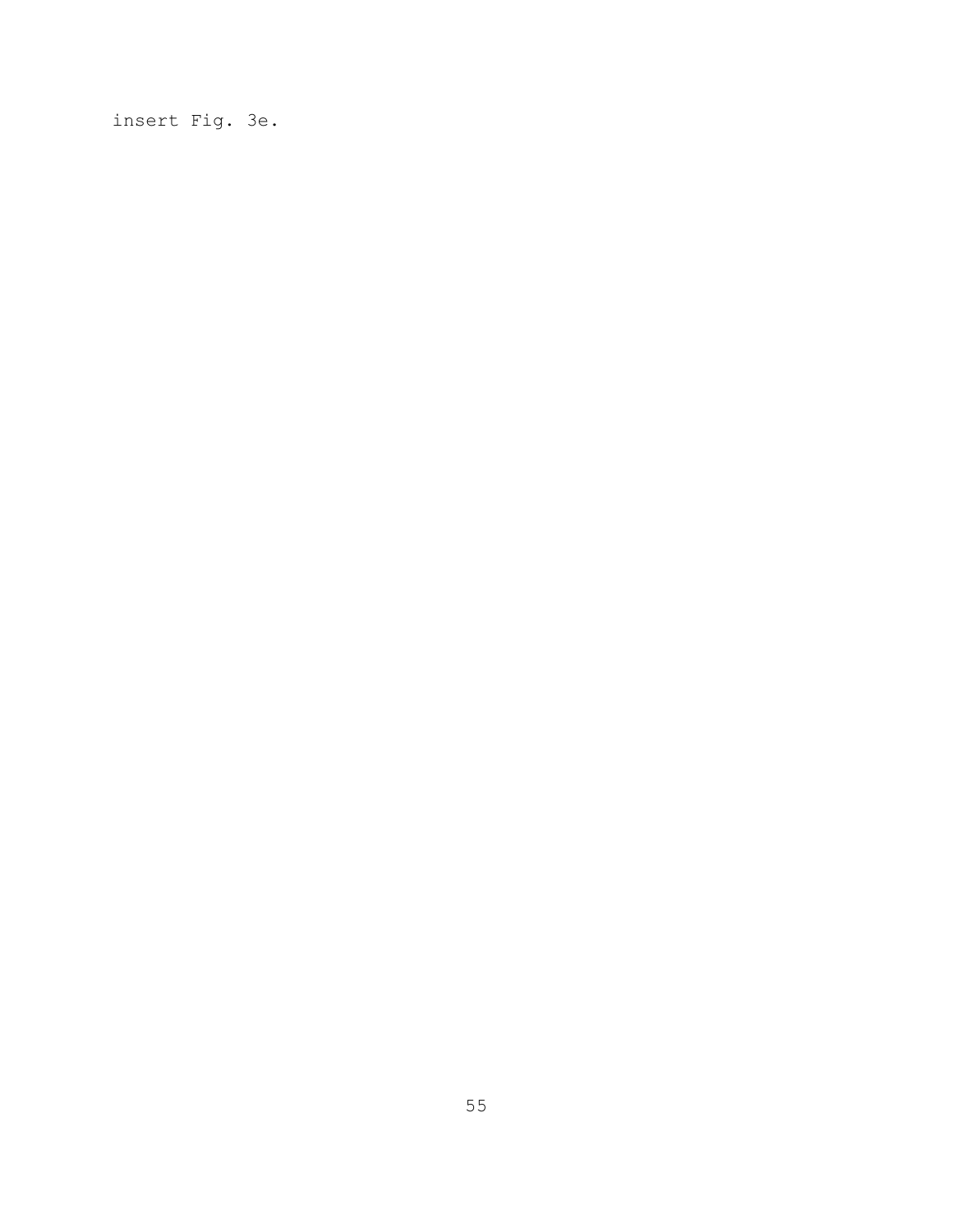insert Fig. 3e.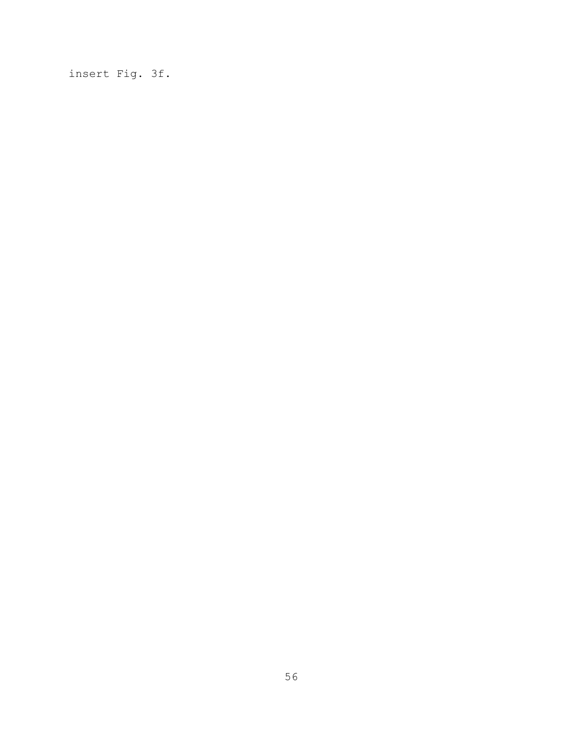insert Fig. 3f.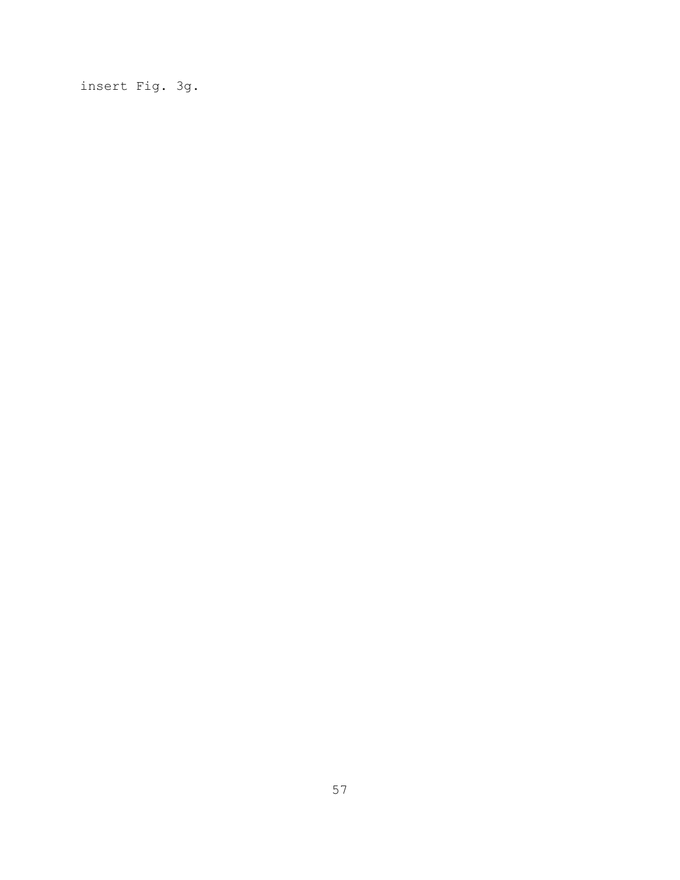insert Fig. 3g.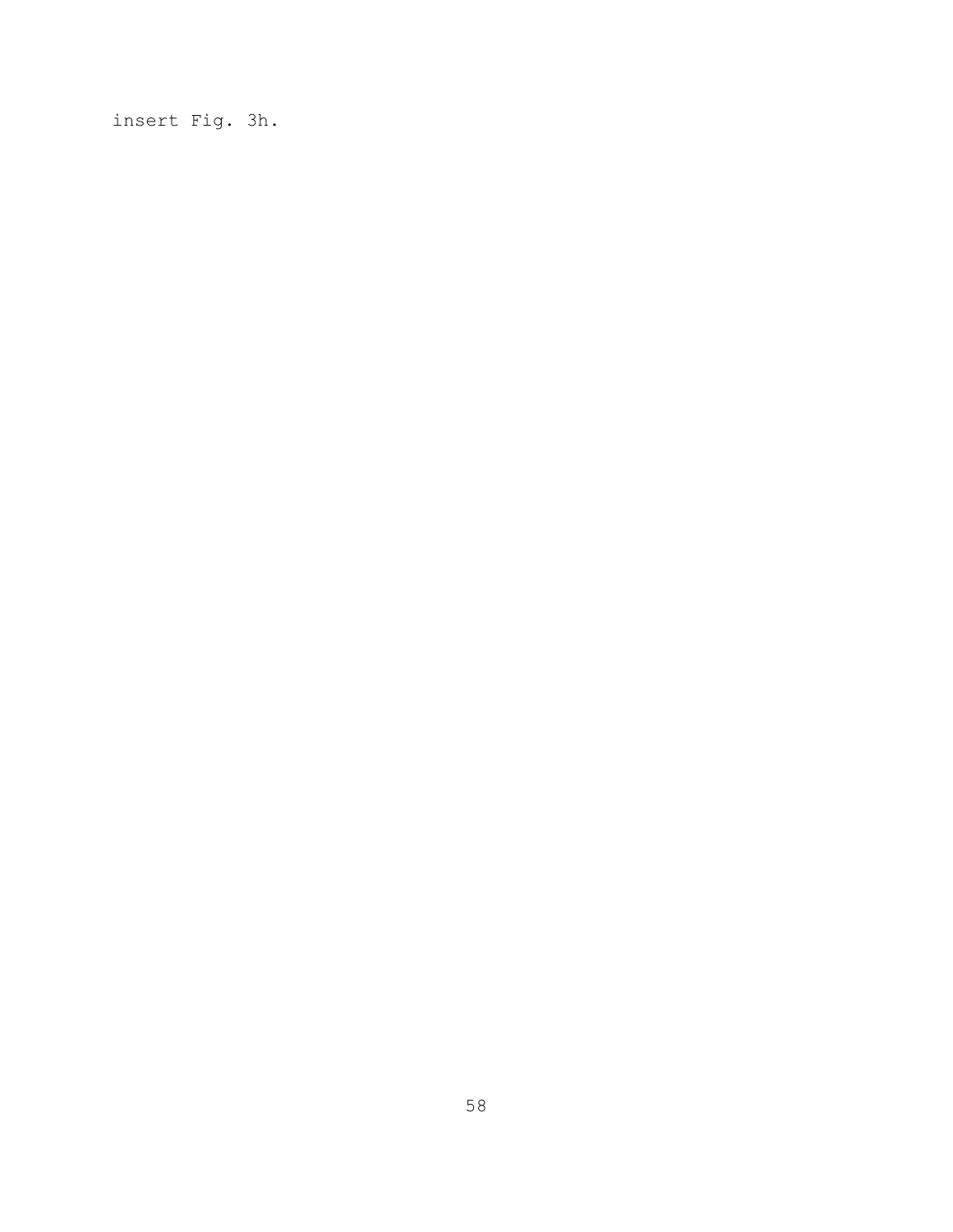insert Fig. 3h.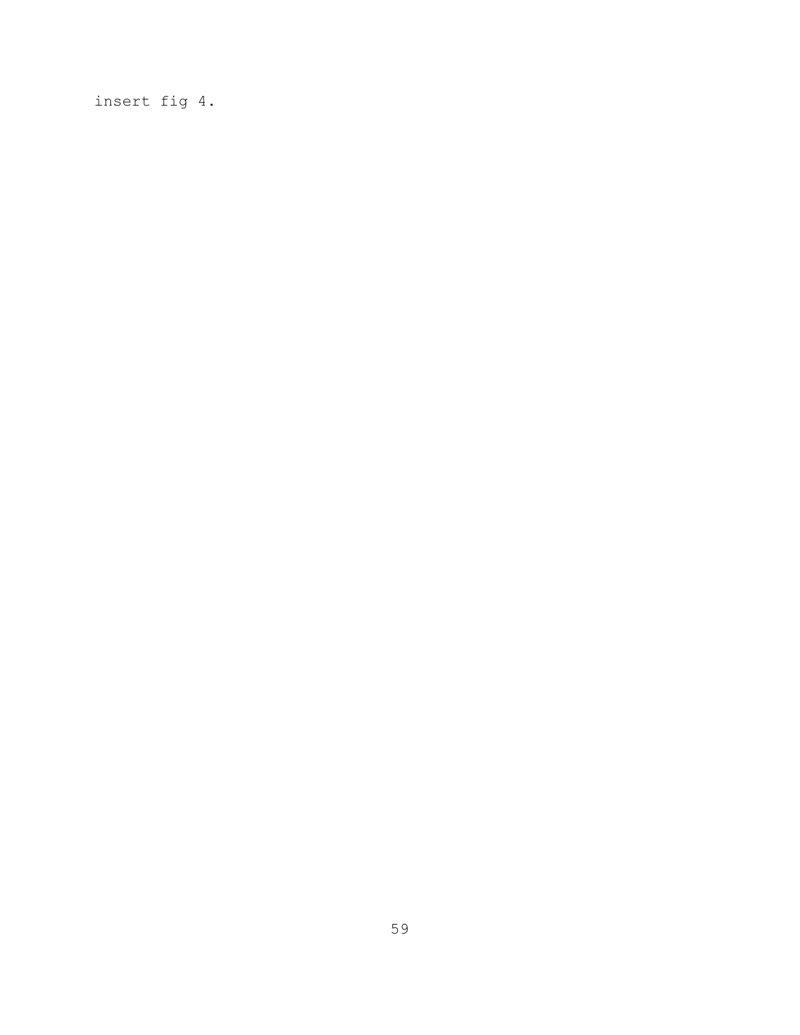insert fig 4.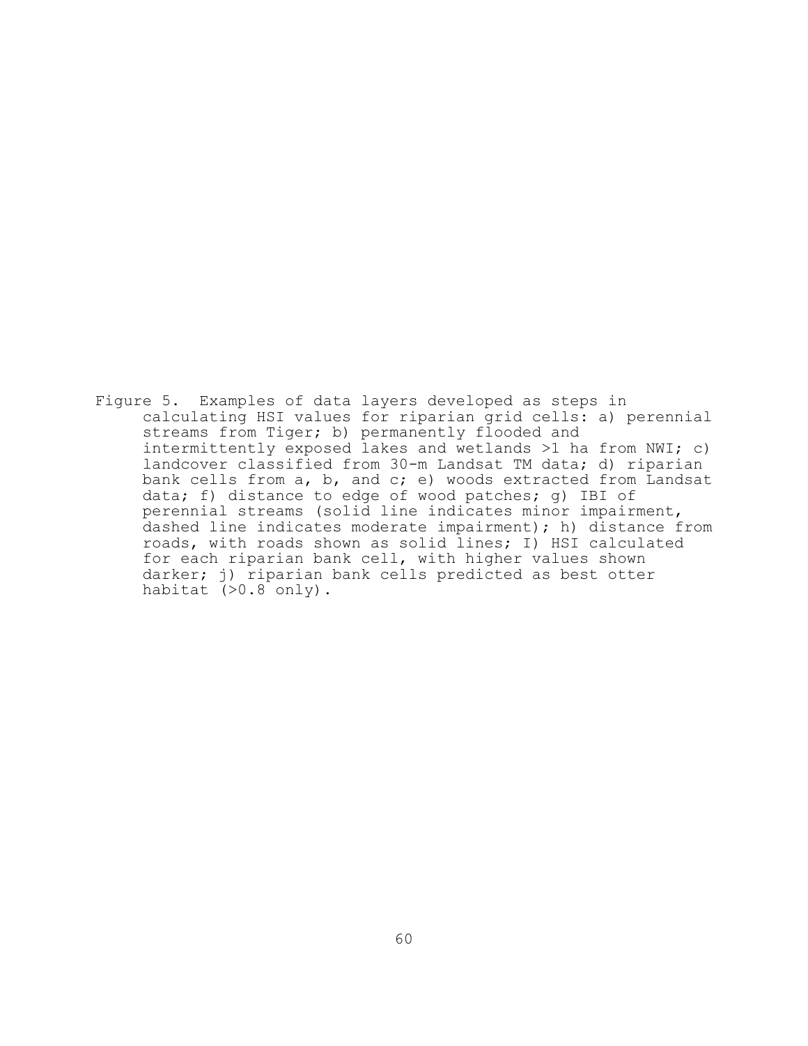Figure 5. Examples of data layers developed as steps in calculating HSI values for riparian grid cells: a) perennial streams from Tiger; b) permanently flooded and intermittently exposed lakes and wetlands >1 ha from NWI; c) landcover classified from 30-m Landsat TM data; d) riparian bank cells from a, b, and c; e) woods extracted from Landsat data; f) distance to edge of wood patches; g) IBI of perennial streams (solid line indicates minor impairment, dashed line indicates moderate impairment); h) distance from roads, with roads shown as solid lines; I) HSI calculated for each riparian bank cell, with higher values shown darker; j) riparian bank cells predicted as best otter habitat (>0.8 only).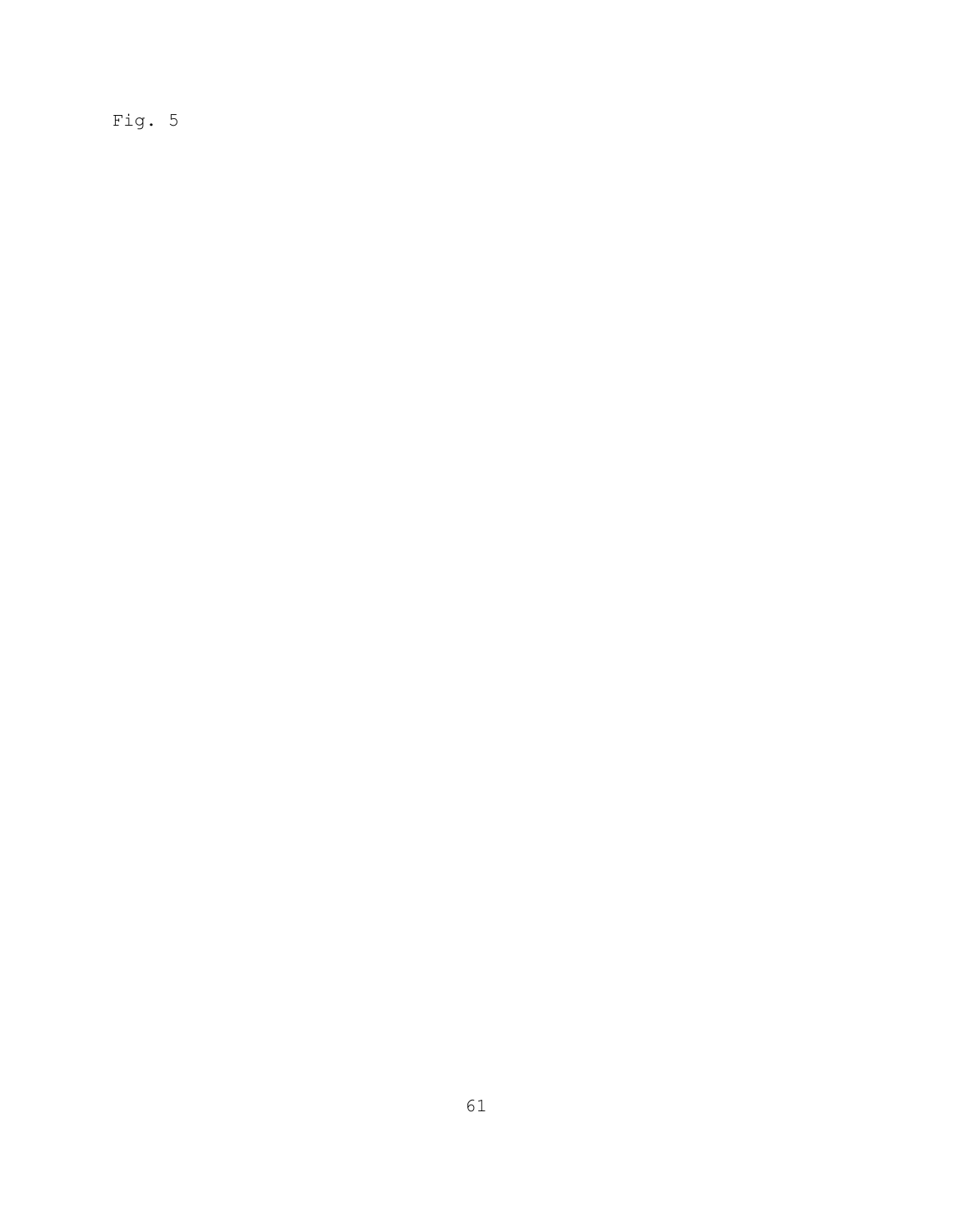Fig. 5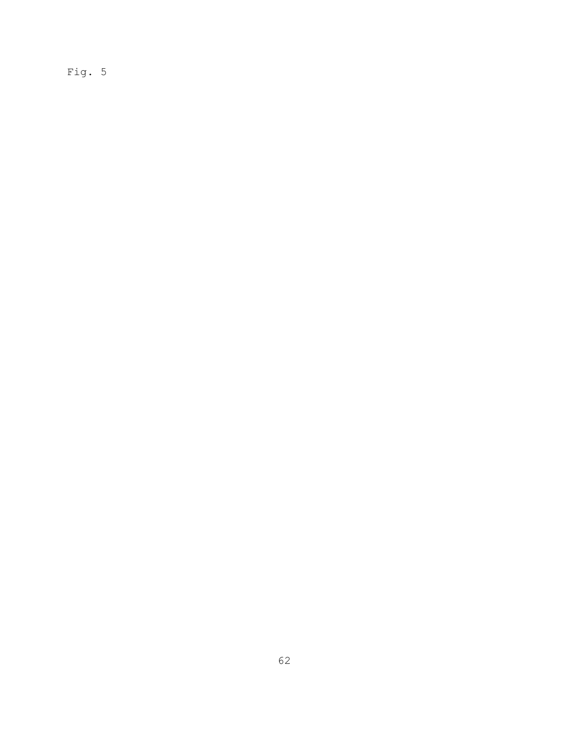Fig. 5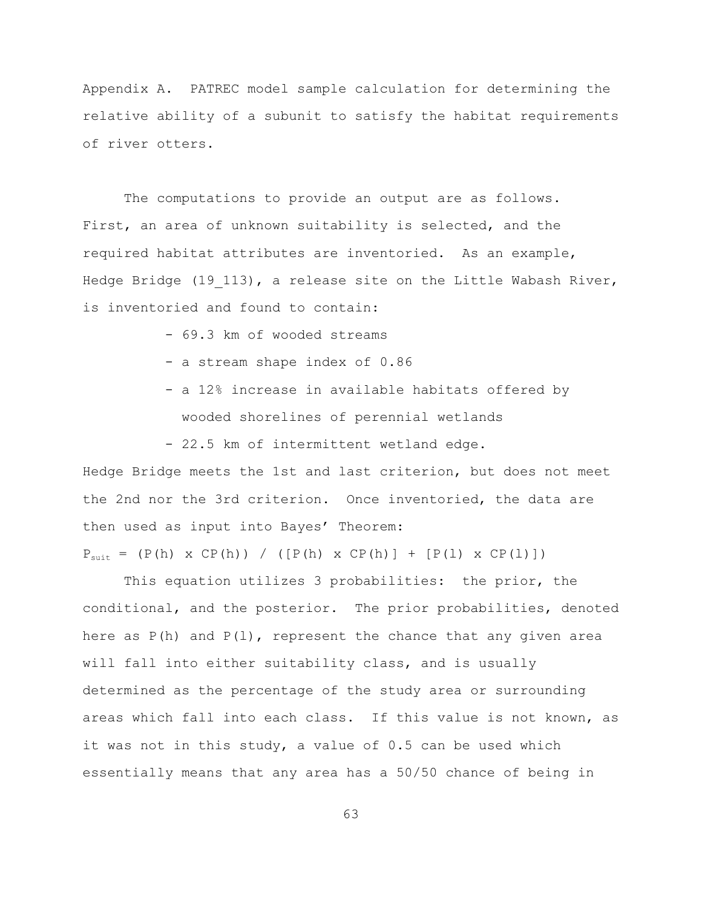Appendix A. PATREC model sample calculation for determining the relative ability of a subunit to satisfy the habitat requirements of river otters.

The computations to provide an output are as follows. First, an area of unknown suitability is selected, and the required habitat attributes are inventoried. As an example, Hedge Bridge (19_113), a release site on the Little Wabash River, is inventoried and found to contain:

- 69.3 km of wooded streams
- a stream shape index of 0.86
- a 12% increase in available habitats offered by wooded shorelines of perennial wetlands
- 22.5 km of intermittent wetland edge.

Hedge Bridge meets the 1st and last criterion, but does not meet the 2nd nor the 3rd criterion. Once inventoried, the data are then used as input into Bayes' Theorem:

$$P_{suit} = (P(h) \times CP(h)) / ([P(h) \times CP(h)] + [P(l) \times CP(l)])$$

This equation utilizes 3 probabilities: the prior, the conditional, and the posterior. The prior probabilities, denoted here as $P(h)$ and $P(l)$, represent the chance that any given area will fall into either suitability class, and is usually determined as the percentage of the study area or surrounding areas which fall into each class. If this value is not known, as it was not in this study, a value of 0.5 can be used which essentially means that any area has a 50/50 chance of being in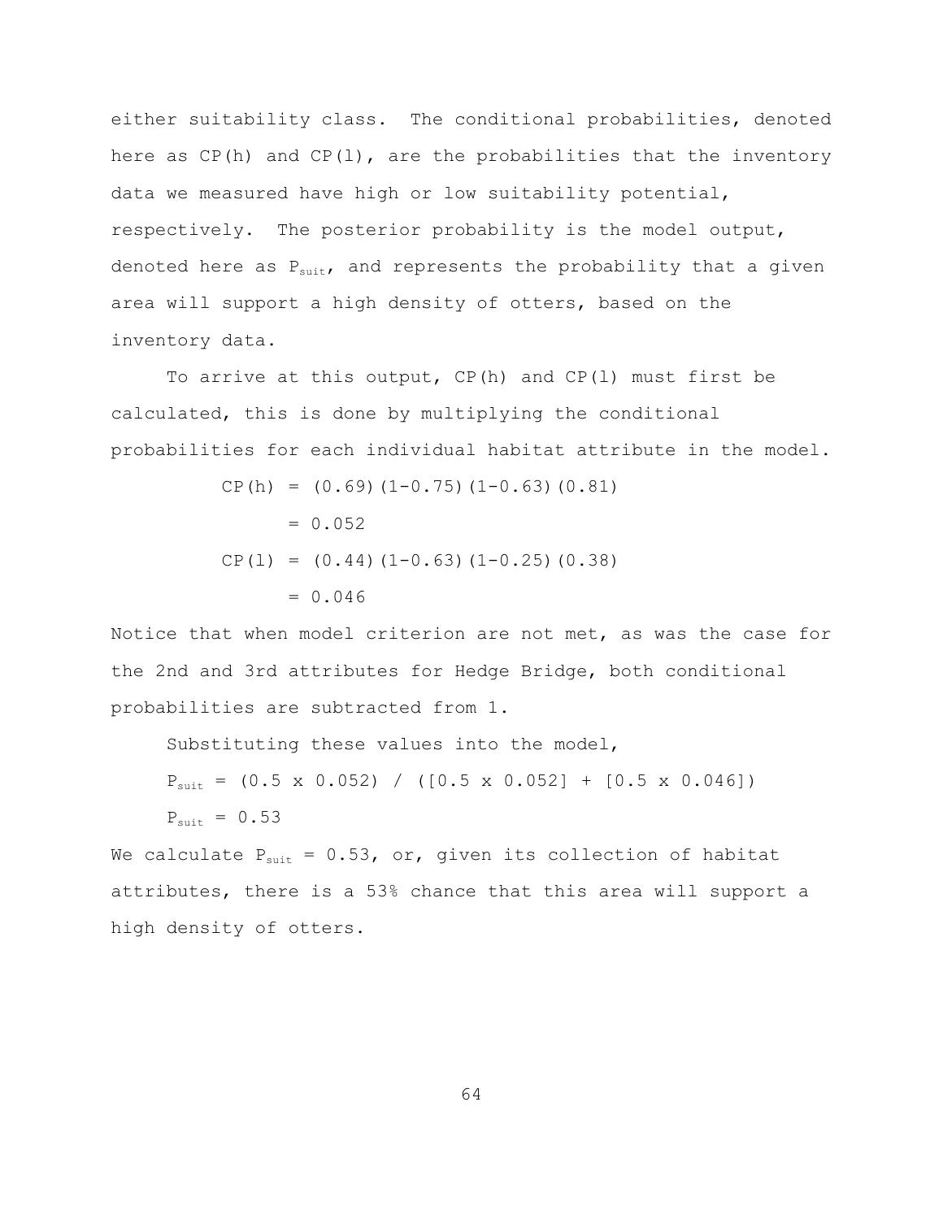either suitability class. The conditional probabilities, denoted here as CP(h) and CP(l), are the probabilities that the inventory data we measured have high or low suitability potential, respectively. The posterior probability is the model output, denoted here as $P_{suit}$, and represents the probability that a given area will support a high density of otters, based on the inventory data.

To arrive at this output, CP(h) and CP(l) must first be calculated, this is done by multiplying the conditional probabilities for each individual habitat attribute in the model.

$$CP(h) = (0.69)(1-0.75)(1-0.63)(0.81)$$

$$= 0.052$$

$$CP(l) = (0.44)(1-0.63)(1-0.25)(0.38)$$

$$= 0.046$$

Notice that when model criterion are not met, as was the case for the 2nd and 3rd attributes for Hedge Bridge, both conditional probabilities are subtracted from 1.

Substituting these values into the model,

$$P_{suit} = (0.5 \times 0.052) / ([0.5 \times 0.052] + [0.5 \times 0.046])$$

$$P_{suit} = 0.53$$

We calculate $P_{suit} = 0.53$, or, given its collection of habitat attributes, there is a 53% chance that this area will support a high density of otters.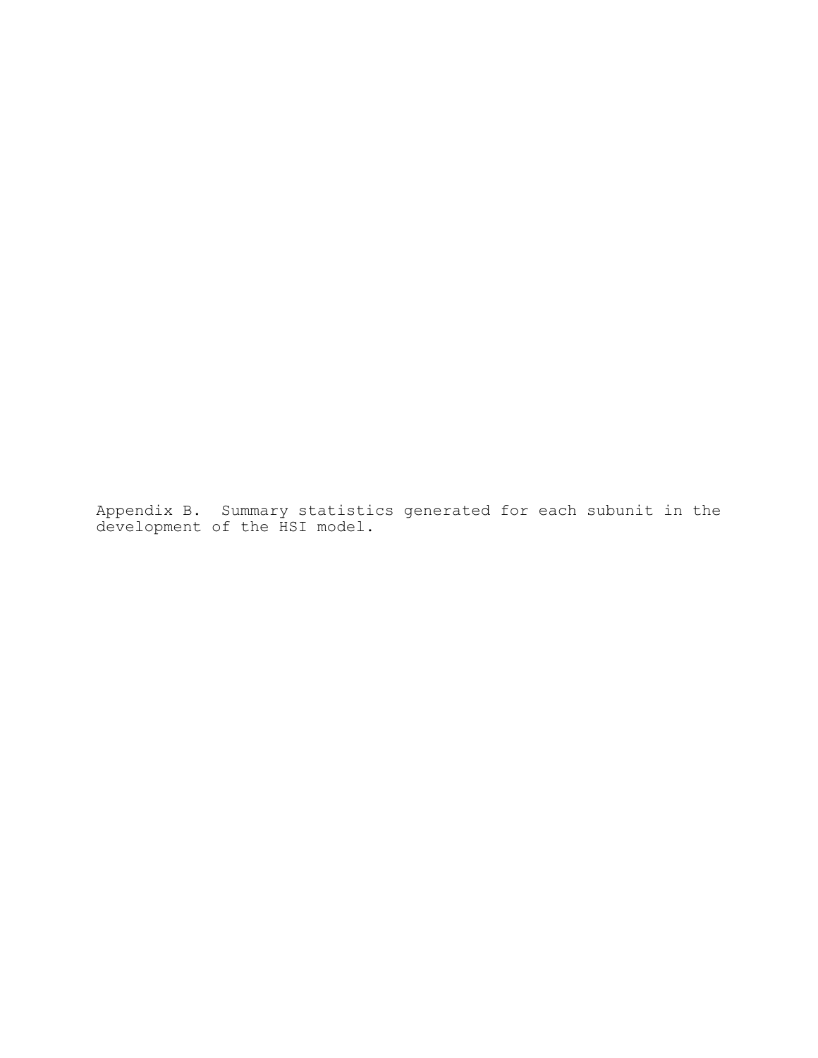Appendix B. Summary statistics generated for each subunit in the development of the HSI model.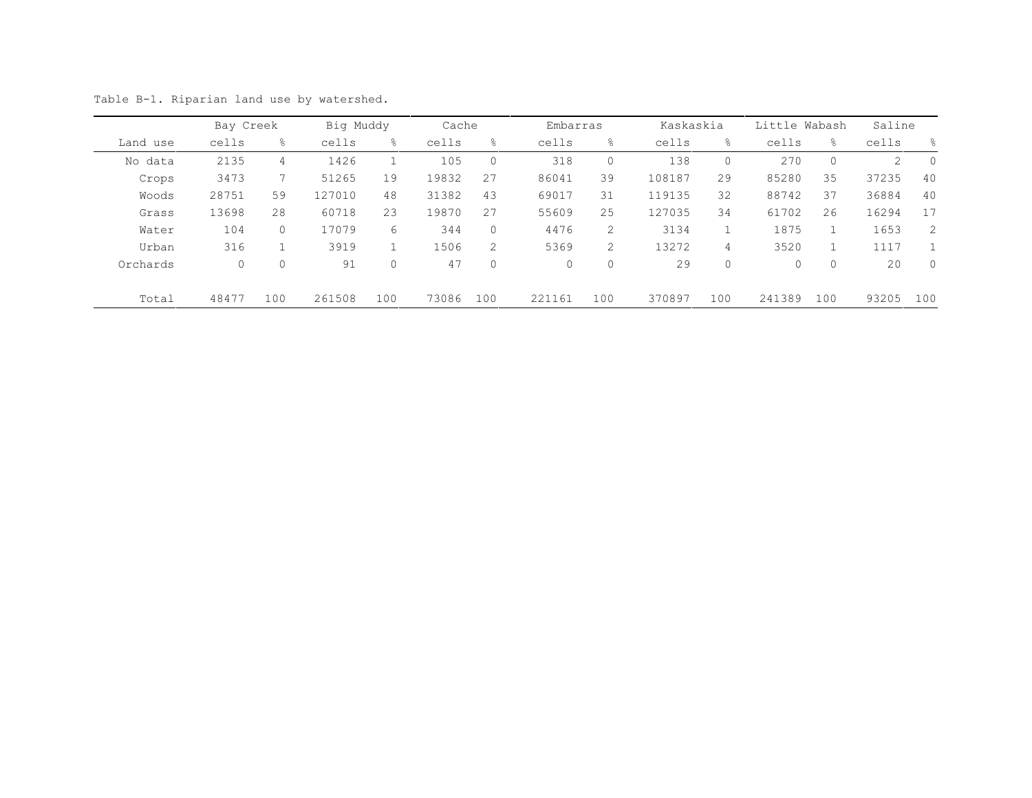Table B-1. Riparian land use by watershed.

| | Bay Creek | | Big Muddy | | Cache | | Embarras | | Kaskaskia | | Little Wabash | | Saline | |
|---|---|---|---|---|---|---|---|---|---|---|---|---|---|---|
| Land use | cells | % | cells | % | cells | % | cells | % | cells | % | cells | % | cells | % |
| No data | 2135 | 4 | 1426 | 1 | 105 | 0 | 318 | 0 | 138 | 0 | 270 | 0 | 2 | 0 |
| Crops | 3473 | 7 | 51265 | 19 | 19832 | 27 | 86041 | 39 | 108187 | 29 | 85280 | 35 | 37235 | 40 |
| Woods | 28751 | 59 | 127010 | 48 | 31382 | 43 | 69017 | 31 | 119135 | 32 | 88742 | 37 | 36884 | 40 |
| Grass | 13698 | 28 | 60718 | 23 | 19870 | 27 | 55609 | 25 | 127035 | 34 | 61702 | 26 | 16294 | 17 |
| Water | 104 | 0 | 17079 | 6 | 344 | 0 | 4476 | 2 | 3134 | 1 | 1875 | 1 | 1653 | 2 |
| Urban | 316 | 1 | 3919 | 1 | 1506 | 2 | 5369 | 2 | 13272 | 4 | 3520 | 1 | 1117 | 1 |
| Orchards | 0 | 0 | 91 | 0 | 47 | 0 | 0 | 0 | 29 | 0 | 0 | 0 | 20 | 0 |
| Total | 48477 | 100 | 261508 | 100 | 73086 | 100 | 221161 | 100 | 370897 | 100 | 241389 | 100 | 93205 | 100 |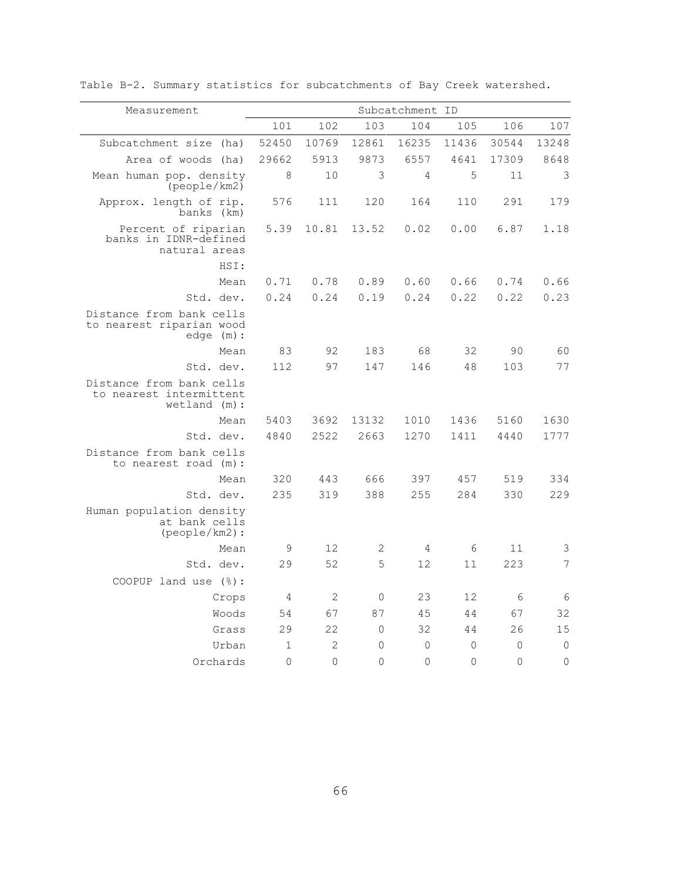Table B-2. Summary statistics for subcatchments of Bay Creek watershed.

| Measurement | Subcatchment ID | | | | | | |
|---|---|---|---|---|---|---|---|
| | 101 | 102 | 103 | 104 | 105 | 106 | 107 |
| Subcatchment size (ha) | 52450 | 10769 | 12861 | 16235 | 11436 | 30544 | 13248 |
| Area of woods (ha) | 29662 | 5913 | 9873 | 6557 | 4641 | 17309 | 8648 |
| Mean human pop. density (people/km2) | 8 | 10 | 3 | 4 | 5 | 11 | 3 |
| Approx. length of rip. banks (km) | 576 | 111 | 120 | 164 | 110 | 291 | 179 |
| Percent of riparian banks in IDNR-defined natural areas | 5.39 | 10.81 | 13.52 | 0.02 | 0.00 | 6.87 | 1.18 |
| HSI: | | | | | | | |
| Mean | 0.71 | 0.78 | 0.89 | 0.60 | 0.66 | 0.74 | 0.66 |
| Std. dev. | 0.24 | 0.24 | 0.19 | 0.24 | 0.22 | 0.22 | 0.23 |
| Distance from bank cells to nearest riparian wood edge (m): | | | | | | | |
| Mean | 83 | 92 | 183 | 68 | 32 | 90 | 60 |
| Std. dev. | 112 | 97 | 147 | 146 | 48 | 103 | 77 |
| Distance from bank cells to nearest intermittent wetland (m): | | | | | | | |
| Mean | 5403 | 3692 | 13132 | 1010 | 1436 | 5160 | 1630 |
| Std. dev. | 4840 | 2522 | 2663 | 1270 | 1411 | 4440 | 1777 |
| Distance from bank cells to nearest road (m): | | | | | | | |
| Mean | 320 | 443 | 666 | 397 | 457 | 519 | 334 |
| Std. dev. | 235 | 319 | 388 | 255 | 284 | 330 | 229 |
| Human population density at bank cells (people/km2): | | | | | | | |
| Mean | 9 | 12 | 2 | 4 | 6 | 11 | 3 |
| Std. dev. | 29 | 52 | 5 | 12 | 11 | 223 | 7 |
| COOPUP land use (%): | | | | | | | |
| Crops | 4 | 2 | 0 | 23 | 12 | 6 | 6 |
| Woods | 54 | 67 | 87 | 45 | 44 | 67 | 32 |
| Grass | 29 | 22 | 0 | 32 | 44 | 26 | 15 |
| Urban | 1 | 2 | 0 | 0 | 0 | 0 | 0 |
| Orchards | 0 | 0 | 0 | 0 | 0 | 0 | 0 |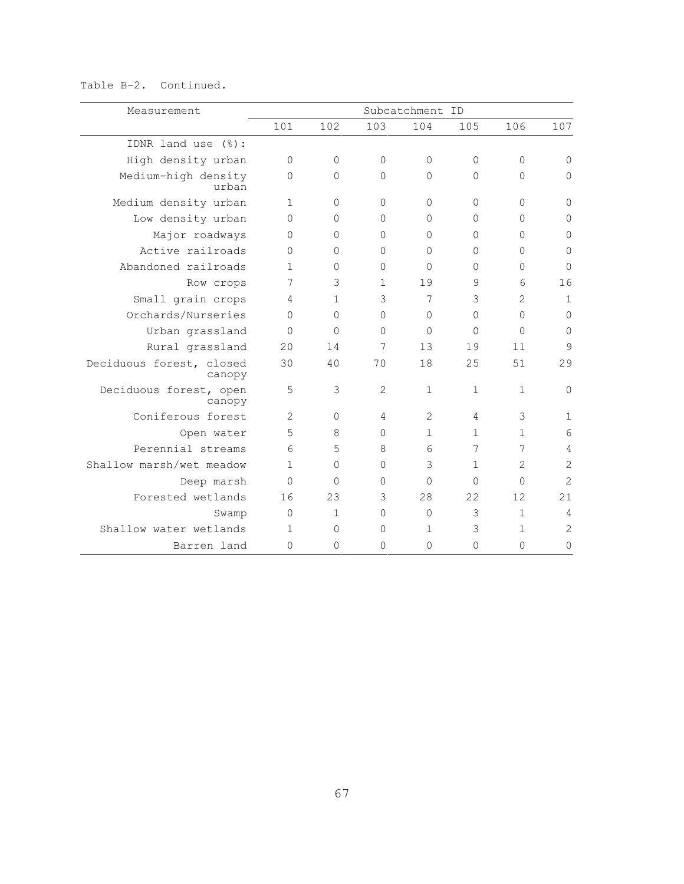Table B-2. Continued.

| Measurement | Subcatchment ID | | | | | | |
|---|---|---|---|---|---|---|---|
| | 101 | 102 | 103 | 104 | 105 | 106 | 107 |
| IDNR land use (%): | | | | | | | |
| High density urban | 0 | 0 | 0 | 0 | 0 | 0 | 0 |
| Medium-high density urban | 0 | 0 | 0 | 0 | 0 | 0 | 0 |
| Medium density urban | 1 | 0 | 0 | 0 | 0 | 0 | 0 |
| Low density urban | 0 | 0 | 0 | 0 | 0 | 0 | 0 |
| Major roadways | 0 | 0 | 0 | 0 | 0 | 0 | 0 |
| Active railroads | 0 | 0 | 0 | 0 | 0 | 0 | 0 |
| Abandoned railroads | 1 | 0 | 0 | 0 | 0 | 0 | 0 |
| Row crops | 7 | 3 | 1 | 19 | 9 | 6 | 16 |
| Small grain crops | 4 | 1 | 3 | 7 | 3 | 2 | 1 |
| Orchards/Nurseries | 0 | 0 | 0 | 0 | 0 | 0 | 0 |
| Urban grassland | 0 | 0 | 0 | 0 | 0 | 0 | 0 |
| Rural grassland | 20 | 14 | 7 | 13 | 19 | 11 | 9 |
| Deciduous forest, closed canopy | 30 | 40 | 70 | 18 | 25 | 51 | 29 |
| Deciduous forest, open canopy | 5 | 3 | 2 | 1 | 1 | 1 | 0 |
| Coniferous forest | 2 | 0 | 4 | 2 | 4 | 3 | 1 |
| Open water | 5 | 8 | 0 | 1 | 1 | 1 | 6 |
| Perennial streams | 6 | 5 | 8 | 6 | 7 | 7 | 4 |
| Shallow marsh/wet meadow | 1 | 0 | 0 | 3 | 1 | 2 | 2 |
| Deep marsh | 0 | 0 | 0 | 0 | 0 | 0 | 2 |
| Forested wetlands | 16 | 23 | 3 | 28 | 22 | 12 | 21 |
| Swamp | 0 | 1 | 0 | 0 | 3 | 1 | 4 |
| Shallow water wetlands | 1 | 0 | 0 | 1 | 3 | 1 | 2 |
| Barren land | 0 | 0 | 0 | 0 | 0 | 0 | 0 |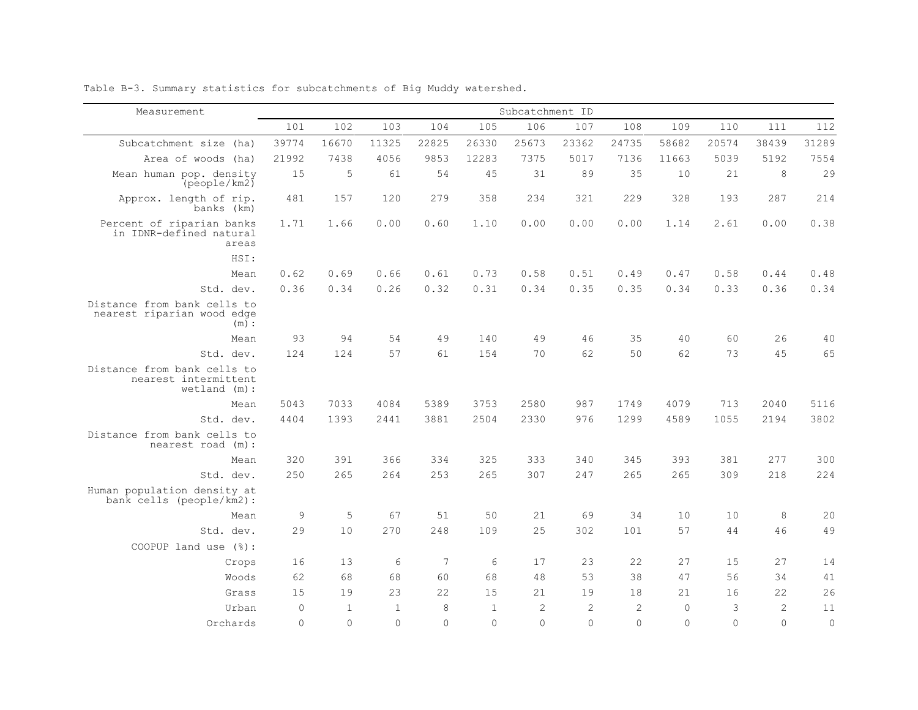Table B-3. Summary statistics for subcatchments of Big Muddy watershed.

| Measurement | Subcatchment ID | | | | | | | | | | | |
|---|---|---|---|---|---|---|---|---|---|---|---|---|
| | 101 | 102 | 103 | 104 | 105 | 106 | 107 | 108 | 109 | 110 | 111 | 112 |
| Subcatchment size (ha) | 39774 | 16670 | 11325 | 22825 | 26330 | 25673 | 23362 | 24735 | 58682 | 20574 | 38439 | 31289 |
| Area of woods (ha) | 21992 | 7438 | 4056 | 9853 | 12283 | 7375 | 5017 | 7136 | 11663 | 5039 | 5192 | 7554 |
| Mean human pop. density (people/km2) | 15 | 5 | 61 | 54 | 45 | 31 | 89 | 35 | 10 | 21 | 8 | 29 |
| Approx. length of rip. banks (km) | 481 | 157 | 120 | 279 | 358 | 234 | 321 | 229 | 328 | 193 | 287 | 214 |
| Percent of riparian banks in IDNR-defined natural areas | 1.71 | 1.66 | 0.00 | 0.60 | 1.10 | 0.00 | 0.00 | 0.00 | 1.14 | 2.61 | 0.00 | 0.38 |
| HSI: | | | | | | | | | | | | |
| Mean | 0.62 | 0.69 | 0.66 | 0.61 | 0.73 | 0.58 | 0.51 | 0.49 | 0.47 | 0.58 | 0.44 | 0.48 |
| Std. dev. | 0.36 | 0.34 | 0.26 | 0.32 | 0.31 | 0.34 | 0.35 | 0.35 | 0.34 | 0.33 | 0.36 | 0.34 |
| Distance from bank cells to nearest riparian wood edge (m): | | | | | | | | | | | | |
| Mean | 93 | 94 | 54 | 49 | 140 | 49 | 46 | 35 | 40 | 60 | 26 | 40 |
| Std. dev. | 124 | 124 | 57 | 61 | 154 | 70 | 62 | 50 | 62 | 73 | 45 | 65 |
| Distance from bank cells to nearest intermittent wetland (m): | | | | | | | | | | | | |
| Mean | 5043 | 7033 | 4084 | 5389 | 3753 | 2580 | 987 | 1749 | 4079 | 713 | 2040 | 5116 |
| Std. dev. | 4404 | 1393 | 2441 | 3881 | 2504 | 2330 | 976 | 1299 | 4589 | 1055 | 2194 | 3802 |
| Distance from bank cells to nearest road (m): | | | | | | | | | | | | |
| Mean | 320 | 391 | 366 | 334 | 325 | 333 | 340 | 345 | 393 | 381 | 277 | 300 |
| Std. dev. | 250 | 265 | 264 | 253 | 265 | 307 | 247 | 265 | 265 | 309 | 218 | 224 |
| Human population density at bank cells (people/km2): | | | | | | | | | | | | |
| Mean | 9 | 5 | 67 | 51 | 50 | 21 | 69 | 34 | 10 | 10 | 8 | 20 |
| Std. dev. | 29 | 10 | 270 | 248 | 109 | 25 | 302 | 101 | 57 | 44 | 46 | 49 |
| COOPUP land use (%): | | | | | | | | | | | | |
| Crops | 16 | 13 | 6 | 7 | 6 | 17 | 23 | 22 | 27 | 15 | 27 | 14 |
| Woods | 62 | 68 | 68 | 60 | 68 | 48 | 53 | 38 | 47 | 56 | 34 | 41 |
| Grass | 15 | 19 | 23 | 22 | 15 | 21 | 19 | 18 | 21 | 16 | 22 | 26 |
| Urban | 0 | 1 | 1 | 8 | 1 | 2 | 2 | 2 | 0 | 3 | 2 | 11 |
| Orchards | 0 | 0 | 0 | 0 | 0 | 0 | 0 | 0 | 0 | 0 | 0 | 0 |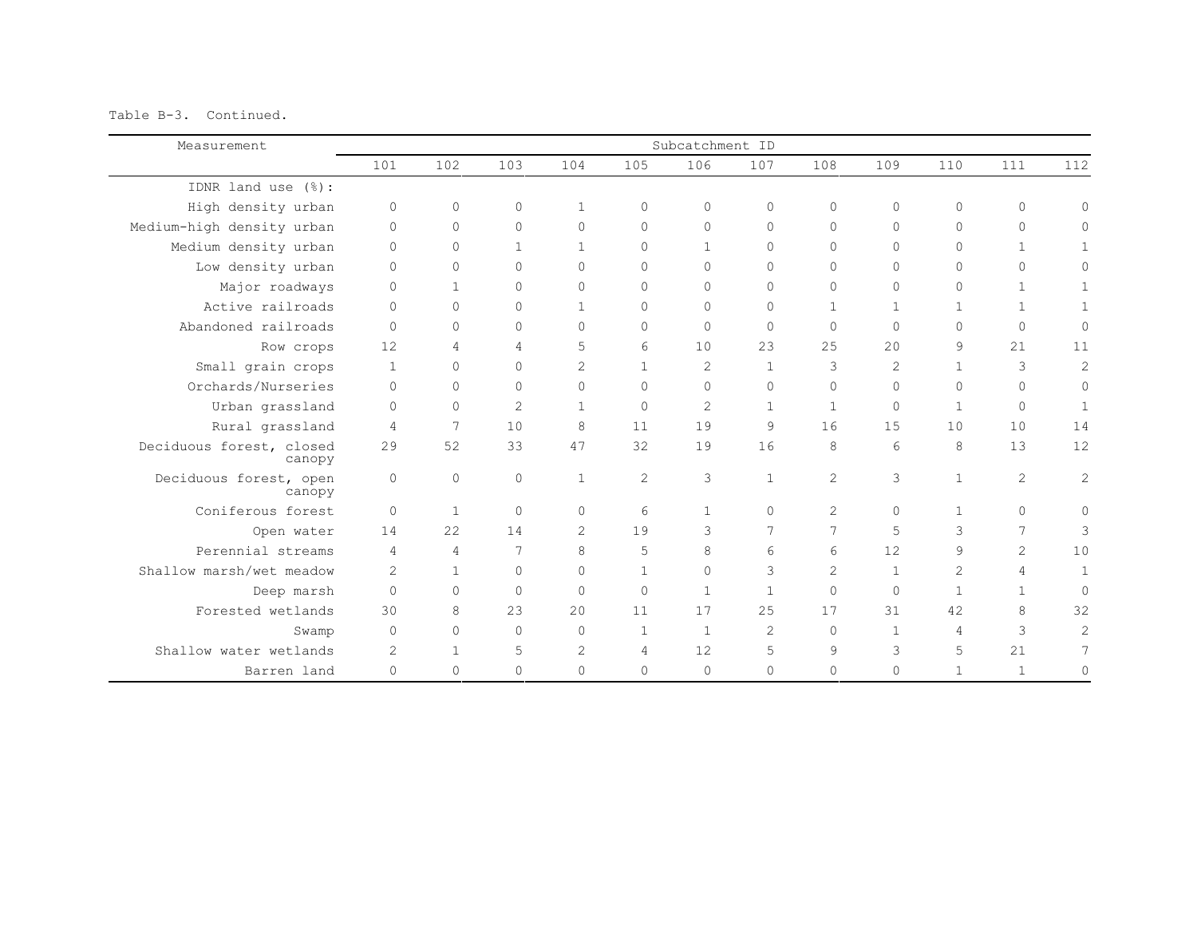Table B-3. Continued.

| Measurement | Subcatchment ID | | | | | | | | | | | |
|---|---|---|---|---|---|---|---|---|---|---|---|---|
| | 101 | 102 | 103 | 104 | 105 | 106 | 107 | 108 | 109 | 110 | 111 | 112 |
| IDNR land use (%): | | | | | | | | | | | | |
| High density urban | 0 | 0 | 0 | 1 | 0 | 0 | 0 | 0 | 0 | 0 | 0 | 0 |
| Medium-high density urban | 0 | 0 | 0 | 0 | 0 | 0 | 0 | 0 | 0 | 0 | 0 | 0 |
| Medium density urban | 0 | 0 | 1 | 1 | 0 | 1 | 0 | 0 | 0 | 0 | 1 | 1 |
| Low density urban | 0 | 0 | 0 | 0 | 0 | 0 | 0 | 0 | 0 | 0 | 0 | 0 |
| Major roadways | 0 | 1 | 0 | 0 | 0 | 0 | 0 | 0 | 0 | 0 | 1 | 1 |
| Active railroads | 0 | 0 | 0 | 1 | 0 | 0 | 0 | 1 | 1 | 1 | 1 | 1 |
| Abandoned railroads | 0 | 0 | 0 | 0 | 0 | 0 | 0 | 0 | 0 | 0 | 0 | 0 |
| Row crops | 12 | 4 | 4 | 5 | 6 | 10 | 23 | 25 | 20 | 9 | 21 | 11 |
| Small grain crops | 1 | 0 | 0 | 2 | 1 | 2 | 1 | 3 | 2 | 1 | 3 | 2 |
| Orchards/Nurseries | 0 | 0 | 0 | 0 | 0 | 0 | 0 | 0 | 0 | 0 | 0 | 0 |
| Urban grassland | 0 | 0 | 2 | 1 | 0 | 2 | 1 | 1 | 0 | 1 | 0 | 1 |
| Rural grassland | 4 | 7 | 10 | 8 | 11 | 19 | 9 | 16 | 15 | 10 | 10 | 14 |
| Deciduous forest, closed canopy | 29 | 52 | 33 | 47 | 32 | 19 | 16 | 8 | 6 | 8 | 13 | 12 |
| Deciduous forest, open canopy | 0 | 0 | 0 | 1 | 2 | 3 | 1 | 2 | 3 | 1 | 2 | 2 |
| Coniferous forest | 0 | 1 | 0 | 0 | 6 | 1 | 0 | 2 | 0 | 1 | 0 | 0 |
| Open water | 14 | 22 | 14 | 2 | 19 | 3 | 7 | 7 | 5 | 3 | 7 | 3 |
| Perennial streams | 4 | 4 | 7 | 8 | 5 | 8 | 6 | 6 | 12 | 9 | 2 | 10 |
| Shallow marsh/wet meadow | 2 | 1 | 0 | 0 | 1 | 0 | 3 | 2 | 1 | 2 | 4 | 1 |
| Deep marsh | 0 | 0 | 0 | 0 | 0 | 1 | 1 | 0 | 0 | 1 | 1 | 0 |
| Forested wetlands | 30 | 8 | 23 | 20 | 11 | 17 | 25 | 17 | 31 | 42 | 8 | 32 |
| Swamp | 0 | 0 | 0 | 0 | 1 | 1 | 2 | 0 | 1 | 4 | 3 | 2 |
| Shallow water wetlands | 2 | 1 | 5 | 2 | 4 | 12 | 5 | 9 | 3 | 5 | 21 | 7 |
| Barren land | 0 | 0 | 0 | 0 | 0 | 0 | 0 | 0 | 0 | 1 | 1 | 0 |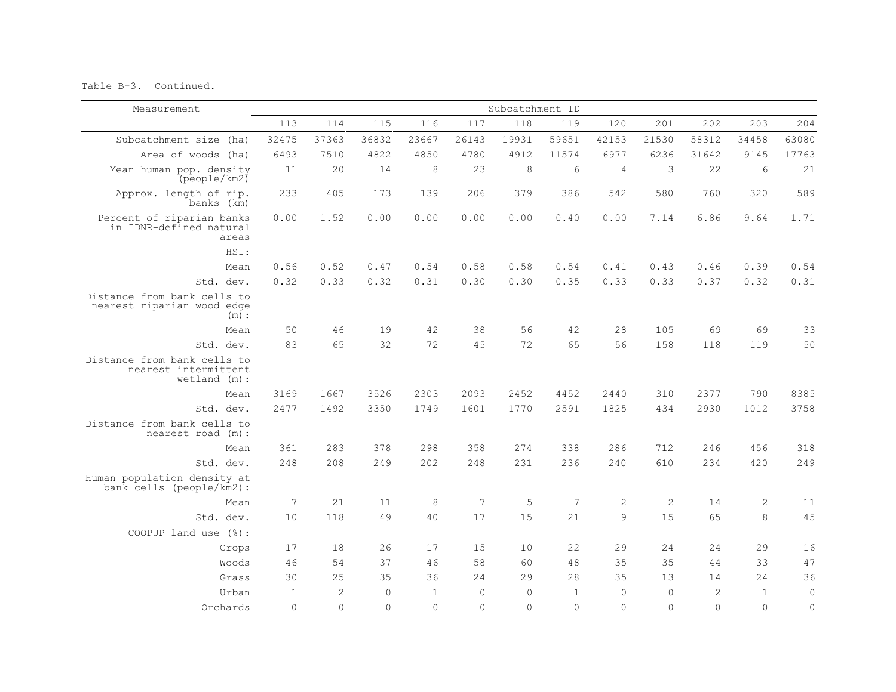Table B-3. Continued.

| Measurement | Subcatchment ID | | | | | | | | | | | |
|---|---|---|---|---|---|---|---|---|---|---|---|---|
| | 113 | 114 | 115 | 116 | 117 | 118 | 119 | 120 | 201 | 202 | 203 | 204 |
| Subcatchment size (ha) | 32475 | 37363 | 36832 | 23667 | 26143 | 19931 | 59651 | 42153 | 21530 | 58312 | 34458 | 63080 |
| Area of woods (ha) | 6493 | 7510 | 4822 | 4850 | 4780 | 4912 | 11574 | 6977 | 6236 | 31642 | 9145 | 17763 |
| Mean human pop. density (people/km2) | 11 | 20 | 14 | 8 | 23 | 8 | 6 | 4 | 3 | 22 | 6 | 21 |
| Approx. length of rip. banks (km) | 233 | 405 | 173 | 139 | 206 | 379 | 386 | 542 | 580 | 760 | 320 | 589 |
| Percent of riparian banks in IDNR-defined natural areas | 0.00 | 1.52 | 0.00 | 0.00 | 0.00 | 0.00 | 0.40 | 0.00 | 7.14 | 6.86 | 9.64 | 1.71 |
| HSI: | | | | | | | | | | | | |
| Mean | 0.56 | 0.52 | 0.47 | 0.54 | 0.58 | 0.58 | 0.54 | 0.41 | 0.43 | 0.46 | 0.39 | 0.54 |
| Std. dev. | 0.32 | 0.33 | 0.32 | 0.31 | 0.30 | 0.30 | 0.35 | 0.33 | 0.33 | 0.37 | 0.32 | 0.31 |
| Distance from bank cells to nearest riparian wood edge (m): | | | | | | | | | | | | |
| Mean | 50 | 46 | 19 | 42 | 38 | 56 | 42 | 28 | 105 | 69 | 69 | 33 |
| Std. dev. | 83 | 65 | 32 | 72 | 45 | 72 | 65 | 56 | 158 | 118 | 119 | 50 |
| Distance from bank cells to nearest intermittent wetland (m): | | | | | | | | | | | | |
| Mean | 3169 | 1667 | 3526 | 2303 | 2093 | 2452 | 4452 | 2440 | 310 | 2377 | 790 | 8385 |
| Std. dev. | 2477 | 1492 | 3350 | 1749 | 1601 | 1770 | 2591 | 1825 | 434 | 2930 | 1012 | 3758 |
| Distance from bank cells to nearest road (m): | | | | | | | | | | | | |
| Mean | 361 | 283 | 378 | 298 | 358 | 274 | 338 | 286 | 712 | 246 | 456 | 318 |
| Std. dev. | 248 | 208 | 249 | 202 | 248 | 231 | 236 | 240 | 610 | 234 | 420 | 249 |
| Human population density at bank cells (people/km2): | | | | | | | | | | | | |
| Mean | 7 | 21 | 11 | 8 | 7 | 5 | 7 | 2 | 2 | 14 | 2 | 11 |
| Std. dev. | 10 | 118 | 49 | 40 | 17 | 15 | 21 | 9 | 15 | 65 | 8 | 45 |
| COOPUP land use (%): | | | | | | | | | | | | |
| Crops | 17 | 18 | 26 | 17 | 15 | 10 | 22 | 29 | 24 | 24 | 29 | 16 |
| Woods | 46 | 54 | 37 | 46 | 58 | 60 | 48 | 35 | 35 | 44 | 33 | 47 |
| Grass | 30 | 25 | 35 | 36 | 24 | 29 | 28 | 35 | 13 | 14 | 24 | 36 |
| Urban | 1 | 2 | 0 | 1 | 0 | 0 | 1 | 0 | 0 | 2 | 1 | 0 |
| Orchards | 0 | 0 | 0 | 0 | 0 | 0 | 0 | 0 | 0 | 0 | 0 | 0 |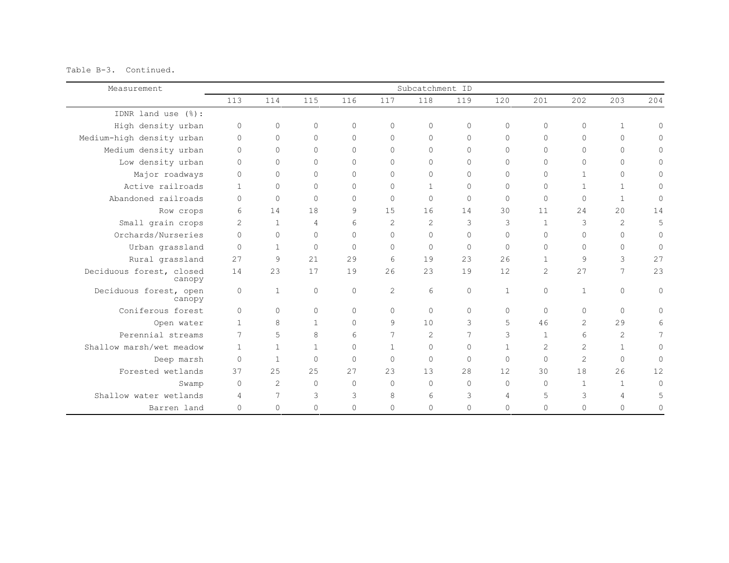Table B-3. Continued.

| Measurement | Subcatchment ID | | | | | | | | | | | |
|---|---|---|---|---|---|---|---|---|---|---|---|---|
| | 113 | 114 | 115 | 116 | 117 | 118 | 119 | 120 | 201 | 202 | 203 | 204 |
| IDNR land use (%): | | | | | | | | | | | | |
| High density urban | 0 | 0 | 0 | 0 | 0 | 0 | 0 | 0 | 0 | 0 | 1 | 0 |
| Medium-high density urban | 0 | 0 | 0 | 0 | 0 | 0 | 0 | 0 | 0 | 0 | 0 | 0 |
| Medium density urban | 0 | 0 | 0 | 0 | 0 | 0 | 0 | 0 | 0 | 0 | 0 | 0 |
| Low density urban | 0 | 0 | 0 | 0 | 0 | 0 | 0 | 0 | 0 | 0 | 0 | 0 |
| Major roadways | 0 | 0 | 0 | 0 | 0 | 0 | 0 | 0 | 0 | 1 | 0 | 0 |
| Active railroads | 1 | 0 | 0 | 0 | 0 | 1 | 0 | 0 | 0 | 1 | 1 | 0 |
| Abandoned railroads | 0 | 0 | 0 | 0 | 0 | 0 | 0 | 0 | 0 | 0 | 1 | 0 |
| Row crops | 6 | 14 | 18 | 9 | 15 | 16 | 14 | 30 | 11 | 24 | 20 | 14 |
| Small grain crops | 2 | 1 | 4 | 6 | 2 | 2 | 3 | 3 | 1 | 3 | 2 | 5 |
| Orchards/Nurseries | 0 | 0 | 0 | 0 | 0 | 0 | 0 | 0 | 0 | 0 | 0 | 0 |
| Urban grassland | 0 | 1 | 0 | 0 | 0 | 0 | 0 | 0 | 0 | 0 | 0 | 0 |
| Rural grassland | 27 | 9 | 21 | 29 | 6 | 19 | 23 | 26 | 1 | 9 | 3 | 27 |
| Deciduous forest, closed canopy | 14 | 23 | 17 | 19 | 26 | 23 | 19 | 12 | 2 | 27 | 7 | 23 |
| Deciduous forest, open canopy | 0 | 1 | 0 | 0 | 2 | 6 | 0 | 1 | 0 | 1 | 0 | 0 |
| Coniferous forest | 0 | 0 | 0 | 0 | 0 | 0 | 0 | 0 | 0 | 0 | 0 | 0 |
| Open water | 1 | 8 | 1 | 0 | 9 | 10 | 3 | 5 | 46 | 2 | 29 | 6 |
| Perennial streams | 7 | 5 | 8 | 6 | 7 | 2 | 7 | 3 | 1 | 6 | 2 | 7 |
| Shallow marsh/wet meadow | 1 | 1 | 1 | 0 | 1 | 0 | 0 | 1 | 2 | 2 | 1 | 0 |
| Deep marsh | 0 | 1 | 0 | 0 | 0 | 0 | 0 | 0 | 0 | 2 | 0 | 0 |
| Forested wetlands | 37 | 25 | 25 | 27 | 23 | 13 | 28 | 12 | 30 | 18 | 26 | 12 |
| Swamp | 0 | 2 | 0 | 0 | 0 | 0 | 0 | 0 | 0 | 1 | 1 | 0 |
| Shallow water wetlands | 4 | 7 | 3 | 3 | 8 | 6 | 3 | 4 | 5 | 3 | 4 | 5 |
| Barren land | 0 | 0 | 0 | 0 | 0 | 0 | 0 | 0 | 0 | 0 | 0 | 0 |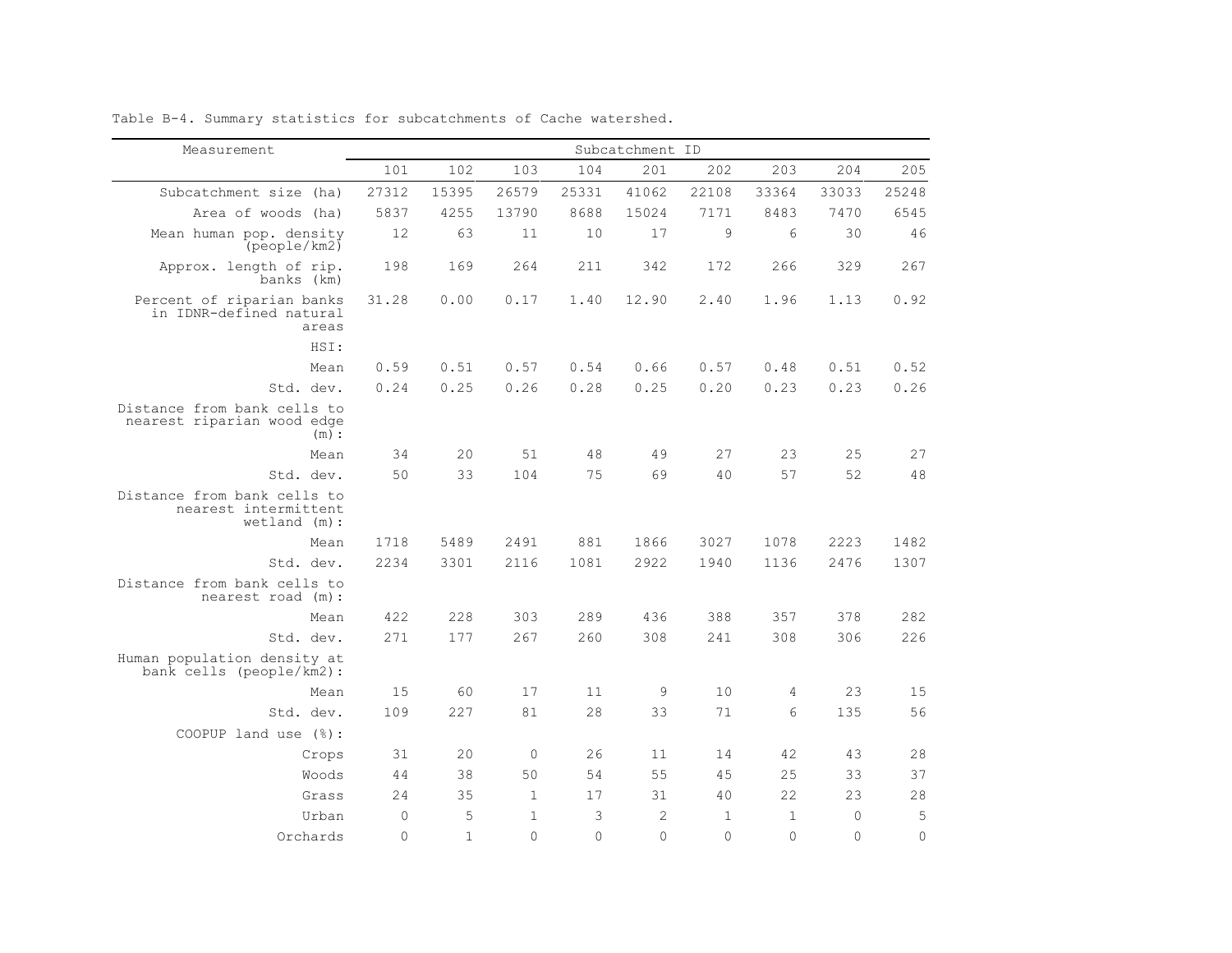Table B-4. Summary statistics for subcatchments of Cache watershed.

| Measurement | Subcatchment ID | | | | | | | | |
|---|---|---|---|---|---|---|---|---|---|
| | 101 | 102 | 103 | 104 | 201 | 202 | 203 | 204 | 205 |
| Subcatchment size (ha) | 27312 | 15395 | 26579 | 25331 | 41062 | 22108 | 33364 | 33033 | 25248 |
| Area of woods (ha) | 5837 | 4255 | 13790 | 8688 | 15024 | 7171 | 8483 | 7470 | 6545 |
| Mean human pop. density (people/km2) | 12 | 63 | 11 | 10 | 17 | 9 | 6 | 30 | 46 |
| Approx. length of rip. banks (km) | 198 | 169 | 264 | 211 | 342 | 172 | 266 | 329 | 267 |
| Percent of riparian banks in IDNR-defined natural areas | 31.28 | 0.00 | 0.17 | 1.40 | 12.90 | 2.40 | 1.96 | 1.13 | 0.92 |
| HSI: | | | | | | | | | |
| Mean | 0.59 | 0.51 | 0.57 | 0.54 | 0.66 | 0.57 | 0.48 | 0.51 | 0.52 |
| Std. dev. | 0.24 | 0.25 | 0.26 | 0.28 | 0.25 | 0.20 | 0.23 | 0.23 | 0.26 |
| Distance from bank cells to nearest riparian wood edge (m): | | | | | | | | | |
| Mean | 34 | 20 | 51 | 48 | 49 | 27 | 23 | 25 | 27 |
| Std. dev. | 50 | 33 | 104 | 75 | 69 | 40 | 57 | 52 | 48 |
| Distance from bank cells to nearest intermittent wetland (m): | | | | | | | | | |
| Mean | 1718 | 5489 | 2491 | 881 | 1866 | 3027 | 1078 | 2223 | 1482 |
| Std. dev. | 2234 | 3301 | 2116 | 1081 | 2922 | 1940 | 1136 | 2476 | 1307 |
| Distance from bank cells to nearest road (m): | | | | | | | | | |
| Mean | 422 | 228 | 303 | 289 | 436 | 388 | 357 | 378 | 282 |
| Std. dev. | 271 | 177 | 267 | 260 | 308 | 241 | 308 | 306 | 226 |
| Human population density at bank cells (people/km2): | | | | | | | | | |
| Mean | 15 | 60 | 17 | 11 | 9 | 10 | 4 | 23 | 15 |
| Std. dev. | 109 | 227 | 81 | 28 | 33 | 71 | 6 | 135 | 56 |
| COOPUP land use (%): | | | | | | | | | |
| Crops | 31 | 20 | 0 | 26 | 11 | 14 | 42 | 43 | 28 |
| Woods | 44 | 38 | 50 | 54 | 55 | 45 | 25 | 33 | 37 |
| Grass | 24 | 35 | 1 | 17 | 31 | 40 | 22 | 23 | 28 |
| Urban | 0 | 5 | 1 | 3 | 2 | 1 | 1 | 0 | 5 |
| Orchards | 0 | 1 | 0 | 0 | 0 | 0 | 0 | 0 | 0 |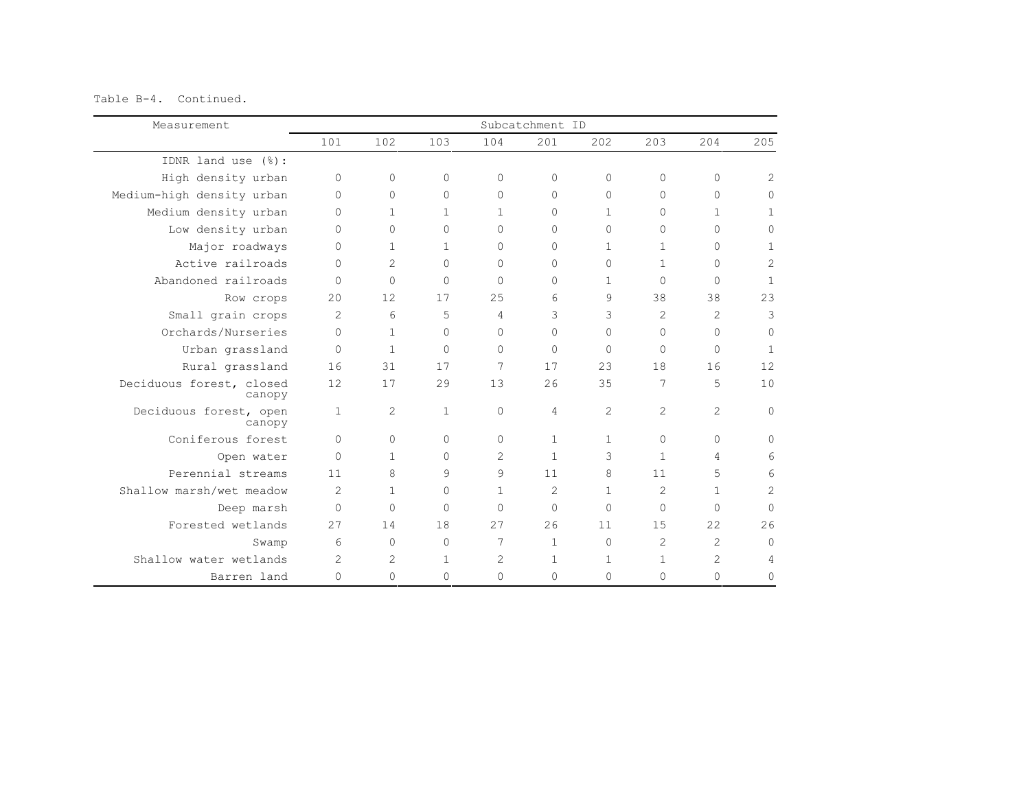Table B-4. Continued.

| Measurement | Subcatchment ID | | | | | | | | |
|---|---|---|---|---|---|---|---|---|---|
| | 101 | 102 | 103 | 104 | 201 | 202 | 203 | 204 | 205 |
| IDNR land use (%): | | | | | | | | | |
| High density urban | 0 | 0 | 0 | 0 | 0 | 0 | 0 | 0 | 2 |
| Medium-high density urban | 0 | 0 | 0 | 0 | 0 | 0 | 0 | 0 | 0 |
| Medium density urban | 0 | 1 | 1 | 1 | 0 | 1 | 0 | 1 | 1 |
| Low density urban | 0 | 0 | 0 | 0 | 0 | 0 | 0 | 0 | 0 |
| Major roadways | 0 | 1 | 1 | 0 | 0 | 1 | 1 | 0 | 1 |
| Active railroads | 0 | 2 | 0 | 0 | 0 | 0 | 1 | 0 | 2 |
| Abandoned railroads | 0 | 0 | 0 | 0 | 0 | 1 | 0 | 0 | 1 |
| Row crops | 20 | 12 | 17 | 25 | 6 | 9 | 38 | 38 | 23 |
| Small grain crops | 2 | 6 | 5 | 4 | 3 | 3 | 2 | 2 | 3 |
| Orchards/Nurseries | 0 | 1 | 0 | 0 | 0 | 0 | 0 | 0 | 0 |
| Urban grassland | 0 | 1 | 0 | 0 | 0 | 0 | 0 | 0 | 1 |
| Rural grassland | 16 | 31 | 17 | 7 | 17 | 23 | 18 | 16 | 12 |
| Deciduous forest, closed canopy | 12 | 17 | 29 | 13 | 26 | 35 | 7 | 5 | 10 |
| Deciduous forest, open canopy | 1 | 2 | 1 | 0 | 4 | 2 | 2 | 2 | 0 |
| Coniferous forest | 0 | 0 | 0 | 0 | 1 | 1 | 0 | 0 | 0 |
| Open water | 0 | 1 | 0 | 2 | 1 | 3 | 1 | 4 | 6 |
| Perennial streams | 11 | 8 | 9 | 9 | 11 | 8 | 11 | 5 | 6 |
| Shallow marsh/wet meadow | 2 | 1 | 0 | 1 | 2 | 1 | 2 | 1 | 2 |
| Deep marsh | 0 | 0 | 0 | 0 | 0 | 0 | 0 | 0 | 0 |
| Forested wetlands | 27 | 14 | 18 | 27 | 26 | 11 | 15 | 22 | 26 |
| Swamp | 6 | 0 | 0 | 7 | 1 | 0 | 2 | 2 | 0 |
| Shallow water wetlands | 2 | 2 | 1 | 2 | 1 | 1 | 1 | 2 | 4 |
| Barren land | 0 | 0 | 0 | 0 | 0 | 0 | 0 | 0 | 0 |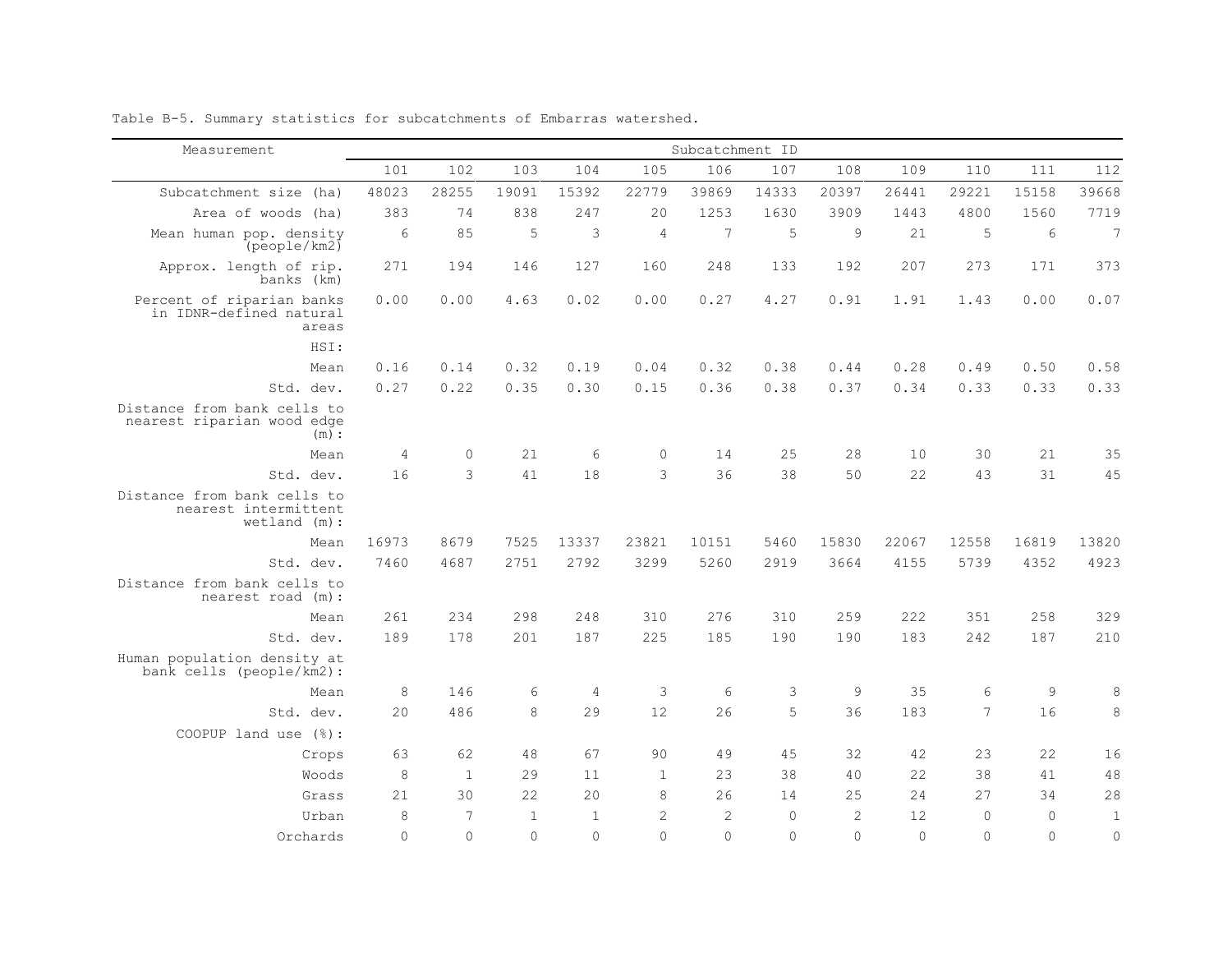Table B-5. Summary statistics for subcatchments of Embarras watershed.

| Measurement | Subcatchment ID | | | | | | | | | | | |
|---|---|---|---|---|---|---|---|---|---|---|---|---|
| | 101 | 102 | 103 | 104 | 105 | 106 | 107 | 108 | 109 | 110 | 111 | 112 |
| Subcatchment size (ha) | 48023 | 28255 | 19091 | 15392 | 22779 | 39869 | 14333 | 20397 | 26441 | 29221 | 15158 | 39668 |
| Area of woods (ha) | 383 | 74 | 838 | 247 | 20 | 1253 | 1630 | 3909 | 1443 | 4800 | 1560 | 7719 |
| Mean human pop. density (people/km2) | 6 | 85 | 5 | 3 | 4 | 7 | 5 | 9 | 21 | 5 | 6 | 7 |
| Approx. length of rip. banks (km) | 271 | 194 | 146 | 127 | 160 | 248 | 133 | 192 | 207 | 273 | 171 | 373 |
| Percent of riparian banks in IDNR-defined natural areas | 0.00 | 0.00 | 4.63 | 0.02 | 0.00 | 0.27 | 4.27 | 0.91 | 1.91 | 1.43 | 0.00 | 0.07 |
| HSI: | | | | | | | | | | | | |
| Mean | 0.16 | 0.14 | 0.32 | 0.19 | 0.04 | 0.32 | 0.38 | 0.44 | 0.28 | 0.49 | 0.50 | 0.58 |
| Std. dev. | 0.27 | 0.22 | 0.35 | 0.30 | 0.15 | 0.36 | 0.38 | 0.37 | 0.34 | 0.33 | 0.33 | 0.33 |
| Distance from bank cells to nearest riparian wood edge (m): | | | | | | | | | | | | |
| Mean | 4 | 0 | 21 | 6 | 0 | 14 | 25 | 28 | 10 | 30 | 21 | 35 |
| Std. dev. | 16 | 3 | 41 | 18 | 3 | 36 | 38 | 50 | 22 | 43 | 31 | 45 |
| Distance from bank cells to nearest intermittent wetland (m): | | | | | | | | | | | | |
| Mean | 16973 | 8679 | 7525 | 13337 | 23821 | 10151 | 5460 | 15830 | 22067 | 12558 | 16819 | 13820 |
| Std. dev. | 7460 | 4687 | 2751 | 2792 | 3299 | 5260 | 2919 | 3664 | 4155 | 5739 | 4352 | 4923 |
| Distance from bank cells to nearest road (m): | | | | | | | | | | | | |
| Mean | 261 | 234 | 298 | 248 | 310 | 276 | 310 | 259 | 222 | 351 | 258 | 329 |
| Std. dev. | 189 | 178 | 201 | 187 | 225 | 185 | 190 | 190 | 183 | 242 | 187 | 210 |
| Human population density at bank cells (people/km2): | | | | | | | | | | | | |
| Mean | 8 | 146 | 6 | 4 | 3 | 6 | 3 | 9 | 35 | 6 | 9 | 8 |
| Std. dev. | 20 | 486 | 8 | 29 | 12 | 26 | 5 | 36 | 183 | 7 | 16 | 8 |
| COOPUP land use (%): | | | | | | | | | | | | |
| Crops | 63 | 62 | 48 | 67 | 90 | 49 | 45 | 32 | 42 | 23 | 22 | 16 |
| Woods | 8 | 1 | 29 | 11 | 1 | 23 | 38 | 40 | 22 | 38 | 41 | 48 |
| Grass | 21 | 30 | 22 | 20 | 8 | 26 | 14 | 25 | 24 | 27 | 34 | 28 |
| Urban | 8 | 7 | 1 | 1 | 2 | 2 | 0 | 2 | 12 | 0 | 0 | 1 |
| Orchards | 0 | 0 | 0 | 0 | 0 | 0 | 0 | 0 | 0 | 0 | 0 | 0 |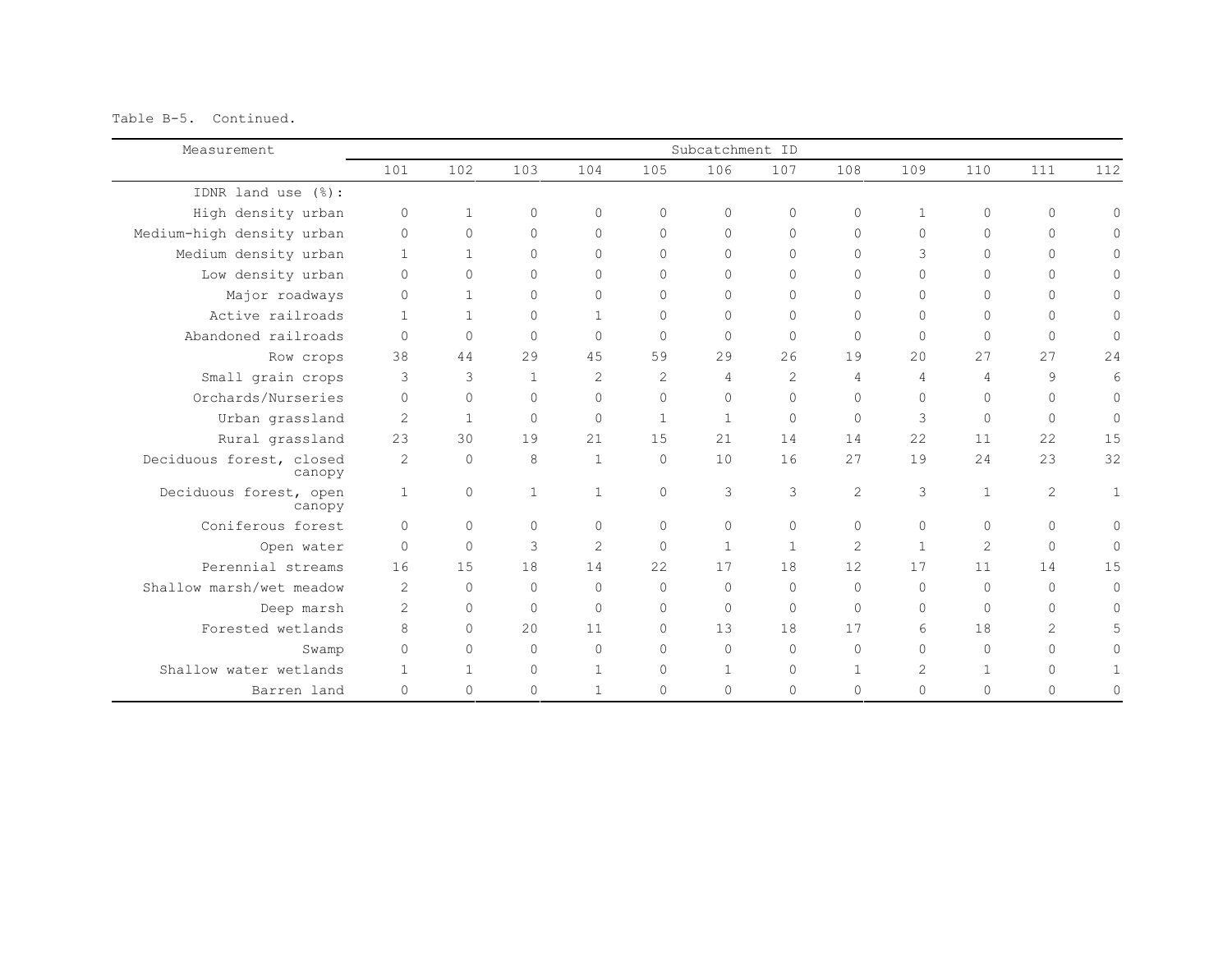Table B-5. Continued.

| Measurement | Subcatchment ID | | | | | | | | | | | |
|---|---|---|---|---|---|---|---|---|---|---|---|---|
| | 101 | 102 | 103 | 104 | 105 | 106 | 107 | 108 | 109 | 110 | 111 | 112 |
| IDNR land use (%): | | | | | | | | | | | | |
| High density urban | 0 | 1 | 0 | 0 | 0 | 0 | 0 | 0 | 1 | 0 | 0 | 0 |
| Medium-high density urban | 0 | 0 | 0 | 0 | 0 | 0 | 0 | 0 | 0 | 0 | 0 | 0 |
| Medium density urban | 1 | 1 | 0 | 0 | 0 | 0 | 0 | 0 | 3 | 0 | 0 | 0 |
| Low density urban | 0 | 0 | 0 | 0 | 0 | 0 | 0 | 0 | 0 | 0 | 0 | 0 |
| Major roadways | 0 | 1 | 0 | 0 | 0 | 0 | 0 | 0 | 0 | 0 | 0 | 0 |
| Active railroads | 1 | 1 | 0 | 1 | 0 | 0 | 0 | 0 | 0 | 0 | 0 | 0 |
| Abandoned railroads | 0 | 0 | 0 | 0 | 0 | 0 | 0 | 0 | 0 | 0 | 0 | 0 |
| Row crops | 38 | 44 | 29 | 45 | 59 | 29 | 26 | 19 | 20 | 27 | 27 | 24 |
| Small grain crops | 3 | 3 | 1 | 2 | 2 | 4 | 2 | 4 | 4 | 4 | 9 | 6 |
| Orchards/Nurseries | 0 | 0 | 0 | 0 | 0 | 0 | 0 | 0 | 0 | 0 | 0 | 0 |
| Urban grassland | 2 | 1 | 0 | 0 | 1 | 1 | 0 | 0 | 3 | 0 | 0 | 0 |
| Rural grassland | 23 | 30 | 19 | 21 | 15 | 21 | 14 | 14 | 22 | 11 | 22 | 15 |
| Deciduous forest, closed canopy | 2 | 0 | 8 | 1 | 0 | 10 | 16 | 27 | 19 | 24 | 23 | 32 |
| Deciduous forest, open canopy | 1 | 0 | 1 | 1 | 0 | 3 | 3 | 2 | 3 | 1 | 2 | 1 |
| Coniferous forest | 0 | 0 | 0 | 0 | 0 | 0 | 0 | 0 | 0 | 0 | 0 | 0 |
| Open water | 0 | 0 | 3 | 2 | 0 | 1 | 1 | 2 | 1 | 2 | 0 | 0 |
| Perennial streams | 16 | 15 | 18 | 14 | 22 | 17 | 18 | 12 | 17 | 11 | 14 | 15 |
| Shallow marsh/wet meadow | 2 | 0 | 0 | 0 | 0 | 0 | 0 | 0 | 0 | 0 | 0 | 0 |
| Deep marsh | 2 | 0 | 0 | 0 | 0 | 0 | 0 | 0 | 0 | 0 | 0 | 0 |
| Forested wetlands | 8 | 0 | 20 | 11 | 0 | 13 | 18 | 17 | 6 | 18 | 2 | 5 |
| Swamp | 0 | 0 | 0 | 0 | 0 | 0 | 0 | 0 | 0 | 0 | 0 | 0 |
| Shallow water wetlands | 1 | 1 | 0 | 1 | 0 | 1 | 0 | 1 | 2 | 1 | 0 | 1 |
| Barren land | 0 | 0 | 0 | 1 | 0 | 0 | 0 | 0 | 0 | 0 | 0 | 0 |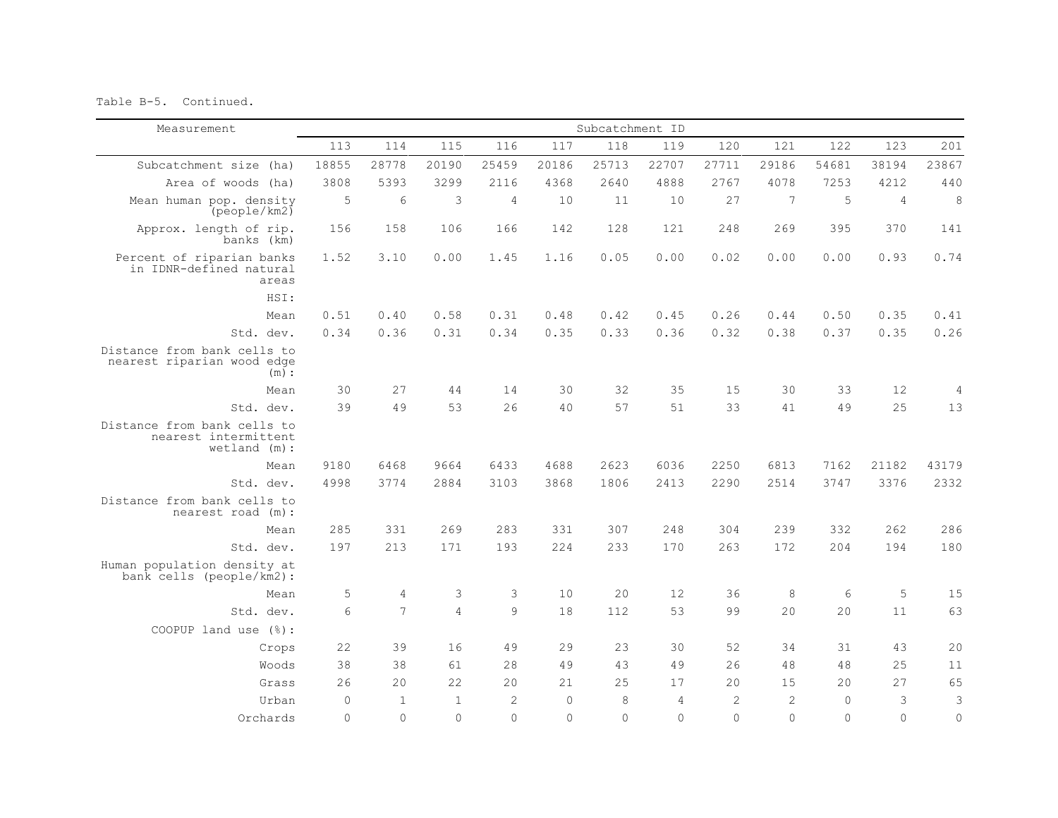Table B-5. Continued.

| Measurement | Subcatchment ID | | | | | | | | | | | |
|---|---|---|---|---|---|---|---|---|---|---|---|---|
| | 113 | 114 | 115 | 116 | 117 | 118 | 119 | 120 | 121 | 122 | 123 | 201 |
| Subcatchment size (ha) | 18855 | 28778 | 20190 | 25459 | 20186 | 25713 | 22707 | 27711 | 29186 | 54681 | 38194 | 23867 |
| Area of woods (ha) | 3808 | 5393 | 3299 | 2116 | 4368 | 2640 | 4888 | 2767 | 4078 | 7253 | 4212 | 440 |
| Mean human pop. density (people/km2) | 5 | 6 | 3 | 4 | 10 | 11 | 10 | 27 | 7 | 5 | 4 | 8 |
| Approx. length of rip. banks (km) | 156 | 158 | 106 | 166 | 142 | 128 | 121 | 248 | 269 | 395 | 370 | 141 |
| Percent of riparian banks in IDNR-defined natural areas | 1.52 | 3.10 | 0.00 | 1.45 | 1.16 | 0.05 | 0.00 | 0.02 | 0.00 | 0.00 | 0.93 | 0.74 |
| HSI: | | | | | | | | | | | | |
| Mean | 0.51 | 0.40 | 0.58 | 0.31 | 0.48 | 0.42 | 0.45 | 0.26 | 0.44 | 0.50 | 0.35 | 0.41 |
| Std. dev. | 0.34 | 0.36 | 0.31 | 0.34 | 0.35 | 0.33 | 0.36 | 0.32 | 0.38 | 0.37 | 0.35 | 0.26 |
| Distance from bank cells to nearest riparian wood edge (m): | | | | | | | | | | | | |
| Mean | 30 | 27 | 44 | 14 | 30 | 32 | 35 | 15 | 30 | 33 | 12 | 4 |
| Std. dev. | 39 | 49 | 53 | 26 | 40 | 57 | 51 | 33 | 41 | 49 | 25 | 13 |
| Distance from bank cells to nearest intermittent wetland (m): | | | | | | | | | | | | |
| Mean | 9180 | 6468 | 9664 | 6433 | 4688 | 2623 | 6036 | 2250 | 6813 | 7162 | 21182 | 43179 |
| Std. dev. | 4998 | 3774 | 2884 | 3103 | 3868 | 1806 | 2413 | 2290 | 2514 | 3747 | 3376 | 2332 |
| Distance from bank cells to nearest road (m): | | | | | | | | | | | | |
| Mean | 285 | 331 | 269 | 283 | 331 | 307 | 248 | 304 | 239 | 332 | 262 | 286 |
| Std. dev. | 197 | 213 | 171 | 193 | 224 | 233 | 170 | 263 | 172 | 204 | 194 | 180 |
| Human population density at bank cells (people/km2): | | | | | | | | | | | | |
| Mean | 5 | 4 | 3 | 3 | 10 | 20 | 12 | 36 | 8 | 6 | 5 | 15 |
| Std. dev. | 6 | 7 | 4 | 9 | 18 | 112 | 53 | 99 | 20 | 20 | 11 | 63 |
| COOPUP land use (%): | | | | | | | | | | | | |
| Crops | 22 | 39 | 16 | 49 | 29 | 23 | 30 | 52 | 34 | 31 | 43 | 20 |
| Woods | 38 | 38 | 61 | 28 | 49 | 43 | 49 | 26 | 48 | 48 | 25 | 11 |
| Grass | 26 | 20 | 22 | 20 | 21 | 25 | 17 | 20 | 15 | 20 | 27 | 65 |
| Urban | 0 | 1 | 1 | 2 | 0 | 8 | 4 | 2 | 2 | 0 | 3 | 3 |
| Orchards | 0 | 0 | 0 | 0 | 0 | 0 | 0 | 0 | 0 | 0 | 0 | 0 |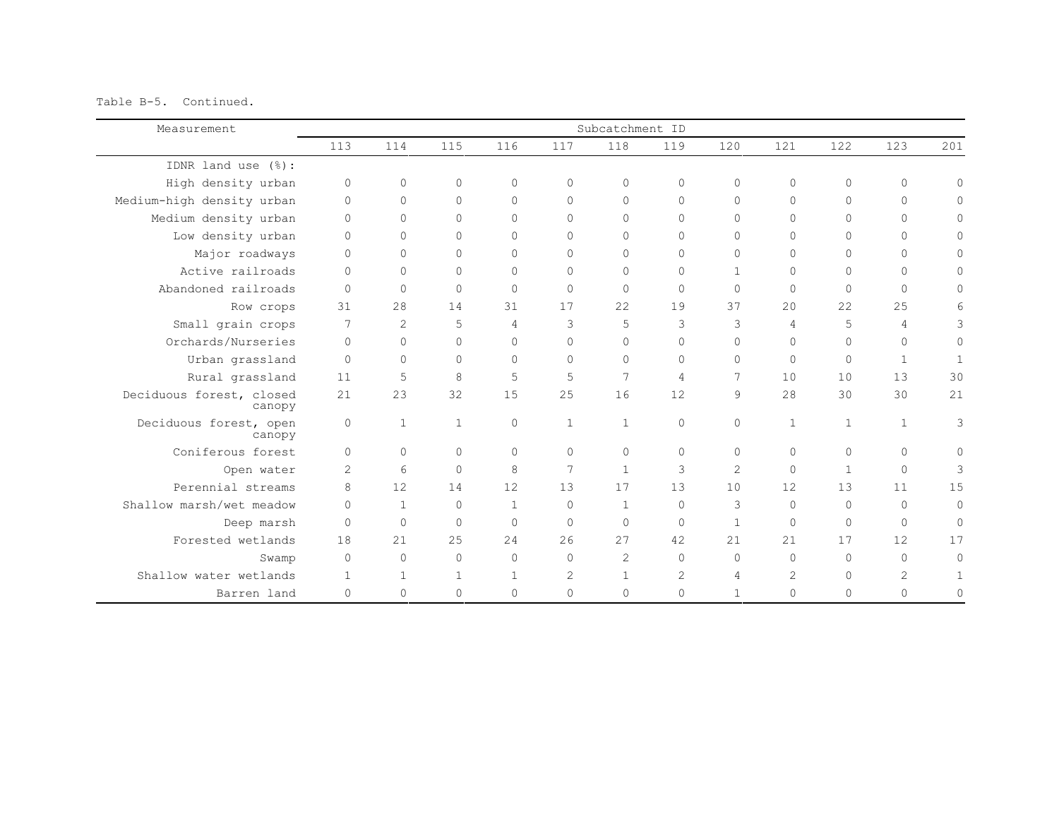Table B-5. Continued.

| Measurement | Subcatchment ID | | | | | | | | | | | |
|---|---|---|---|---|---|---|---|---|---|---|---|---|
| | 113 | 114 | 115 | 116 | 117 | 118 | 119 | 120 | 121 | 122 | 123 | 201 |
| IDNR land use (%): | | | | | | | | | | | | |
| High density urban | 0 | 0 | 0 | 0 | 0 | 0 | 0 | 0 | 0 | 0 | 0 | 0 |
| Medium-high density urban | 0 | 0 | 0 | 0 | 0 | 0 | 0 | 0 | 0 | 0 | 0 | 0 |
| Medium density urban | 0 | 0 | 0 | 0 | 0 | 0 | 0 | 0 | 0 | 0 | 0 | 0 |
| Low density urban | 0 | 0 | 0 | 0 | 0 | 0 | 0 | 0 | 0 | 0 | 0 | 0 |
| Major roadways | 0 | 0 | 0 | 0 | 0 | 0 | 0 | 0 | 0 | 0 | 0 | 0 |
| Active railroads | 0 | 0 | 0 | 0 | 0 | 0 | 0 | 1 | 0 | 0 | 0 | 0 |
| Abandoned railroads | 0 | 0 | 0 | 0 | 0 | 0 | 0 | 0 | 0 | 0 | 0 | 0 |
| Row crops | 31 | 28 | 14 | 31 | 17 | 22 | 19 | 37 | 20 | 22 | 25 | 6 |
| Small grain crops | 7 | 2 | 5 | 4 | 3 | 5 | 3 | 3 | 4 | 5 | 4 | 3 |
| Orchards/Nurseries | 0 | 0 | 0 | 0 | 0 | 0 | 0 | 0 | 0 | 0 | 0 | 0 |
| Urban grassland | 0 | 0 | 0 | 0 | 0 | 0 | 0 | 0 | 0 | 0 | 1 | 1 |
| Rural grassland | 11 | 5 | 8 | 5 | 5 | 7 | 4 | 7 | 10 | 10 | 13 | 30 |
| Deciduous forest, closed canopy | 21 | 23 | 32 | 15 | 25 | 16 | 12 | 9 | 28 | 30 | 30 | 21 |
| Deciduous forest, open canopy | 0 | 1 | 1 | 0 | 1 | 1 | 0 | 0 | 1 | 1 | 1 | 3 |
| Coniferous forest | 0 | 0 | 0 | 0 | 0 | 0 | 0 | 0 | 0 | 0 | 0 | 0 |
| Open water | 2 | 6 | 0 | 8 | 7 | 1 | 3 | 2 | 0 | 1 | 0 | 3 |
| Perennial streams | 8 | 12 | 14 | 12 | 13 | 17 | 13 | 10 | 12 | 13 | 11 | 15 |
| Shallow marsh/wet meadow | 0 | 1 | 0 | 1 | 0 | 1 | 0 | 3 | 0 | 0 | 0 | 0 |
| Deep marsh | 0 | 0 | 0 | 0 | 0 | 0 | 0 | 1 | 0 | 0 | 0 | 0 |
| Forested wetlands | 18 | 21 | 25 | 24 | 26 | 27 | 42 | 21 | 21 | 17 | 12 | 17 |
| Swamp | 0 | 0 | 0 | 0 | 0 | 2 | 0 | 0 | 0 | 0 | 0 | 0 |
| Shallow water wetlands | 1 | 1 | 1 | 1 | 2 | 1 | 2 | 4 | 2 | 0 | 2 | 1 |
| Barren land | 0 | 0 | 0 | 0 | 0 | 0 | 0 | 1 | 0 | 0 | 0 | 0 |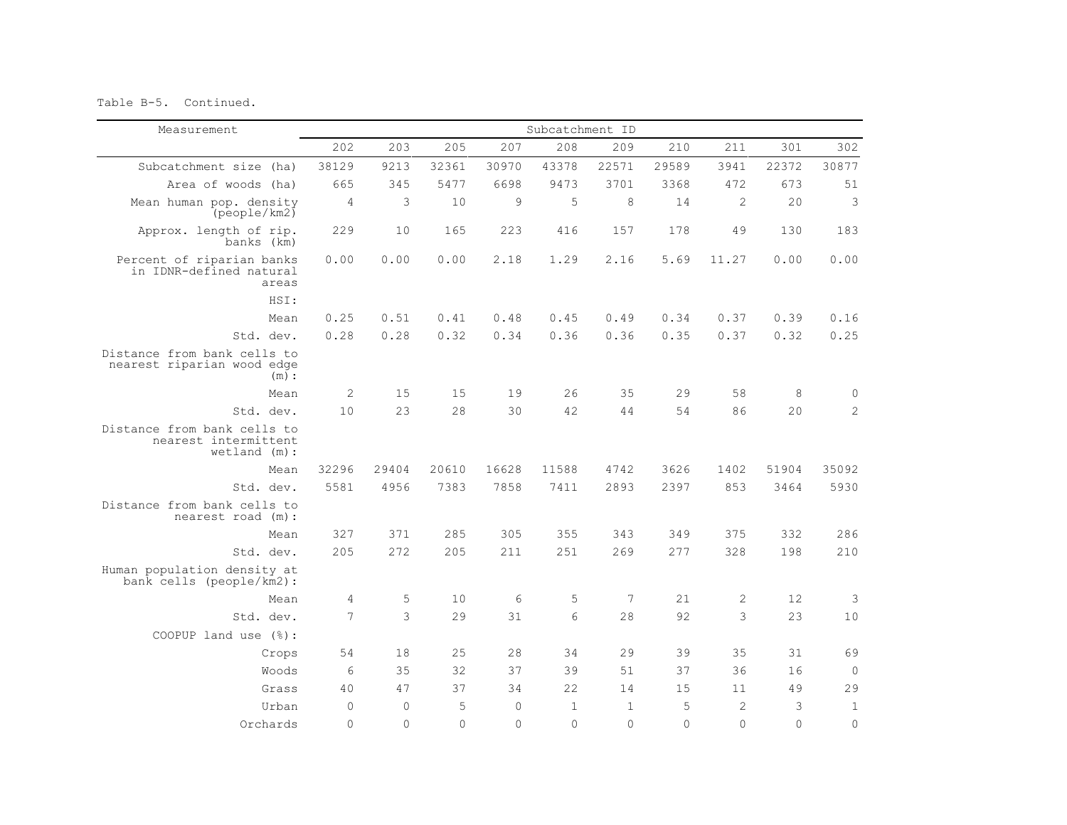Table B-5. Continued.

| Measurement | Subcatchment ID | | | | | | | | | |
|---|---|---|---|---|---|---|---|---|---|---|
| | 202 | 203 | 205 | 207 | 208 | 209 | 210 | 211 | 301 | 302 |
| Subcatchment size (ha) | 38129 | 9213 | 32361 | 30970 | 43378 | 22571 | 29589 | 3941 | 22372 | 30877 |
| Area of woods (ha) | 665 | 345 | 5477 | 6698 | 9473 | 3701 | 3368 | 472 | 673 | 51 |
| Mean human pop. density (people/km2) | 4 | 3 | 10 | 9 | 5 | 8 | 14 | 2 | 20 | 3 |
| Approx. length of rip. banks (km) | 229 | 10 | 165 | 223 | 416 | 157 | 178 | 49 | 130 | 183 |
| Percent of riparian banks in IDNR-defined natural areas | 0.00 | 0.00 | 0.00 | 2.18 | 1.29 | 2.16 | 5.69 | 11.27 | 0.00 | 0.00 |
| HSI: | | | | | | | | | | |
| Mean | 0.25 | 0.51 | 0.41 | 0.48 | 0.45 | 0.49 | 0.34 | 0.37 | 0.39 | 0.16 |
| Std. dev. | 0.28 | 0.28 | 0.32 | 0.34 | 0.36 | 0.36 | 0.35 | 0.37 | 0.32 | 0.25 |
| Distance from bank cells to nearest riparian wood edge (m): | | | | | | | | | | |
| Mean | 2 | 15 | 15 | 19 | 26 | 35 | 29 | 58 | 8 | 0 |
| Std. dev. | 10 | 23 | 28 | 30 | 42 | 44 | 54 | 86 | 20 | 2 |
| Distance from bank cells to nearest intermittent wetland (m): | | | | | | | | | | |
| Mean | 32296 | 29404 | 20610 | 16628 | 11588 | 4742 | 3626 | 1402 | 51904 | 35092 |
| Std. dev. | 5581 | 4956 | 7383 | 7858 | 7411 | 2893 | 2397 | 853 | 3464 | 5930 |
| Distance from bank cells to nearest road (m): | | | | | | | | | | |
| Mean | 327 | 371 | 285 | 305 | 355 | 343 | 349 | 375 | 332 | 286 |
| Std. dev. | 205 | 272 | 205 | 211 | 251 | 269 | 277 | 328 | 198 | 210 |
| Human population density at bank cells (people/km2): | | | | | | | | | | |
| Mean | 4 | 5 | 10 | 6 | 5 | 7 | 21 | 2 | 12 | 3 |
| Std. dev. | 7 | 3 | 29 | 31 | 6 | 28 | 92 | 3 | 23 | 10 |
| COOPUP land use (%): | | | | | | | | | | |
| Crops | 54 | 18 | 25 | 28 | 34 | 29 | 39 | 35 | 31 | 69 |
| Woods | 6 | 35 | 32 | 37 | 39 | 51 | 37 | 36 | 16 | 0 |
| Grass | 40 | 47 | 37 | 34 | 22 | 14 | 15 | 11 | 49 | 29 |
| Urban | 0 | 0 | 5 | 0 | 1 | 1 | 5 | 2 | 3 | 1 |
| Orchards | 0 | 0 | 0 | 0 | 0 | 0 | 0 | 0 | 0 | 0 |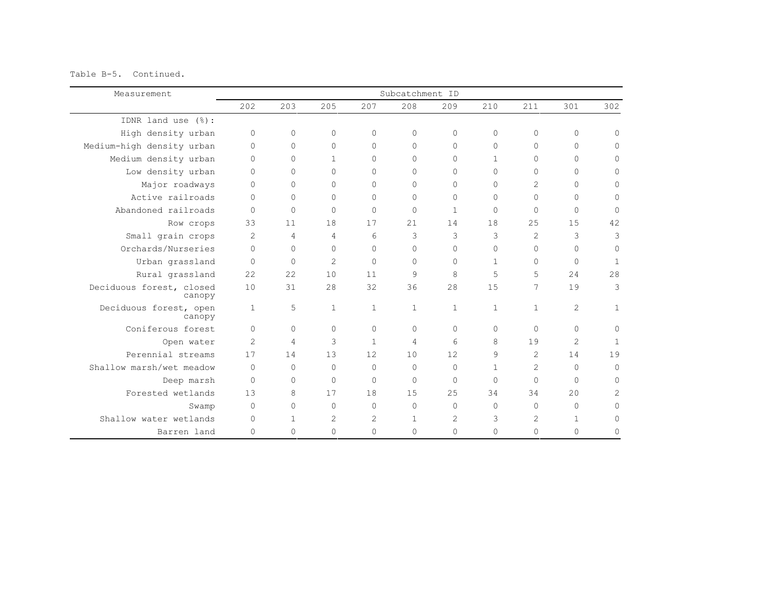Table B-5. Continued.

| Measurement | Subcatchment ID | | | | | | | | | |
|---|---|---|---|---|---|---|---|---|---|---|
| | 202 | 203 | 205 | 207 | 208 | 209 | 210 | 211 | 301 | 302 |
| IDNR land use (%): | | | | | | | | | | |
| High density urban | 0 | 0 | 0 | 0 | 0 | 0 | 0 | 0 | 0 | 0 |
| Medium-high density urban | 0 | 0 | 0 | 0 | 0 | 0 | 0 | 0 | 0 | 0 |
| Medium density urban | 0 | 0 | 1 | 0 | 0 | 0 | 1 | 0 | 0 | 0 |
| Low density urban | 0 | 0 | 0 | 0 | 0 | 0 | 0 | 0 | 0 | 0 |
| Major roadways | 0 | 0 | 0 | 0 | 0 | 0 | 0 | 2 | 0 | 0 |
| Active railroads | 0 | 0 | 0 | 0 | 0 | 0 | 0 | 0 | 0 | 0 |
| Abandoned railroads | 0 | 0 | 0 | 0 | 0 | 1 | 0 | 0 | 0 | 0 |
| Row crops | 33 | 11 | 18 | 17 | 21 | 14 | 18 | 25 | 15 | 42 |
| Small grain crops | 2 | 4 | 4 | 6 | 3 | 3 | 3 | 2 | 3 | 3 |
| Orchards/Nurseries | 0 | 0 | 0 | 0 | 0 | 0 | 0 | 0 | 0 | 0 |
| Urban grassland | 0 | 0 | 2 | 0 | 0 | 0 | 1 | 0 | 0 | 1 |
| Rural grassland | 22 | 22 | 10 | 11 | 9 | 8 | 5 | 5 | 24 | 28 |
| Deciduous forest, closed canopy | 10 | 31 | 28 | 32 | 36 | 28 | 15 | 7 | 19 | 3 |
| Deciduous forest, open canopy | 1 | 5 | 1 | 1 | 1 | 1 | 1 | 1 | 2 | 1 |
| Coniferous forest | 0 | 0 | 0 | 0 | 0 | 0 | 0 | 0 | 0 | 0 |
| Open water | 2 | 4 | 3 | 1 | 4 | 6 | 8 | 19 | 2 | 1 |
| Perennial streams | 17 | 14 | 13 | 12 | 10 | 12 | 9 | 2 | 14 | 19 |
| Shallow marsh/wet meadow | 0 | 0 | 0 | 0 | 0 | 0 | 1 | 2 | 0 | 0 |
| Deep marsh | 0 | 0 | 0 | 0 | 0 | 0 | 0 | 0 | 0 | 0 |
| Forested wetlands | 13 | 8 | 17 | 18 | 15 | 25 | 34 | 34 | 20 | 2 |
| Swamp | 0 | 0 | 0 | 0 | 0 | 0 | 0 | 0 | 0 | 0 |
| Shallow water wetlands | 0 | 1 | 2 | 2 | 1 | 2 | 3 | 2 | 1 | 0 |
| Barren land | 0 | 0 | 0 | 0 | 0 | 0 | 0 | 0 | 0 | 0 |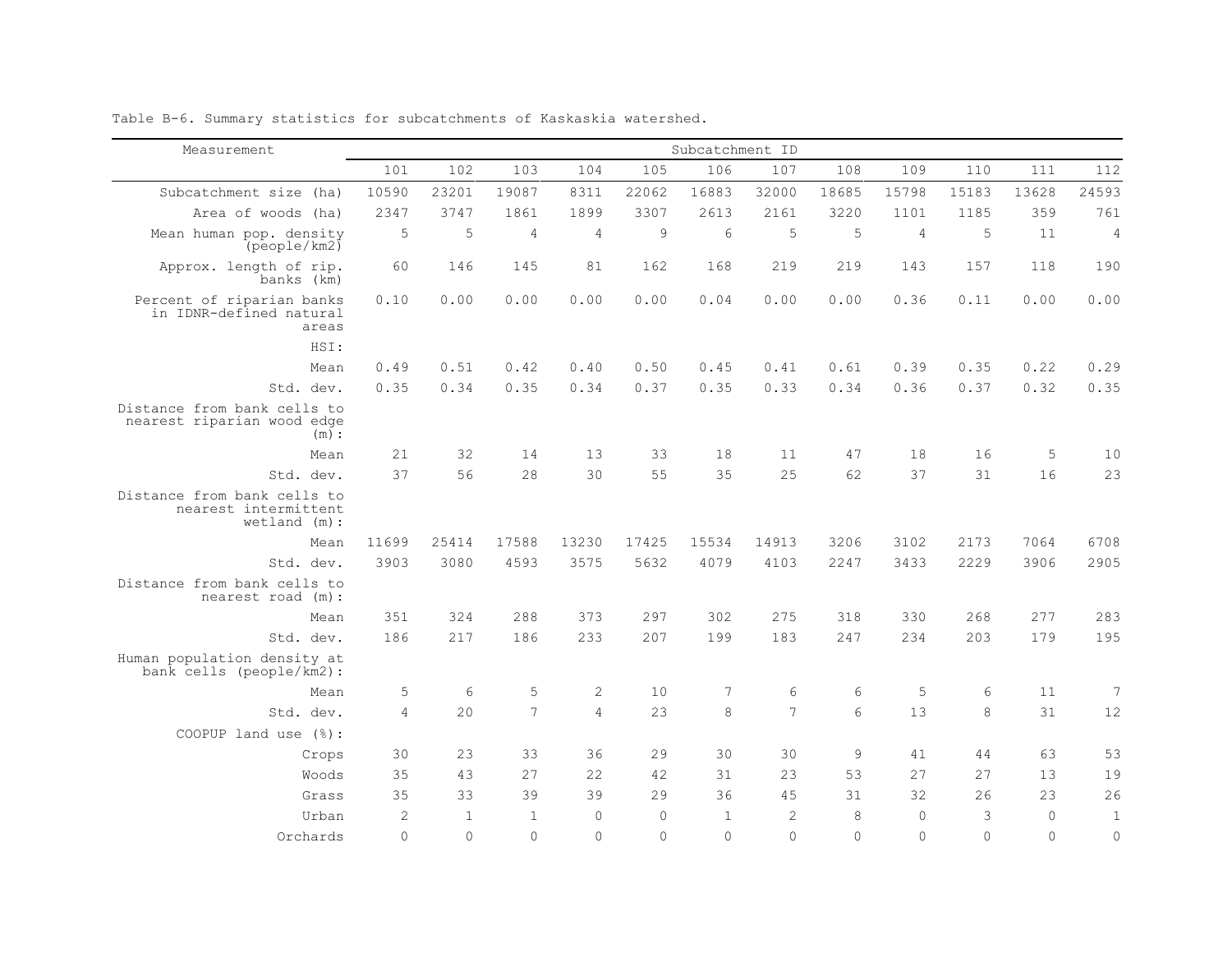Table B-6. Summary statistics for subcatchments of Kaskaskia watershed.

| Measurement | Subcatchment ID | | | | | | | | | | | |
|---|---|---|---|---|---|---|---|---|---|---|---|---|
| | 101 | 102 | 103 | 104 | 105 | 106 | 107 | 108 | 109 | 110 | 111 | 112 |
| Subcatchment size (ha) | 10590 | 23201 | 19087 | 8311 | 22062 | 16883 | 32000 | 18685 | 15798 | 15183 | 13628 | 24593 |
| Area of woods (ha) | 2347 | 3747 | 1861 | 1899 | 3307 | 2613 | 2161 | 3220 | 1101 | 1185 | 359 | 761 |
| Mean human pop. density (people/km2) | 5 | 5 | 4 | 4 | 9 | 6 | 5 | 5 | 4 | 5 | 11 | 4 |
| Approx. length of rip. banks (km) | 60 | 146 | 145 | 81 | 162 | 168 | 219 | 219 | 143 | 157 | 118 | 190 |
| Percent of riparian banks in IDNR-defined natural areas | 0.10 | 0.00 | 0.00 | 0.00 | 0.00 | 0.04 | 0.00 | 0.00 | 0.36 | 0.11 | 0.00 | 0.00 |
| HSI: | | | | | | | | | | | | |
| Mean | 0.49 | 0.51 | 0.42 | 0.40 | 0.50 | 0.45 | 0.41 | 0.61 | 0.39 | 0.35 | 0.22 | 0.29 |
| Std. dev. | 0.35 | 0.34 | 0.35 | 0.34 | 0.37 | 0.35 | 0.33 | 0.34 | 0.36 | 0.37 | 0.32 | 0.35 |
| Distance from bank cells to nearest riparian wood edge (m): | | | | | | | | | | | | |
| Mean | 21 | 32 | 14 | 13 | 33 | 18 | 11 | 47 | 18 | 16 | 5 | 10 |
| Std. dev. | 37 | 56 | 28 | 30 | 55 | 35 | 25 | 62 | 37 | 31 | 16 | 23 |
| Distance from bank cells to nearest intermittent wetland (m): | | | | | | | | | | | | |
| Mean | 11699 | 25414 | 17588 | 13230 | 17425 | 15534 | 14913 | 3206 | 3102 | 2173 | 7064 | 6708 |
| Std. dev. | 3903 | 3080 | 4593 | 3575 | 5632 | 4079 | 4103 | 2247 | 3433 | 2229 | 3906 | 2905 |
| Distance from bank cells to nearest road (m): | | | | | | | | | | | | |
| Mean | 351 | 324 | 288 | 373 | 297 | 302 | 275 | 318 | 330 | 268 | 277 | 283 |
| Std. dev. | 186 | 217 | 186 | 233 | 207 | 199 | 183 | 247 | 234 | 203 | 179 | 195 |
| Human population density at bank cells (people/km2): | | | | | | | | | | | | |
| Mean | 5 | 6 | 5 | 2 | 10 | 7 | 6 | 6 | 5 | 6 | 11 | 7 |
| Std. dev. | 4 | 20 | 7 | 4 | 23 | 8 | 7 | 6 | 13 | 8 | 31 | 12 |
| COOPUP land use (%): | | | | | | | | | | | | |
| Crops | 30 | 23 | 33 | 36 | 29 | 30 | 30 | 9 | 41 | 44 | 63 | 53 |
| Woods | 35 | 43 | 27 | 22 | 42 | 31 | 23 | 53 | 27 | 27 | 13 | 19 |
| Grass | 35 | 33 | 39 | 39 | 29 | 36 | 45 | 31 | 32 | 26 | 23 | 26 |
| Urban | 2 | 1 | 1 | 0 | 0 | 1 | 2 | 8 | 0 | 3 | 0 | 1 |
| Orchards | 0 | 0 | 0 | 0 | 0 | 0 | 0 | 0 | 0 | 0 | 0 | 0 |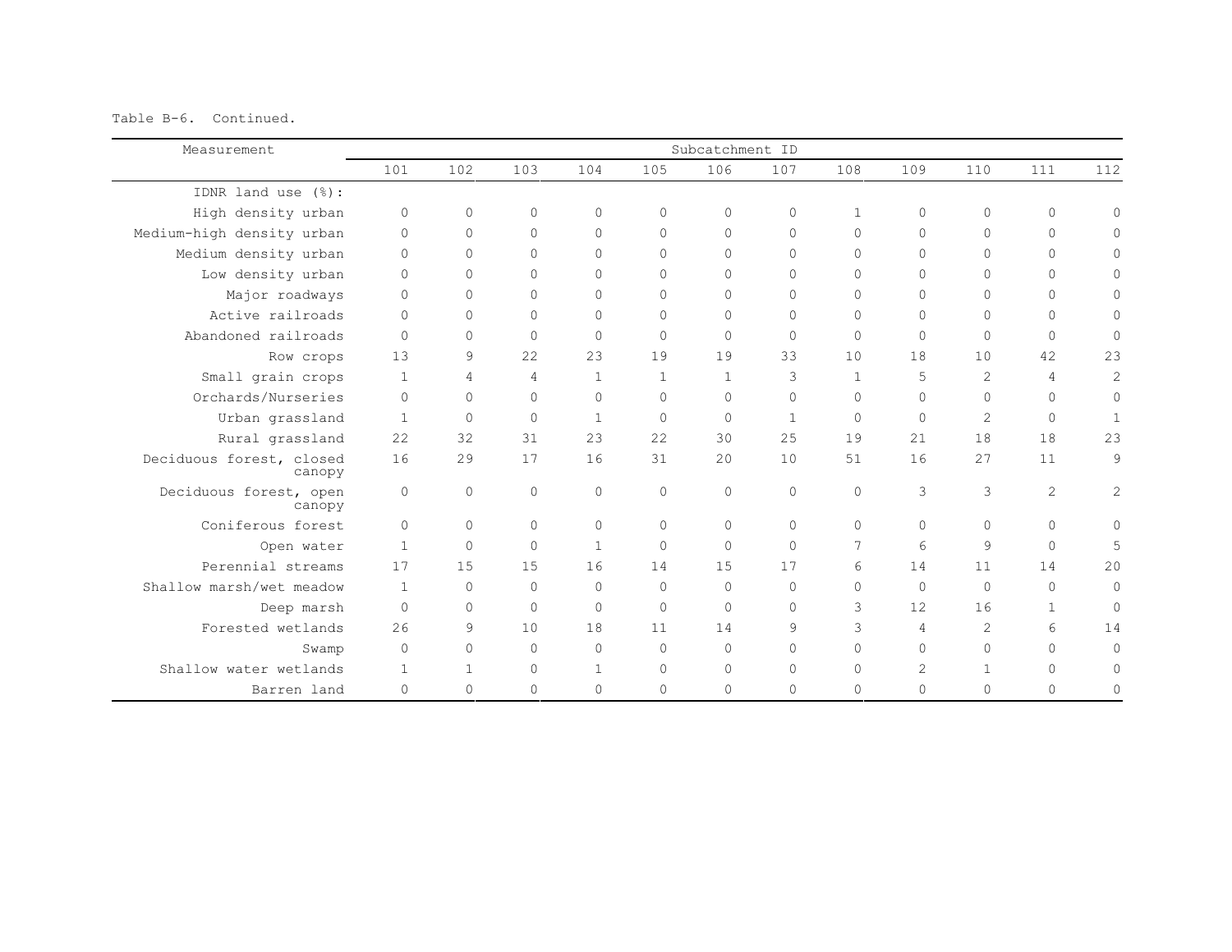Table B-6. Continued.

| Measurement | Subcatchment ID | | | | | | | | | | | |
|---|---|---|---|---|---|---|---|---|---|---|---|---|
| | 101 | 102 | 103 | 104 | 105 | 106 | 107 | 108 | 109 | 110 | 111 | 112 |
| IDNR land use (%): | | | | | | | | | | | | |
| High density urban | 0 | 0 | 0 | 0 | 0 | 0 | 0 | 1 | 0 | 0 | 0 | 0 |
| Medium-high density urban | 0 | 0 | 0 | 0 | 0 | 0 | 0 | 0 | 0 | 0 | 0 | 0 |
| Medium density urban | 0 | 0 | 0 | 0 | 0 | 0 | 0 | 0 | 0 | 0 | 0 | 0 |
| Low density urban | 0 | 0 | 0 | 0 | 0 | 0 | 0 | 0 | 0 | 0 | 0 | 0 |
| Major roadways | 0 | 0 | 0 | 0 | 0 | 0 | 0 | 0 | 0 | 0 | 0 | 0 |
| Active railroads | 0 | 0 | 0 | 0 | 0 | 0 | 0 | 0 | 0 | 0 | 0 | 0 |
| Abandoned railroads | 0 | 0 | 0 | 0 | 0 | 0 | 0 | 0 | 0 | 0 | 0 | 0 |
| Row crops | 13 | 9 | 22 | 23 | 19 | 19 | 33 | 10 | 18 | 10 | 42 | 23 |
| Small grain crops | 1 | 4 | 4 | 1 | 1 | 1 | 3 | 1 | 5 | 2 | 4 | 2 |
| Orchards/Nurseries | 0 | 0 | 0 | 0 | 0 | 0 | 0 | 0 | 0 | 0 | 0 | 0 |
| Urban grassland | 1 | 0 | 0 | 1 | 0 | 0 | 1 | 0 | 0 | 2 | 0 | 1 |
| Rural grassland | 22 | 32 | 31 | 23 | 22 | 30 | 25 | 19 | 21 | 18 | 18 | 23 |
| Deciduous forest, closed canopy | 16 | 29 | 17 | 16 | 31 | 20 | 10 | 51 | 16 | 27 | 11 | 9 |
| Deciduous forest, open canopy | 0 | 0 | 0 | 0 | 0 | 0 | 0 | 0 | 3 | 3 | 2 | 2 |
| Coniferous forest | 0 | 0 | 0 | 0 | 0 | 0 | 0 | 0 | 0 | 0 | 0 | 0 |
| Open water | 1 | 0 | 0 | 1 | 0 | 0 | 0 | 7 | 6 | 9 | 0 | 5 |
| Perennial streams | 17 | 15 | 15 | 16 | 14 | 15 | 17 | 6 | 14 | 11 | 14 | 20 |
| Shallow marsh/wet meadow | 1 | 0 | 0 | 0 | 0 | 0 | 0 | 0 | 0 | 0 | 0 | 0 |
| Deep marsh | 0 | 0 | 0 | 0 | 0 | 0 | 0 | 3 | 12 | 16 | 1 | 0 |
| Forested wetlands | 26 | 9 | 10 | 18 | 11 | 14 | 9 | 3 | 4 | 2 | 6 | 14 |
| Swamp | 0 | 0 | 0 | 0 | 0 | 0 | 0 | 0 | 0 | 0 | 0 | 0 |
| Shallow water wetlands | 1 | 1 | 0 | 1 | 0 | 0 | 0 | 0 | 2 | 1 | 0 | 0 |
| Barren land | 0 | 0 | 0 | 0 | 0 | 0 | 0 | 0 | 0 | 0 | 0 | 0 |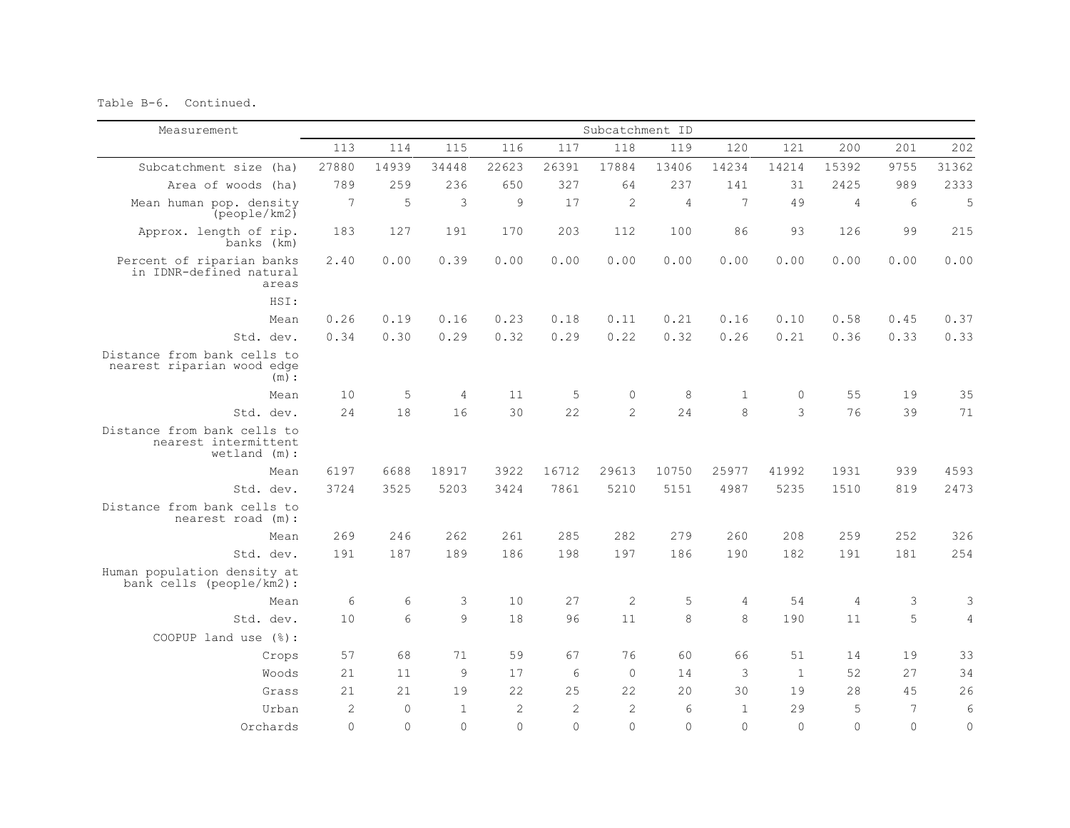Table B-6. Continued.

| Measurement | Subcatchment ID | | | | | | | | | | | |
|---|---|---|---|---|---|---|---|---|---|---|---|---|
| | 113 | 114 | 115 | 116 | 117 | 118 | 119 | 120 | 121 | 200 | 201 | 202 |
| Subcatchment size (ha) | 27880 | 14939 | 34448 | 22623 | 26391 | 17884 | 13406 | 14234 | 14214 | 15392 | 9755 | 31362 |
| Area of woods (ha) | 789 | 259 | 236 | 650 | 327 | 64 | 237 | 141 | 31 | 2425 | 989 | 2333 |
| Mean human pop. density (people/km2) | 7 | 5 | 3 | 9 | 17 | 2 | 4 | 7 | 49 | 4 | 6 | 5 |
| Approx. length of rip. banks (km) | 183 | 127 | 191 | 170 | 203 | 112 | 100 | 86 | 93 | 126 | 99 | 215 |
| Percent of riparian banks in IDNR-defined natural areas | 2.40 | 0.00 | 0.39 | 0.00 | 0.00 | 0.00 | 0.00 | 0.00 | 0.00 | 0.00 | 0.00 | 0.00 |
| HSI: | | | | | | | | | | | | |
| Mean | 0.26 | 0.19 | 0.16 | 0.23 | 0.18 | 0.11 | 0.21 | 0.16 | 0.10 | 0.58 | 0.45 | 0.37 |
| Std. dev. | 0.34 | 0.30 | 0.29 | 0.32 | 0.29 | 0.22 | 0.32 | 0.26 | 0.21 | 0.36 | 0.33 | 0.33 |
| Distance from bank cells to nearest riparian wood edge (m): | | | | | | | | | | | | |
| Mean | 10 | 5 | 4 | 11 | 5 | 0 | 8 | 1 | 0 | 55 | 19 | 35 |
| Std. dev. | 24 | 18 | 16 | 30 | 22 | 2 | 24 | 8 | 3 | 76 | 39 | 71 |
| Distance from bank cells to nearest intermittent wetland (m): | | | | | | | | | | | | |
| Mean | 6197 | 6688 | 18917 | 3922 | 16712 | 29613 | 10750 | 25977 | 41992 | 1931 | 939 | 4593 |
| Std. dev. | 3724 | 3525 | 5203 | 3424 | 7861 | 5210 | 5151 | 4987 | 5235 | 1510 | 819 | 2473 |
| Distance from bank cells to nearest road (m): | | | | | | | | | | | | |
| Mean | 269 | 246 | 262 | 261 | 285 | 282 | 279 | 260 | 208 | 259 | 252 | 326 |
| Std. dev. | 191 | 187 | 189 | 186 | 198 | 197 | 186 | 190 | 182 | 191 | 181 | 254 |
| Human population density at bank cells (people/km2): | | | | | | | | | | | | |
| Mean | 6 | 6 | 3 | 10 | 27 | 2 | 5 | 4 | 54 | 4 | 3 | 3 |
| Std. dev. | 10 | 6 | 9 | 18 | 96 | 11 | 8 | 8 | 190 | 11 | 5 | 4 |
| COOPUP land use (%): | | | | | | | | | | | | |
| Crops | 57 | 68 | 71 | 59 | 67 | 76 | 60 | 66 | 51 | 14 | 19 | 33 |
| Woods | 21 | 11 | 9 | 17 | 6 | 0 | 14 | 3 | 1 | 52 | 27 | 34 |
| Grass | 21 | 21 | 19 | 22 | 25 | 22 | 20 | 30 | 19 | 28 | 45 | 26 |
| Urban | 2 | 0 | 1 | 2 | 2 | 2 | 6 | 1 | 29 | 5 | 7 | 6 |
| Orchards | 0 | 0 | 0 | 0 | 0 | 0 | 0 | 0 | 0 | 0 | 0 | 0 |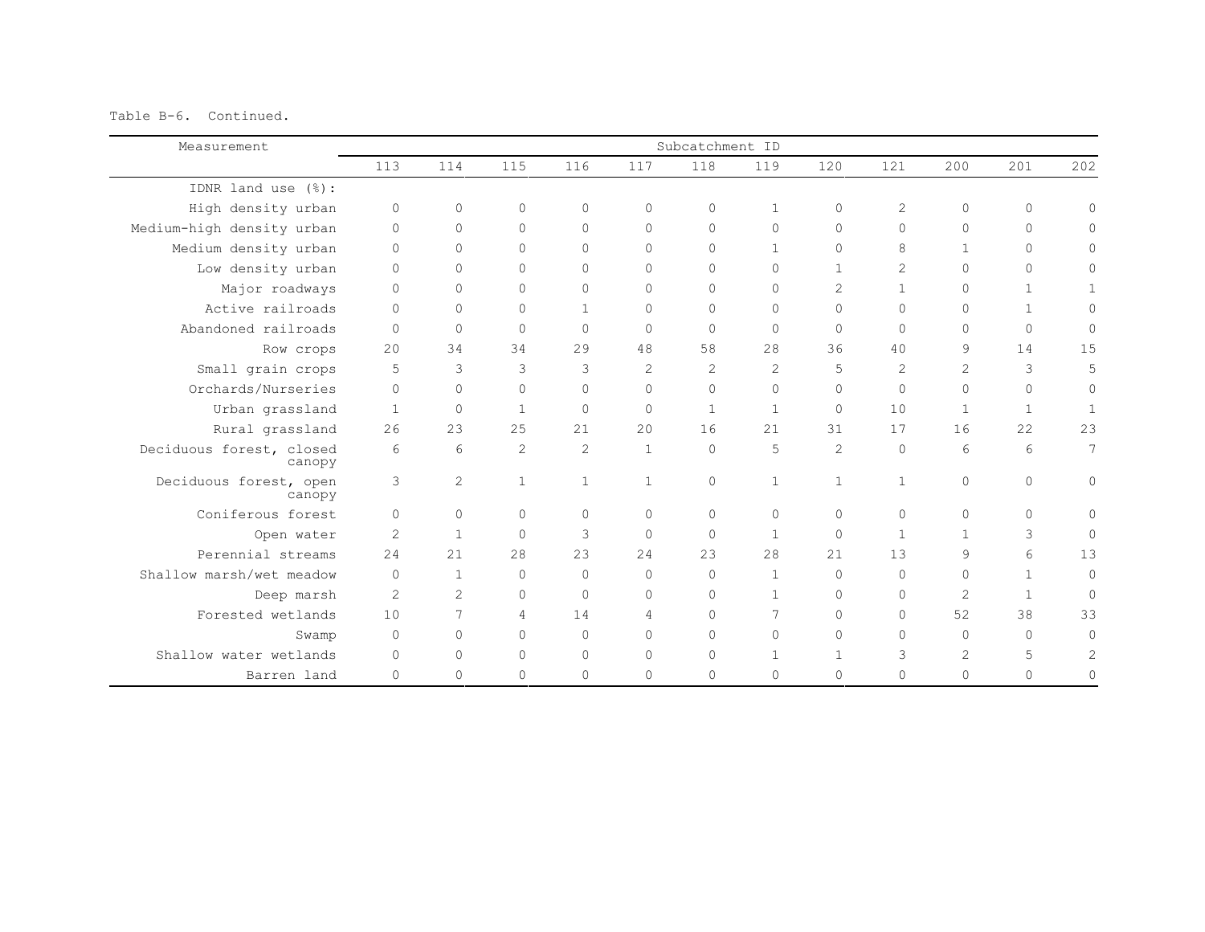Table B-6. Continued.

| Measurement | Subcatchment ID | | | | | | | | | | | |
|---|---|---|---|---|---|---|---|---|---|---|---|---|
| | 113 | 114 | 115 | 116 | 117 | 118 | 119 | 120 | 121 | 200 | 201 | 202 |
| IDNR land use (%): | | | | | | | | | | | | |
| High density urban | 0 | 0 | 0 | 0 | 0 | 0 | 1 | 0 | 2 | 0 | 0 | 0 |
| Medium-high density urban | 0 | 0 | 0 | 0 | 0 | 0 | 0 | 0 | 0 | 0 | 0 | 0 |
| Medium density urban | 0 | 0 | 0 | 0 | 0 | 0 | 1 | 0 | 8 | 1 | 0 | 0 |
| Low density urban | 0 | 0 | 0 | 0 | 0 | 0 | 0 | 1 | 2 | 0 | 0 | 0 |
| Major roadways | 0 | 0 | 0 | 0 | 0 | 0 | 0 | 2 | 1 | 0 | 1 | 1 |
| Active railroads | 0 | 0 | 0 | 1 | 0 | 0 | 0 | 0 | 0 | 0 | 1 | 0 |
| Abandoned railroads | 0 | 0 | 0 | 0 | 0 | 0 | 0 | 0 | 0 | 0 | 0 | 0 |
| Row crops | 20 | 34 | 34 | 29 | 48 | 58 | 28 | 36 | 40 | 9 | 14 | 15 |
| Small grain crops | 5 | 3 | 3 | 3 | 2 | 2 | 2 | 5 | 2 | 2 | 3 | 5 |
| Orchards/Nurseries | 0 | 0 | 0 | 0 | 0 | 0 | 0 | 0 | 0 | 0 | 0 | 0 |
| Urban grassland | 1 | 0 | 1 | 0 | 0 | 1 | 1 | 0 | 10 | 1 | 1 | 1 |
| Rural grassland | 26 | 23 | 25 | 21 | 20 | 16 | 21 | 31 | 17 | 16 | 22 | 23 |
| Deciduous forest, closed canopy | 6 | 6 | 2 | 2 | 1 | 0 | 5 | 2 | 0 | 6 | 6 | 7 |
| Deciduous forest, open canopy | 3 | 2 | 1 | 1 | 1 | 0 | 1 | 1 | 1 | 0 | 0 | 0 |
| Coniferous forest | 0 | 0 | 0 | 0 | 0 | 0 | 0 | 0 | 0 | 0 | 0 | 0 |
| Open water | 2 | 1 | 0 | 3 | 0 | 0 | 1 | 0 | 1 | 1 | 3 | 0 |
| Perennial streams | 24 | 21 | 28 | 23 | 24 | 23 | 28 | 21 | 13 | 9 | 6 | 13 |
| Shallow marsh/wet meadow | 0 | 1 | 0 | 0 | 0 | 0 | 1 | 0 | 0 | 0 | 1 | 0 |
| Deep marsh | 2 | 2 | 0 | 0 | 0 | 0 | 1 | 0 | 0 | 2 | 1 | 0 |
| Forested wetlands | 10 | 7 | 4 | 14 | 4 | 0 | 7 | 0 | 0 | 52 | 38 | 33 |
| Swamp | 0 | 0 | 0 | 0 | 0 | 0 | 0 | 0 | 0 | 0 | 0 | 0 |
| Shallow water wetlands | 0 | 0 | 0 | 0 | 0 | 0 | 1 | 1 | 3 | 2 | 5 | 2 |
| Barren land | 0 | 0 | 0 | 0 | 0 | 0 | 0 | 0 | 0 | 0 | 0 | 0 |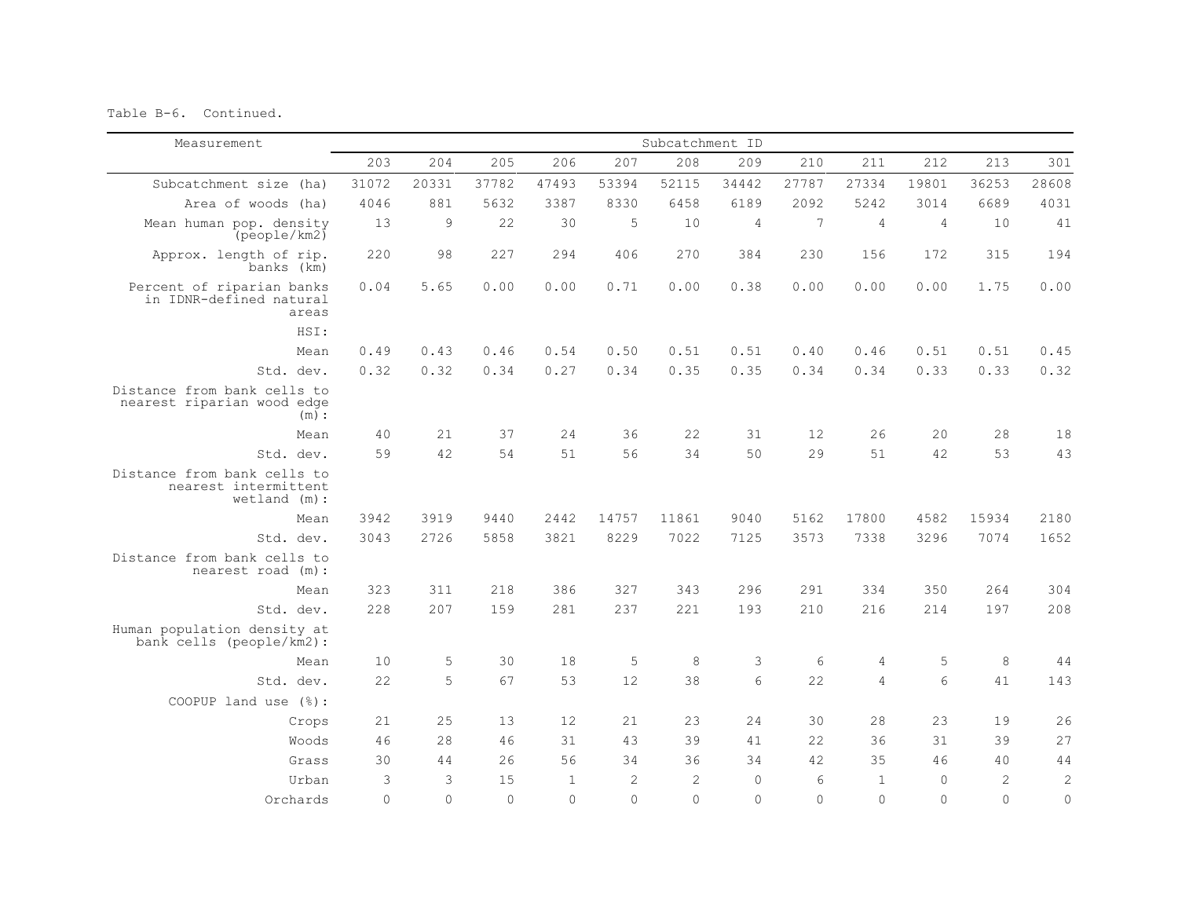Table B-6. Continued.

| Measurement | Subcatchment ID | | | | | | | | | | | |
|---|---|---|---|---|---|---|---|---|---|---|---|---|
| | 203 | 204 | 205 | 206 | 207 | 208 | 209 | 210 | 211 | 212 | 213 | 301 |
| Subcatchment size (ha) | 31072 | 20331 | 37782 | 47493 | 53394 | 52115 | 34442 | 27787 | 27334 | 19801 | 36253 | 28608 |
| Area of woods (ha) | 4046 | 881 | 5632 | 3387 | 8330 | 6458 | 6189 | 2092 | 5242 | 3014 | 6689 | 4031 |
| Mean human pop. density (people/km2) | 13 | 9 | 22 | 30 | 5 | 10 | 4 | 7 | 4 | 4 | 10 | 41 |
| Approx. length of rip. banks (km) | 220 | 98 | 227 | 294 | 406 | 270 | 384 | 230 | 156 | 172 | 315 | 194 |
| Percent of riparian banks in IDNR-defined natural areas | 0.04 | 5.65 | 0.00 | 0.00 | 0.71 | 0.00 | 0.38 | 0.00 | 0.00 | 0.00 | 1.75 | 0.00 |
| HSI: | | | | | | | | | | | | |
| Mean | 0.49 | 0.43 | 0.46 | 0.54 | 0.50 | 0.51 | 0.51 | 0.40 | 0.46 | 0.51 | 0.51 | 0.45 |
| Std. dev. | 0.32 | 0.32 | 0.34 | 0.27 | 0.34 | 0.35 | 0.35 | 0.34 | 0.34 | 0.33 | 0.33 | 0.32 |
| Distance from bank cells to nearest riparian wood edge (m): | | | | | | | | | | | | |
| Mean | 40 | 21 | 37 | 24 | 36 | 22 | 31 | 12 | 26 | 20 | 28 | 18 |
| Std. dev. | 59 | 42 | 54 | 51 | 56 | 34 | 50 | 29 | 51 | 42 | 53 | 43 |
| Distance from bank cells to nearest intermittent wetland (m): | | | | | | | | | | | | |
| Mean | 3942 | 3919 | 9440 | 2442 | 14757 | 11861 | 9040 | 5162 | 17800 | 4582 | 15934 | 2180 |
| Std. dev. | 3043 | 2726 | 5858 | 3821 | 8229 | 7022 | 7125 | 3573 | 7338 | 3296 | 7074 | 1652 |
| Distance from bank cells to nearest road (m): | | | | | | | | | | | | |
| Mean | 323 | 311 | 218 | 386 | 327 | 343 | 296 | 291 | 334 | 350 | 264 | 304 |
| Std. dev. | 228 | 207 | 159 | 281 | 237 | 221 | 193 | 210 | 216 | 214 | 197 | 208 |
| Human population density at bank cells (people/km2): | | | | | | | | | | | | |
| Mean | 10 | 5 | 30 | 18 | 5 | 8 | 3 | 6 | 4 | 5 | 8 | 44 |
| Std. dev. | 22 | 5 | 67 | 53 | 12 | 38 | 6 | 22 | 4 | 6 | 41 | 143 |
| COOPUP land use (%): | | | | | | | | | | | | |
| Crops | 21 | 25 | 13 | 12 | 21 | 23 | 24 | 30 | 28 | 23 | 19 | 26 |
| Woods | 46 | 28 | 46 | 31 | 43 | 39 | 41 | 22 | 36 | 31 | 39 | 27 |
| Grass | 30 | 44 | 26 | 56 | 34 | 36 | 34 | 42 | 35 | 46 | 40 | 44 |
| Urban | 3 | 3 | 15 | 1 | 2 | 2 | 0 | 6 | 1 | 0 | 2 | 2 |
| Orchards | 0 | 0 | 0 | 0 | 0 | 0 | 0 | 0 | 0 | 0 | 0 | 0 |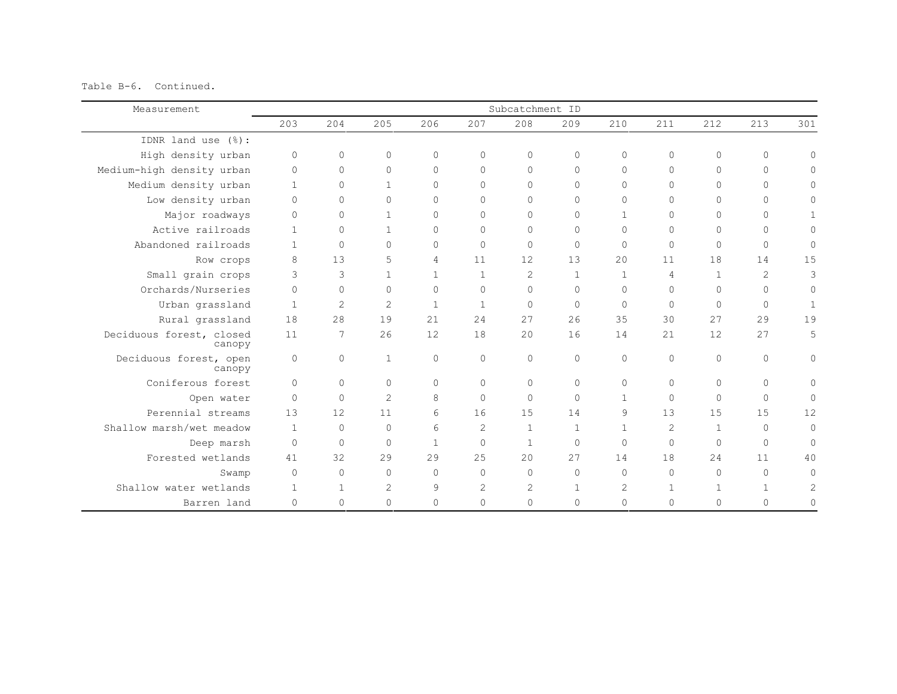Table B-6. Continued.

| Measurement | Subcatchment ID | | | | | | | | | | | |
|---|---|---|---|---|---|---|---|---|---|---|---|---|
| | 203 | 204 | 205 | 206 | 207 | 208 | 209 | 210 | 211 | 212 | 213 | 301 |
| IDNR land use (%): | | | | | | | | | | | | |
| High density urban | 0 | 0 | 0 | 0 | 0 | 0 | 0 | 0 | 0 | 0 | 0 | 0 |
| Medium-high density urban | 0 | 0 | 0 | 0 | 0 | 0 | 0 | 0 | 0 | 0 | 0 | 0 |
| Medium density urban | 1 | 0 | 1 | 0 | 0 | 0 | 0 | 0 | 0 | 0 | 0 | 0 |
| Low density urban | 0 | 0 | 0 | 0 | 0 | 0 | 0 | 0 | 0 | 0 | 0 | 0 |
| Major roadways | 0 | 0 | 1 | 0 | 0 | 0 | 0 | 1 | 0 | 0 | 0 | 1 |
| Active railroads | 1 | 0 | 1 | 0 | 0 | 0 | 0 | 0 | 0 | 0 | 0 | 0 |
| Abandoned railroads | 1 | 0 | 0 | 0 | 0 | 0 | 0 | 0 | 0 | 0 | 0 | 0 |
| Row crops | 8 | 13 | 5 | 4 | 11 | 12 | 13 | 20 | 11 | 18 | 14 | 15 |
| Small grain crops | 3 | 3 | 1 | 1 | 1 | 2 | 1 | 1 | 4 | 1 | 2 | 3 |
| Orchards/Nurseries | 0 | 0 | 0 | 0 | 0 | 0 | 0 | 0 | 0 | 0 | 0 | 0 |
| Urban grassland | 1 | 2 | 2 | 1 | 1 | 0 | 0 | 0 | 0 | 0 | 0 | 1 |
| Rural grassland | 18 | 28 | 19 | 21 | 24 | 27 | 26 | 35 | 30 | 27 | 29 | 19 |
| Deciduous forest, closed canopy | 11 | 7 | 26 | 12 | 18 | 20 | 16 | 14 | 21 | 12 | 27 | 5 |
| Deciduous forest, open canopy | 0 | 0 | 1 | 0 | 0 | 0 | 0 | 0 | 0 | 0 | 0 | 0 |
| Coniferous forest | 0 | 0 | 0 | 0 | 0 | 0 | 0 | 0 | 0 | 0 | 0 | 0 |
| Open water | 0 | 0 | 2 | 8 | 0 | 0 | 0 | 1 | 0 | 0 | 0 | 0 |
| Perennial streams | 13 | 12 | 11 | 6 | 16 | 15 | 14 | 9 | 13 | 15 | 15 | 12 |
| Shallow marsh/wet meadow | 1 | 0 | 0 | 6 | 2 | 1 | 1 | 1 | 2 | 1 | 0 | 0 |
| Deep marsh | 0 | 0 | 0 | 1 | 0 | 1 | 0 | 0 | 0 | 0 | 0 | 0 |
| Forested wetlands | 41 | 32 | 29 | 29 | 25 | 20 | 27 | 14 | 18 | 24 | 11 | 40 |
| Swamp | 0 | 0 | 0 | 0 | 0 | 0 | 0 | 0 | 0 | 0 | 0 | 0 |
| Shallow water wetlands | 1 | 1 | 2 | 9 | 2 | 2 | 1 | 2 | 1 | 1 | 1 | 2 |
| Barren land | 0 | 0 | 0 | 0 | 0 | 0 | 0 | 0 | 0 | 0 | 0 | 0 |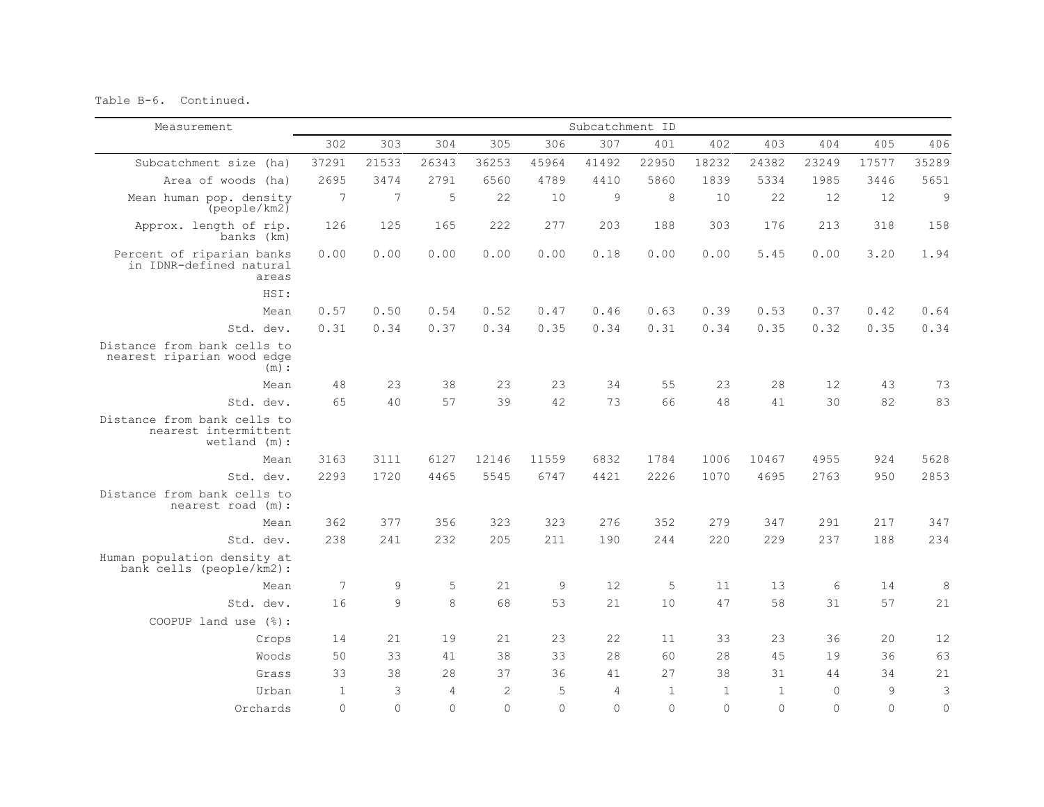Table B-6. Continued.

| Measurement | Subcatchment ID | | | | | | | | | | | |
|---|---|---|---|---|---|---|---|---|---|---|---|---|
| | 302 | 303 | 304 | 305 | 306 | 307 | 401 | 402 | 403 | 404 | 405 | 406 |
| Subcatchment size (ha) | 37291 | 21533 | 26343 | 36253 | 45964 | 41492 | 22950 | 18232 | 24382 | 23249 | 17577 | 35289 |
| Area of woods (ha) | 2695 | 3474 | 2791 | 6560 | 4789 | 4410 | 5860 | 1839 | 5334 | 1985 | 3446 | 5651 |
| Mean human pop. density (people/km2) | 7 | 7 | 5 | 22 | 10 | 9 | 8 | 10 | 22 | 12 | 12 | 9 |
| Approx. length of rip. banks (km) | 126 | 125 | 165 | 222 | 277 | 203 | 188 | 303 | 176 | 213 | 318 | 158 |
| Percent of riparian banks in IDNR-defined natural areas | 0.00 | 0.00 | 0.00 | 0.00 | 0.00 | 0.18 | 0.00 | 0.00 | 5.45 | 0.00 | 3.20 | 1.94 |
| HSI: | | | | | | | | | | | | |
| Mean | 0.57 | 0.50 | 0.54 | 0.52 | 0.47 | 0.46 | 0.63 | 0.39 | 0.53 | 0.37 | 0.42 | 0.64 |
| Std. dev. | 0.31 | 0.34 | 0.37 | 0.34 | 0.35 | 0.34 | 0.31 | 0.34 | 0.35 | 0.32 | 0.35 | 0.34 |
| Distance from bank cells to nearest riparian wood edge (m): | | | | | | | | | | | | |
| Mean | 48 | 23 | 38 | 23 | 23 | 34 | 55 | 23 | 28 | 12 | 43 | 73 |
| Std. dev. | 65 | 40 | 57 | 39 | 42 | 73 | 66 | 48 | 41 | 30 | 82 | 83 |
| Distance from bank cells to nearest intermittent wetland (m): | | | | | | | | | | | | |
| Mean | 3163 | 3111 | 6127 | 12146 | 11559 | 6832 | 1784 | 1006 | 10467 | 4955 | 924 | 5628 |
| Std. dev. | 2293 | 1720 | 4465 | 5545 | 6747 | 4421 | 2226 | 1070 | 4695 | 2763 | 950 | 2853 |
| Distance from bank cells to nearest road (m): | | | | | | | | | | | | |
| Mean | 362 | 377 | 356 | 323 | 323 | 276 | 352 | 279 | 347 | 291 | 217 | 347 |
| Std. dev. | 238 | 241 | 232 | 205 | 211 | 190 | 244 | 220 | 229 | 237 | 188 | 234 |
| Human population density at bank cells (people/km2): | | | | | | | | | | | | |
| Mean | 7 | 9 | 5 | 21 | 9 | 12 | 5 | 11 | 13 | 6 | 14 | 8 |
| Std. dev. | 16 | 9 | 8 | 68 | 53 | 21 | 10 | 47 | 58 | 31 | 57 | 21 |
| COOPUP land use (%): | | | | | | | | | | | | |
| Crops | 14 | 21 | 19 | 21 | 23 | 22 | 11 | 33 | 23 | 36 | 20 | 12 |
| Woods | 50 | 33 | 41 | 38 | 33 | 28 | 60 | 28 | 45 | 19 | 36 | 63 |
| Grass | 33 | 38 | 28 | 37 | 36 | 41 | 27 | 38 | 31 | 44 | 34 | 21 |
| Urban | 1 | 3 | 4 | 2 | 5 | 4 | 1 | 1 | 1 | 0 | 9 | 3 |
| Orchards | 0 | 0 | 0 | 0 | 0 | 0 | 0 | 0 | 0 | 0 | 0 | 0 |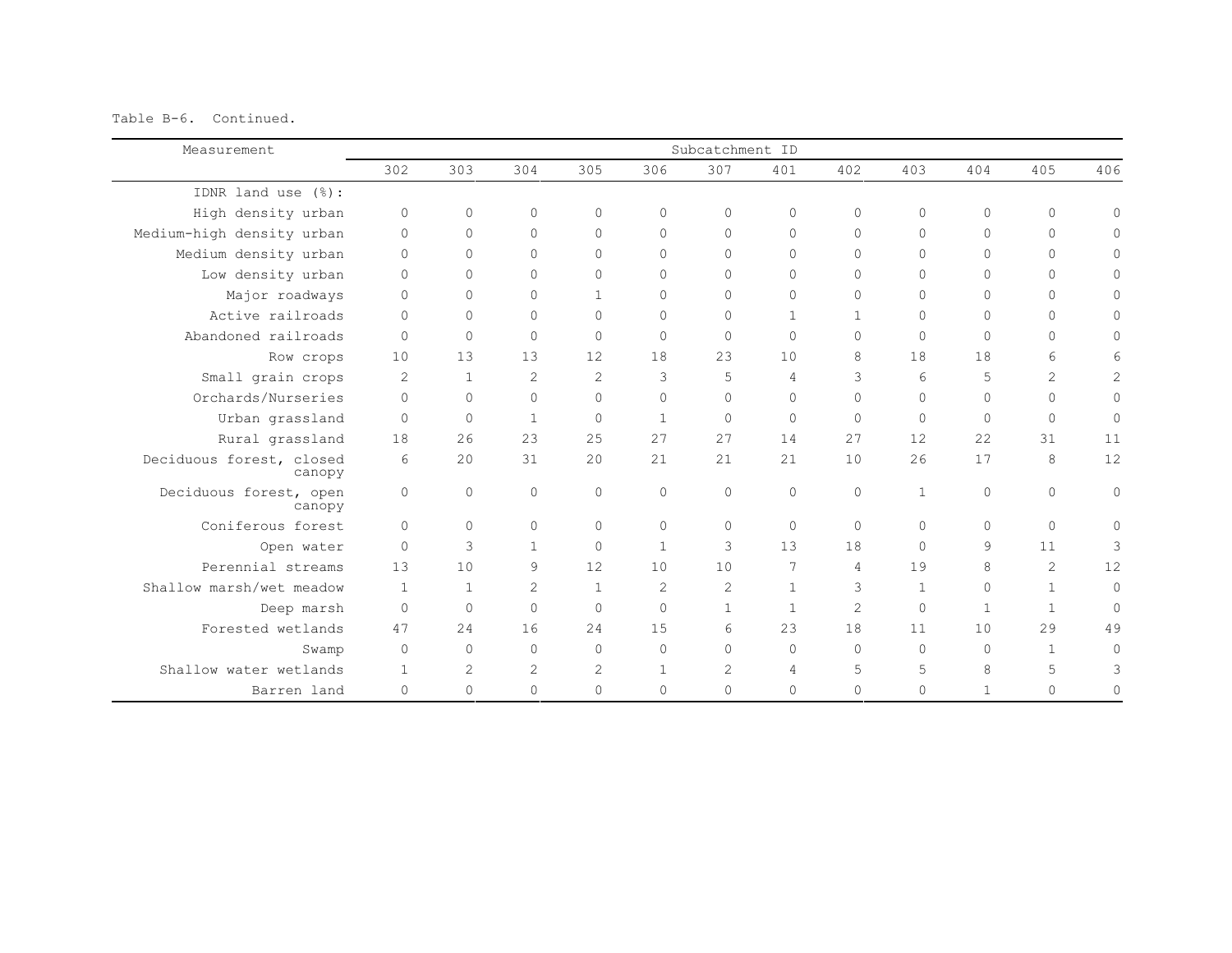Table B-6. Continued.

| Measurement | Subcatchment ID | | | | | | | | | | | |
|---|---|---|---|---|---|---|---|---|---|---|---|---|
| | 302 | 303 | 304 | 305 | 306 | 307 | 401 | 402 | 403 | 404 | 405 | 406 |
| IDNR land use (%): | | | | | | | | | | | | |
| High density urban | 0 | 0 | 0 | 0 | 0 | 0 | 0 | 0 | 0 | 0 | 0 | 0 |
| Medium-high density urban | 0 | 0 | 0 | 0 | 0 | 0 | 0 | 0 | 0 | 0 | 0 | 0 |
| Medium density urban | 0 | 0 | 0 | 0 | 0 | 0 | 0 | 0 | 0 | 0 | 0 | 0 |
| Low density urban | 0 | 0 | 0 | 0 | 0 | 0 | 0 | 0 | 0 | 0 | 0 | 0 |
| Major roadways | 0 | 0 | 0 | 1 | 0 | 0 | 0 | 0 | 0 | 0 | 0 | 0 |
| Active railroads | 0 | 0 | 0 | 0 | 0 | 0 | 1 | 1 | 0 | 0 | 0 | 0 |
| Abandoned railroads | 0 | 0 | 0 | 0 | 0 | 0 | 0 | 0 | 0 | 0 | 0 | 0 |
| Row crops | 10 | 13 | 13 | 12 | 18 | 23 | 10 | 8 | 18 | 18 | 6 | 6 |
| Small grain crops | 2 | 1 | 2 | 2 | 3 | 5 | 4 | 3 | 6 | 5 | 2 | 2 |
| Orchards/Nurseries | 0 | 0 | 0 | 0 | 0 | 0 | 0 | 0 | 0 | 0 | 0 | 0 |
| Urban grassland | 0 | 0 | 1 | 0 | 1 | 0 | 0 | 0 | 0 | 0 | 0 | 0 |
| Rural grassland | 18 | 26 | 23 | 25 | 27 | 27 | 14 | 27 | 12 | 22 | 31 | 11 |
| Deciduous forest, closed canopy | 6 | 20 | 31 | 20 | 21 | 21 | 21 | 10 | 26 | 17 | 8 | 12 |
| Deciduous forest, open canopy | 0 | 0 | 0 | 0 | 0 | 0 | 0 | 0 | 1 | 0 | 0 | 0 |
| Coniferous forest | 0 | 0 | 0 | 0 | 0 | 0 | 0 | 0 | 0 | 0 | 0 | 0 |
| Open water | 0 | 3 | 1 | 0 | 1 | 3 | 13 | 18 | 0 | 9 | 11 | 3 |
| Perennial streams | 13 | 10 | 9 | 12 | 10 | 10 | 7 | 4 | 19 | 8 | 2 | 12 |
| Shallow marsh/wet meadow | 1 | 1 | 2 | 1 | 2 | 2 | 1 | 3 | 1 | 0 | 1 | 0 |
| Deep marsh | 0 | 0 | 0 | 0 | 0 | 1 | 1 | 2 | 0 | 1 | 1 | 0 |
| Forested wetlands | 47 | 24 | 16 | 24 | 15 | 6 | 23 | 18 | 11 | 10 | 29 | 49 |
| Swamp | 0 | 0 | 0 | 0 | 0 | 0 | 0 | 0 | 0 | 0 | 1 | 0 |
| Shallow water wetlands | 1 | 2 | 2 | 2 | 1 | 2 | 4 | 5 | 5 | 8 | 5 | 3 |
| Barren land | 0 | 0 | 0 | 0 | 0 | 0 | 0 | 0 | 0 | 1 | 0 | 0 |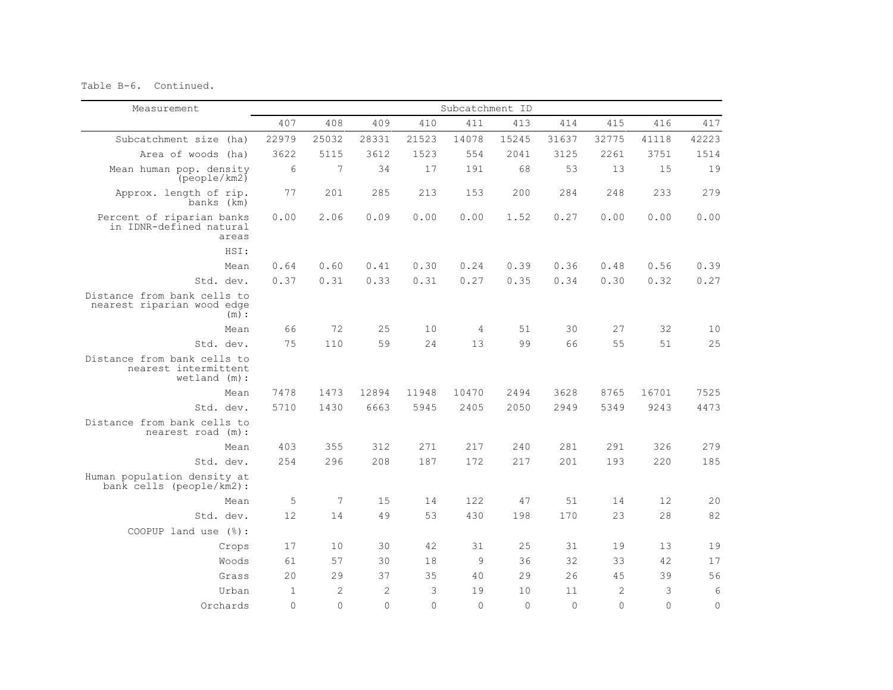Table B-6. Continued.

| Measurement | Subcatchment ID | | | | | | | | | |
|---|---|---|---|---|---|---|---|---|---|---|
| | 407 | 408 | 409 | 410 | 411 | 413 | 414 | 415 | 416 | 417 |
| Subcatchment size (ha) | 22979 | 25032 | 28331 | 21523 | 14078 | 15245 | 31637 | 32775 | 41118 | 42223 |
| Area of woods (ha) | 3622 | 5115 | 3612 | 1523 | 554 | 2041 | 3125 | 2261 | 3751 | 1514 |
| Mean human pop. density (people/km2) | 6 | 7 | 34 | 17 | 191 | 68 | 53 | 13 | 15 | 19 |
| Approx. length of rip. banks (km) | 77 | 201 | 285 | 213 | 153 | 200 | 284 | 248 | 233 | 279 |
| Percent of riparian banks in IDNR-defined natural areas | 0.00 | 2.06 | 0.09 | 0.00 | 0.00 | 1.52 | 0.27 | 0.00 | 0.00 | 0.00 |
| HSI: | | | | | | | | | | |
| Mean | 0.64 | 0.60 | 0.41 | 0.30 | 0.24 | 0.39 | 0.36 | 0.48 | 0.56 | 0.39 |
| Std. dev. | 0.37 | 0.31 | 0.33 | 0.31 | 0.27 | 0.35 | 0.34 | 0.30 | 0.32 | 0.27 |
| Distance from bank cells to nearest riparian wood edge (m): | | | | | | | | | | |
| Mean | 66 | 72 | 25 | 10 | 4 | 51 | 30 | 27 | 32 | 10 |
| Std. dev. | 75 | 110 | 59 | 24 | 13 | 99 | 66 | 55 | 51 | 25 |
| Distance from bank cells to nearest intermittent wetland (m): | | | | | | | | | | |
| Mean | 7478 | 1473 | 12894 | 11948 | 10470 | 2494 | 3628 | 8765 | 16701 | 7525 |
| Std. dev. | 5710 | 1430 | 6663 | 5945 | 2405 | 2050 | 2949 | 5349 | 9243 | 4473 |
| Distance from bank cells to nearest road (m): | | | | | | | | | | |
| Mean | 403 | 355 | 312 | 271 | 217 | 240 | 281 | 291 | 326 | 279 |
| Std. dev. | 254 | 296 | 208 | 187 | 172 | 217 | 201 | 193 | 220 | 185 |
| Human population density at bank cells (people/km2): | | | | | | | | | | |
| Mean | 5 | 7 | 15 | 14 | 122 | 47 | 51 | 14 | 12 | 20 |
| Std. dev. | 12 | 14 | 49 | 53 | 430 | 198 | 170 | 23 | 28 | 82 |
| COOPUP land use (%): | | | | | | | | | | |
| Crops | 17 | 10 | 30 | 42 | 31 | 25 | 31 | 19 | 13 | 19 |
| Woods | 61 | 57 | 30 | 18 | 9 | 36 | 32 | 33 | 42 | 17 |
| Grass | 20 | 29 | 37 | 35 | 40 | 29 | 26 | 45 | 39 | 56 |
| Urban | 1 | 2 | 2 | 3 | 19 | 10 | 11 | 2 | 3 | 6 |
| Orchards | 0 | 0 | 0 | 0 | 0 | 0 | 0 | 0 | 0 | 0 |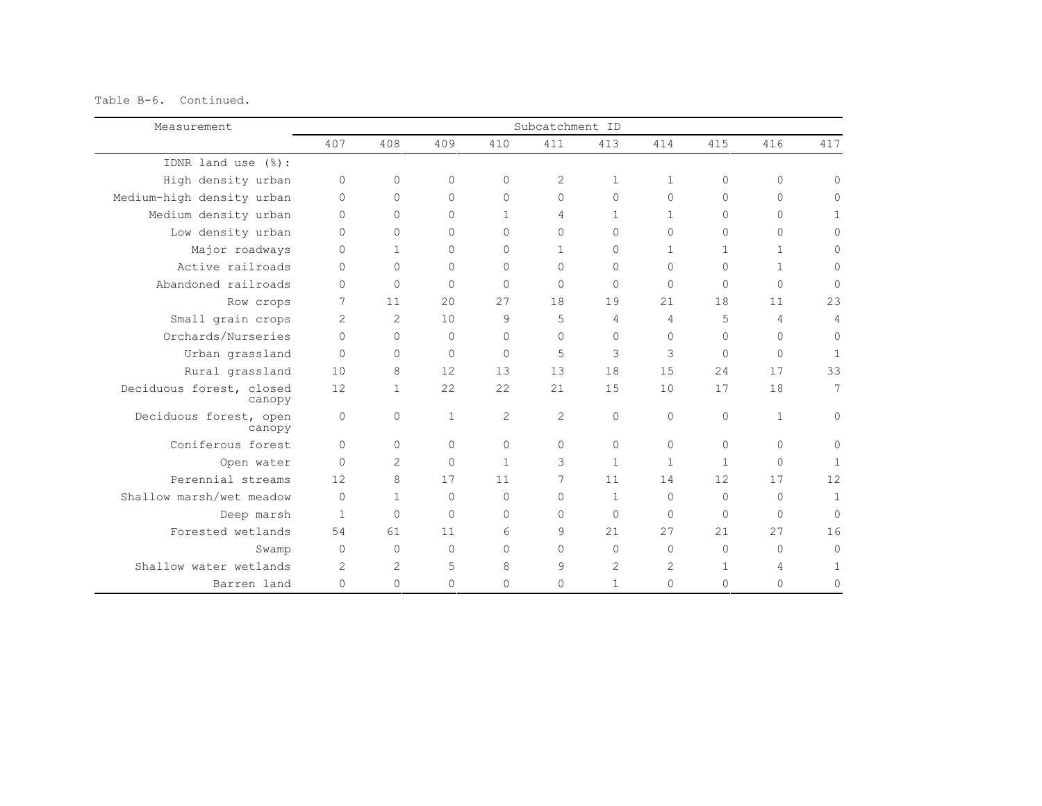Table B-6. Continued.

| Measurement | Subcatchment ID | | | | | | | | | |
|---|---|---|---|---|---|---|---|---|---|---|
| | 407 | 408 | 409 | 410 | 411 | 413 | 414 | 415 | 416 | 417 |
| IDNR land use (%): | | | | | | | | | | |
| High density urban | 0 | 0 | 0 | 0 | 2 | 1 | 1 | 0 | 0 | 0 |
| Medium-high density urban | 0 | 0 | 0 | 0 | 0 | 0 | 0 | 0 | 0 | 0 |
| Medium density urban | 0 | 0 | 0 | 1 | 4 | 1 | 1 | 0 | 0 | 1 |
| Low density urban | 0 | 0 | 0 | 0 | 0 | 0 | 0 | 0 | 0 | 0 |
| Major roadways | 0 | 1 | 0 | 0 | 1 | 0 | 1 | 1 | 1 | 0 |
| Active railroads | 0 | 0 | 0 | 0 | 0 | 0 | 0 | 0 | 1 | 0 |
| Abandoned railroads | 0 | 0 | 0 | 0 | 0 | 0 | 0 | 0 | 0 | 0 |
| Row crops | 7 | 11 | 20 | 27 | 18 | 19 | 21 | 18 | 11 | 23 |
| Small grain crops | 2 | 2 | 10 | 9 | 5 | 4 | 4 | 5 | 4 | 4 |
| Orchards/Nurseries | 0 | 0 | 0 | 0 | 0 | 0 | 0 | 0 | 0 | 0 |
| Urban grassland | 0 | 0 | 0 | 0 | 5 | 3 | 3 | 0 | 0 | 1 |
| Rural grassland | 10 | 8 | 12 | 13 | 13 | 18 | 15 | 24 | 17 | 33 |
| Deciduous forest, closed canopy | 12 | 1 | 22 | 22 | 21 | 15 | 10 | 17 | 18 | 7 |
| Deciduous forest, open canopy | 0 | 0 | 1 | 2 | 2 | 0 | 0 | 0 | 1 | 0 |
| Coniferous forest | 0 | 0 | 0 | 0 | 0 | 0 | 0 | 0 | 0 | 0 |
| Open water | 0 | 2 | 0 | 1 | 3 | 1 | 1 | 1 | 0 | 1 |
| Perennial streams | 12 | 8 | 17 | 11 | 7 | 11 | 14 | 12 | 17 | 12 |
| Shallow marsh/wet meadow | 0 | 1 | 0 | 0 | 0 | 1 | 0 | 0 | 0 | 1 |
| Deep marsh | 1 | 0 | 0 | 0 | 0 | 0 | 0 | 0 | 0 | 0 |
| Forested wetlands | 54 | 61 | 11 | 6 | 9 | 21 | 27 | 21 | 27 | 16 |
| Swamp | 0 | 0 | 0 | 0 | 0 | 0 | 0 | 0 | 0 | 0 |
| Shallow water wetlands | 2 | 2 | 5 | 8 | 9 | 2 | 2 | 1 | 4 | 1 |
| Barren land | 0 | 0 | 0 | 0 | 0 | 1 | 0 | 0 | 0 | 0 |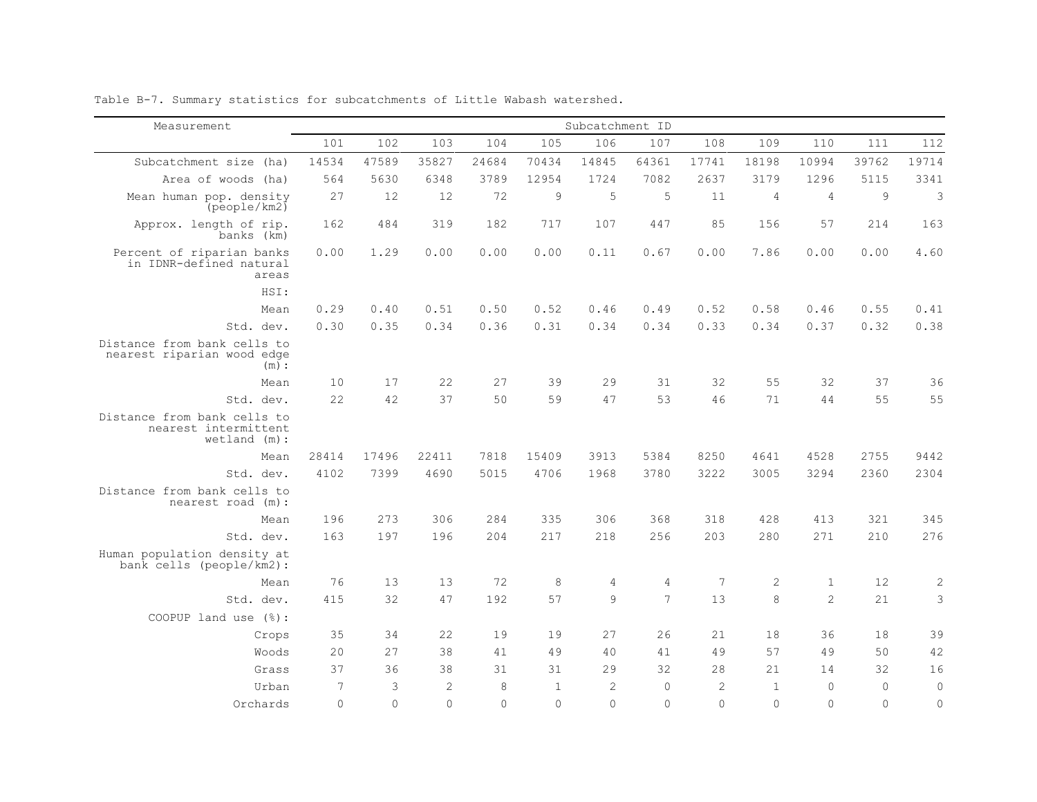Table B-7. Summary statistics for subcatchments of Little Wabash watershed.

| Measurement | Subcatchment ID | | | | | | | | | | | |
|---|---|---|---|---|---|---|---|---|---|---|---|---|
| | 101 | 102 | 103 | 104 | 105 | 106 | 107 | 108 | 109 | 110 | 111 | 112 |
| Subcatchment size (ha) | 14534 | 47589 | 35827 | 24684 | 70434 | 14845 | 64361 | 17741 | 18198 | 10994 | 39762 | 19714 |
| Area of woods (ha) | 564 | 5630 | 6348 | 3789 | 12954 | 1724 | 7082 | 2637 | 3179 | 1296 | 5115 | 3341 |
| Mean human pop. density (people/km2) | 27 | 12 | 12 | 72 | 9 | 5 | 5 | 11 | 4 | 4 | 9 | 3 |
| Approx. length of rip. banks (km) | 162 | 484 | 319 | 182 | 717 | 107 | 447 | 85 | 156 | 57 | 214 | 163 |
| Percent of riparian banks in IDNR-defined natural areas | 0.00 | 1.29 | 0.00 | 0.00 | 0.00 | 0.11 | 0.67 | 0.00 | 7.86 | 0.00 | 0.00 | 4.60 |
| HSI: | | | | | | | | | | | | |
| Mean | 0.29 | 0.40 | 0.51 | 0.50 | 0.52 | 0.46 | 0.49 | 0.52 | 0.58 | 0.46 | 0.55 | 0.41 |
| Std. dev. | 0.30 | 0.35 | 0.34 | 0.36 | 0.31 | 0.34 | 0.34 | 0.33 | 0.34 | 0.37 | 0.32 | 0.38 |
| Distance from bank cells to nearest riparian wood edge (m): | | | | | | | | | | | | |
| Mean | 10 | 17 | 22 | 27 | 39 | 29 | 31 | 32 | 55 | 32 | 37 | 36 |
| Std. dev. | 22 | 42 | 37 | 50 | 59 | 47 | 53 | 46 | 71 | 44 | 55 | 55 |
| Distance from bank cells to nearest intermittent wetland (m): | | | | | | | | | | | | |
| Mean | 28414 | 17496 | 22411 | 7818 | 15409 | 3913 | 5384 | 8250 | 4641 | 4528 | 2755 | 9442 |
| Std. dev. | 4102 | 7399 | 4690 | 5015 | 4706 | 1968 | 3780 | 3222 | 3005 | 3294 | 2360 | 2304 |
| Distance from bank cells to nearest road (m): | | | | | | | | | | | | |
| Mean | 196 | 273 | 306 | 284 | 335 | 306 | 368 | 318 | 428 | 413 | 321 | 345 |
| Std. dev. | 163 | 197 | 196 | 204 | 217 | 218 | 256 | 203 | 280 | 271 | 210 | 276 |
| Human population density at bank cells (people/km2): | | | | | | | | | | | | |
| Mean | 76 | 13 | 13 | 72 | 8 | 4 | 4 | 7 | 2 | 1 | 12 | 2 |
| Std. dev. | 415 | 32 | 47 | 192 | 57 | 9 | 7 | 13 | 8 | 2 | 21 | 3 |
| COOPUP land use (%): | | | | | | | | | | | | |
| Crops | 35 | 34 | 22 | 19 | 19 | 27 | 26 | 21 | 18 | 36 | 18 | 39 |
| Woods | 20 | 27 | 38 | 41 | 49 | 40 | 41 | 49 | 57 | 49 | 50 | 42 |
| Grass | 37 | 36 | 38 | 31 | 31 | 29 | 32 | 28 | 21 | 14 | 32 | 16 |
| Urban | 7 | 3 | 2 | 8 | 1 | 2 | 0 | 2 | 1 | 0 | 0 | 0 |
| Orchards | 0 | 0 | 0 | 0 | 0 | 0 | 0 | 0 | 0 | 0 | 0 | 0 |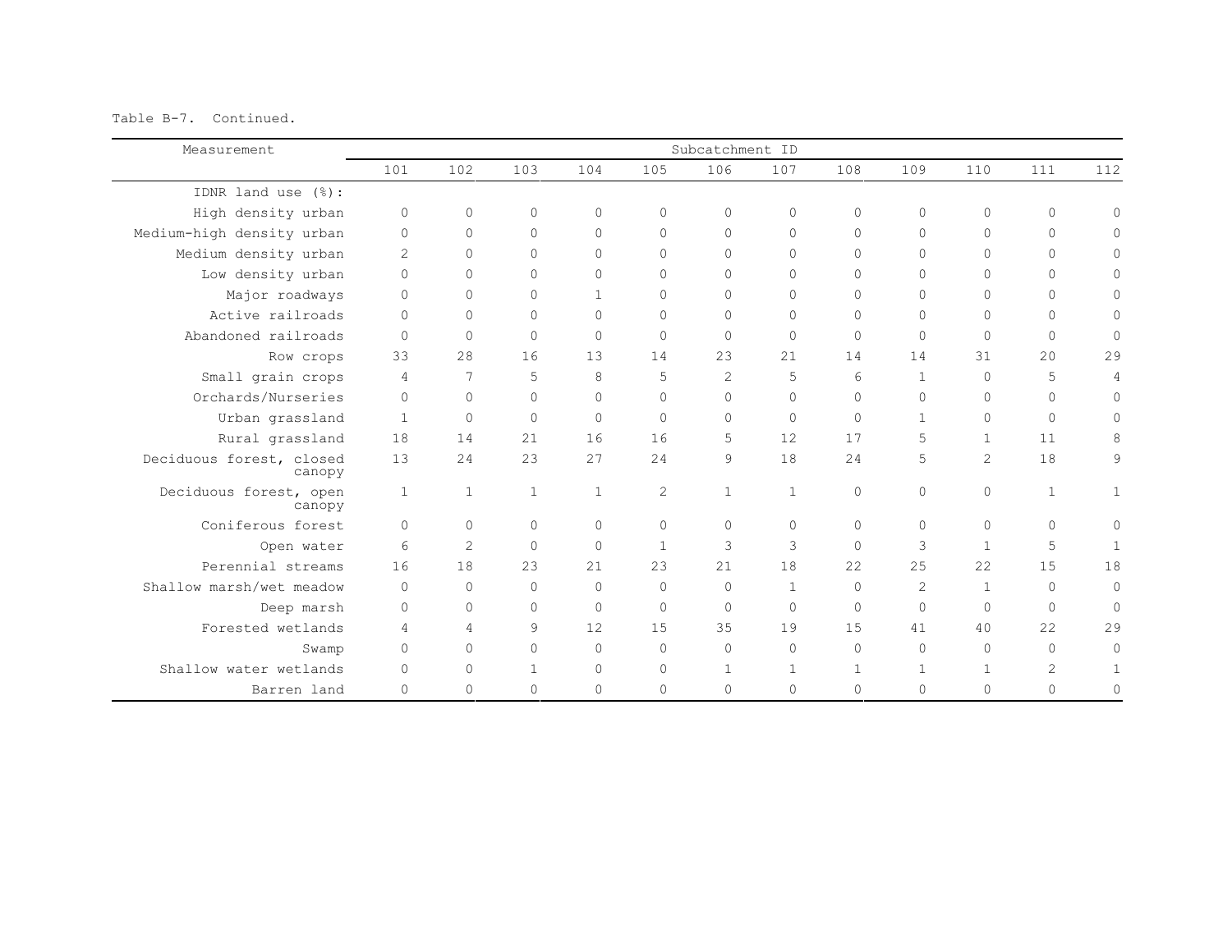Table B-7. Continued.

| Measurement | Subcatchment ID | | | | | | | | | | | |
|---|---|---|---|---|---|---|---|---|---|---|---|---|
| | 101 | 102 | 103 | 104 | 105 | 106 | 107 | 108 | 109 | 110 | 111 | 112 |
| IDNR land use (%): | | | | | | | | | | | | |
| High density urban | 0 | 0 | 0 | 0 | 0 | 0 | 0 | 0 | 0 | 0 | 0 | 0 |
| Medium-high density urban | 0 | 0 | 0 | 0 | 0 | 0 | 0 | 0 | 0 | 0 | 0 | 0 |
| Medium density urban | 2 | 0 | 0 | 0 | 0 | 0 | 0 | 0 | 0 | 0 | 0 | 0 |
| Low density urban | 0 | 0 | 0 | 0 | 0 | 0 | 0 | 0 | 0 | 0 | 0 | 0 |
| Major roadways | 0 | 0 | 0 | 1 | 0 | 0 | 0 | 0 | 0 | 0 | 0 | 0 |
| Active railroads | 0 | 0 | 0 | 0 | 0 | 0 | 0 | 0 | 0 | 0 | 0 | 0 |
| Abandoned railroads | 0 | 0 | 0 | 0 | 0 | 0 | 0 | 0 | 0 | 0 | 0 | 0 |
| Row crops | 33 | 28 | 16 | 13 | 14 | 23 | 21 | 14 | 14 | 31 | 20 | 29 |
| Small grain crops | 4 | 7 | 5 | 8 | 5 | 2 | 5 | 6 | 1 | 0 | 5 | 4 |
| Orchards/Nurseries | 0 | 0 | 0 | 0 | 0 | 0 | 0 | 0 | 0 | 0 | 0 | 0 |
| Urban grassland | 1 | 0 | 0 | 0 | 0 | 0 | 0 | 0 | 1 | 0 | 0 | 0 |
| Rural grassland | 18 | 14 | 21 | 16 | 16 | 5 | 12 | 17 | 5 | 1 | 11 | 8 |
| Deciduous forest, closed canopy | 13 | 24 | 23 | 27 | 24 | 9 | 18 | 24 | 5 | 2 | 18 | 9 |
| Deciduous forest, open canopy | 1 | 1 | 1 | 1 | 2 | 1 | 1 | 0 | 0 | 0 | 1 | 1 |
| Coniferous forest | 0 | 0 | 0 | 0 | 0 | 0 | 0 | 0 | 0 | 0 | 0 | 0 |
| Open water | 6 | 2 | 0 | 0 | 1 | 3 | 3 | 0 | 3 | 1 | 5 | 1 |
| Perennial streams | 16 | 18 | 23 | 21 | 23 | 21 | 18 | 22 | 25 | 22 | 15 | 18 |
| Shallow marsh/wet meadow | 0 | 0 | 0 | 0 | 0 | 0 | 1 | 0 | 2 | 1 | 0 | 0 |
| Deep marsh | 0 | 0 | 0 | 0 | 0 | 0 | 0 | 0 | 0 | 0 | 0 | 0 |
| Forested wetlands | 4 | 4 | 9 | 12 | 15 | 35 | 19 | 15 | 41 | 40 | 22 | 29 |
| Swamp | 0 | 0 | 0 | 0 | 0 | 0 | 0 | 0 | 0 | 0 | 0 | 0 |
| Shallow water wetlands | 0 | 0 | 1 | 0 | 0 | 1 | 1 | 1 | 1 | 1 | 2 | 1 |
| Barren land | 0 | 0 | 0 | 0 | 0 | 0 | 0 | 0 | 0 | 0 | 0 | 0 |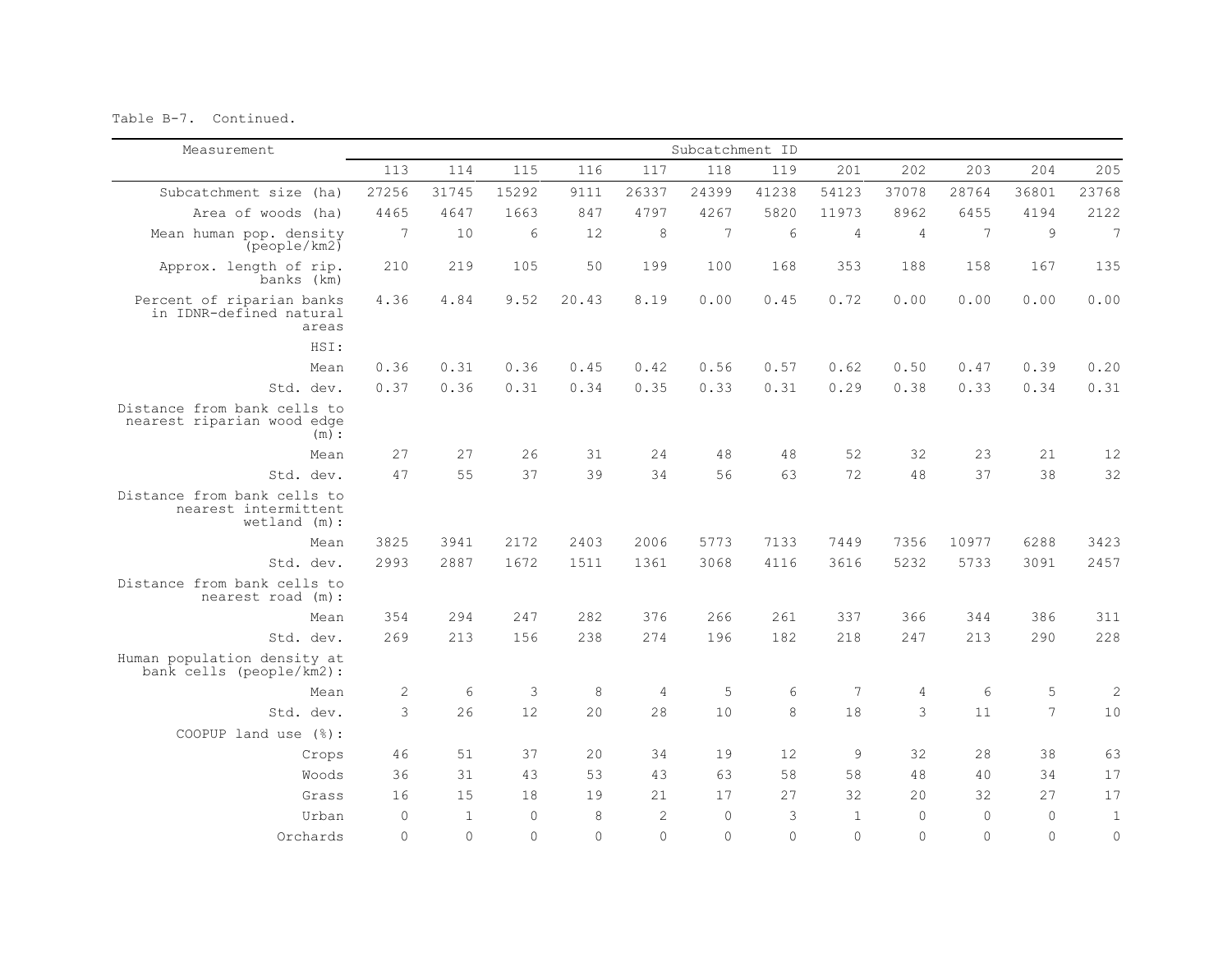Table B-7. Continued.

| Measurement | Subcatchment ID | | | | | | | | | | | |
|---|---|---|---|---|---|---|---|---|---|---|---|---|
| | 113 | 114 | 115 | 116 | 117 | 118 | 119 | 201 | 202 | 203 | 204 | 205 |
| Subcatchment size (ha) | 27256 | 31745 | 15292 | 9111 | 26337 | 24399 | 41238 | 54123 | 37078 | 28764 | 36801 | 23768 |
| Area of woods (ha) | 4465 | 4647 | 1663 | 847 | 4797 | 4267 | 5820 | 11973 | 8962 | 6455 | 4194 | 2122 |
| Mean human pop. density (people/km2) | 7 | 10 | 6 | 12 | 8 | 7 | 6 | 4 | 4 | 7 | 9 | 7 |
| Approx. length of rip. banks (km) | 210 | 219 | 105 | 50 | 199 | 100 | 168 | 353 | 188 | 158 | 167 | 135 |
| Percent of riparian banks in IDNR-defined natural areas | 4.36 | 4.84 | 9.52 | 20.43 | 8.19 | 0.00 | 0.45 | 0.72 | 0.00 | 0.00 | 0.00 | 0.00 |
| HSI: | | | | | | | | | | | | |
| Mean | 0.36 | 0.31 | 0.36 | 0.45 | 0.42 | 0.56 | 0.57 | 0.62 | 0.50 | 0.47 | 0.39 | 0.20 |
| Std. dev. | 0.37 | 0.36 | 0.31 | 0.34 | 0.35 | 0.33 | 0.31 | 0.29 | 0.38 | 0.33 | 0.34 | 0.31 |
| Distance from bank cells to nearest riparian wood edge (m): | | | | | | | | | | | | |
| Mean | 27 | 27 | 26 | 31 | 24 | 48 | 48 | 52 | 32 | 23 | 21 | 12 |
| Std. dev. | 47 | 55 | 37 | 39 | 34 | 56 | 63 | 72 | 48 | 37 | 38 | 32 |
| Distance from bank cells to nearest intermittent wetland (m): | | | | | | | | | | | | |
| Mean | 3825 | 3941 | 2172 | 2403 | 2006 | 5773 | 7133 | 7449 | 7356 | 10977 | 6288 | 3423 |
| Std. dev. | 2993 | 2887 | 1672 | 1511 | 1361 | 3068 | 4116 | 3616 | 5232 | 5733 | 3091 | 2457 |
| Distance from bank cells to nearest road (m): | | | | | | | | | | | | |
| Mean | 354 | 294 | 247 | 282 | 376 | 266 | 261 | 337 | 366 | 344 | 386 | 311 |
| Std. dev. | 269 | 213 | 156 | 238 | 274 | 196 | 182 | 218 | 247 | 213 | 290 | 228 |
| Human population density at bank cells (people/km2): | | | | | | | | | | | | |
| Mean | 2 | 6 | 3 | 8 | 4 | 5 | 6 | 7 | 4 | 6 | 5 | 2 |
| Std. dev. | 3 | 26 | 12 | 20 | 28 | 10 | 8 | 18 | 3 | 11 | 7 | 10 |
| COOPUP land use (%): | | | | | | | | | | | | |
| Crops | 46 | 51 | 37 | 20 | 34 | 19 | 12 | 9 | 32 | 28 | 38 | 63 |
| Woods | 36 | 31 | 43 | 53 | 43 | 63 | 58 | 58 | 48 | 40 | 34 | 17 |
| Grass | 16 | 15 | 18 | 19 | 21 | 17 | 27 | 32 | 20 | 32 | 27 | 17 |
| Urban | 0 | 1 | 0 | 8 | 2 | 0 | 3 | 1 | 0 | 0 | 0 | 1 |
| Orchards | 0 | 0 | 0 | 0 | 0 | 0 | 0 | 0 | 0 | 0 | 0 | 0 |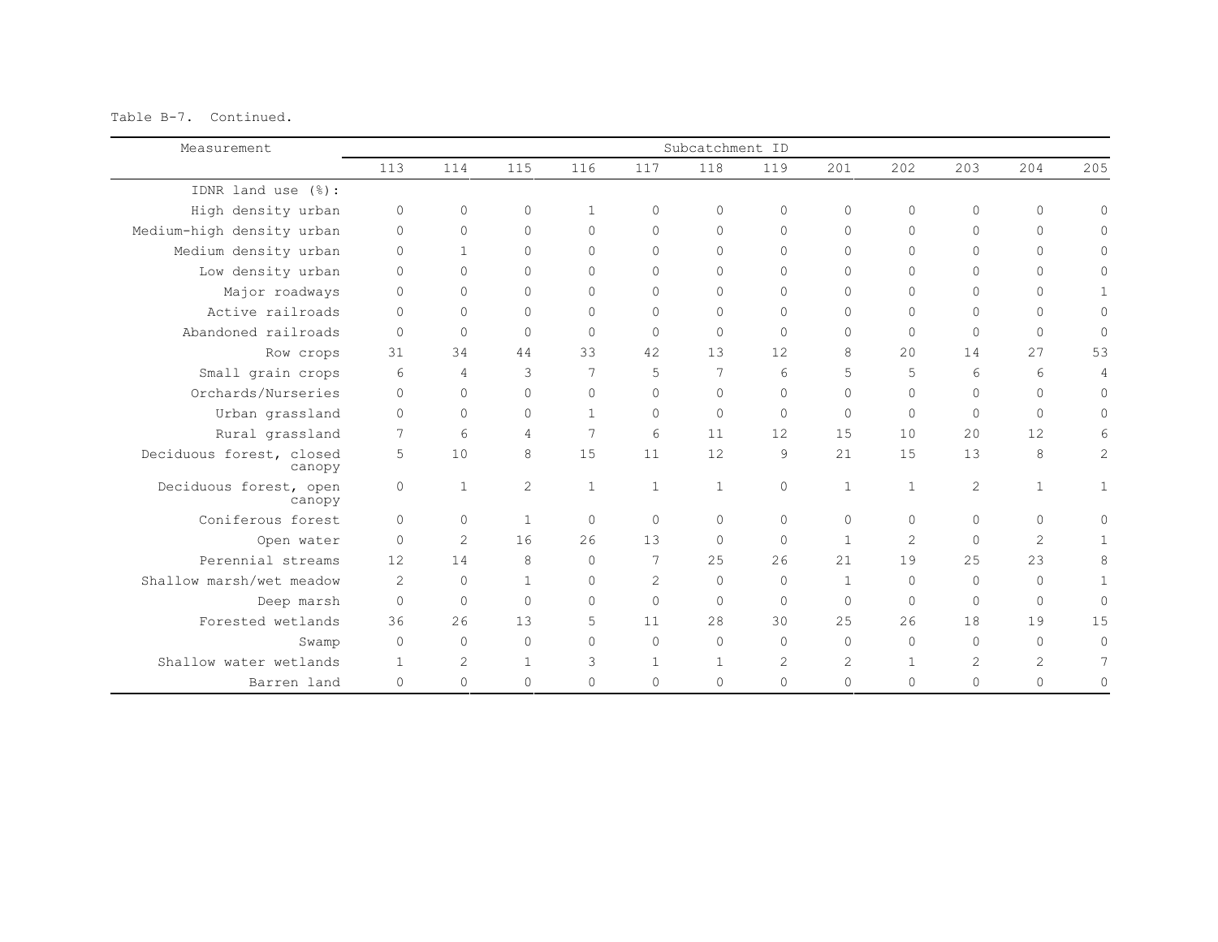Table B-7. Continued.

| Measurement | Subcatchment ID | | | | | | | | | | | |
|---|---|---|---|---|---|---|---|---|---|---|---|---|
| | 113 | 114 | 115 | 116 | 117 | 118 | 119 | 201 | 202 | 203 | 204 | 205 |
| IDNR land use (%): | | | | | | | | | | | | |
| High density urban | 0 | 0 | 0 | 1 | 0 | 0 | 0 | 0 | 0 | 0 | 0 | 0 |
| Medium-high density urban | 0 | 0 | 0 | 0 | 0 | 0 | 0 | 0 | 0 | 0 | 0 | 0 |
| Medium density urban | 0 | 1 | 0 | 0 | 0 | 0 | 0 | 0 | 0 | 0 | 0 | 0 |
| Low density urban | 0 | 0 | 0 | 0 | 0 | 0 | 0 | 0 | 0 | 0 | 0 | 0 |
| Major roadways | 0 | 0 | 0 | 0 | 0 | 0 | 0 | 0 | 0 | 0 | 0 | 1 |
| Active railroads | 0 | 0 | 0 | 0 | 0 | 0 | 0 | 0 | 0 | 0 | 0 | 0 |
| Abandoned railroads | 0 | 0 | 0 | 0 | 0 | 0 | 0 | 0 | 0 | 0 | 0 | 0 |
| Row crops | 31 | 34 | 44 | 33 | 42 | 13 | 12 | 8 | 20 | 14 | 27 | 53 |
| Small grain crops | 6 | 4 | 3 | 7 | 5 | 7 | 6 | 5 | 5 | 6 | 6 | 4 |
| Orchards/Nurseries | 0 | 0 | 0 | 0 | 0 | 0 | 0 | 0 | 0 | 0 | 0 | 0 |
| Urban grassland | 0 | 0 | 0 | 1 | 0 | 0 | 0 | 0 | 0 | 0 | 0 | 0 |
| Rural grassland | 7 | 6 | 4 | 7 | 6 | 11 | 12 | 15 | 10 | 20 | 12 | 6 |
| Deciduous forest, closed canopy | 5 | 10 | 8 | 15 | 11 | 12 | 9 | 21 | 15 | 13 | 8 | 2 |
| Deciduous forest, open canopy | 0 | 1 | 2 | 1 | 1 | 1 | 0 | 1 | 1 | 2 | 1 | 1 |
| Coniferous forest | 0 | 0 | 1 | 0 | 0 | 0 | 0 | 0 | 0 | 0 | 0 | 0 |
| Open water | 0 | 2 | 16 | 26 | 13 | 0 | 0 | 1 | 2 | 0 | 2 | 1 |
| Perennial streams | 12 | 14 | 8 | 0 | 7 | 25 | 26 | 21 | 19 | 25 | 23 | 8 |
| Shallow marsh/wet meadow | 2 | 0 | 1 | 0 | 2 | 0 | 0 | 1 | 0 | 0 | 0 | 1 |
| Deep marsh | 0 | 0 | 0 | 0 | 0 | 0 | 0 | 0 | 0 | 0 | 0 | 0 |
| Forested wetlands | 36 | 26 | 13 | 5 | 11 | 28 | 30 | 25 | 26 | 18 | 19 | 15 |
| Swamp | 0 | 0 | 0 | 0 | 0 | 0 | 0 | 0 | 0 | 0 | 0 | 0 |
| Shallow water wetlands | 1 | 2 | 1 | 3 | 1 | 1 | 2 | 2 | 1 | 2 | 2 | 7 |
| Barren land | 0 | 0 | 0 | 0 | 0 | 0 | 0 | 0 | 0 | 0 | 0 | 0 |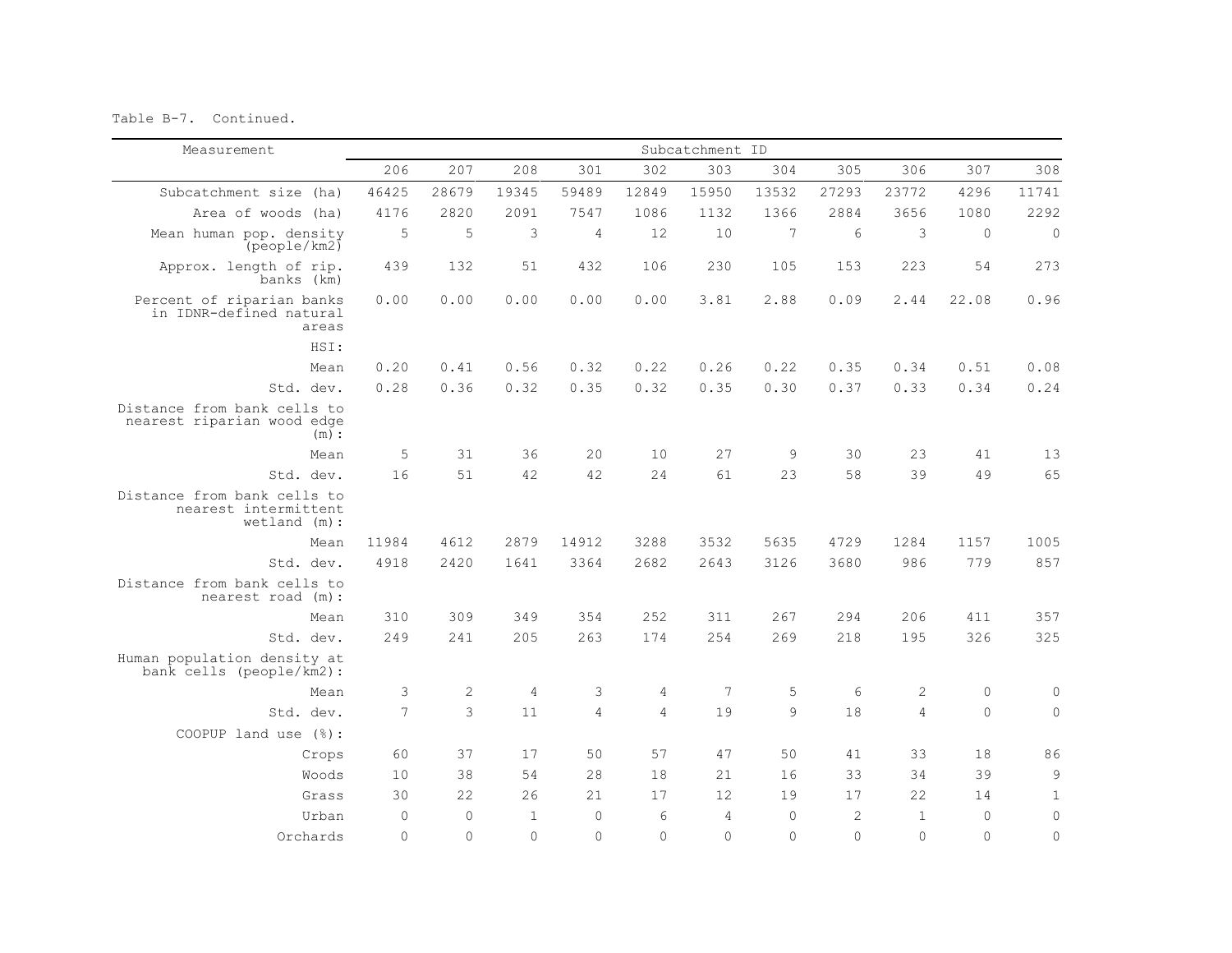Table B-7. Continued.

| Measurement | Subcatchment ID | | | | | | | | | | |
|---|---|---|---|---|---|---|---|---|---|---|---|
| | 206 | 207 | 208 | 301 | 302 | 303 | 304 | 305 | 306 | 307 | 308 |
| Subcatchment size (ha) | 46425 | 28679 | 19345 | 59489 | 12849 | 15950 | 13532 | 27293 | 23772 | 4296 | 11741 |
| Area of woods (ha) | 4176 | 2820 | 2091 | 7547 | 1086 | 1132 | 1366 | 2884 | 3656 | 1080 | 2292 |
| Mean human pop. density (people/km2) | 5 | 5 | 3 | 4 | 12 | 10 | 7 | 6 | 3 | 0 | 0 |
| Approx. length of rip. banks (km) | 439 | 132 | 51 | 432 | 106 | 230 | 105 | 153 | 223 | 54 | 273 |
| Percent of riparian banks in IDNR-defined natural areas | 0.00 | 0.00 | 0.00 | 0.00 | 0.00 | 3.81 | 2.88 | 0.09 | 2.44 | 22.08 | 0.96 |
| HSI: | | | | | | | | | | | |
| Mean | 0.20 | 0.41 | 0.56 | 0.32 | 0.22 | 0.26 | 0.22 | 0.35 | 0.34 | 0.51 | 0.08 |
| Std. dev. | 0.28 | 0.36 | 0.32 | 0.35 | 0.32 | 0.35 | 0.30 | 0.37 | 0.33 | 0.34 | 0.24 |
| Distance from bank cells to nearest riparian wood edge (m): | | | | | | | | | | | |
| Mean | 5 | 31 | 36 | 20 | 10 | 27 | 9 | 30 | 23 | 41 | 13 |
| Std. dev. | 16 | 51 | 42 | 42 | 24 | 61 | 23 | 58 | 39 | 49 | 65 |
| Distance from bank cells to nearest intermittent wetland (m): | | | | | | | | | | | |
| Mean | 11984 | 4612 | 2879 | 14912 | 3288 | 3532 | 5635 | 4729 | 1284 | 1157 | 1005 |
| Std. dev. | 4918 | 2420 | 1641 | 3364 | 2682 | 2643 | 3126 | 3680 | 986 | 779 | 857 |
| Distance from bank cells to nearest road (m): | | | | | | | | | | | |
| Mean | 310 | 309 | 349 | 354 | 252 | 311 | 267 | 294 | 206 | 411 | 357 |
| Std. dev. | 249 | 241 | 205 | 263 | 174 | 254 | 269 | 218 | 195 | 326 | 325 |
| Human population density at bank cells (people/km2): | | | | | | | | | | | |
| Mean | 3 | 2 | 4 | 3 | 4 | 7 | 5 | 6 | 2 | 0 | 0 |
| Std. dev. | 7 | 3 | 11 | 4 | 4 | 19 | 9 | 18 | 4 | 0 | 0 |
| COOPUP land use (%): | | | | | | | | | | | |
| Crops | 60 | 37 | 17 | 50 | 57 | 47 | 50 | 41 | 33 | 18 | 86 |
| Woods | 10 | 38 | 54 | 28 | 18 | 21 | 16 | 33 | 34 | 39 | 9 |
| Grass | 30 | 22 | 26 | 21 | 17 | 12 | 19 | 17 | 22 | 14 | 1 |
| Urban | 0 | 0 | 1 | 0 | 6 | 4 | 0 | 2 | 1 | 0 | 0 |
| Orchards | 0 | 0 | 0 | 0 | 0 | 0 | 0 | 0 | 0 | 0 | 0 |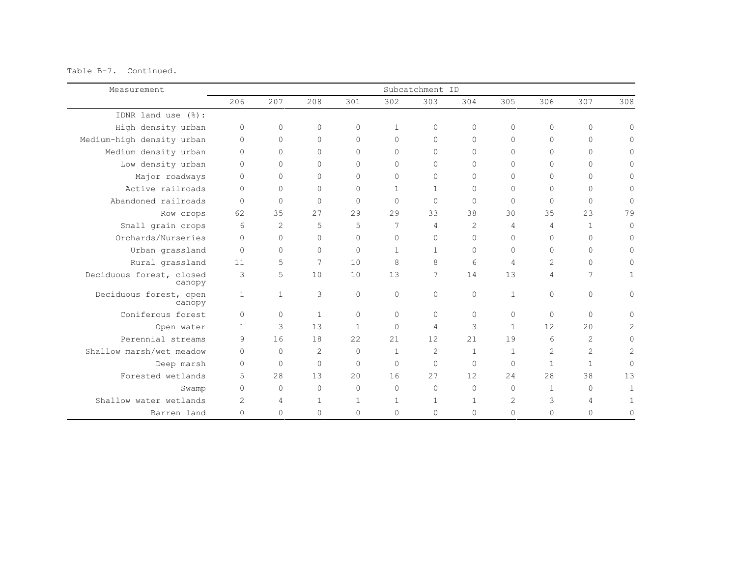Table B-7. Continued.

| Measurement | Subcatchment ID | | | | | | | | | | |
|---|---|---|---|---|---|---|---|---|---|---|---|
| | 206 | 207 | 208 | 301 | 302 | 303 | 304 | 305 | 306 | 307 | 308 |
| IDNR land use (%): | | | | | | | | | | | |
| High density urban | 0 | 0 | 0 | 0 | 1 | 0 | 0 | 0 | 0 | 0 | 0 |
| Medium-high density urban | 0 | 0 | 0 | 0 | 0 | 0 | 0 | 0 | 0 | 0 | 0 |
| Medium density urban | 0 | 0 | 0 | 0 | 0 | 0 | 0 | 0 | 0 | 0 | 0 |
| Low density urban | 0 | 0 | 0 | 0 | 0 | 0 | 0 | 0 | 0 | 0 | 0 |
| Major roadways | 0 | 0 | 0 | 0 | 0 | 0 | 0 | 0 | 0 | 0 | 0 |
| Active railroads | 0 | 0 | 0 | 0 | 1 | 1 | 0 | 0 | 0 | 0 | 0 |
| Abandoned railroads | 0 | 0 | 0 | 0 | 0 | 0 | 0 | 0 | 0 | 0 | 0 |
| Row crops | 62 | 35 | 27 | 29 | 29 | 33 | 38 | 30 | 35 | 23 | 79 |
| Small grain crops | 6 | 2 | 5 | 5 | 7 | 4 | 2 | 4 | 4 | 1 | 0 |
| Orchards/Nurseries | 0 | 0 | 0 | 0 | 0 | 0 | 0 | 0 | 0 | 0 | 0 |
| Urban grassland | 0 | 0 | 0 | 0 | 1 | 1 | 0 | 0 | 0 | 0 | 0 |
| Rural grassland | 11 | 5 | 7 | 10 | 8 | 8 | 6 | 4 | 2 | 0 | 0 |
| Deciduous forest, closed canopy | 3 | 5 | 10 | 10 | 13 | 7 | 14 | 13 | 4 | 7 | 1 |
| Deciduous forest, open canopy | 1 | 1 | 3 | 0 | 0 | 0 | 0 | 1 | 0 | 0 | 0 |
| Coniferous forest | 0 | 0 | 1 | 0 | 0 | 0 | 0 | 0 | 0 | 0 | 0 |
| Open water | 1 | 3 | 13 | 1 | 0 | 4 | 3 | 1 | 12 | 20 | 2 |
| Perennial streams | 9 | 16 | 18 | 22 | 21 | 12 | 21 | 19 | 6 | 2 | 0 |
| Shallow marsh/wet meadow | 0 | 0 | 2 | 0 | 1 | 2 | 1 | 1 | 2 | 2 | 2 |
| Deep marsh | 0 | 0 | 0 | 0 | 0 | 0 | 0 | 0 | 1 | 1 | 0 |
| Forested wetlands | 5 | 28 | 13 | 20 | 16 | 27 | 12 | 24 | 28 | 38 | 13 |
| Swamp | 0 | 0 | 0 | 0 | 0 | 0 | 0 | 0 | 1 | 0 | 1 |
| Shallow water wetlands | 2 | 4 | 1 | 1 | 1 | 1 | 1 | 2 | 3 | 4 | 1 |
| Barren land | 0 | 0 | 0 | 0 | 0 | 0 | 0 | 0 | 0 | 0 | 0 |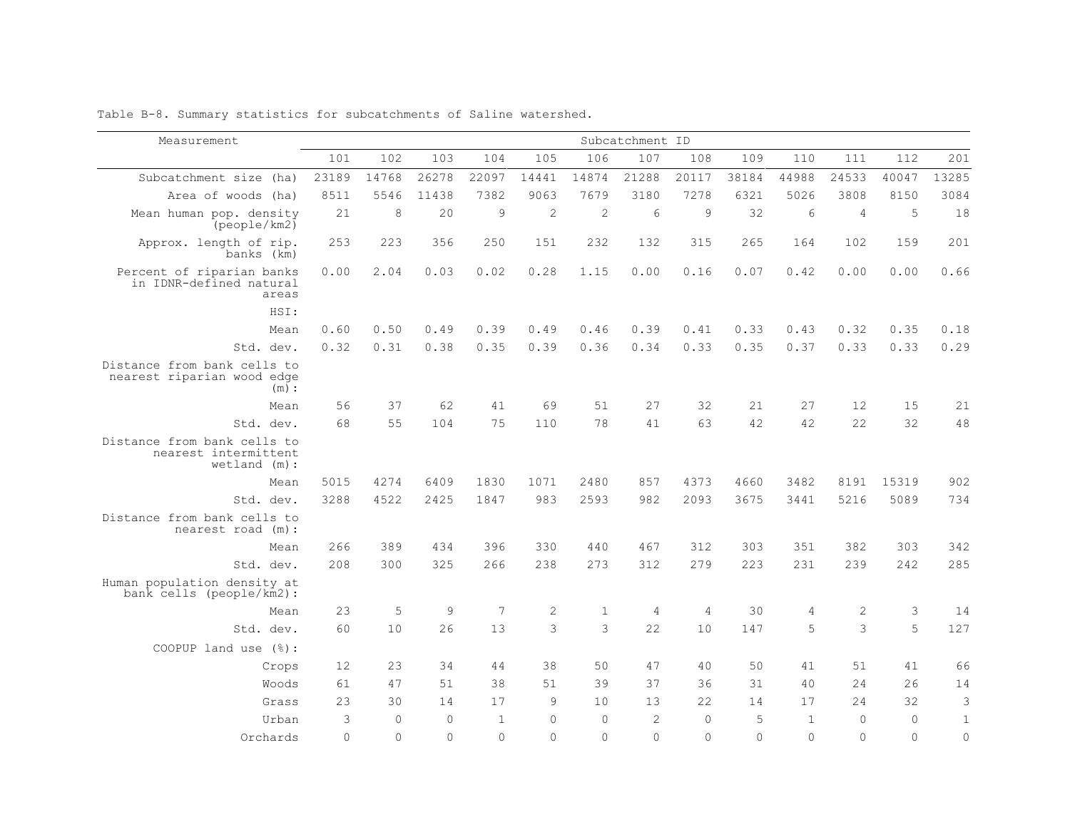Table B-8. Summary statistics for subcatchments of Saline watershed.

| Measurement | Subcatchment ID | | | | | | | | | | | | |
|---|---|---|---|---|---|---|---|---|---|---|---|---|---|
| | 101 | 102 | 103 | 104 | 105 | 106 | 107 | 108 | 109 | 110 | 111 | 112 | 201 |
| Subcatchment size (ha) | 23189 | 14768 | 26278 | 22097 | 14441 | 14874 | 21288 | 20117 | 38184 | 44988 | 24533 | 40047 | 13285 |
| Area of woods (ha) | 8511 | 5546 | 11438 | 7382 | 9063 | 7679 | 3180 | 7278 | 6321 | 5026 | 3808 | 8150 | 3084 |
| Mean human pop. density (people/km2) | 21 | 8 | 20 | 9 | 2 | 2 | 6 | 9 | 32 | 6 | 4 | 5 | 18 |
| Approx. length of rip. banks (km) | 253 | 223 | 356 | 250 | 151 | 232 | 132 | 315 | 265 | 164 | 102 | 159 | 201 |
| Percent of riparian banks in IDNR-defined natural areas | 0.00 | 2.04 | 0.03 | 0.02 | 0.28 | 1.15 | 0.00 | 0.16 | 0.07 | 0.42 | 0.00 | 0.00 | 0.66 |
| HSI: | | | | | | | | | | | | | |
| Mean | 0.60 | 0.50 | 0.49 | 0.39 | 0.49 | 0.46 | 0.39 | 0.41 | 0.33 | 0.43 | 0.32 | 0.35 | 0.18 |
| Std. dev. | 0.32 | 0.31 | 0.38 | 0.35 | 0.39 | 0.36 | 0.34 | 0.33 | 0.35 | 0.37 | 0.33 | 0.33 | 0.29 |
| Distance from bank cells to nearest riparian wood edge (m): | | | | | | | | | | | | | |
| Mean | 56 | 37 | 62 | 41 | 69 | 51 | 27 | 32 | 21 | 27 | 12 | 15 | 21 |
| Std. dev. | 68 | 55 | 104 | 75 | 110 | 78 | 41 | 63 | 42 | 42 | 22 | 32 | 48 |
| Distance from bank cells to nearest intermittent wetland (m): | | | | | | | | | | | | | |
| Mean | 5015 | 4274 | 6409 | 1830 | 1071 | 2480 | 857 | 4373 | 4660 | 3482 | 8191 | 15319 | 902 |
| Std. dev. | 3288 | 4522 | 2425 | 1847 | 983 | 2593 | 982 | 2093 | 3675 | 3441 | 5216 | 5089 | 734 |
| Distance from bank cells to nearest road (m): | | | | | | | | | | | | | |
| Mean | 266 | 389 | 434 | 396 | 330 | 440 | 467 | 312 | 303 | 351 | 382 | 303 | 342 |
| Std. dev. | 208 | 300 | 325 | 266 | 238 | 273 | 312 | 279 | 223 | 231 | 239 | 242 | 285 |
| Human population density at bank cells (people/km2): | | | | | | | | | | | | | |
| Mean | 23 | 5 | 9 | 7 | 2 | 1 | 4 | 4 | 30 | 4 | 2 | 3 | 14 |
| Std. dev. | 60 | 10 | 26 | 13 | 3 | 3 | 22 | 10 | 147 | 5 | 3 | 5 | 127 |
| COOPUP land use (%): | | | | | | | | | | | | | |
| Crops | 12 | 23 | 34 | 44 | 38 | 50 | 47 | 40 | 50 | 41 | 51 | 41 | 66 |
| Woods | 61 | 47 | 51 | 38 | 51 | 39 | 37 | 36 | 31 | 40 | 24 | 26 | 14 |
| Grass | 23 | 30 | 14 | 17 | 9 | 10 | 13 | 22 | 14 | 17 | 24 | 32 | 3 |
| Urban | 3 | 0 | 0 | 1 | 0 | 0 | 2 | 0 | 5 | 1 | 0 | 0 | 1 |
| Orchards | 0 | 0 | 0 | 0 | 0 | 0 | 0 | 0 | 0 | 0 | 0 | 0 | 0 |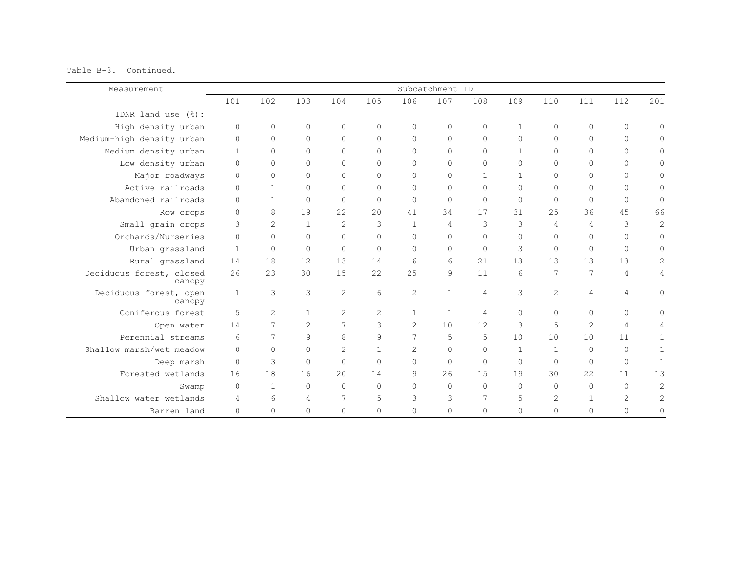Table B-8. Continued.

| Measurement | Subcatchment ID | | | | | | | | | | | | |
|---|---|---|---|---|---|---|---|---|---|---|---|---|---|
| | 101 | 102 | 103 | 104 | 105 | 106 | 107 | 108 | 109 | 110 | 111 | 112 | 201 |
| IDNR land use (%): | | | | | | | | | | | | | |
| High density urban | 0 | 0 | 0 | 0 | 0 | 0 | 0 | 0 | 1 | 0 | 0 | 0 | 0 |
| Medium-high density urban | 0 | 0 | 0 | 0 | 0 | 0 | 0 | 0 | 0 | 0 | 0 | 0 | 0 |
| Medium density urban | 1 | 0 | 0 | 0 | 0 | 0 | 0 | 0 | 1 | 0 | 0 | 0 | 0 |
| Low density urban | 0 | 0 | 0 | 0 | 0 | 0 | 0 | 0 | 0 | 0 | 0 | 0 | 0 |
| Major roadways | 0 | 0 | 0 | 0 | 0 | 0 | 0 | 1 | 1 | 0 | 0 | 0 | 0 |
| Active railroads | 0 | 1 | 0 | 0 | 0 | 0 | 0 | 0 | 0 | 0 | 0 | 0 | 0 |
| Abandoned railroads | 0 | 1 | 0 | 0 | 0 | 0 | 0 | 0 | 0 | 0 | 0 | 0 | 0 |
| Row crops | 8 | 8 | 19 | 22 | 20 | 41 | 34 | 17 | 31 | 25 | 36 | 45 | 66 |
| Small grain crops | 3 | 2 | 1 | 2 | 3 | 1 | 4 | 3 | 3 | 4 | 4 | 3 | 2 |
| Orchards/Nurseries | 0 | 0 | 0 | 0 | 0 | 0 | 0 | 0 | 0 | 0 | 0 | 0 | 0 |
| Urban grassland | 1 | 0 | 0 | 0 | 0 | 0 | 0 | 0 | 3 | 0 | 0 | 0 | 0 |
| Rural grassland | 14 | 18 | 12 | 13 | 14 | 6 | 6 | 21 | 13 | 13 | 13 | 13 | 2 |
| Deciduous forest, closed canopy | 26 | 23 | 30 | 15 | 22 | 25 | 9 | 11 | 6 | 7 | 7 | 4 | 4 |
| Deciduous forest, open canopy | 1 | 3 | 3 | 2 | 6 | 2 | 1 | 4 | 3 | 2 | 4 | 4 | 0 |
| Coniferous forest | 5 | 2 | 1 | 2 | 2 | 1 | 1 | 4 | 0 | 0 | 0 | 0 | 0 |
| Open water | 14 | 7 | 2 | 7 | 3 | 2 | 10 | 12 | 3 | 5 | 2 | 4 | 4 |
| Perennial streams | 6 | 7 | 9 | 8 | 9 | 7 | 5 | 5 | 10 | 10 | 10 | 11 | 1 |
| Shallow marsh/wet meadow | 0 | 0 | 0 | 2 | 1 | 2 | 0 | 0 | 1 | 1 | 0 | 0 | 1 |
| Deep marsh | 0 | 3 | 0 | 0 | 0 | 0 | 0 | 0 | 0 | 0 | 0 | 0 | 1 |
| Forested wetlands | 16 | 18 | 16 | 20 | 14 | 9 | 26 | 15 | 19 | 30 | 22 | 11 | 13 |
| Swamp | 0 | 1 | 0 | 0 | 0 | 0 | 0 | 0 | 0 | 0 | 0 | 0 | 2 |
| Shallow water wetlands | 4 | 6 | 4 | 7 | 5 | 3 | 3 | 7 | 5 | 2 | 1 | 2 | 2 |
| Barren land | 0 | 0 | 0 | 0 | 0 | 0 | 0 | 0 | 0 | 0 | 0 | 0 | 0 |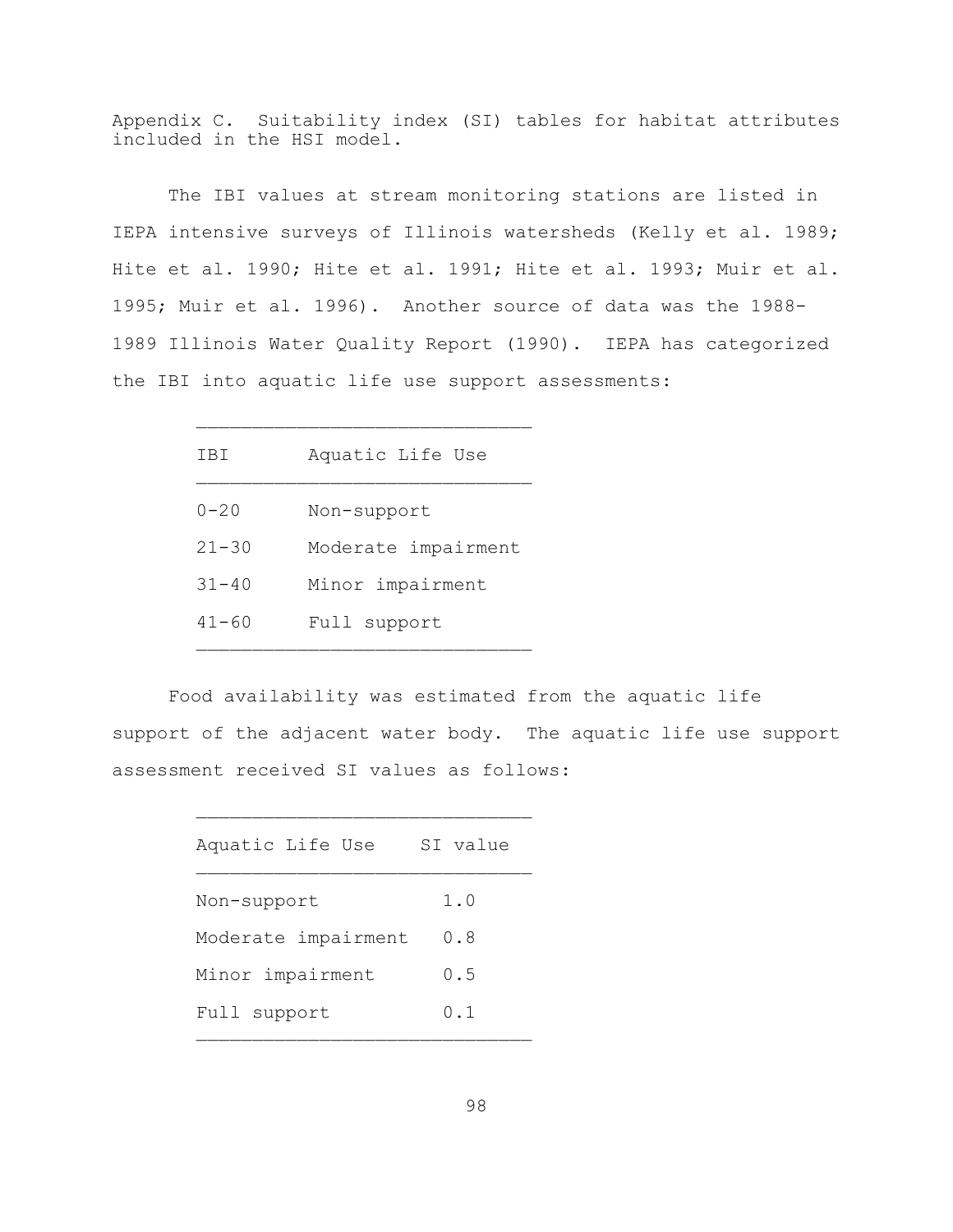Appendix C. Suitability index (SI) tables for habitat attributes included in the HSI model.

The IBI values at stream monitoring stations are listed in IEPA intensive surveys of Illinois watersheds (Kelly et al. 1989; Hite et al. 1990; Hite et al. 1991; Hite et al. 1993; Muir et al. 1995; Muir et al. 1996). Another source of data was the 1988-1989 Illinois Water Quality Report (1990). IEPA has categorized the IBI into aquatic life use support assessments:

| IBI | Aquatic Life Use |
|---|---|
| 0-20 | Non-support |
| 21-30 | Moderate impairment |
| 31-40 | Minor impairment |
| 41-60 | Full support |

Food availability was estimated from the aquatic life support of the adjacent water body. The aquatic life use support assessment received SI values as follows:

| Aquatic Life Use | SI value |
|---|---|
| Non-support | 1.0 |
| Moderate impairment | 0.8 |
| Minor impairment | 0.5 |
| Full support | 0.1 |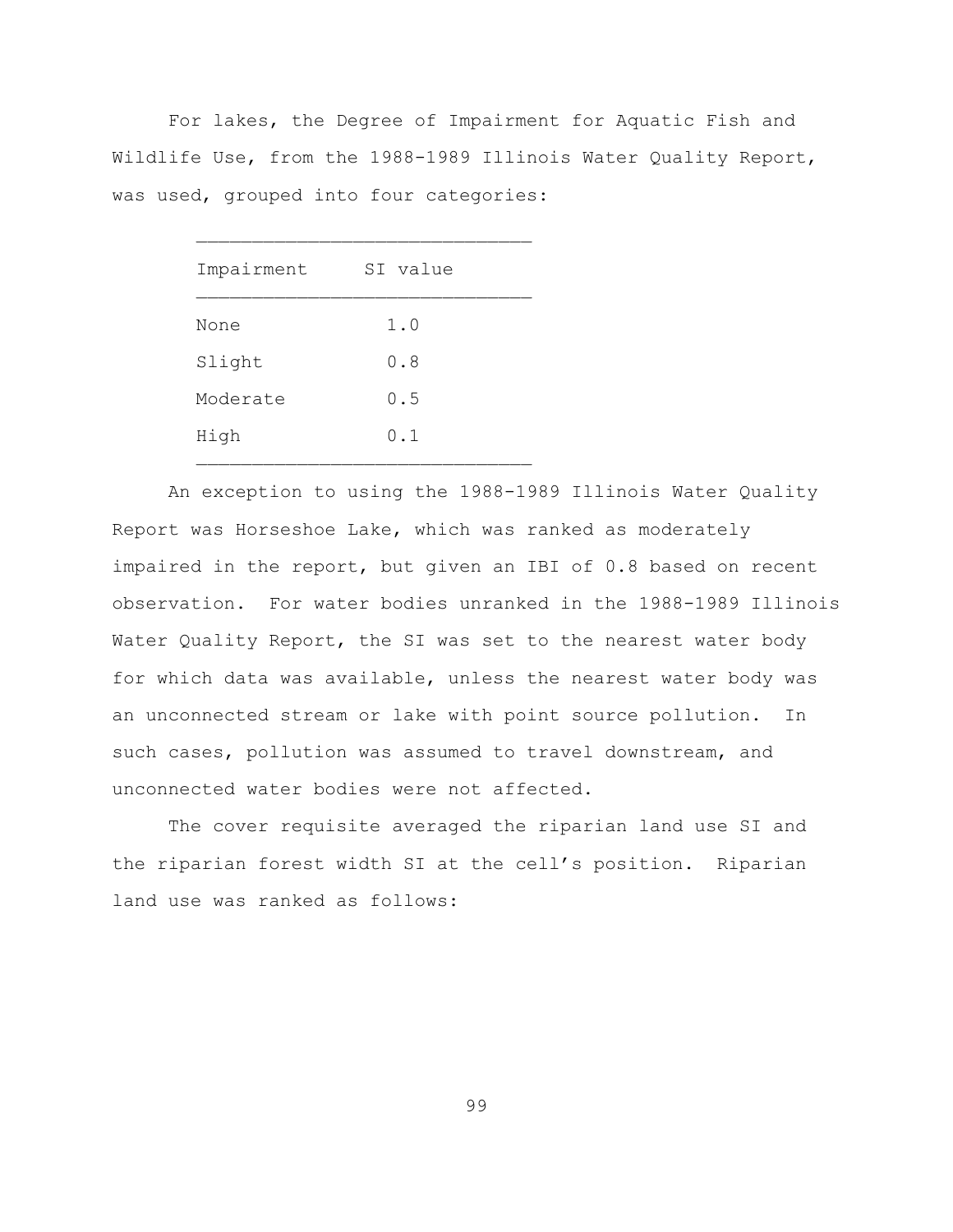For lakes, the Degree of Impairment for Aquatic Fish and Wildlife Use, from the 1988-1989 Illinois Water Quality Report, was used, grouped into four categories:

| Impairment | SI value |
|---|---|
| None | 1.0 |
| Slight | 0.8 |
| Moderate | 0.5 |
| High | 0.1 |

An exception to using the 1988-1989 Illinois Water Quality Report was Horseshoe Lake, which was ranked as moderately impaired in the report, but given an IBI of 0.8 based on recent observation. For water bodies unranked in the 1988-1989 Illinois Water Quality Report, the SI was set to the nearest water body for which data was available, unless the nearest water body was an unconnected stream or lake with point source pollution. In such cases, pollution was assumed to travel downstream, and unconnected water bodies were not affected.

The cover requisite averaged the riparian land use SI and the riparian forest width SI at the cell's position. Riparian land use was ranked as follows: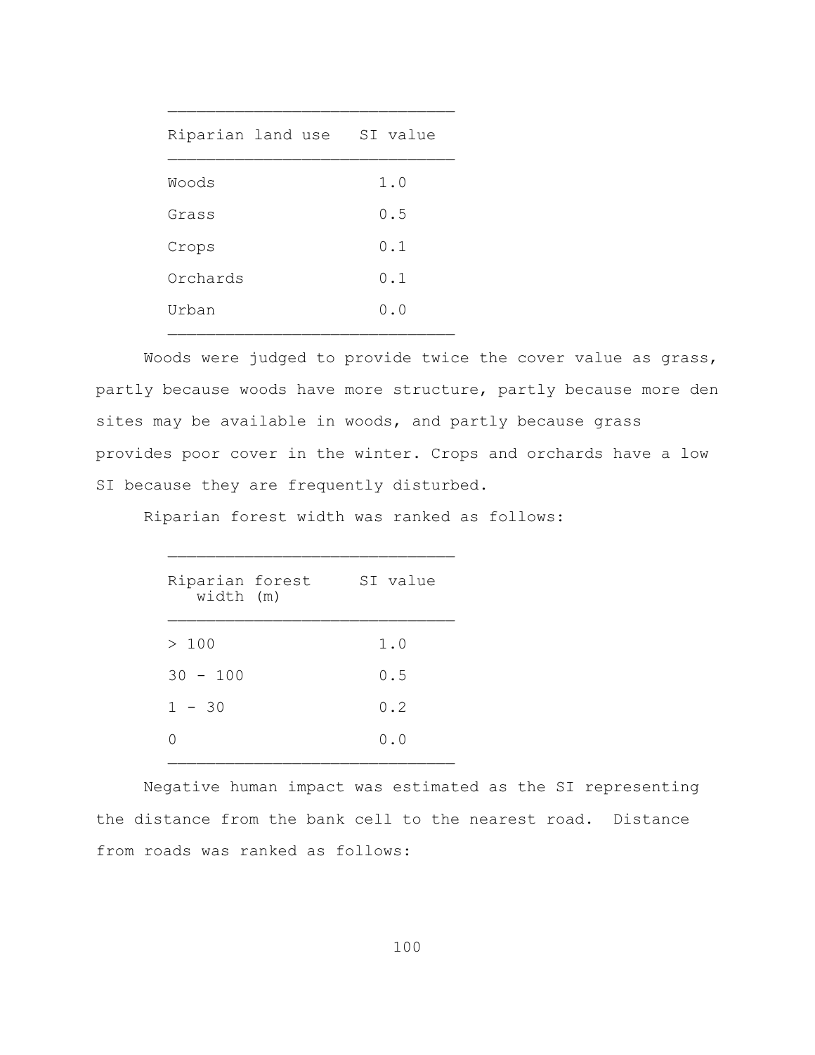| Riparian land use | SI value |
|---|---|
| Woods | 1.0 |
| Grass | 0.5 |
| Crops | 0.1 |
| Orchards | 0.1 |
| Urban | 0.0 |

Woods were judged to provide twice the cover value as grass, partly because woods have more structure, partly because more den sites may be available in woods, and partly because grass provides poor cover in the winter. Crops and orchards have a low SI because they are frequently disturbed.

Riparian forest width was ranked as follows:

| Riparian forest width (m) | SI value |
|---|---|
| > 100 | 1.0 |
| 30 - 100 | 0.5 |
| 1 - 30 | 0.2 |
| 0 | 0.0 |

Negative human impact was estimated as the SI representing the distance from the bank cell to the nearest road. Distance from roads was ranked as follows: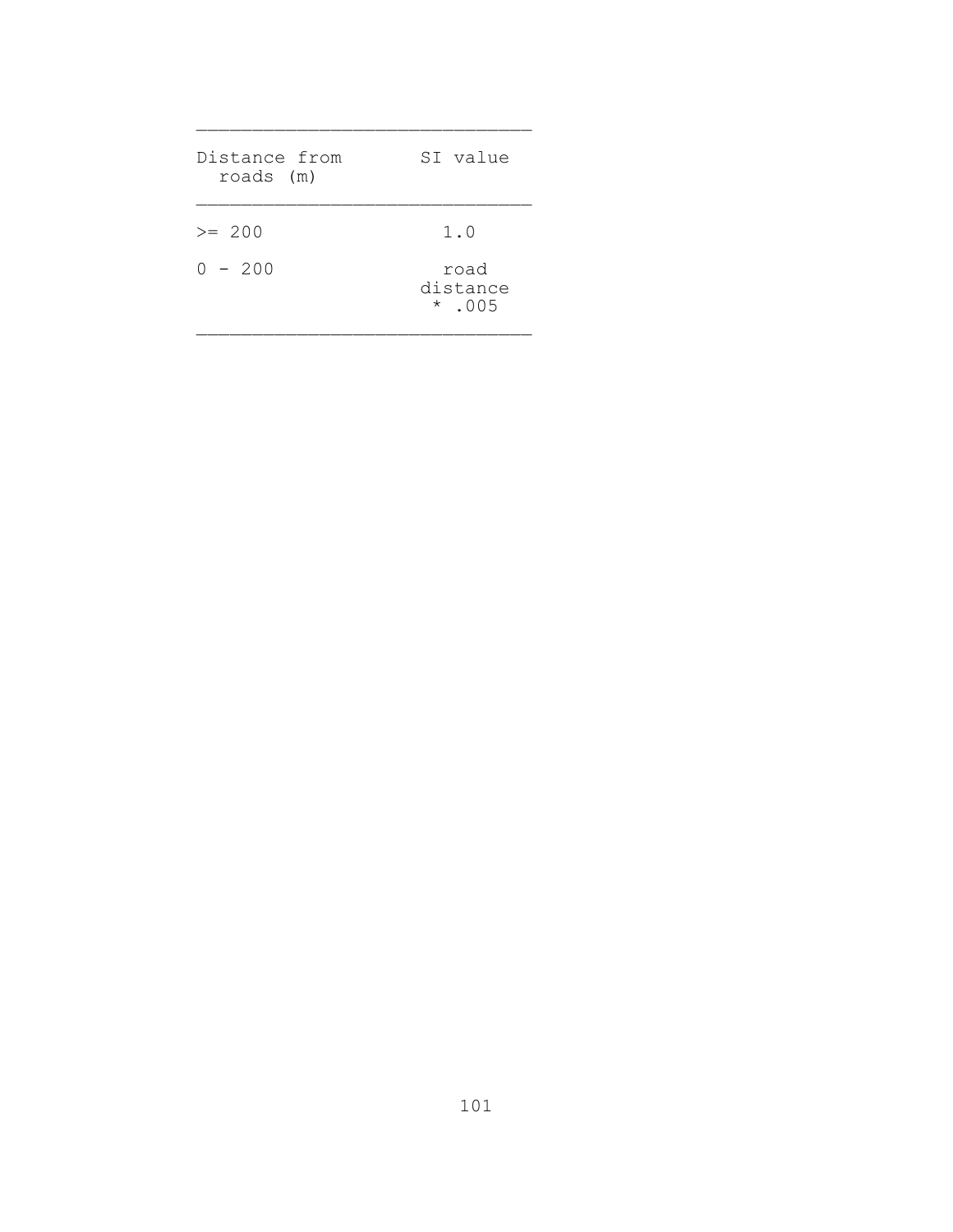| Distance from roads (m) | SI value |
|---|---|
| >= 200 | 1.0 |
| 0 - 200 | road distance * .005 |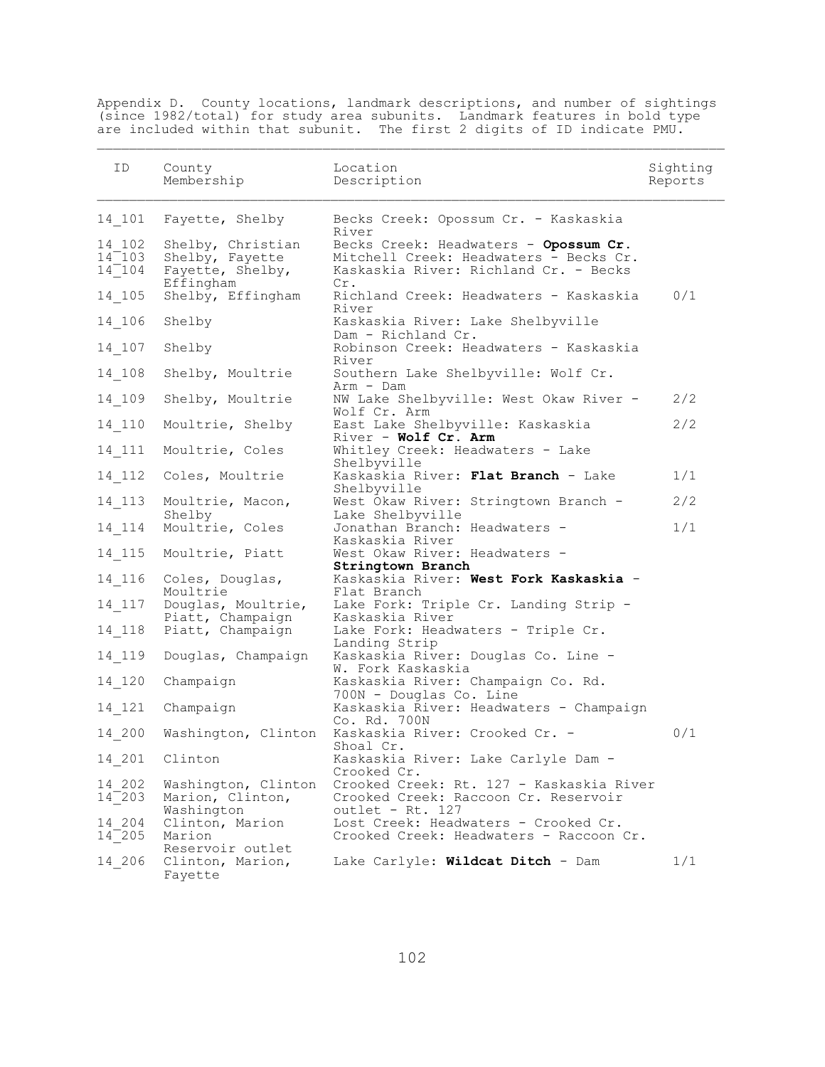Appendix D. County locations, landmark descriptions, and number of sightings (since 1982/total) for study area subunits. Landmark features in bold type are included within that subunit. The first 2 digits of ID indicate PMU.

| ID | County Membership | Location Description | Sighting Reports |
|---|---|---|---|
| 14_101 | Fayette, Shelby | Becks Creek: Opossum Cr. - Kaskaskia River | |
| 14_102 | Shelby, Christian | Becks Creek: Headwaters - **Opossum Cr.** | |
| 14_103 | Shelby, Fayette | Mitchell Creek: Headwaters - Becks Cr. | |
| 14_104 | Fayette, Shelby, Effingham | Kaskaskia River: Richland Cr. - Becks Cr. | |
| 14_105 | Shelby, Effingham | Richland Creek: Headwaters - Kaskaskia River | 0/1 |
| 14_106 | Shelby | Kaskaskia River: Lake Shelbyville Dam - Richland Cr. | |
| 14_107 | Shelby | Robinson Creek: Headwaters - Kaskaskia River | |
| 14_108 | Shelby, Moultrie | Southern Lake Shelbyville: Wolf Cr. Arm - Dam | |
| 14_109 | Shelby, Moultrie | NW Lake Shelbyville: West Okaw River - Wolf Cr. Arm | 2/2 |
| 14_110 | Moultrie, Shelby | East Lake Shelbyville: Kaskaskia River - **Wolf Cr. Arm** | 2/2 |
| 14_111 | Moultrie, Coles | Whitley Creek: Headwaters - Lake Shelbyville | |
| 14_112 | Coles, Moultrie | Kaskaskia River: **Flat Branch** - Lake Shelbyville | 1/1 |
| 14_113 | Moultrie, Macon, Shelby | West Okaw River: Stringtown Branch - Lake Shelbyville | 2/2 |
| 14_114 | Moultrie, Coles | Jonathan Branch: Headwaters - Kaskaskia River | 1/1 |
| 14_115 | Moultrie, Piatt | West Okaw River: Headwaters - **Stringtown Branch** | |
| 14_116 | Coles, Douglas, Moultrie | Kaskaskia River: **West Fork Kaskaskia** - Flat Branch | |
| 14_117 | Douglas, Moultrie, Piatt, Champaign | Lake Fork: Triple Cr. Landing Strip - Kaskaskia River | |
| 14_118 | Piatt, Champaign | Lake Fork: Headwaters - Triple Cr. Landing Strip | |
| 14_119 | Douglas, Champaign | Kaskaskia River: Douglas Co. Line - W. Fork Kaskaskia | |
| 14_120 | Champaign | Kaskaskia River: Champaign Co. Rd. 700N - Douglas Co. Line | |
| 14_121 | Champaign | Kaskaskia River: Headwaters - Champaign Co. Rd. 700N | |
| 14_200 | Washington, Clinton | Kaskaskia River: Crooked Cr. - Shoal Cr. | 0/1 |
| 14_201 | Clinton | Kaskaskia River: Lake Carlyle Dam - Crooked Cr. | |
| 14_202 | Washington, Clinton | Crooked Creek: Rt. 127 - Kaskaskia River | |
| 14_203 | Marion, Clinton, Washington | Crooked Creek: Raccoon Cr. Reservoir outlet - Rt. 127 | |
| 14_204 | Clinton, Marion | Lost Creek: Headwaters - Crooked Cr. | |
| 14_205 | Marion | Crooked Creek: Headwaters - Raccoon Cr. Reservoir outlet | |
| 14_206 | Clinton, Marion, Fayette | Lake Carlyle: **Wildcat Ditch** - Dam | 1/1 |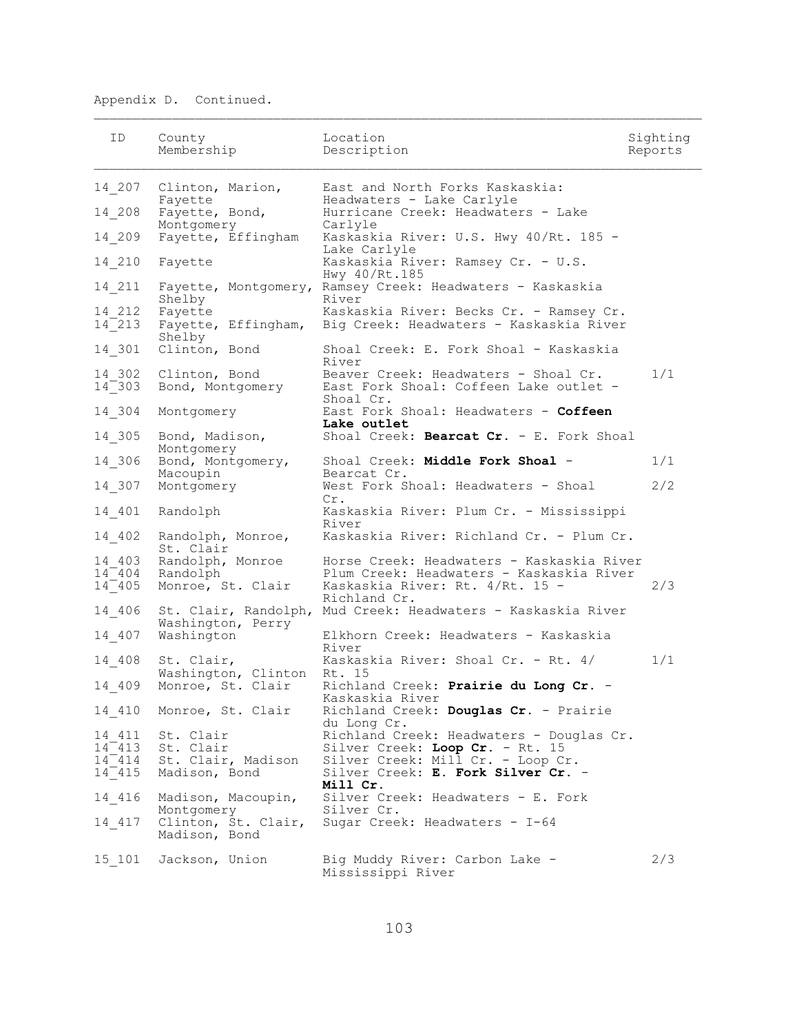Appendix D. Continued.

| ID | County Membership | Location Description | Sighting Reports |
|---|---|---|---|
| 14_207 | Clinton, Marion, Fayette | East and North Forks Kaskaskia: Headwaters - Lake Carlyle | |
| 14_208 | Fayette, Bond, Montgomery | Hurricane Creek: Headwaters - Lake Carlyle | |
| 14_209 | Fayette, Effingham | Kaskaskia River: U.S. Hwy 40/Rt. 185 - Lake Carlyle | |
| 14_210 | Fayette | Kaskaskia River: Ramsey Cr. - U.S. Hwy 40/Rt.185 | |
| 14_211 | Fayette, Montgomery, Shelby | Ramsey Creek: Headwaters - Kaskaskia River | |
| 14_212 | Fayette | Kaskaskia River: Becks Cr. - Ramsey Cr. | |
| 14_213 | Fayette, Effingham, Shelby | Big Creek: Headwaters - Kaskaskia River | |
| 14_301 | Clinton, Bond | Shoal Creek: E. Fork Shoal - Kaskaskia River | |
| 14_302 | Clinton, Bond | Beaver Creek: Headwaters - Shoal Cr. | 1/1 |
| 14_303 | Bond, Montgomery | East Fork Shoal: Coffeen Lake outlet - Shoal Cr. | |
| 14_304 | Montgomery | East Fork Shoal: Headwaters - **Coffeen Lake outlet** | |
| 14_305 | Bond, Madison, Montgomery | Shoal Creek: **Bearcat Cr.** - E. Fork Shoal | |
| 14_306 | Bond, Montgomery, Macoupin | Shoal Creek: **Middle Fork Shoal** - Bearcat Cr. | 1/1 |
| 14_307 | Montgomery | West Fork Shoal: Headwaters - Shoal Cr. | 2/2 |
| 14_401 | Randolph | Kaskaskia River: Plum Cr. - Mississippi River | |
| 14_402 | Randolph, Monroe, St. Clair | Kaskaskia River: Richland Cr. - Plum Cr. | |
| 14_403 | Randolph, Monroe | Horse Creek: Headwaters - Kaskaskia River | |
| 14_404 | Randolph | Plum Creek: Headwaters - Kaskaskia River | |
| 14_405 | Monroe, St. Clair | Kaskaskia River: Rt. 4/Rt. 15 - Richland Cr. | 2/3 |
| 14_406 | St. Clair, Randolph, Washington, Perry | Mud Creek: Headwaters - Kaskaskia River | |
| 14_407 | Washington | Elkhorn Creek: Headwaters - Kaskaskia River | |
| 14_408 | St. Clair, Washington, Clinton | Kaskaskia River: Shoal Cr. - Rt. 4/ Rt. 15 | 1/1 |
| 14_409 | Monroe, St. Clair | Richland Creek: **Prairie du Long Cr.** - Kaskaskia River | |
| 14_410 | Monroe, St. Clair | Richland Creek: **Douglas Cr.** - Prairie du Long Cr. | |
| 14_411 | St. Clair | Richland Creek: Headwaters - Douglas Cr. | |
| 14_413 | St. Clair | Silver Creek: **Loop Cr.** - Rt. 15 | |
| 14_414 | St. Clair, Madison | Silver Creek: Mill Cr. - Loop Cr. | |
| 14_415 | Madison, Bond | Silver Creek: **E. Fork Silver Cr.** - **Mill Cr.** | |
| 14_416 | Madison, Macoupin, Montgomery | Silver Creek: Headwaters - E. Fork Silver Cr. | |
| 14_417 | Clinton, St. Clair, Madison, Bond | Sugar Creek: Headwaters - I-64 | |
| 15_101 | Jackson, Union | Big Muddy River: Carbon Lake - Mississippi River | 2/3 |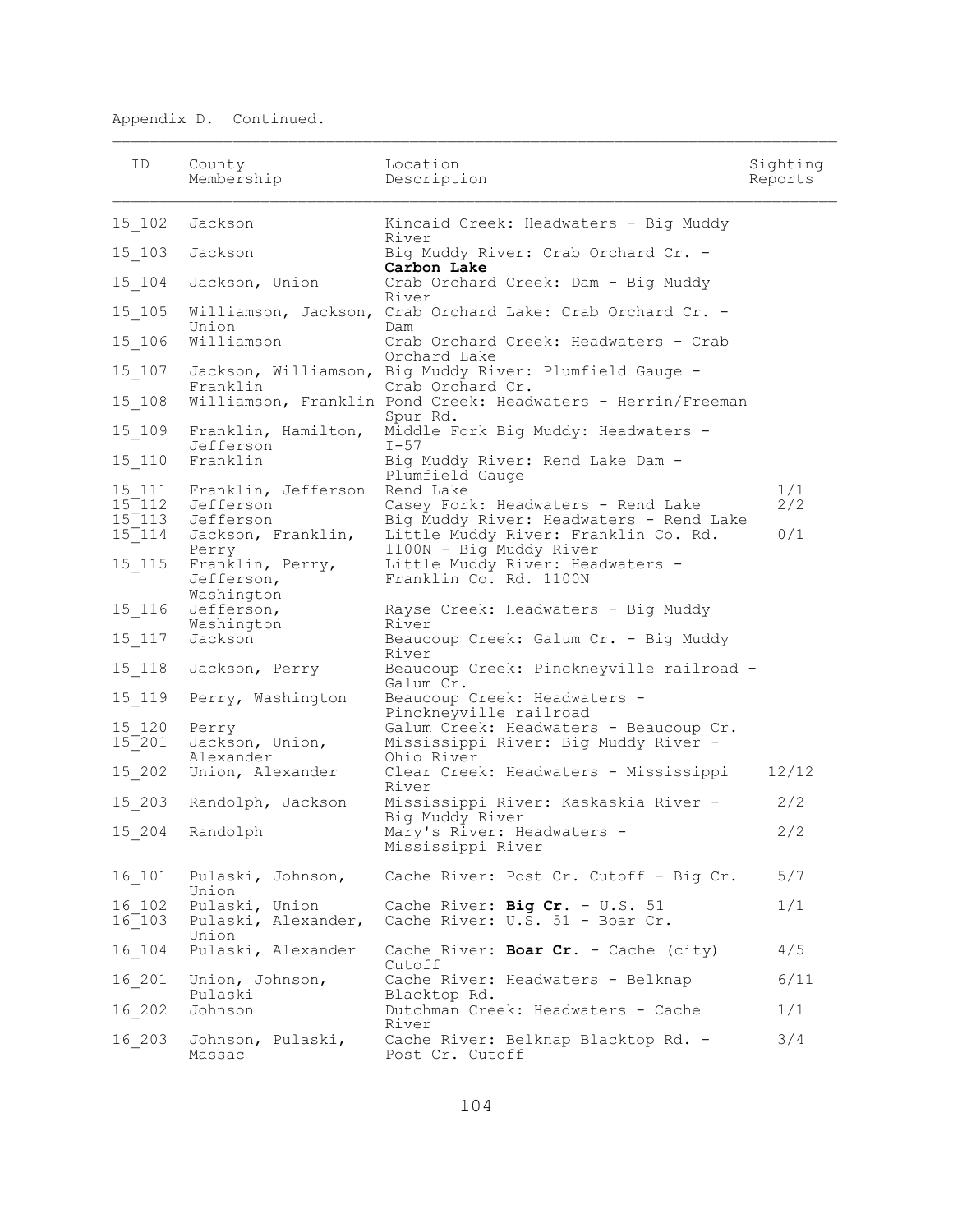Appendix D. Continued.

| ID | County Membership | Location Description | Sighting Reports |
|---|---|---|---|
| 15_102 | Jackson | Kincaid Creek: Headwaters - Big Muddy River | |
| 15_103 | Jackson | Big Muddy River: Crab Orchard Cr. - **Carbon Lake** | |
| 15_104 | Jackson, Union | Crab Orchard Creek: Dam - Big Muddy River | |
| 15_105 | Williamson, Jackson, Union | Crab Orchard Lake: Crab Orchard Cr. - Dam | |
| 15_106 | Williamson | Crab Orchard Creek: Headwaters - Crab Orchard Lake | |
| 15_107 | Jackson, Williamson, Franklin | Big Muddy River: Plumfield Gauge - Crab Orchard Cr. | |
| 15_108 | Williamson, Franklin | Pond Creek: Headwaters - Herrin/Freeman Spur Rd. | |
| 15_109 | Franklin, Hamilton, Jefferson | Middle Fork Big Muddy: Headwaters - I-57 | |
| 15_110 | Franklin | Big Muddy River: Rend Lake Dam - Plumfield Gauge | |
| 15_111 | Franklin, Jefferson | Rend Lake | 1/1 |
| 15_112 | Jefferson | Casey Fork: Headwaters - Rend Lake | 2/2 |
| 15_113 | Jefferson | Big Muddy River: Headwaters - Rend Lake | |
| 15_114 | Jackson, Franklin, Perry | Little Muddy River: Franklin Co. Rd. 1100N - Big Muddy River | 0/1 |
| 15_115 | Franklin, Perry, Jefferson, Washington | Little Muddy River: Headwaters - Franklin Co. Rd. 1100N | |
| 15_116 | Jefferson, Washington | Rayse Creek: Headwaters - Big Muddy River | |
| 15_117 | Jackson | Beaucoup Creek: Galum Cr. - Big Muddy River | |
| 15_118 | Jackson, Perry | Beaucoup Creek: Pinckneyville railroad - Galum Cr. | |
| 15_119 | Perry, Washington | Beaucoup Creek: Headwaters - Pinckneyville railroad | |
| 15_120 | Perry | Galum Creek: Headwaters - Beaucoup Cr. | |
| 15_201 | Jackson, Union, Alexander | Mississippi River: Big Muddy River - Ohio River | |
| 15_202 | Union, Alexander | Clear Creek: Headwaters - Mississippi River | 12/12 |
| 15_203 | Randolph, Jackson | Mississippi River: Kaskaskia River - Big Muddy River | 2/2 |
| 15_204 | Randolph | Mary's River: Headwaters - Mississippi River | 2/2 |
| 16_101 | Pulaski, Johnson, Union | Cache River: Post Cr. Cutoff - Big Cr. | 5/7 |
| 16_102 | Pulaski, Union | Cache River: **Big Cr.** - U.S. 51 | 1/1 |
| 16_103 | Pulaski, Alexander, Union | Cache River: U.S. 51 - Boar Cr. | |
| 16_104 | Pulaski, Alexander | Cache River: **Boar Cr.** - Cache (city) Cutoff | 4/5 |
| 16_201 | Union, Johnson, Pulaski | Cache River: Headwaters - Belknap Blacktop Rd. | 6/11 |
| 16_202 | Johnson | Dutchman Creek: Headwaters - Cache River | 1/1 |
| 16_203 | Johnson, Pulaski, Massac | Cache River: Belknap Blacktop Rd. - Post Cr. Cutoff | 3/4 |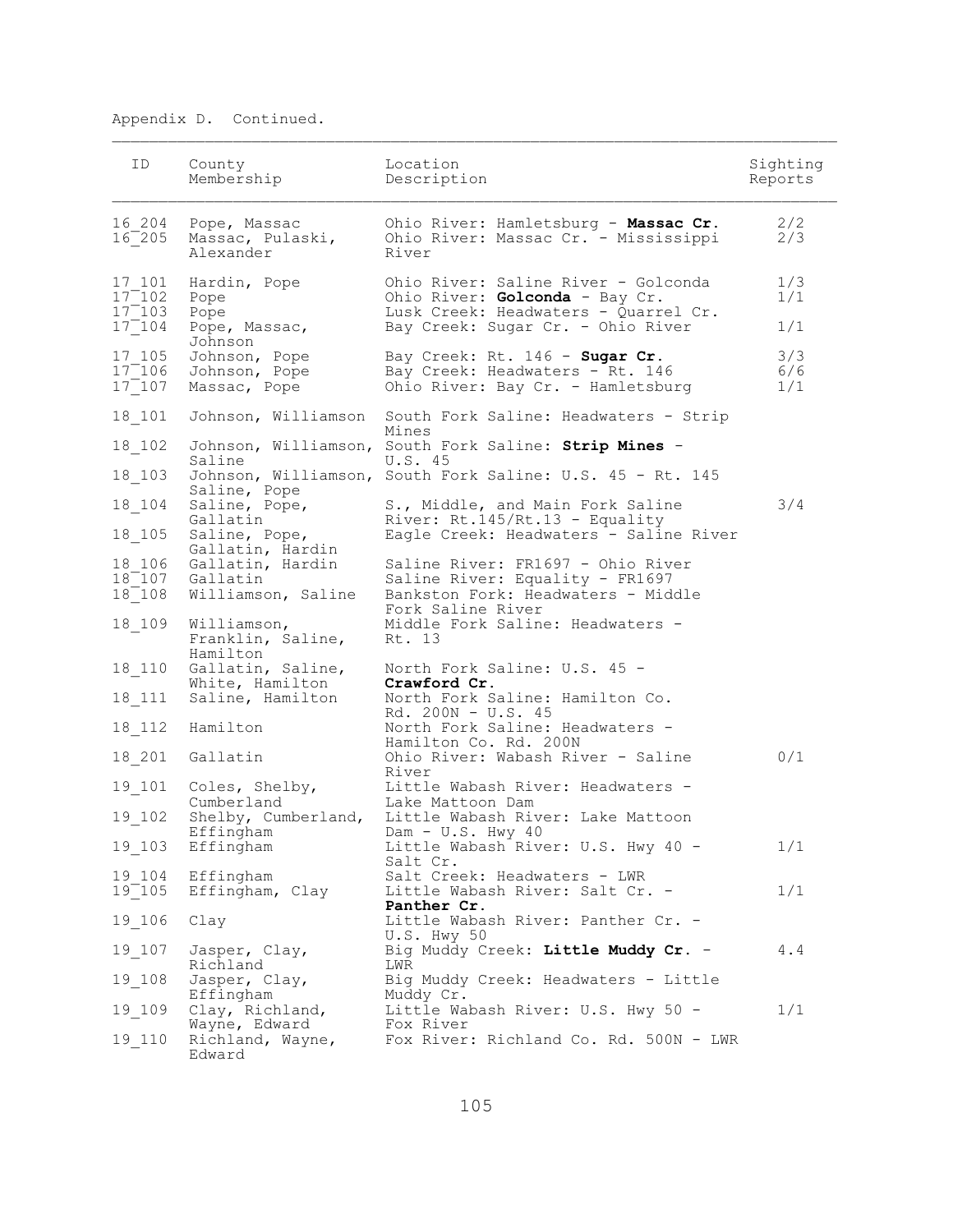Appendix D. Continued.

| ID | County Membership | Location Description | Sighting Reports |
|---|---|---|---|
| 16_204 | Pope, Massac | Ohio River: Hamletsburg - **Massac Cr.** | 2/2 |
| 16_205 | Massac, Pulaski, Alexander | Ohio River: Massac Cr. - Mississippi River | 2/3 |
| 17_101 | Hardin, Pope | Ohio River: Saline River - Golconda | 1/3 |
| 17_102 | Pope | Ohio River: **Golconda** - Bay Cr. | 1/1 |
| 17_103 | Pope | Lusk Creek: Headwaters - Quarrel Cr. | |
| 17_104 | Pope, Massac, Johnson | Bay Creek: Sugar Cr. - Ohio River | 1/1 |
| 17_105 | Johnson, Pope | Bay Creek: Rt. 146 - **Sugar Cr.** | 3/3 |
| 17_106 | Johnson, Pope | Bay Creek: Headwaters - Rt. 146 | 6/6 |
| 17_107 | Massac, Pope | Ohio River: Bay Cr. - Hamletsburg | 1/1 |
| 18_101 | Johnson, Williamson | South Fork Saline: Headwaters - Strip Mines | |
| 18_102 | Johnson, Williamson, Saline | South Fork Saline: **Strip Mines** - U.S. 45 | |
| 18_103 | Johnson, Williamson, Saline, Pope | South Fork Saline: U.S. 45 - Rt. 145 | |
| 18_104 | Saline, Pope, Gallatin | S., Middle, and Main Fork Saline River: Rt.145/Rt.13 - Equality | 3/4 |
| 18_105 | Saline, Pope, Gallatin, Hardin | Eagle Creek: Headwaters - Saline River | |
| 18_106 | Gallatin, Hardin | Saline River: FR1697 - Ohio River | |
| 18_107 | Gallatin | Saline River: Equality - FR1697 | |
| 18_108 | Williamson, Saline | Bankston Fork: Headwaters - Middle Fork Saline River | |
| 18_109 | Williamson, Franklin, Saline, Hamilton | Middle Fork Saline: Headwaters - Rt. 13 | |
| 18_110 | Gallatin, Saline, White, Hamilton | North Fork Saline: U.S. 45 - **Crawford Cr.** | |
| 18_111 | Saline, Hamilton | North Fork Saline: Hamilton Co. Rd. 200N - U.S. 45 | |
| 18_112 | Hamilton | North Fork Saline: Headwaters - Hamilton Co. Rd. 200N | |
| 18_201 | Gallatin | Ohio River: Wabash River - Saline River | 0/1 |
| 19_101 | Coles, Shelby, Cumberland | Little Wabash River: Headwaters - Lake Mattoon Dam | |
| 19_102 | Shelby, Cumberland, Effingham | Little Wabash River: Lake Mattoon Dam - U.S. Hwy 40 | |
| 19_103 | Effingham | Little Wabash River: U.S. Hwy 40 - Salt Cr. | 1/1 |
| 19_104 | Effingham | Salt Creek: Headwaters - LWR | |
| 19_105 | Effingham, Clay | Little Wabash River: Salt Cr. - **Panther Cr.** | 1/1 |
| 19_106 | Clay | Little Wabash River: Panther Cr. - U.S. Hwy 50 | |
| 19_107 | Jasper, Clay, Richland | Big Muddy Creek: **Little Muddy Cr.** - LWR | 4.4 |
| 19_108 | Jasper, Clay, Effingham | Big Muddy Creek: Headwaters - Little Muddy Cr. | |
| 19_109 | Clay, Richland, Wayne, Edward | Little Wabash River: U.S. Hwy 50 - Fox River | 1/1 |
| 19_110 | Richland, Wayne, Edward | Fox River: Richland Co. Rd. 500N - LWR | |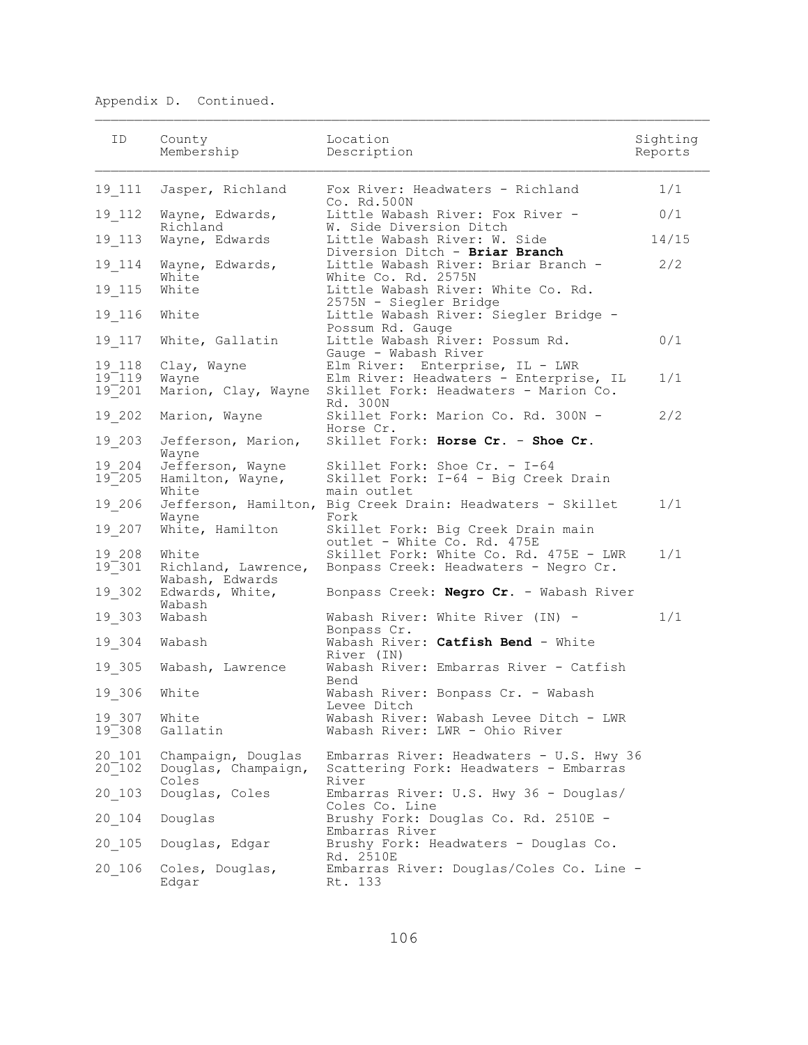Appendix D. Continued.

| ID | County Membership | Location Description | Sighting Reports |
|---|---|---|---|
| 19_111 | Jasper, Richland | Fox River: Headwaters - Richland Co. Rd.500N | 1/1 |
| 19_112 | Wayne, Edwards, Richland | Little Wabash River: Fox River - W. Side Diversion Ditch | 0/1 |
| 19_113 | Wayne, Edwards | Little Wabash River: W. Side Diversion Ditch - **Briar Branch** | 14/15 |
| 19_114 | Wayne, Edwards, White | Little Wabash River: Briar Branch - White Co. Rd. 2575N | 2/2 |
| 19_115 | White | Little Wabash River: White Co. Rd. 2575N - Siegler Bridge | |
| 19_116 | White | Little Wabash River: Siegler Bridge - Possum Rd. Gauge | |
| 19_117 | White, Gallatin | Little Wabash River: Possum Rd. Gauge - Wabash River | 0/1 |
| 19_118 | Clay, Wayne | Elm River: Enterprise, IL - LWR | |
| 19_119 | Wayne | Elm River: Headwaters - Enterprise, IL | 1/1 |
| 19_201 | Marion, Clay, Wayne | Skillet Fork: Headwaters - Marion Co. Rd. 300N | |
| 19_202 | Marion, Wayne | Skillet Fork: Marion Co. Rd. 300N - Horse Cr. | 2/2 |
| 19_203 | Jefferson, Marion, Wayne | Skillet Fork: **Horse Cr.** - **Shoe Cr.** | |
| 19_204 | Jefferson, Wayne | Skillet Fork: Shoe Cr. - I-64 | |
| 19_205 | Hamilton, Wayne, White | Skillet Fork: I-64 - Big Creek Drain main outlet | |
| 19_206 | Jefferson, Hamilton, Wayne | Big Creek Drain: Headwaters - Skillet Fork | 1/1 |
| 19_207 | White, Hamilton | Skillet Fork: Big Creek Drain main outlet - White Co. Rd. 475E | |
| 19_208 | White | Skillet Fork: White Co. Rd. 475E - LWR | 1/1 |
| 19_301 | Richland, Lawrence, Wabash, Edwards | Bonpass Creek: Headwaters - Negro Cr. | |
| 19_302 | Edwards, White, Wabash | Bonpass Creek: **Negro Cr.** - Wabash River | |
| 19_303 | Wabash | Wabash River: White River (IN) - Bonpass Cr. | 1/1 |
| 19_304 | Wabash | Wabash River: **Catfish Bend** - White River (IN) | |
| 19_305 | Wabash, Lawrence | Wabash River: Embarras River - Catfish Bend | |
| 19_306 | White | Wabash River: Bonpass Cr. - Wabash Levee Ditch | |
| 19_307 | White | Wabash River: Wabash Levee Ditch - LWR | |
| 19_308 | Gallatin | Wabash River: LWR - Ohio River | |
| 20_101 | Champaign, Douglas | Embarras River: Headwaters - U.S. Hwy 36 | |
| 20_102 | Douglas, Champaign, Coles | Scattering Fork: Headwaters - Embarras River | |
| 20_103 | Douglas, Coles | Embarras River: U.S. Hwy 36 - Douglas/ Coles Co. Line | |
| 20_104 | Douglas | Brushy Fork: Douglas Co. Rd. 2510E - Embarras River | |
| 20_105 | Douglas, Edgar | Brushy Fork: Headwaters - Douglas Co. Rd. 2510E | |
| 20_106 | Coles, Douglas, Edgar | Embarras River: Douglas/Coles Co. Line - Rt. 133 | |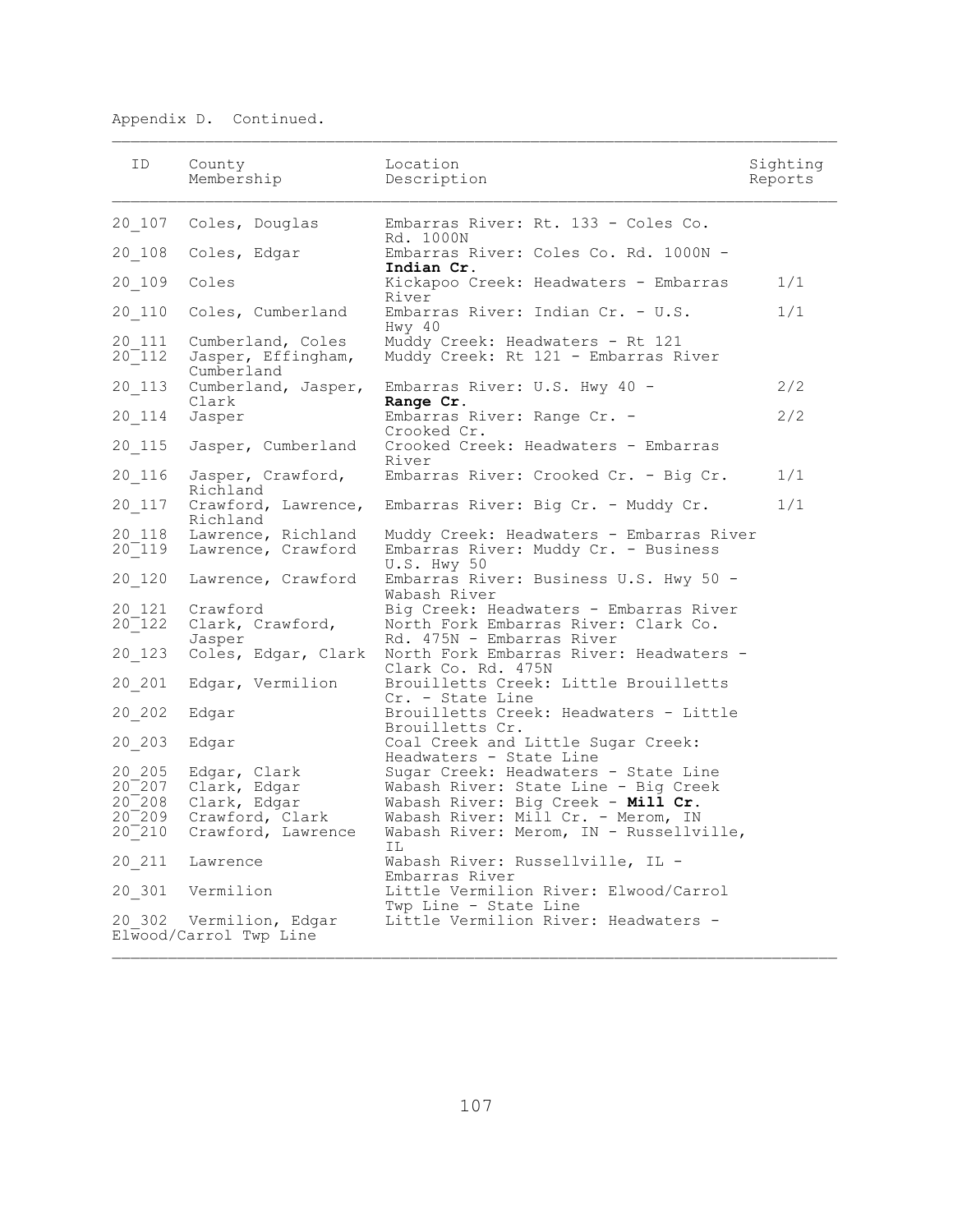Appendix D. Continued.

| ID | County Membership | Location Description | Sighting Reports |
|---|---|---|---|
| 20_107 | Coles, Douglas | Embarras River: Rt. 133 - Coles Co. Rd. 1000N | |
| 20_108 | Coles, Edgar | Embarras River: Coles Co. Rd. 1000N - **Indian Cr.** | |
| 20_109 | Coles | Kickapoo Creek: Headwaters - Embarras River | 1/1 |
| 20_110 | Coles, Cumberland | Embarras River: Indian Cr. - U.S. Hwy 40 | 1/1 |
| 20_111 | Cumberland, Coles | Muddy Creek: Headwaters - Rt 121 | |
| 20_112 | Jasper, Effingham, Cumberland | Muddy Creek: Rt 121 - Embarras River | |
| 20_113 | Cumberland, Jasper, Clark | Embarras River: U.S. Hwy 40 - **Range Cr.** | 2/2 |
| 20_114 | Jasper | Embarras River: Range Cr. - Crooked Cr. | 2/2 |
| 20_115 | Jasper, Cumberland | Crooked Creek: Headwaters - Embarras River | |
| 20_116 | Jasper, Crawford, Richland | Embarras River: Crooked Cr. - Big Cr. | 1/1 |
| 20_117 | Crawford, Lawrence, Richland | Embarras River: Big Cr. - Muddy Cr. | 1/1 |
| 20_118 | Lawrence, Richland | Muddy Creek: Headwaters - Embarras River | |
| 20_119 | Lawrence, Crawford | Embarras River: Muddy Cr. - Business U.S. Hwy 50 | |
| 20_120 | Lawrence, Crawford | Embarras River: Business U.S. Hwy 50 - Wabash River | |
| 20_121 | Crawford | Big Creek: Headwaters - Embarras River | |
| 20_122 | Clark, Crawford, Jasper | North Fork Embarras River: Clark Co. Rd. 475N - Embarras River | |
| 20_123 | Coles, Edgar, Clark | North Fork Embarras River: Headwaters - Clark Co. Rd. 475N | |
| 20_201 | Edgar, Vermilion | Brouilletts Creek: Little Brouilletts Cr. - State Line | |
| 20_202 | Edgar | Brouilletts Creek: Headwaters - Little Brouilletts Cr. | |
| 20_203 | Edgar | Coal Creek and Little Sugar Creek: Headwaters - State Line | |
| 20_205 | Edgar, Clark | Sugar Creek: Headwaters - State Line | |
| 20_207 | Clark, Edgar | Wabash River: State Line - Big Creek | |
| 20_208 | Clark, Edgar | Wabash River: Big Creek - **Mill Cr.** | |
| 20_209 | Crawford, Clark | Wabash River: Mill Cr. - Merom, IN | |
| 20_210 | Crawford, Lawrence | Wabash River: Merom, IN - Russellville, IL | |
| 20_211 | Lawrence | Wabash River: Russellville, IL - Embarras River | |
| 20_301 | Vermilion | Little Vermilion River: Elwood/Carrol Twp Line - State Line | |
| 20_302 | Vermilion, Edgar | Little Vermilion River: Headwaters - Elwood/Carrol Twp Line | |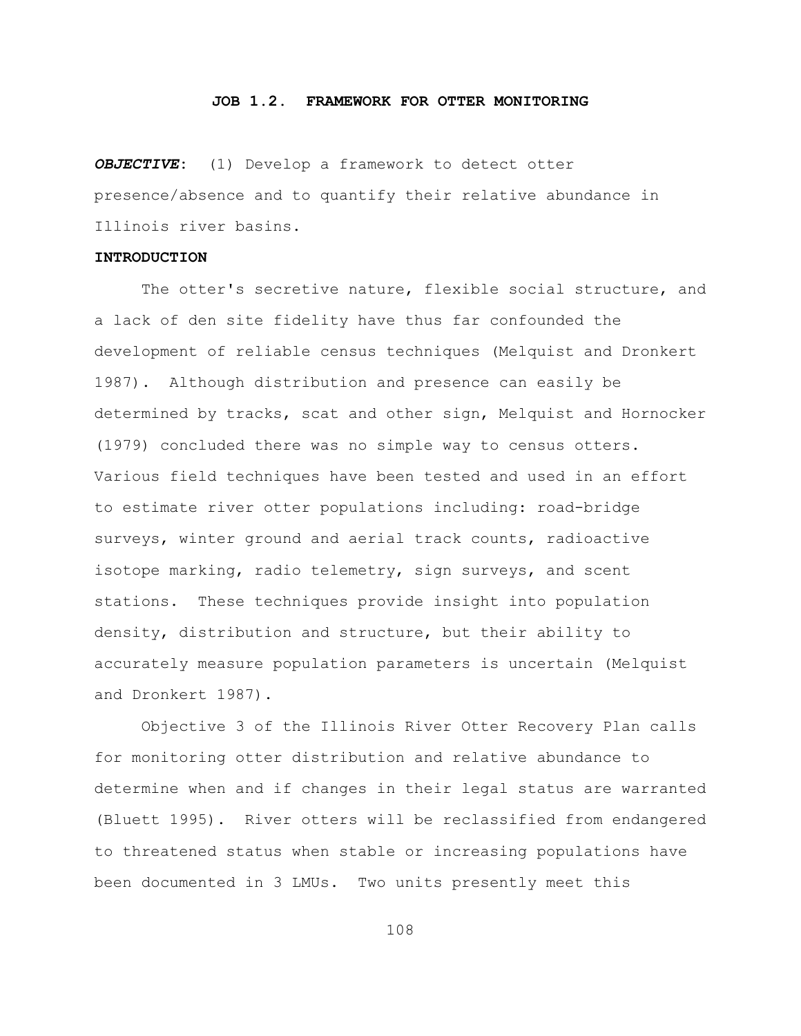## JOB 1.2. FRAMEWORK FOR OTTER MONITORING

***OBJECTIVE***: (1) Develop a framework to detect otter presence/absence and to quantify their relative abundance in Illinois river basins.

### INTRODUCTION

The otter's secretive nature, flexible social structure, and a lack of den site fidelity have thus far confounded the development of reliable census techniques (Melquist and Dronkert 1987). Although distribution and presence can easily be determined by tracks, scat and other sign, Melquist and Hornocker (1979) concluded there was no simple way to census otters. Various field techniques have been tested and used in an effort to estimate river otter populations including: road-bridge surveys, winter ground and aerial track counts, radioactive isotope marking, radio telemetry, sign surveys, and scent stations. These techniques provide insight into population density, distribution and structure, but their ability to accurately measure population parameters is uncertain (Melquist and Dronkert 1987).

Objective 3 of the Illinois River Otter Recovery Plan calls for monitoring otter distribution and relative abundance to determine when and if changes in their legal status are warranted (Bluett 1995). River otters will be reclassified from endangered to threatened status when stable or increasing populations have been documented in 3 LMUs. Two units presently meet this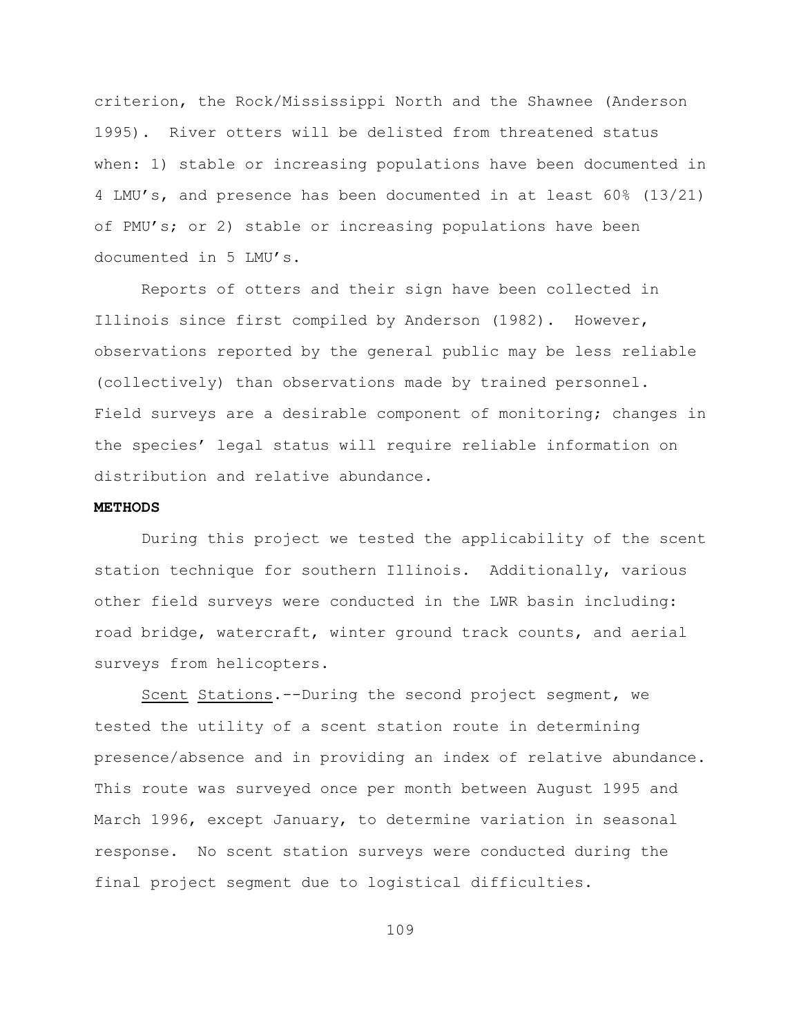criterion, the Rock/Mississippi North and the Shawnee (Anderson 1995). River otters will be delisted from threatened status when: 1) stable or increasing populations have been documented in 4 LMU's, and presence has been documented in at least 60% (13/21) of PMU's; or 2) stable or increasing populations have been documented in 5 LMU's.

Reports of otters and their sign have been collected in Illinois since first compiled by Anderson (1982). However, observations reported by the general public may be less reliable (collectively) than observations made by trained personnel. Field surveys are a desirable component of monitoring; changes in the species' legal status will require reliable information on distribution and relative abundance.

**METHODS**

During this project we tested the applicability of the scent station technique for southern Illinois. Additionally, various other field surveys were conducted in the LWR basin including: road bridge, watercraft, winter ground track counts, and aerial surveys from helicopters.

Scent Stations.--During the second project segment, we tested the utility of a scent station route in determining presence/absence and in providing an index of relative abundance. This route was surveyed once per month between August 1995 and March 1996, except January, to determine variation in seasonal response. No scent station surveys were conducted during the final project segment due to logistical difficulties.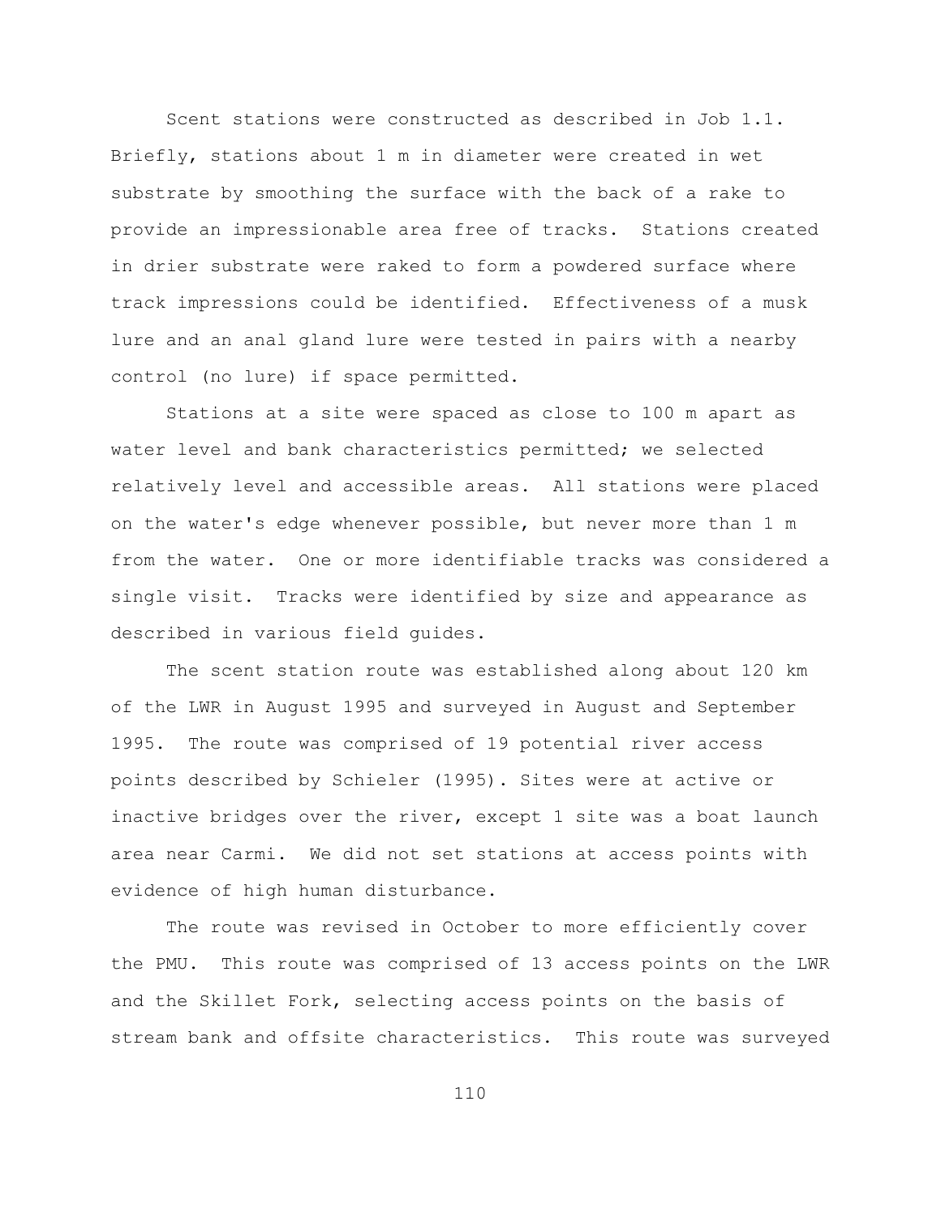Scent stations were constructed as described in Job 1.1. Briefly, stations about 1 m in diameter were created in wet substrate by smoothing the surface with the back of a rake to provide an impressionable area free of tracks. Stations created in drier substrate were raked to form a powdered surface where track impressions could be identified. Effectiveness of a musk lure and an anal gland lure were tested in pairs with a nearby control (no lure) if space permitted.

Stations at a site were spaced as close to 100 m apart as water level and bank characteristics permitted; we selected relatively level and accessible areas. All stations were placed on the water's edge whenever possible, but never more than 1 m from the water. One or more identifiable tracks was considered a single visit. Tracks were identified by size and appearance as described in various field guides.

The scent station route was established along about 120 km of the LWR in August 1995 and surveyed in August and September 1995. The route was comprised of 19 potential river access points described by Schieler (1995). Sites were at active or inactive bridges over the river, except 1 site was a boat launch area near Carmi. We did not set stations at access points with evidence of high human disturbance.

The route was revised in October to more efficiently cover the PMU. This route was comprised of 13 access points on the LWR and the Skillet Fork, selecting access points on the basis of stream bank and offsite characteristics. This route was surveyed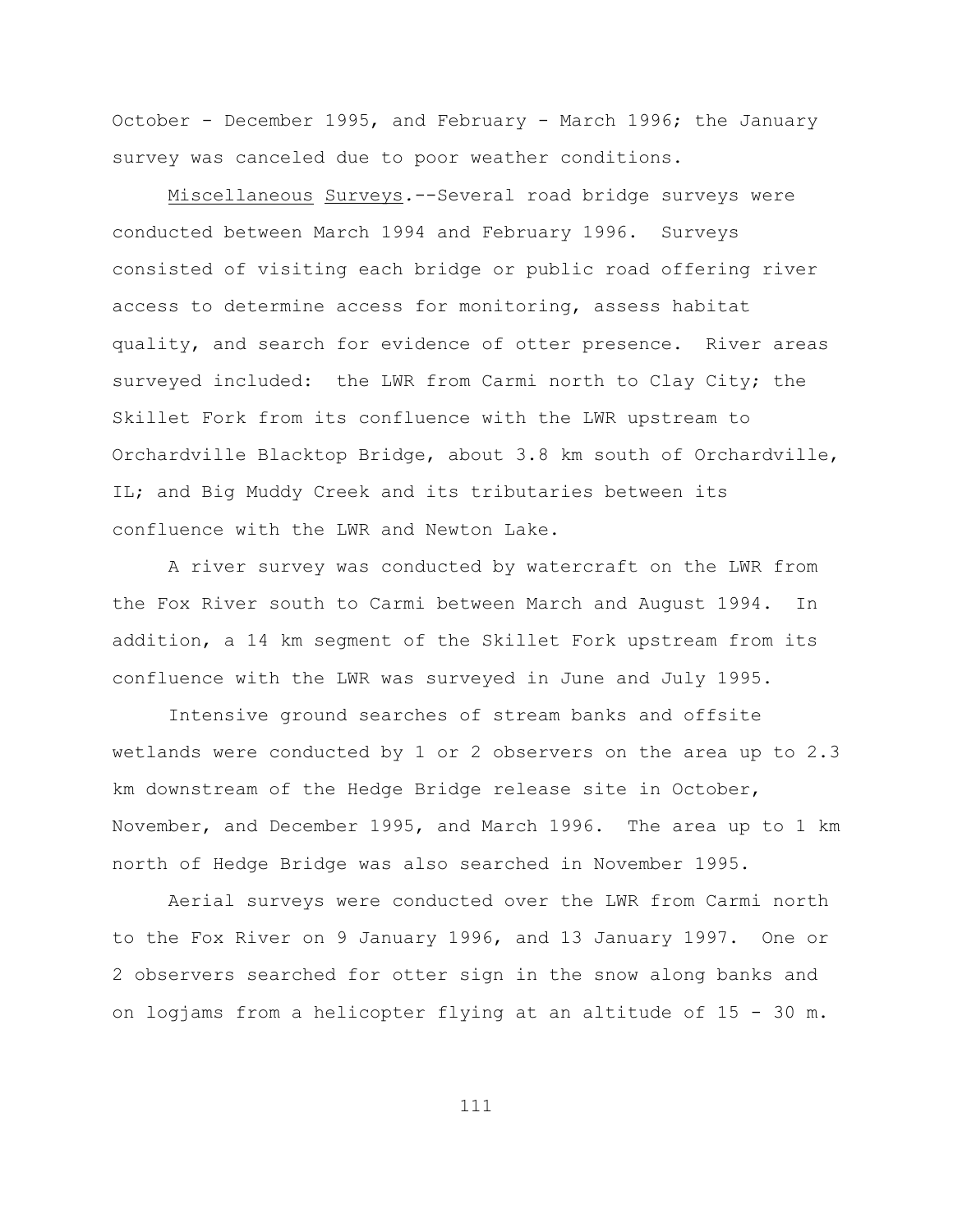October - December 1995, and February - March 1996; the January survey was canceled due to poor weather conditions.

Miscellaneous Surveys.--Several road bridge surveys were conducted between March 1994 and February 1996. Surveys consisted of visiting each bridge or public road offering river access to determine access for monitoring, assess habitat quality, and search for evidence of otter presence. River areas surveyed included: the LWR from Carmi north to Clay City; the Skillet Fork from its confluence with the LWR upstream to Orchardville Blacktop Bridge, about 3.8 km south of Orchardville, IL; and Big Muddy Creek and its tributaries between its confluence with the LWR and Newton Lake.

A river survey was conducted by watercraft on the LWR from the Fox River south to Carmi between March and August 1994. In addition, a 14 km segment of the Skillet Fork upstream from its confluence with the LWR was surveyed in June and July 1995.

Intensive ground searches of stream banks and offsite wetlands were conducted by 1 or 2 observers on the area up to 2.3 km downstream of the Hedge Bridge release site in October, November, and December 1995, and March 1996. The area up to 1 km north of Hedge Bridge was also searched in November 1995.

Aerial surveys were conducted over the LWR from Carmi north to the Fox River on 9 January 1996, and 13 January 1997. One or 2 observers searched for otter sign in the snow along banks and on logjams from a helicopter flying at an altitude of 15 - 30 m.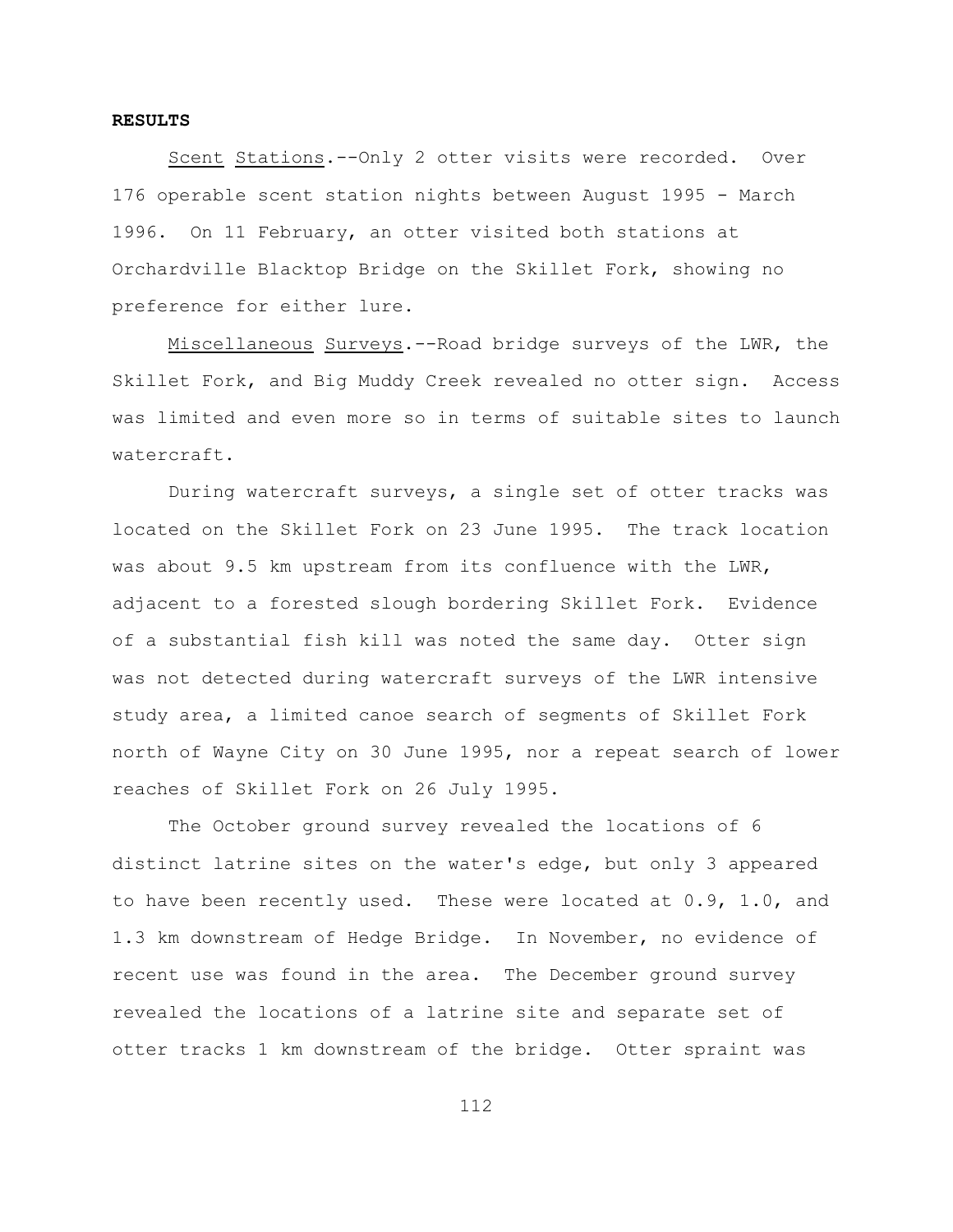**RESULTS**

Scent Stations.--Only 2 otter visits were recorded. Over 176 operable scent station nights between August 1995 - March 1996. On 11 February, an otter visited both stations at Orchardville Blacktop Bridge on the Skillet Fork, showing no preference for either lure.

Miscellaneous Surveys.--Road bridge surveys of the LWR, the Skillet Fork, and Big Muddy Creek revealed no otter sign. Access was limited and even more so in terms of suitable sites to launch watercraft.

During watercraft surveys, a single set of otter tracks was located on the Skillet Fork on 23 June 1995. The track location was about 9.5 km upstream from its confluence with the LWR, adjacent to a forested slough bordering Skillet Fork. Evidence of a substantial fish kill was noted the same day. Otter sign was not detected during watercraft surveys of the LWR intensive study area, a limited canoe search of segments of Skillet Fork north of Wayne City on 30 June 1995, nor a repeat search of lower reaches of Skillet Fork on 26 July 1995.

The October ground survey revealed the locations of 6 distinct latrine sites on the water's edge, but only 3 appeared to have been recently used. These were located at 0.9, 1.0, and 1.3 km downstream of Hedge Bridge. In November, no evidence of recent use was found in the area. The December ground survey revealed the locations of a latrine site and separate set of otter tracks 1 km downstream of the bridge. Otter spraint was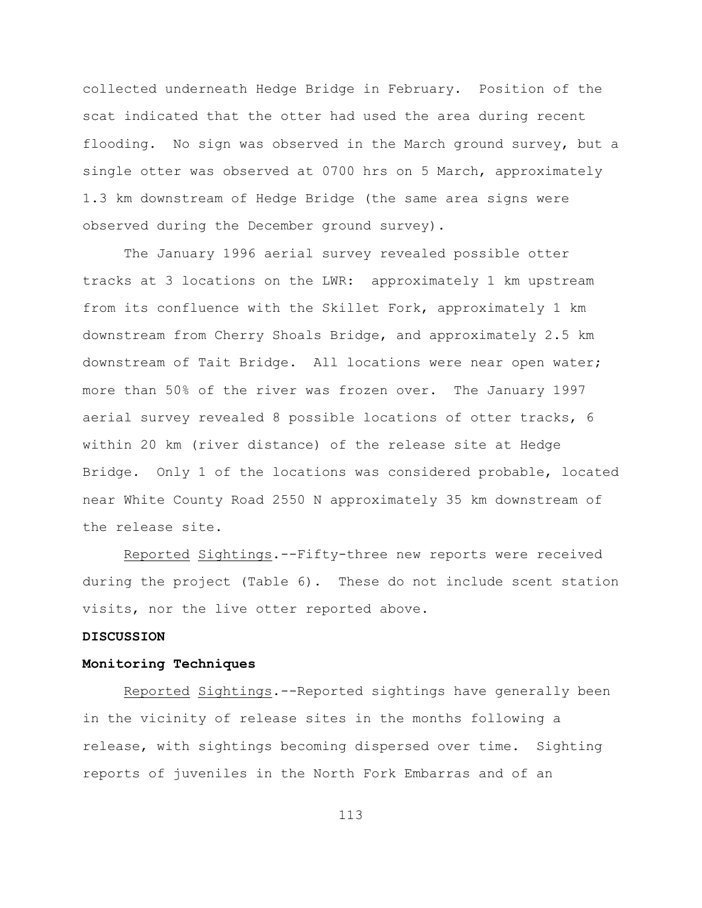collected underneath Hedge Bridge in February. Position of the scat indicated that the otter had used the area during recent flooding. No sign was observed in the March ground survey, but a single otter was observed at 0700 hrs on 5 March, approximately 1.3 km downstream of Hedge Bridge (the same area signs were observed during the December ground survey).

The January 1996 aerial survey revealed possible otter tracks at 3 locations on the LWR: approximately 1 km upstream from its confluence with the Skillet Fork, approximately 1 km downstream from Cherry Shoals Bridge, and approximately 2.5 km downstream of Tait Bridge. All locations were near open water; more than 50% of the river was frozen over. The January 1997 aerial survey revealed 8 possible locations of otter tracks, 6 within 20 km (river distance) of the release site at Hedge Bridge. Only 1 of the locations was considered probable, located near White County Road 2550 N approximately 35 km downstream of the release site.

Reported Sightings.--Fifty-three new reports were received during the project (Table 6). These do not include scent station visits, nor the live otter reported above.

**DISCUSSION**

**Monitoring Techniques**

Reported Sightings.--Reported sightings have generally been in the vicinity of release sites in the months following a release, with sightings becoming dispersed over time. Sighting reports of juveniles in the North Fork Embarras and of an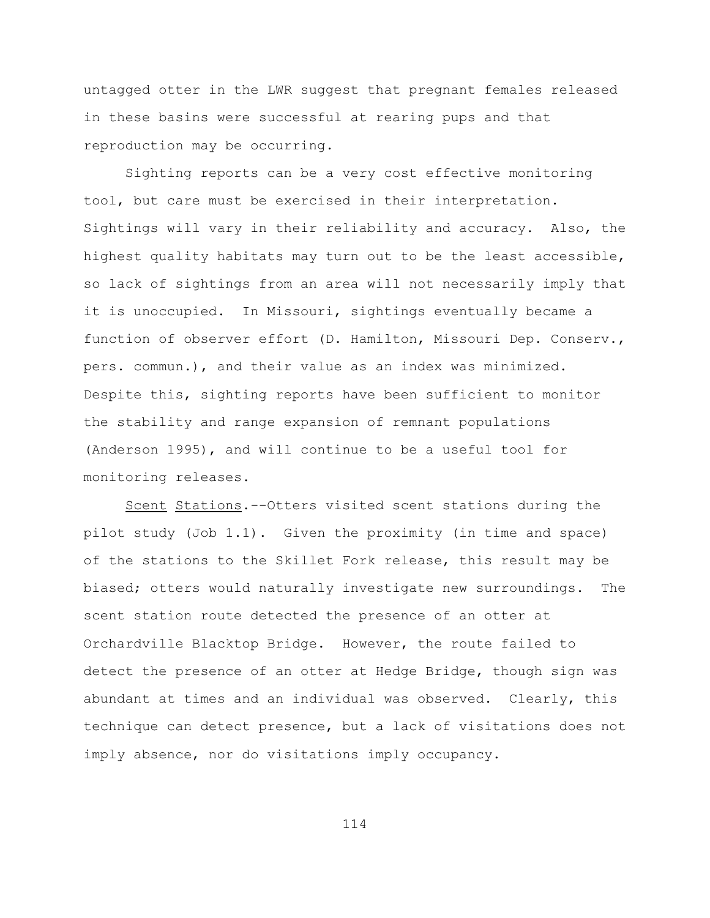untagged otter in the LWR suggest that pregnant females released in these basins were successful at rearing pups and that reproduction may be occurring.

Sighting reports can be a very cost effective monitoring tool, but care must be exercised in their interpretation. Sightings will vary in their reliability and accuracy. Also, the highest quality habitats may turn out to be the least accessible, so lack of sightings from an area will not necessarily imply that it is unoccupied. In Missouri, sightings eventually became a function of observer effort (D. Hamilton, Missouri Dep. Conserv., pers. commun.), and their value as an index was minimized. Despite this, sighting reports have been sufficient to monitor the stability and range expansion of remnant populations (Anderson 1995), and will continue to be a useful tool for monitoring releases.

Scent Stations.--Otters visited scent stations during the pilot study (Job 1.1). Given the proximity (in time and space) of the stations to the Skillet Fork release, this result may be biased; otters would naturally investigate new surroundings. The scent station route detected the presence of an otter at Orchardville Blacktop Bridge. However, the route failed to detect the presence of an otter at Hedge Bridge, though sign was abundant at times and an individual was observed. Clearly, this technique can detect presence, but a lack of visitations does not imply absence, nor do visitations imply occupancy.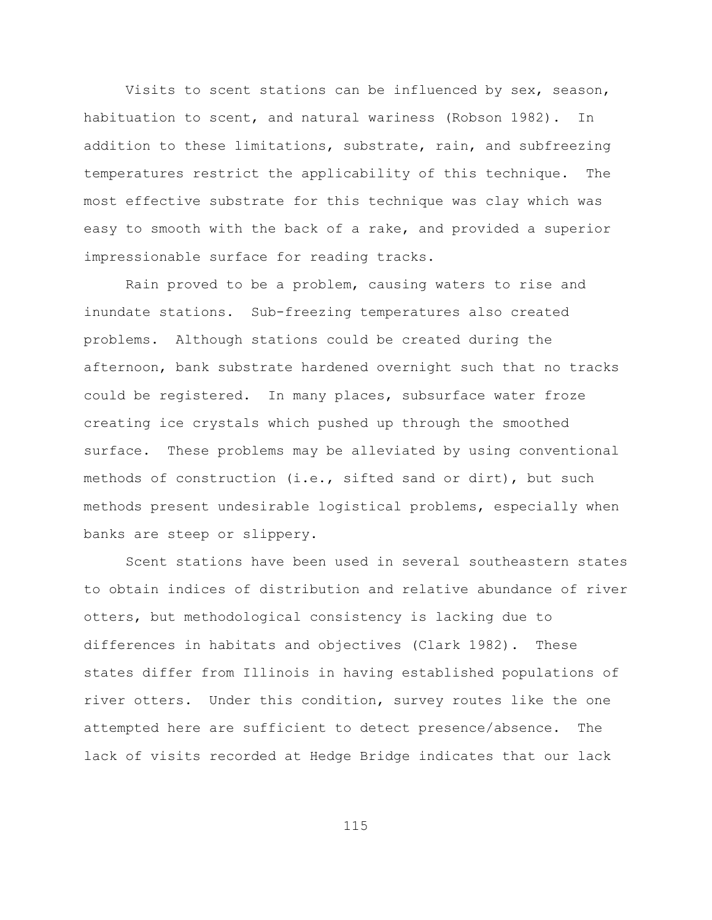Visits to scent stations can be influenced by sex, season, habituation to scent, and natural wariness (Robson 1982). In addition to these limitations, substrate, rain, and subfreezing temperatures restrict the applicability of this technique. The most effective substrate for this technique was clay which was easy to smooth with the back of a rake, and provided a superior impressionable surface for reading tracks.

Rain proved to be a problem, causing waters to rise and inundate stations. Sub-freezing temperatures also created problems. Although stations could be created during the afternoon, bank substrate hardened overnight such that no tracks could be registered. In many places, subsurface water froze creating ice crystals which pushed up through the smoothed surface. These problems may be alleviated by using conventional methods of construction (i.e., sifted sand or dirt), but such methods present undesirable logistical problems, especially when banks are steep or slippery.

Scent stations have been used in several southeastern states to obtain indices of distribution and relative abundance of river otters, but methodological consistency is lacking due to differences in habitats and objectives (Clark 1982). These states differ from Illinois in having established populations of river otters. Under this condition, survey routes like the one attempted here are sufficient to detect presence/absence. The lack of visits recorded at Hedge Bridge indicates that our lack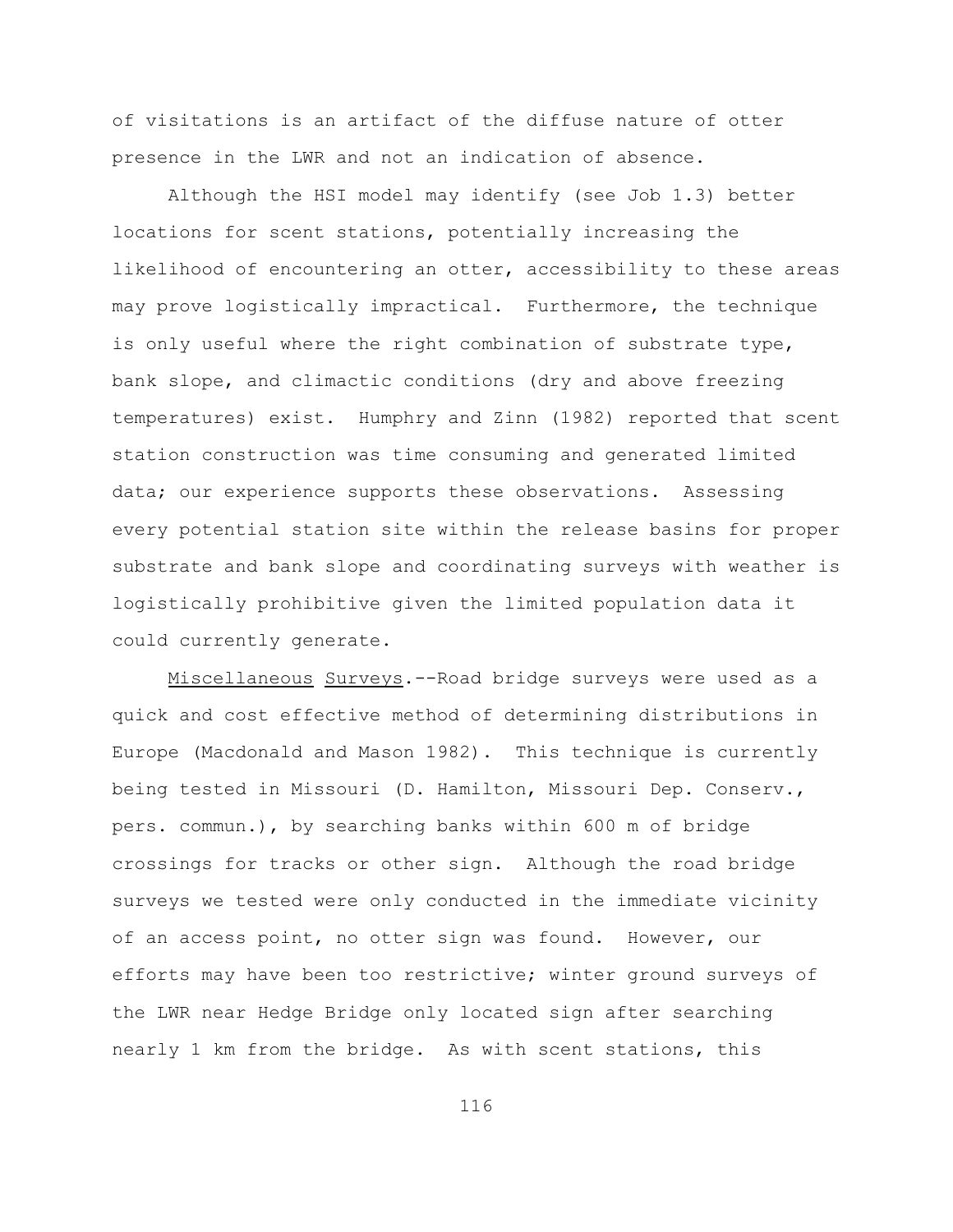of visitations is an artifact of the diffuse nature of otter presence in the LWR and not an indication of absence.

Although the HSI model may identify (see Job 1.3) better locations for scent stations, potentially increasing the likelihood of encountering an otter, accessibility to these areas may prove logistically impractical. Furthermore, the technique is only useful where the right combination of substrate type, bank slope, and climactic conditions (dry and above freezing temperatures) exist. Humphry and Zinn (1982) reported that scent station construction was time consuming and generated limited data; our experience supports these observations. Assessing every potential station site within the release basins for proper substrate and bank slope and coordinating surveys with weather is logistically prohibitive given the limited population data it could currently generate.

Miscellaneous Surveys.--Road bridge surveys were used as a quick and cost effective method of determining distributions in Europe (Macdonald and Mason 1982). This technique is currently being tested in Missouri (D. Hamilton, Missouri Dep. Conserv., pers. commun.), by searching banks within 600 m of bridge crossings for tracks or other sign. Although the road bridge surveys we tested were only conducted in the immediate vicinity of an access point, no otter sign was found. However, our efforts may have been too restrictive; winter ground surveys of the LWR near Hedge Bridge only located sign after searching nearly 1 km from the bridge. As with scent stations, this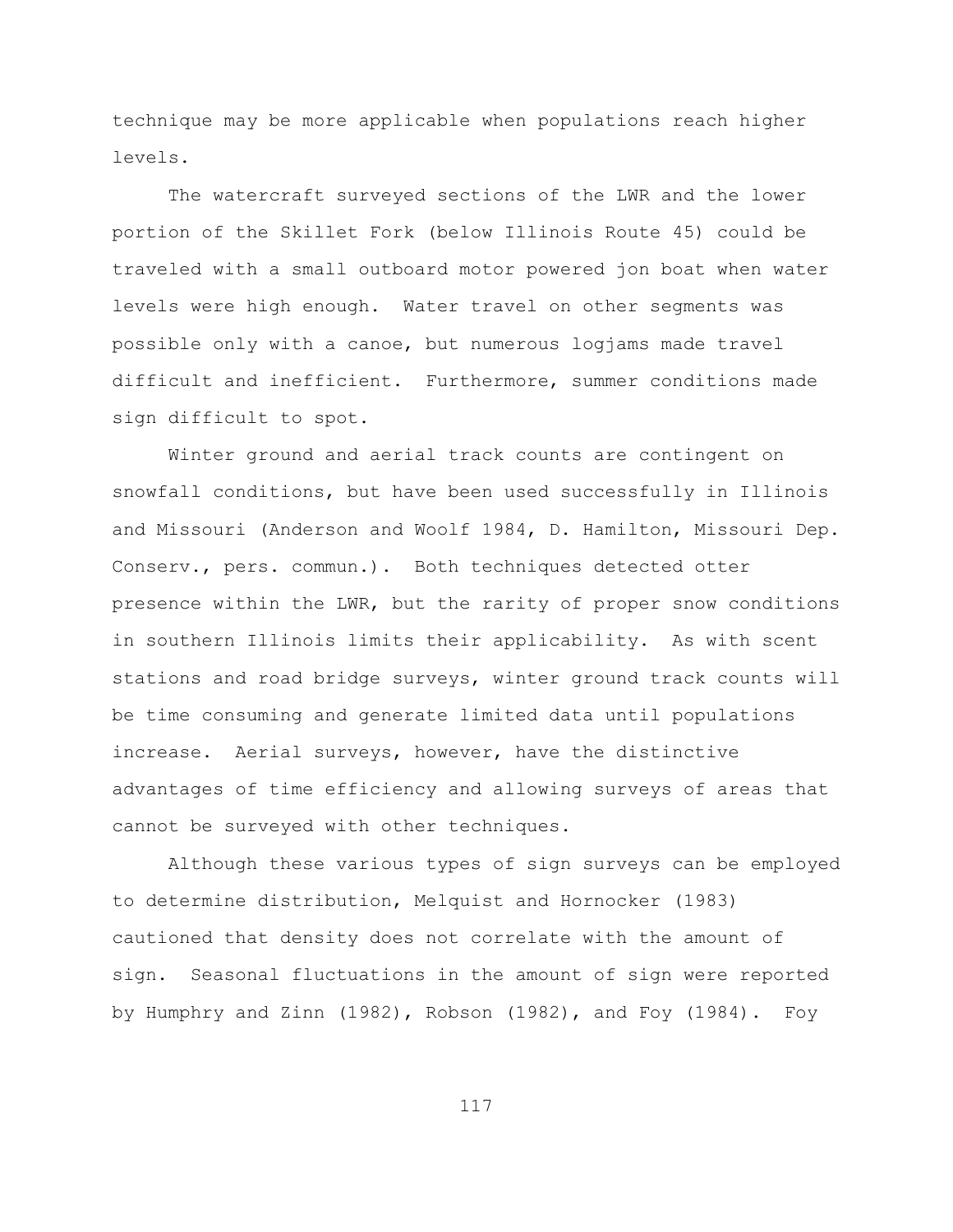technique may be more applicable when populations reach higher levels.

The watercraft surveyed sections of the LWR and the lower portion of the Skillet Fork (below Illinois Route 45) could be traveled with a small outboard motor powered jon boat when water levels were high enough. Water travel on other segments was possible only with a canoe, but numerous logjams made travel difficult and inefficient. Furthermore, summer conditions made sign difficult to spot.

Winter ground and aerial track counts are contingent on snowfall conditions, but have been used successfully in Illinois and Missouri (Anderson and Woolf 1984, D. Hamilton, Missouri Dep. Conserv., pers. commun.). Both techniques detected otter presence within the LWR, but the rarity of proper snow conditions in southern Illinois limits their applicability. As with scent stations and road bridge surveys, winter ground track counts will be time consuming and generate limited data until populations increase. Aerial surveys, however, have the distinctive advantages of time efficiency and allowing surveys of areas that cannot be surveyed with other techniques.

Although these various types of sign surveys can be employed to determine distribution, Melquist and Hornocker (1983) cautioned that density does not correlate with the amount of sign. Seasonal fluctuations in the amount of sign were reported by Humphry and Zinn (1982), Robson (1982), and Foy (1984). Foy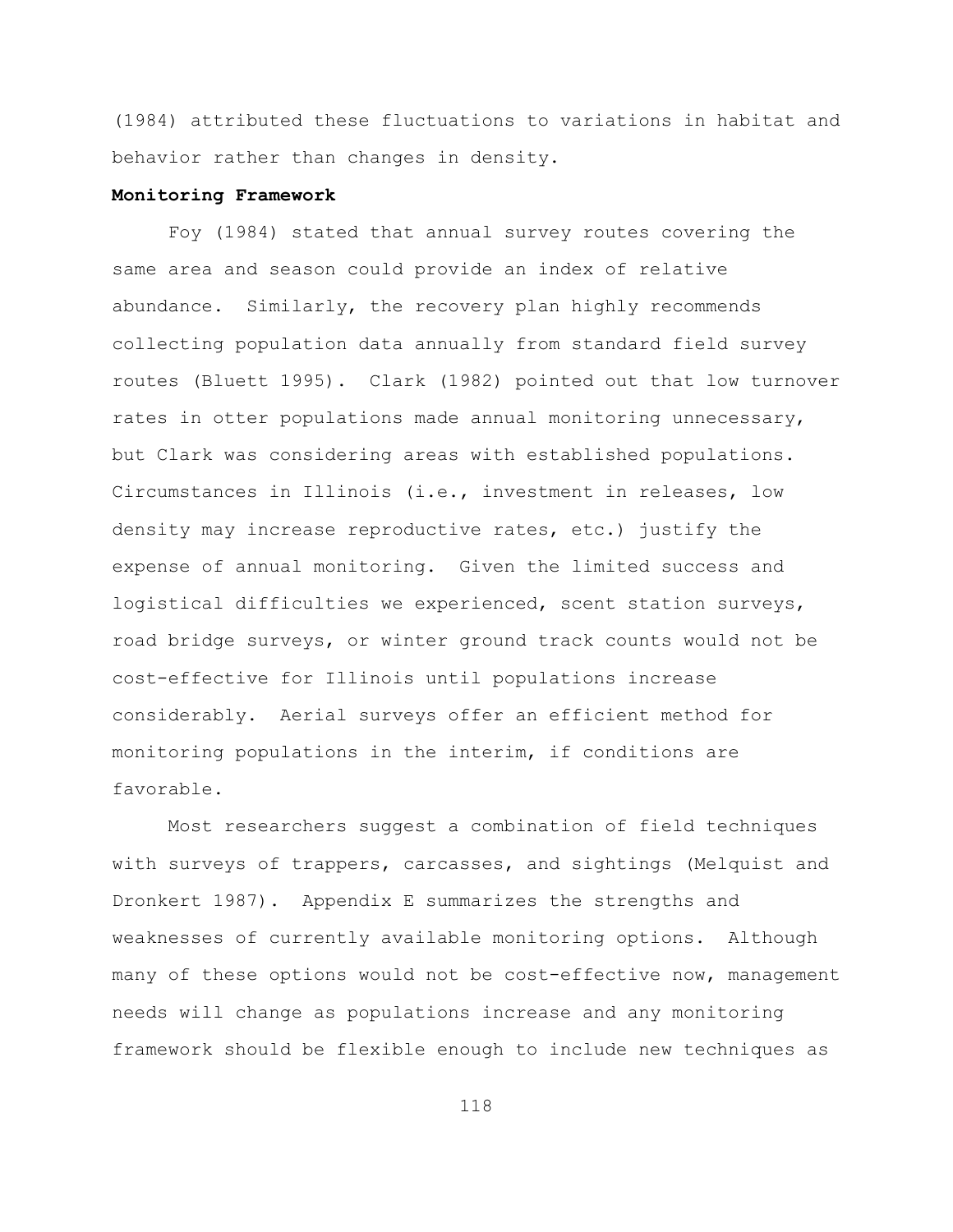(1984) attributed these fluctuations to variations in habitat and behavior rather than changes in density.

**Monitoring Framework**

Foy (1984) stated that annual survey routes covering the same area and season could provide an index of relative abundance. Similarly, the recovery plan highly recommends collecting population data annually from standard field survey routes (Bluett 1995). Clark (1982) pointed out that low turnover rates in otter populations made annual monitoring unnecessary, but Clark was considering areas with established populations. Circumstances in Illinois (i.e., investment in releases, low density may increase reproductive rates, etc.) justify the expense of annual monitoring. Given the limited success and logistical difficulties we experienced, scent station surveys, road bridge surveys, or winter ground track counts would not be cost-effective for Illinois until populations increase considerably. Aerial surveys offer an efficient method for monitoring populations in the interim, if conditions are favorable.

Most researchers suggest a combination of field techniques with surveys of trappers, carcasses, and sightings (Melquist and Dronkert 1987). Appendix E summarizes the strengths and weaknesses of currently available monitoring options. Although many of these options would not be cost-effective now, management needs will change as populations increase and any monitoring framework should be flexible enough to include new techniques as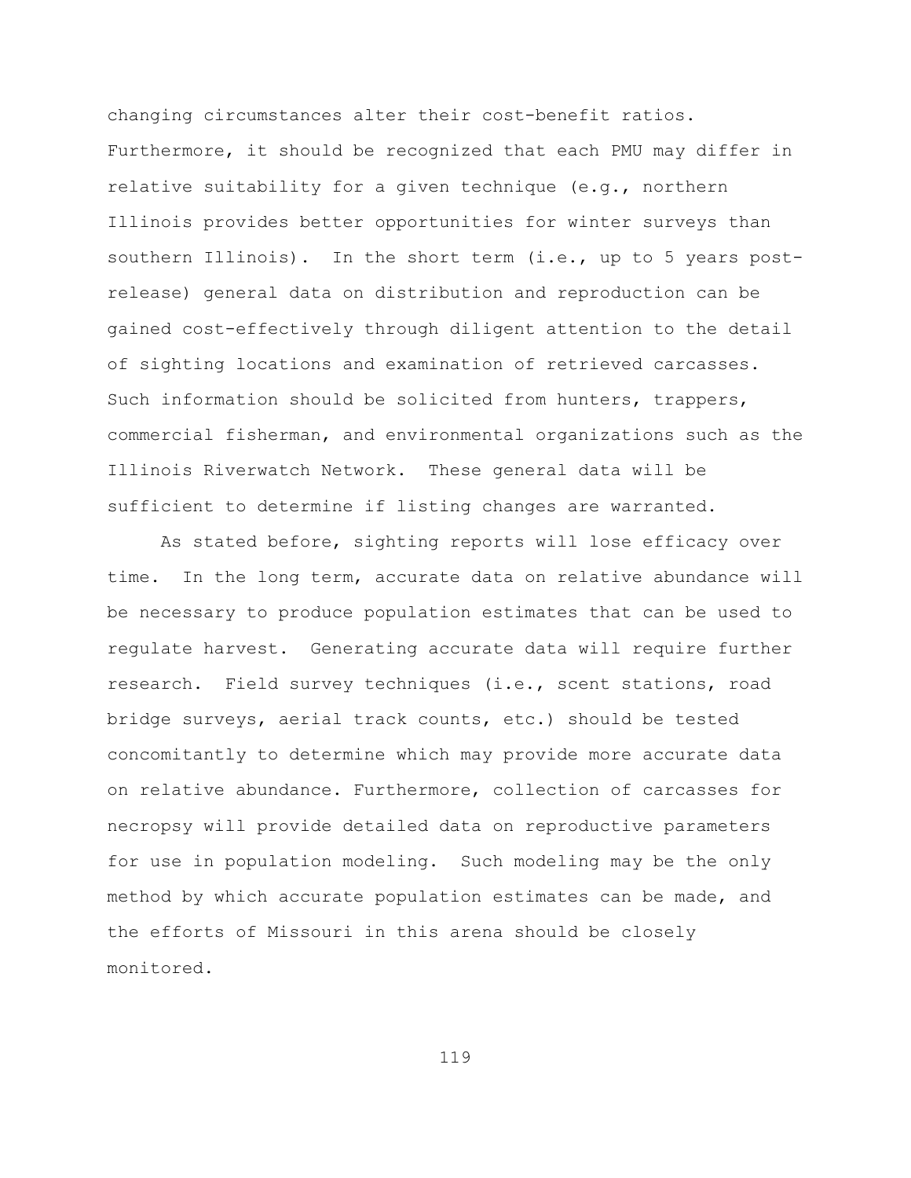changing circumstances alter their cost-benefit ratios. Furthermore, it should be recognized that each PMU may differ in relative suitability for a given technique (e.g., northern Illinois provides better opportunities for winter surveys than southern Illinois). In the short term (i.e., up to 5 years post-release) general data on distribution and reproduction can be gained cost-effectively through diligent attention to the detail of sighting locations and examination of retrieved carcasses. Such information should be solicited from hunters, trappers, commercial fisherman, and environmental organizations such as the Illinois Riverwatch Network. These general data will be sufficient to determine if listing changes are warranted.

As stated before, sighting reports will lose efficacy over time. In the long term, accurate data on relative abundance will be necessary to produce population estimates that can be used to regulate harvest. Generating accurate data will require further research. Field survey techniques (i.e., scent stations, road bridge surveys, aerial track counts, etc.) should be tested concomitantly to determine which may provide more accurate data on relative abundance. Furthermore, collection of carcasses for necropsy will provide detailed data on reproductive parameters for use in population modeling. Such modeling may be the only method by which accurate population estimates can be made, and the efforts of Missouri in this arena should be closely monitored.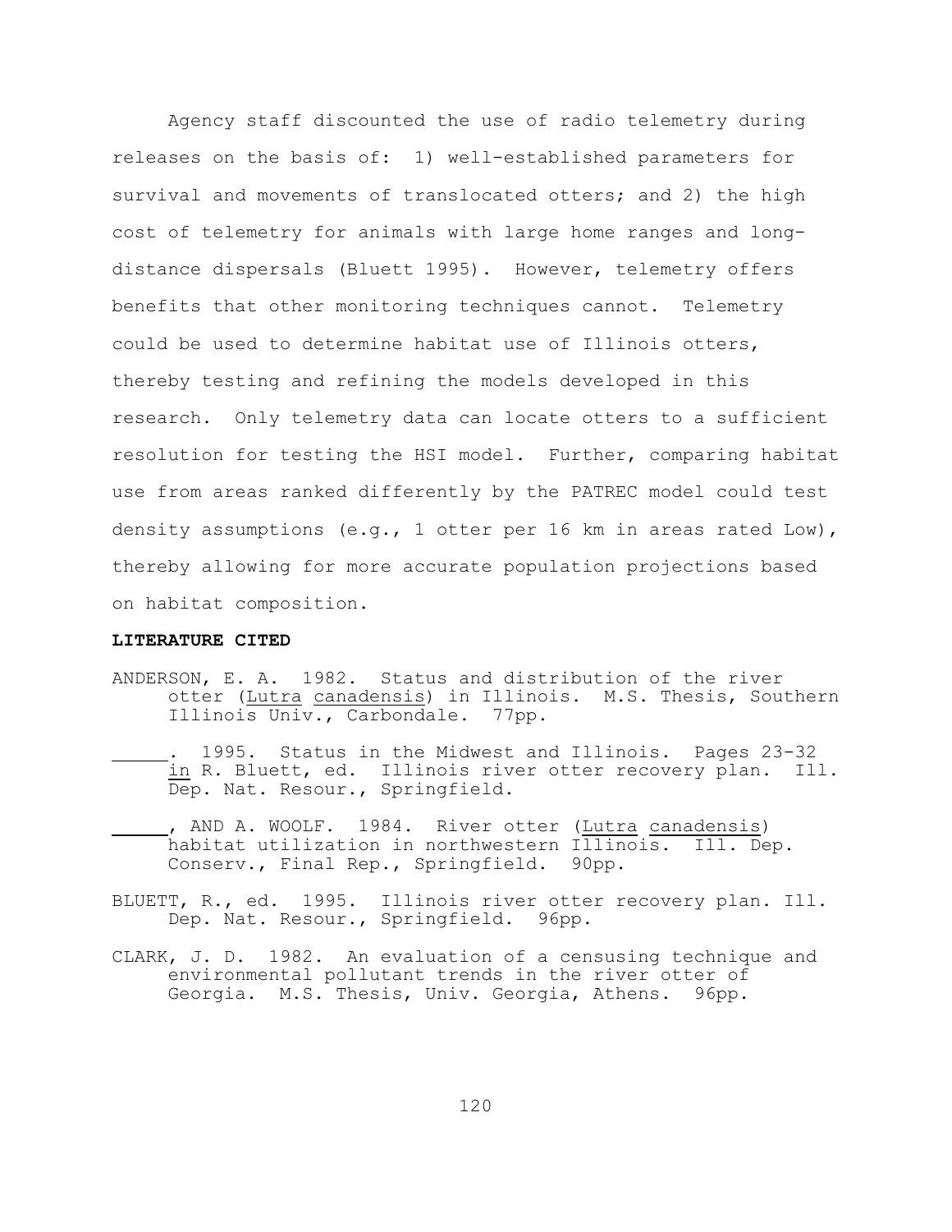Agency staff discounted the use of radio telemetry during releases on the basis of: 1) well-established parameters for survival and movements of translocated otters; and 2) the high cost of telemetry for animals with large home ranges and long-distance dispersals (Bluett 1995). However, telemetry offers benefits that other monitoring techniques cannot. Telemetry could be used to determine habitat use of Illinois otters, thereby testing and refining the models developed in this research. Only telemetry data can locate otters to a sufficient resolution for testing the HSI model. Further, comparing habitat use from areas ranked differently by the PATREC model could test density assumptions (e.g., 1 otter per 16 km in areas rated Low), thereby allowing for more accurate population projections based on habitat composition.

**LITERATURE CITED**

ANDERSON, E. A. 1982. Status and distribution of the river otter (*Lutra canadensis*) in Illinois. M.S. Thesis, Southern Illinois Univ., Carbondale. 77pp.

\_\_\_\_\_\_. 1995. Status in the Midwest and Illinois. Pages 23-32 *in* R. Bluett, ed. Illinois river otter recovery plan. Ill. Dep. Nat. Resour., Springfield.

\_\_\_\_\_\_, AND A. WOOLF. 1984. River otter (*Lutra canadensis*) habitat utilization in northwestern Illinois. Ill. Dep. Conserv., Final Rep., Springfield. 90pp.

BLUETT, R., ed. 1995. Illinois river otter recovery plan. Ill. Dep. Nat. Resour., Springfield. 96pp.

CLARK, J. D. 1982. An evaluation of a censusing technique and environmental pollutant trends in the river otter of Georgia. M.S. Thesis, Univ. Georgia, Athens. 96pp.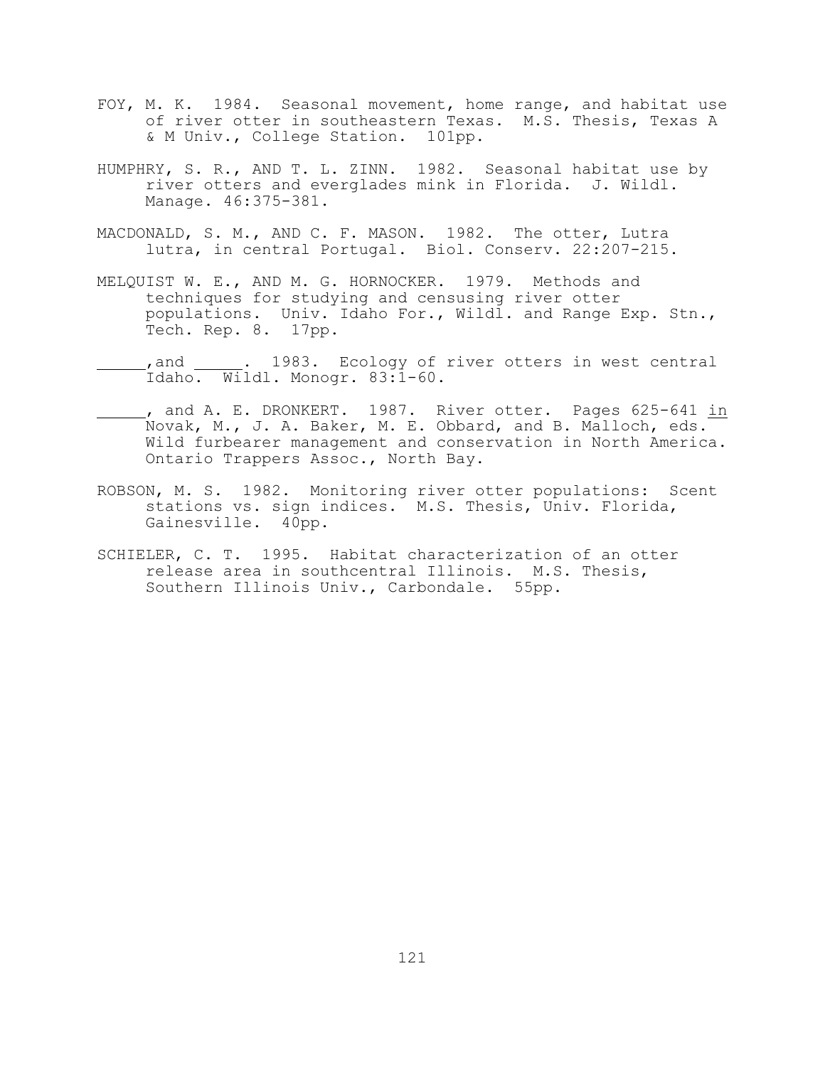FOY, M. K. 1984. Seasonal movement, home range, and habitat use of river otter in southeastern Texas. M.S. Thesis, Texas A & M Univ., College Station. 101pp.

HUMPHRY, S. R., AND T. L. ZINN. 1982. Seasonal habitat use by river otters and everglades mink in Florida. J. Wildl. Manage. 46:375-381.

MACDONALD, S. M., AND C. F. MASON. 1982. The otter, Lutra lutra, in central Portugal. Biol. Conserv. 22:207-215.

MELQUIST W. E., AND M. G. HORNOCKER. 1979. Methods and techniques for studying and censusing river otter populations. Univ. Idaho For., Wildl. and Range Exp. Stn., Tech. Rep. 8. 17pp.

\_\_\_\_\_,and \_\_\_\_\_. 1983. Ecology of river otters in west central Idaho. Wildl. Monogr. 83:1-60.

\_\_\_\_\_, and A. E. DRONKERT. 1987. River otter. Pages 625-641 <u>in</u> Novak, M., J. A. Baker, M. E. Obbard, and B. Malloch, eds. Wild furbearer management and conservation in North America. Ontario Trappers Assoc., North Bay.

ROBSON, M. S. 1982. Monitoring river otter populations: Scent stations vs. sign indices. M.S. Thesis, Univ. Florida, Gainesville. 40pp.

SCHIELER, C. T. 1995. Habitat characterization of an otter release area in southcentral Illinois. M.S. Thesis, Southern Illinois Univ., Carbondale. 55pp.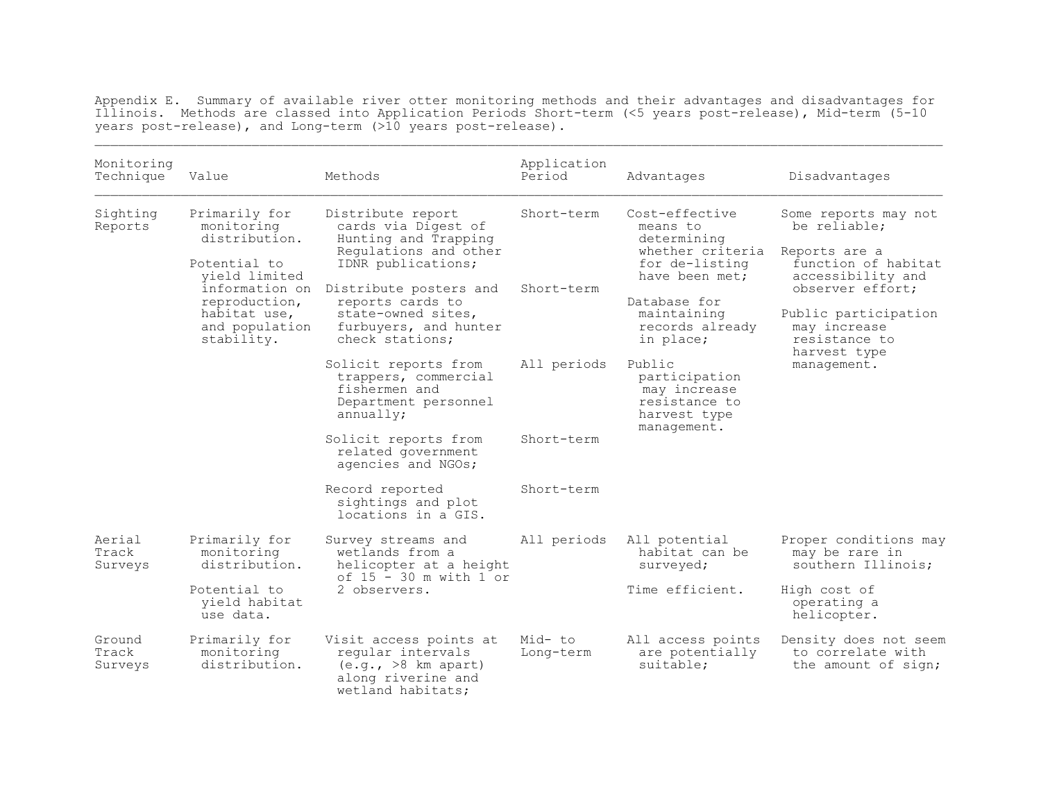Appendix E. Summary of available river otter monitoring methods and their advantages and disadvantages for Illinois. Methods are classed into Application Periods Short-term (<5 years post-release), Mid-term (5-10 years post-release), and Long-term (>10 years post-release).

| Monitoring Technique | Value | Methods | Application Period | Advantages | Disadvantages |
|---|---|---|---|---|---|
| Sighting Reports | Primarily for monitoring distribution. | Distribute report cards via Digest of Hunting and Trapping Regulations and other IDNR publications; | Short-term | Cost-effective means to determining whether criteria for de-listing have been met; | Some reports may not be reliable; |
| | Potential to yield limited information on reproduction, habitat use, and population stability. | Distribute posters and reports cards to state-owned sites, furbuyers, and hunter check stations; | Short-term | Database for maintaining records already in place; | Reports are a function of habitat accessibility and observer effort; |
| | | Solicit reports from trappers, commercial fishermen and Department personnel annually; | All periods | Public participation may increase resistance to harvest type management. | Public participation may increase resistance to harvest type management. |
| | | Solicit reports from related government agencies and NGOs; | Short-term | | |
| | | Record reported sightings and plot locations in a GIS. | Short-term | | |
| Aerial Track Surveys | Primarily for monitoring distribution. | Survey streams and wetlands from a helicopter at a height of 15 - 30 m with 1 or 2 observers. | All periods | All potential habitat can be surveyed; | Proper conditions may may be rare in southern Illinois; |
| | Potential to yield habitat use data. | | | Time efficient. | High cost of operating a helicopter. |
| Ground Track Surveys | Primarily for monitoring distribution. | Visit access points at regular intervals (e.g., >8 km apart) along riverine and wetland habitats; | Mid- to Long-term | All access points are potentially suitable; | Density does not seem to correlate with the amount of sign; |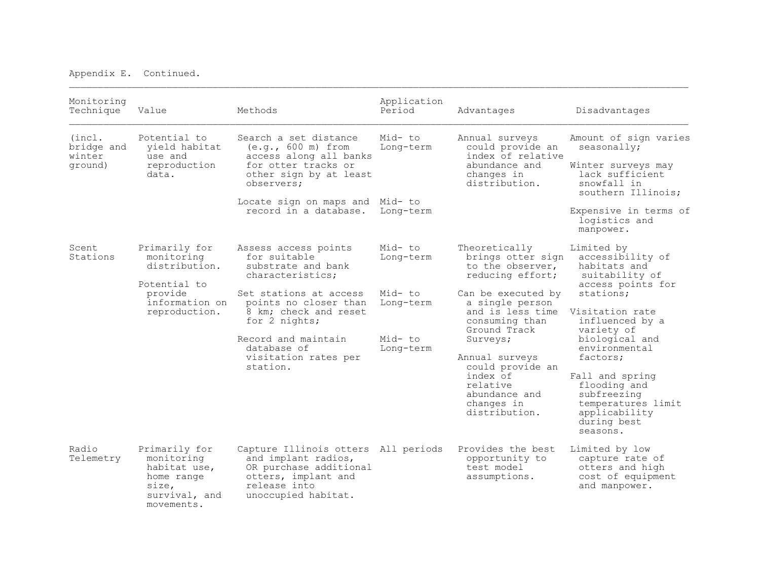Appendix E. Continued.

| Monitoring Technique | Value | Methods | Application Period | Advantages | Disadvantages |
|---|---|---|---|---|---|
| (incl. bridge and winter ground) | Potential to yield habitat use and reproduction data. | Search a set distance (e.g., 600 m) from access along all banks for otter tracks or other sign by at least observers; | Mid- to Long-term | Annual surveys could provide an index of relative abundance and changes in distribution. | Amount of sign varies seasonally; Winter surveys may lack sufficient snowfall in southern Illinois; Expensive in terms of logistics and manpower. |
| | | Locate sign on maps and record in a database. | Mid- to Long-term | | |
| Scent Stations | Primarily for monitoring distribution. Potential to provide information on reproduction. | Assess access points for suitable substrate and bank characteristics; | Mid- to Long-term | Theoretically brings otter sign to the observer, reducing effort; Can be executed by a single person and is less time consuming than Ground Track Surveys; Annual surveys could provide an index of relative abundance and changes in distribution. | Limited by accessibility of habitats and suitability of access points for stations; Visitation rate influenced by a variety of biological and environmental factors; Fall and spring flooding and subfreezing temperatures limit applicability during best seasons. |
| | | Set stations at access points no closer than 8 km; check and reset for 2 nights; | Mid- to Long-term | | |
| | | Record and maintain database of visitation rates per station. | Mid- to Long-term | | |
| Radio Telemetry | Primarily for monitoring habitat use, home range size, survival, and movements. | Capture Illinois otters and implant radios, OR purchase additional otters, implant and release into unoccupied habitat. | All periods | Provides the best opportunity to test model assumptions. | Limited by low capture rate of otters and high cost of equipment and manpower. |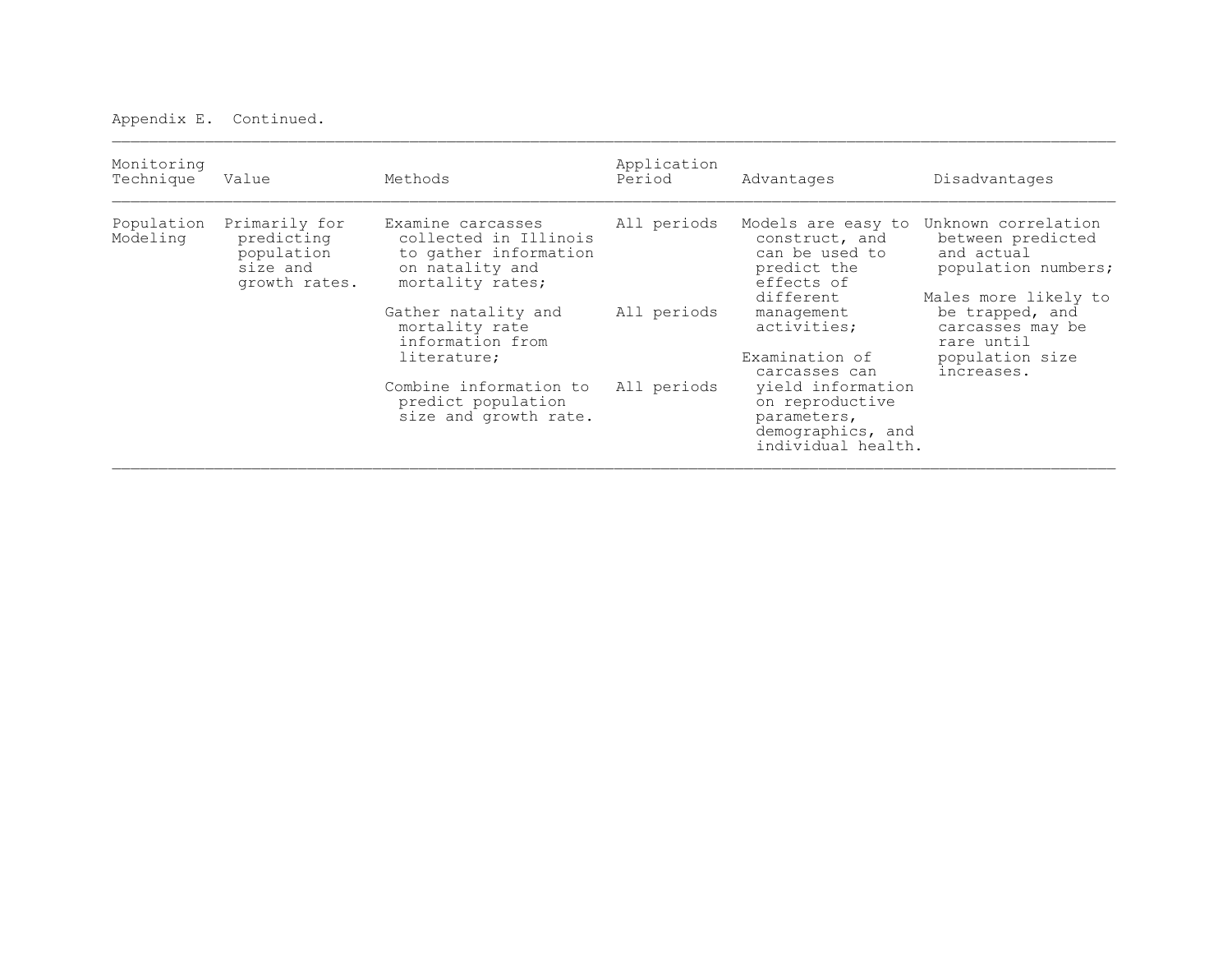Appendix E. Continued.

| Monitoring Technique | Value | Methods | Application Period | Advantages | Disadvantages |
|---|---|---|---|---|---|
| Population Modeling | Primarily for predicting population size and growth rates. | Examine carcasses collected in Illinois to gather information on natality and mortality rates; | All periods | Models are easy to construct, and can be used to predict the effects of different management activities; | Unknown correlation between predicted and actual population numbers; |
| | | Gather natality and mortality rate information from literature; | All periods | Examination of carcasses can yield information on reproductive parameters, demographics, and individual health. | Males more likely to be trapped, and carcasses may be rare until population size increases. |
| | | Combine information to predict population size and growth rate. | All periods | | |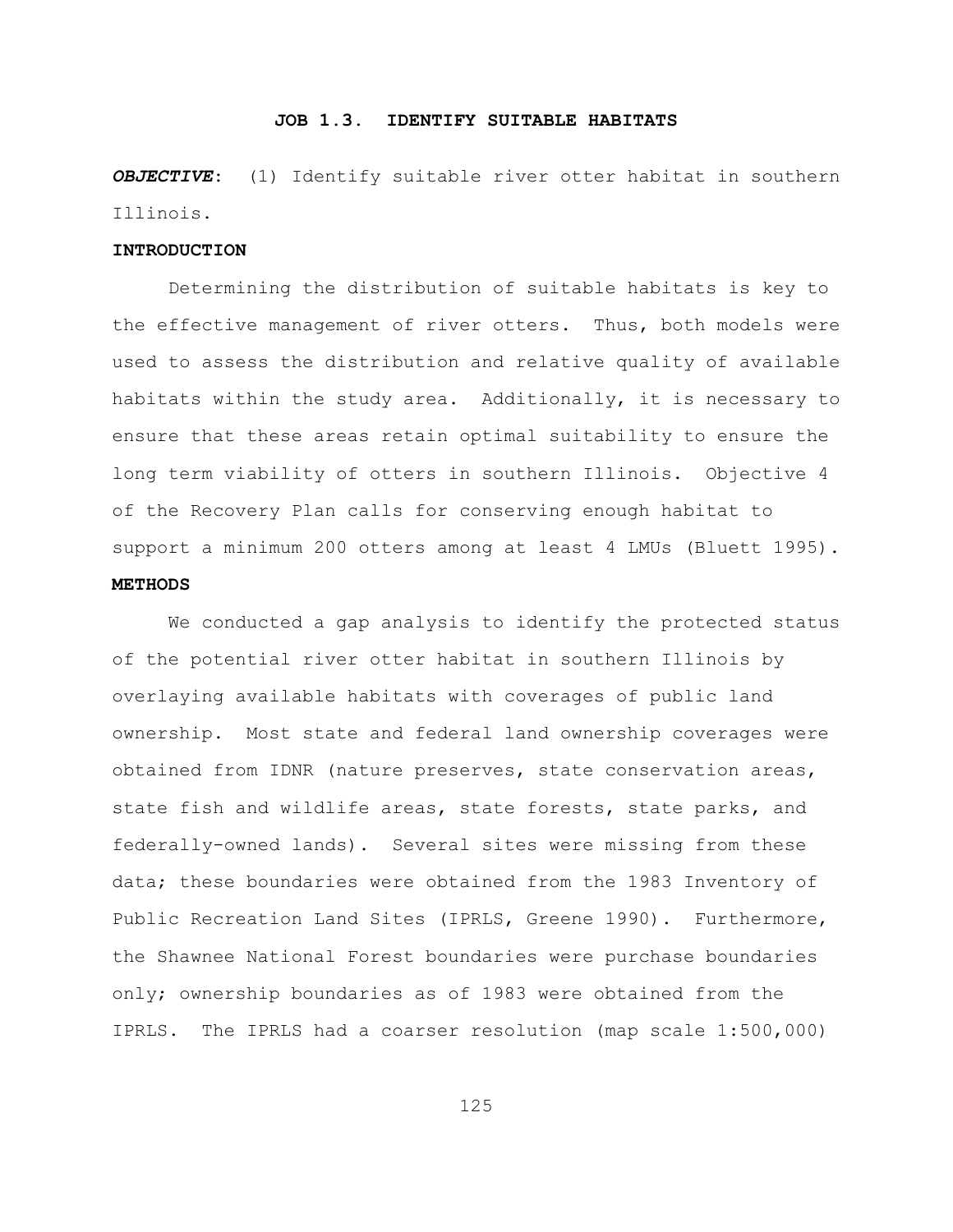## JOB 1.3. IDENTIFY SUITABLE HABITATS

***OBJECTIVE***: (1) Identify suitable river otter habitat in southern Illinois.

### INTRODUCTION

Determining the distribution of suitable habitats is key to the effective management of river otters. Thus, both models were used to assess the distribution and relative quality of available habitats within the study area. Additionally, it is necessary to ensure that these areas retain optimal suitability to ensure the long term viability of otters in southern Illinois. Objective 4 of the Recovery Plan calls for conserving enough habitat to support a minimum 200 otters among at least 4 LMUs (Bluett 1995).

### METHODS

We conducted a gap analysis to identify the protected status of the potential river otter habitat in southern Illinois by overlaying available habitats with coverages of public land ownership. Most state and federal land ownership coverages were obtained from IDNR (nature preserves, state conservation areas, state fish and wildlife areas, state forests, state parks, and federally-owned lands). Several sites were missing from these data; these boundaries were obtained from the 1983 Inventory of Public Recreation Land Sites (IPRLS, Greene 1990). Furthermore, the Shawnee National Forest boundaries were purchase boundaries only; ownership boundaries as of 1983 were obtained from the IPRLS. The IPRLS had a coarser resolution (map scale 1:500,000)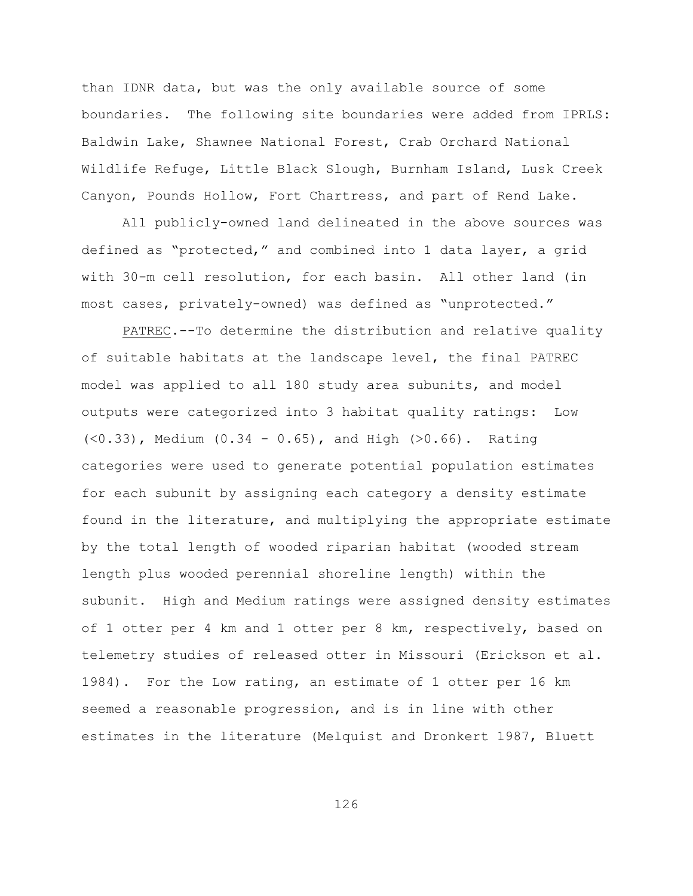than IDNR data, but was the only available source of some boundaries. The following site boundaries were added from IPRLS: Baldwin Lake, Shawnee National Forest, Crab Orchard National Wildlife Refuge, Little Black Slough, Burnham Island, Lusk Creek Canyon, Pounds Hollow, Fort Chartress, and part of Rend Lake.

All publicly-owned land delineated in the above sources was defined as "protected," and combined into 1 data layer, a grid with 30-m cell resolution, for each basin. All other land (in most cases, privately-owned) was defined as "unprotected."

<u>PATREC</u>.--To determine the distribution and relative quality of suitable habitats at the landscape level, the final PATREC model was applied to all 180 study area subunits, and model outputs were categorized into 3 habitat quality ratings: Low (<0.33), Medium (0.34 - 0.65), and High (>0.66). Rating categories were used to generate potential population estimates for each subunit by assigning each category a density estimate found in the literature, and multiplying the appropriate estimate by the total length of wooded riparian habitat (wooded stream length plus wooded perennial shoreline length) within the subunit. High and Medium ratings were assigned density estimates of 1 otter per 4 km and 1 otter per 8 km, respectively, based on telemetry studies of released otter in Missouri (Erickson et al. 1984). For the Low rating, an estimate of 1 otter per 16 km seemed a reasonable progression, and is in line with other estimates in the literature (Melquist and Dronkert 1987, Bluett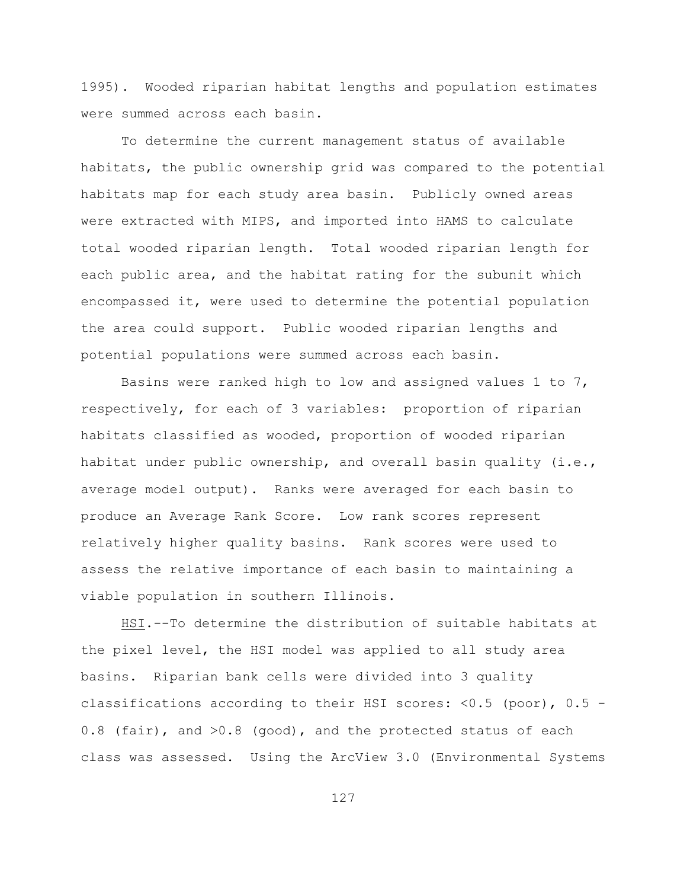1995). Wooded riparian habitat lengths and population estimates were summed across each basin.

To determine the current management status of available habitats, the public ownership grid was compared to the potential habitats map for each study area basin. Publicly owned areas were extracted with MIPS, and imported into HAMS to calculate total wooded riparian length. Total wooded riparian length for each public area, and the habitat rating for the subunit which encompassed it, were used to determine the potential population the area could support. Public wooded riparian lengths and potential populations were summed across each basin.

Basins were ranked high to low and assigned values 1 to 7, respectively, for each of 3 variables: proportion of riparian habitats classified as wooded, proportion of wooded riparian habitat under public ownership, and overall basin quality (i.e., average model output). Ranks were averaged for each basin to produce an Average Rank Score. Low rank scores represent relatively higher quality basins. Rank scores were used to assess the relative importance of each basin to maintaining a viable population in southern Illinois.

<u>HSI</u>.--To determine the distribution of suitable habitats at the pixel level, the HSI model was applied to all study area basins. Riparian bank cells were divided into 3 quality classifications according to their HSI scores: <0.5 (poor), 0.5 - 0.8 (fair), and >0.8 (good), and the protected status of each class was assessed. Using the ArcView 3.0 (Environmental Systems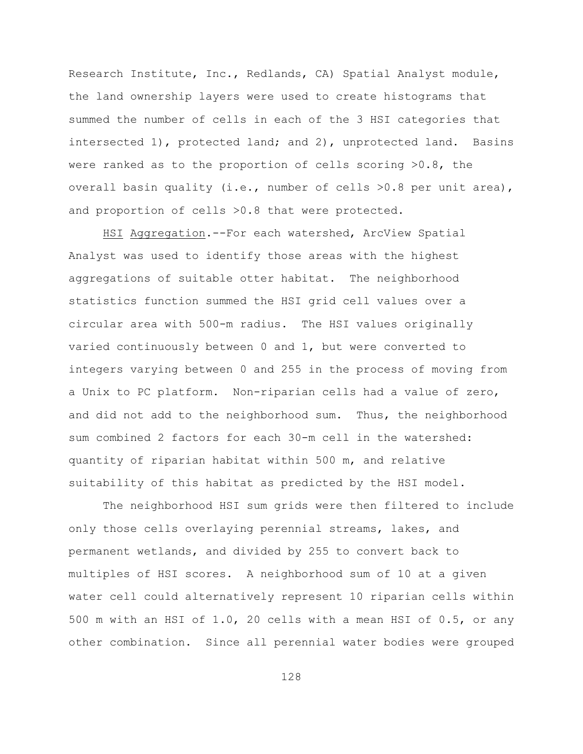Research Institute, Inc., Redlands, CA) Spatial Analyst module, the land ownership layers were used to create histograms that summed the number of cells in each of the 3 HSI categories that intersected 1), protected land; and 2), unprotected land. Basins were ranked as to the proportion of cells scoring >0.8, the overall basin quality (i.e., number of cells >0.8 per unit area), and proportion of cells >0.8 that were protected.

<u>HSI Aggregation</u>.--For each watershed, ArcView Spatial Analyst was used to identify those areas with the highest aggregations of suitable otter habitat. The neighborhood statistics function summed the HSI grid cell values over a circular area with 500-m radius. The HSI values originally varied continuously between 0 and 1, but were converted to integers varying between 0 and 255 in the process of moving from a Unix to PC platform. Non-riparian cells had a value of zero, and did not add to the neighborhood sum. Thus, the neighborhood sum combined 2 factors for each 30-m cell in the watershed: quantity of riparian habitat within 500 m, and relative suitability of this habitat as predicted by the HSI model.

The neighborhood HSI sum grids were then filtered to include only those cells overlaying perennial streams, lakes, and permanent wetlands, and divided by 255 to convert back to multiples of HSI scores. A neighborhood sum of 10 at a given water cell could alternatively represent 10 riparian cells within 500 m with an HSI of 1.0, 20 cells with a mean HSI of 0.5, or any other combination. Since all perennial water bodies were grouped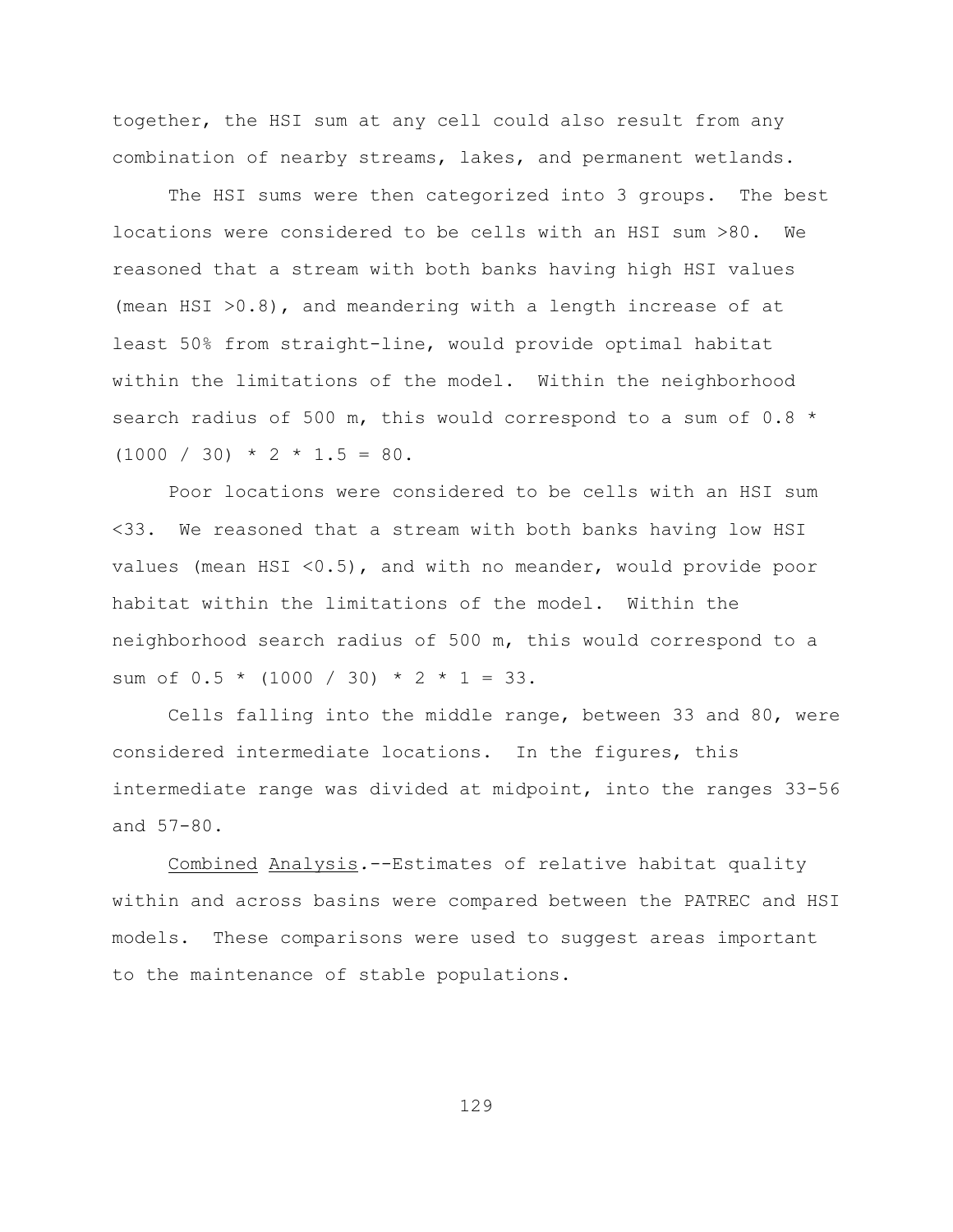together, the HSI sum at any cell could also result from any combination of nearby streams, lakes, and permanent wetlands.

The HSI sums were then categorized into 3 groups. The best locations were considered to be cells with an HSI sum >80. We reasoned that a stream with both banks having high HSI values (mean HSI >0.8), and meandering with a length increase of at least 50% from straight-line, would provide optimal habitat within the limitations of the model. Within the neighborhood search radius of 500 m, this would correspond to a sum of $0.8 * (1000 / 30) * 2 * 1.5 = 80$.

Poor locations were considered to be cells with an HSI sum <33. We reasoned that a stream with both banks having low HSI values (mean HSI <0.5), and with no meander, would provide poor habitat within the limitations of the model. Within the neighborhood search radius of 500 m, this would correspond to a sum of $0.5 * (1000 / 30) * 2 * 1 = 33$.

Cells falling into the middle range, between 33 and 80, were considered intermediate locations. In the figures, this intermediate range was divided at midpoint, into the ranges 33-56 and 57-80.

<u>Combined</u> <u>Analysis</u>.--Estimates of relative habitat quality within and across basins were compared between the PATREC and HSI models. These comparisons were used to suggest areas important to the maintenance of stable populations.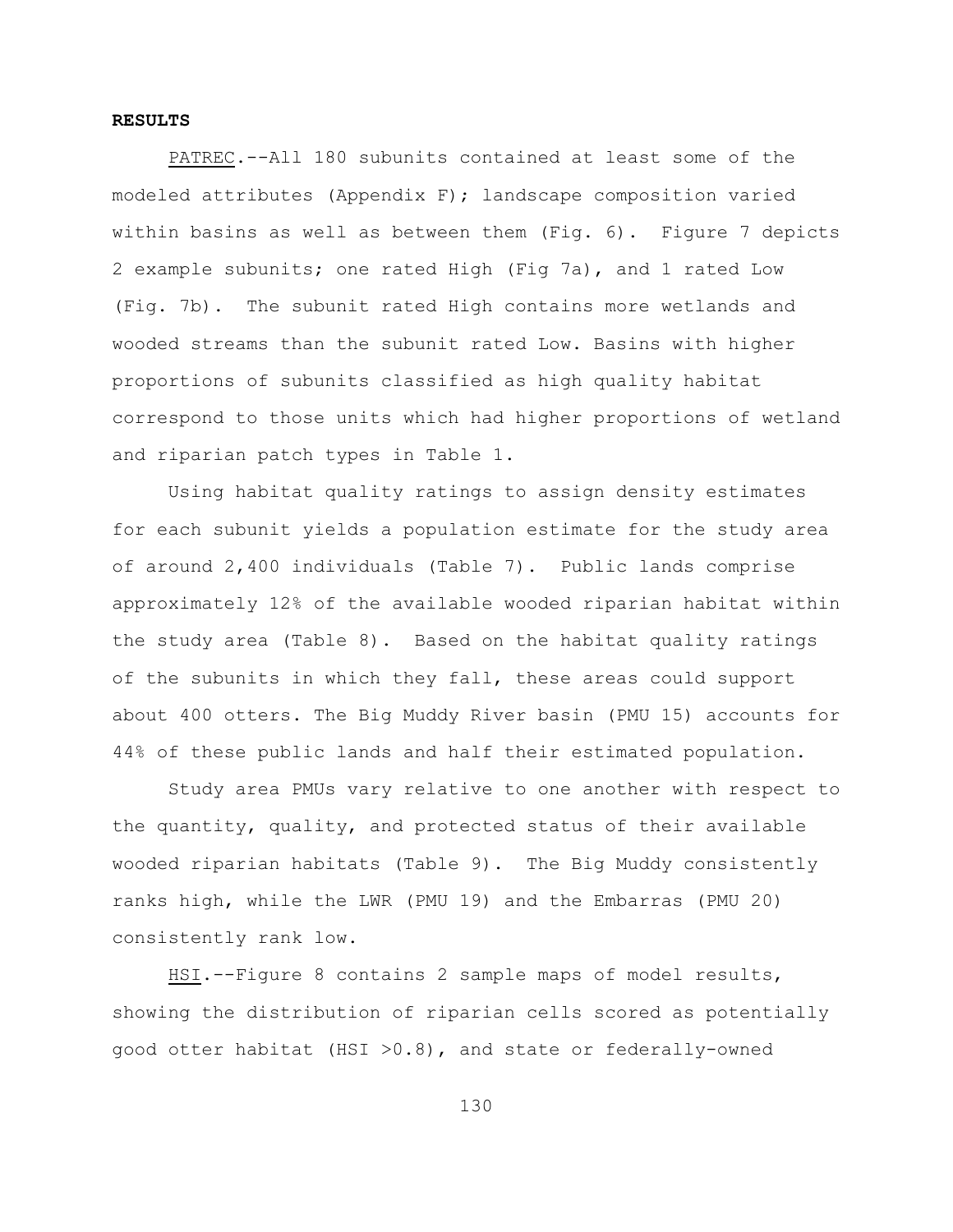**RESULTS**

PATREC.--All 180 subunits contained at least some of the modeled attributes (Appendix F); landscape composition varied within basins as well as between them (Fig. 6). Figure 7 depicts 2 example subunits; one rated High (Fig 7a), and 1 rated Low (Fig. 7b). The subunit rated High contains more wetlands and wooded streams than the subunit rated Low. Basins with higher proportions of subunits classified as high quality habitat correspond to those units which had higher proportions of wetland and riparian patch types in Table 1.

Using habitat quality ratings to assign density estimates for each subunit yields a population estimate for the study area of around 2,400 individuals (Table 7). Public lands comprise approximately 12% of the available wooded riparian habitat within the study area (Table 8). Based on the habitat quality ratings of the subunits in which they fall, these areas could support about 400 otters. The Big Muddy River basin (PMU 15) accounts for 44% of these public lands and half their estimated population.

Study area PMUs vary relative to one another with respect to the quantity, quality, and protected status of their available wooded riparian habitats (Table 9). The Big Muddy consistently ranks high, while the LWR (PMU 19) and the Embarras (PMU 20) consistently rank low.

HSI.--Figure 8 contains 2 sample maps of model results, showing the distribution of riparian cells scored as potentially good otter habitat (HSI >0.8), and state or federally-owned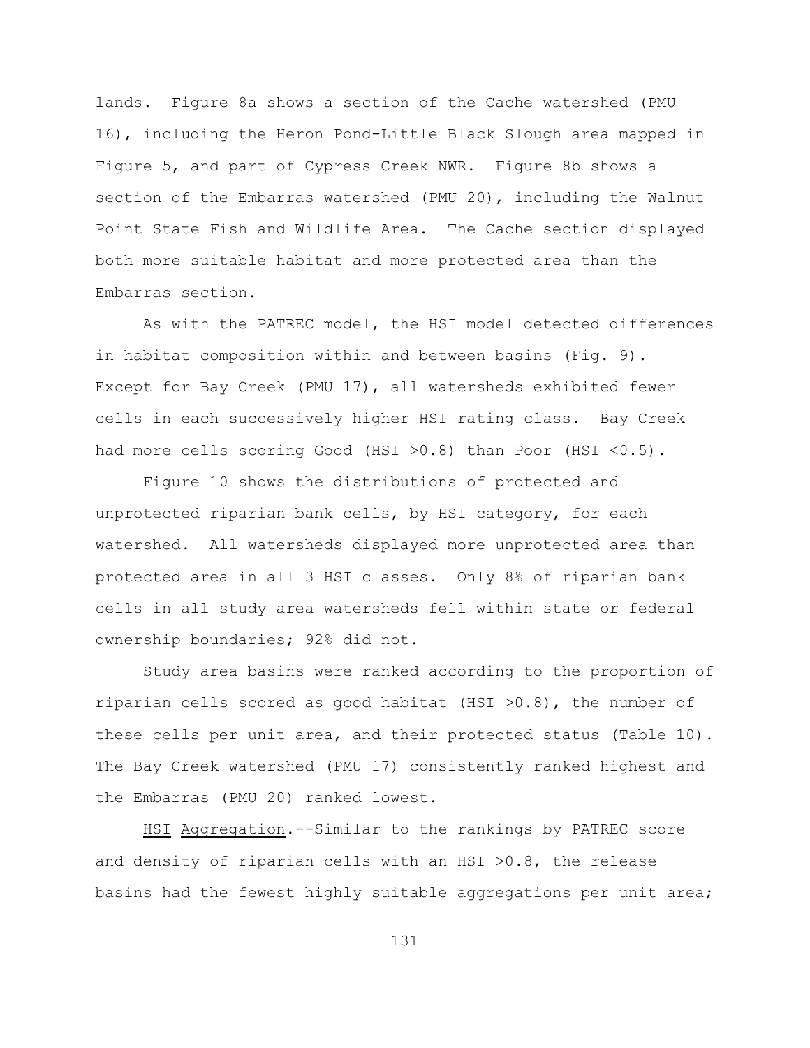lands. Figure 8a shows a section of the Cache watershed (PMU 16), including the Heron Pond-Little Black Slough area mapped in Figure 5, and part of Cypress Creek NWR. Figure 8b shows a section of the Embarras watershed (PMU 20), including the Walnut Point State Fish and Wildlife Area. The Cache section displayed both more suitable habitat and more protected area than the Embarras section.

As with the PATREC model, the HSI model detected differences in habitat composition within and between basins (Fig. 9). Except for Bay Creek (PMU 17), all watersheds exhibited fewer cells in each successively higher HSI rating class. Bay Creek had more cells scoring Good (HSI >0.8) than Poor (HSI <0.5).

Figure 10 shows the distributions of protected and unprotected riparian bank cells, by HSI category, for each watershed. All watersheds displayed more unprotected area than protected area in all 3 HSI classes. Only 8% of riparian bank cells in all study area watersheds fell within state or federal ownership boundaries; 92% did not.

Study area basins were ranked according to the proportion of riparian cells scored as good habitat (HSI >0.8), the number of these cells per unit area, and their protected status (Table 10). The Bay Creek watershed (PMU 17) consistently ranked highest and the Embarras (PMU 20) ranked lowest.

<u>HSI Aggregation</u>.--Similar to the rankings by PATREC score and density of riparian cells with an HSI >0.8, the release basins had the fewest highly suitable aggregations per unit area;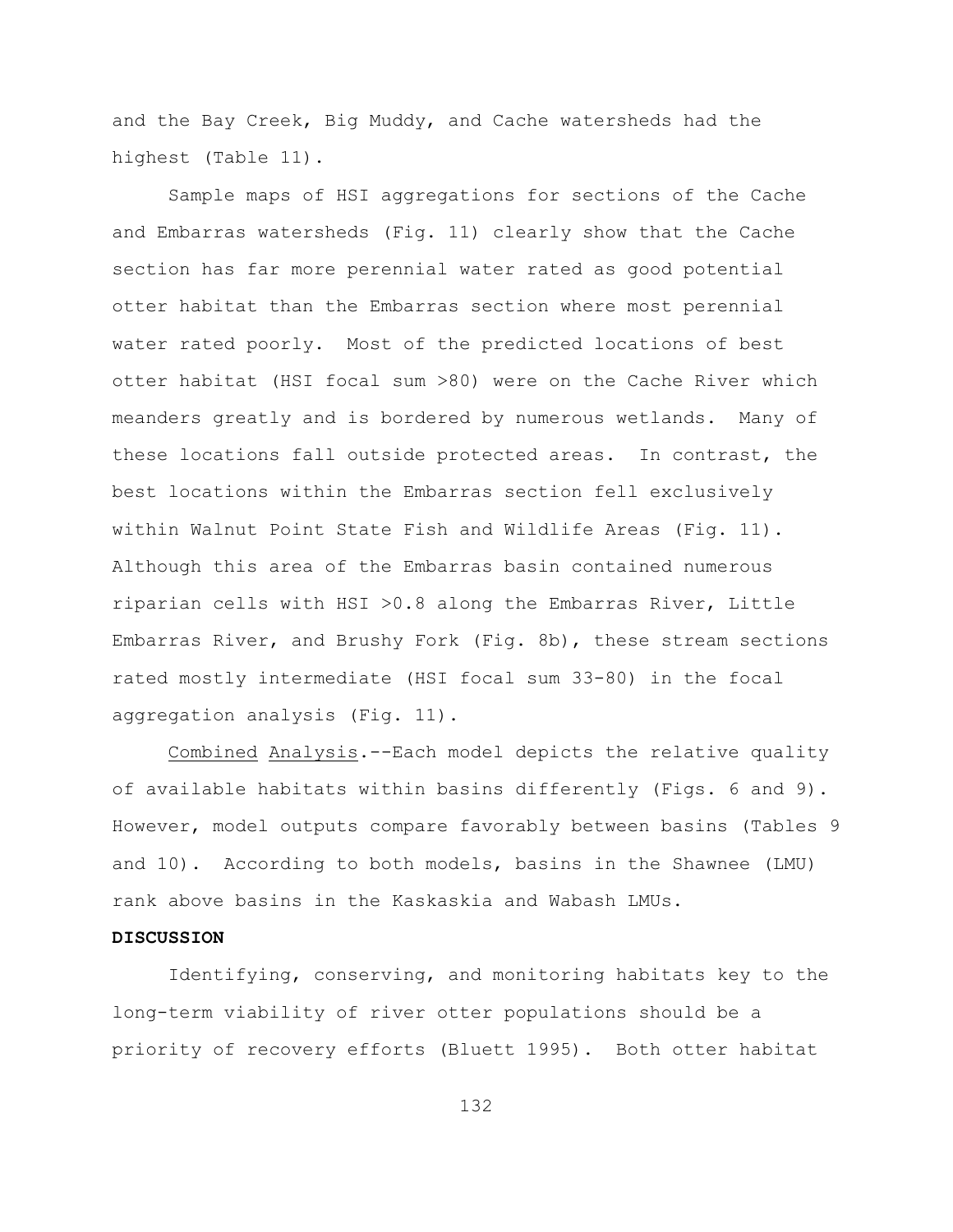and the Bay Creek, Big Muddy, and Cache watersheds had the highest (Table 11).

Sample maps of HSI aggregations for sections of the Cache and Embarras watersheds (Fig. 11) clearly show that the Cache section has far more perennial water rated as good potential otter habitat than the Embarras section where most perennial water rated poorly. Most of the predicted locations of best otter habitat (HSI focal sum >80) were on the Cache River which meanders greatly and is bordered by numerous wetlands. Many of these locations fall outside protected areas. In contrast, the best locations within the Embarras section fell exclusively within Walnut Point State Fish and Wildlife Areas (Fig. 11). Although this area of the Embarras basin contained numerous riparian cells with HSI >0.8 along the Embarras River, Little Embarras River, and Brushy Fork (Fig. 8b), these stream sections rated mostly intermediate (HSI focal sum 33-80) in the focal aggregation analysis (Fig. 11).

<u>Combined</u> <u>Analysis</u>.--Each model depicts the relative quality of available habitats within basins differently (Figs. 6 and 9). However, model outputs compare favorably between basins (Tables 9 and 10). According to both models, basins in the Shawnee (LMU) rank above basins in the Kaskaskia and Wabash LMUs.

**DISCUSSION**

Identifying, conserving, and monitoring habitats key to the long-term viability of river otter populations should be a priority of recovery efforts (Bluett 1995). Both otter habitat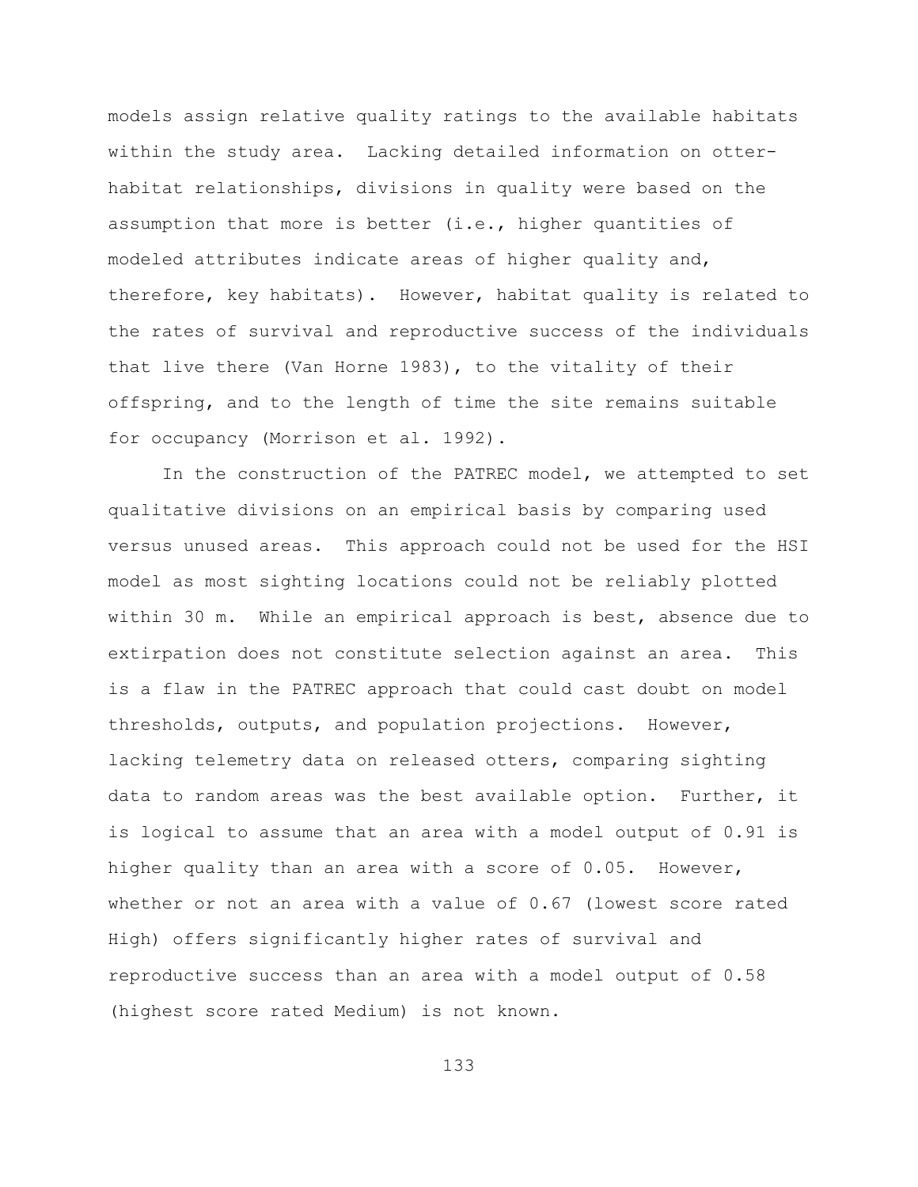models assign relative quality ratings to the available habitats within the study area. Lacking detailed information on otter-habitat relationships, divisions in quality were based on the assumption that more is better (i.e., higher quantities of modeled attributes indicate areas of higher quality and, therefore, key habitats). However, habitat quality is related to the rates of survival and reproductive success of the individuals that live there (Van Horne 1983), to the vitality of their offspring, and to the length of time the site remains suitable for occupancy (Morrison et al. 1992).

In the construction of the PATREC model, we attempted to set qualitative divisions on an empirical basis by comparing used versus unused areas. This approach could not be used for the HSI model as most sighting locations could not be reliably plotted within 30 m. While an empirical approach is best, absence due to extirpation does not constitute selection against an area. This is a flaw in the PATREC approach that could cast doubt on model thresholds, outputs, and population projections. However, lacking telemetry data on released otters, comparing sighting data to random areas was the best available option. Further, it is logical to assume that an area with a model output of 0.91 is higher quality than an area with a score of 0.05. However, whether or not an area with a value of 0.67 (lowest score rated High) offers significantly higher rates of survival and reproductive success than an area with a model output of 0.58 (highest score rated Medium) is not known.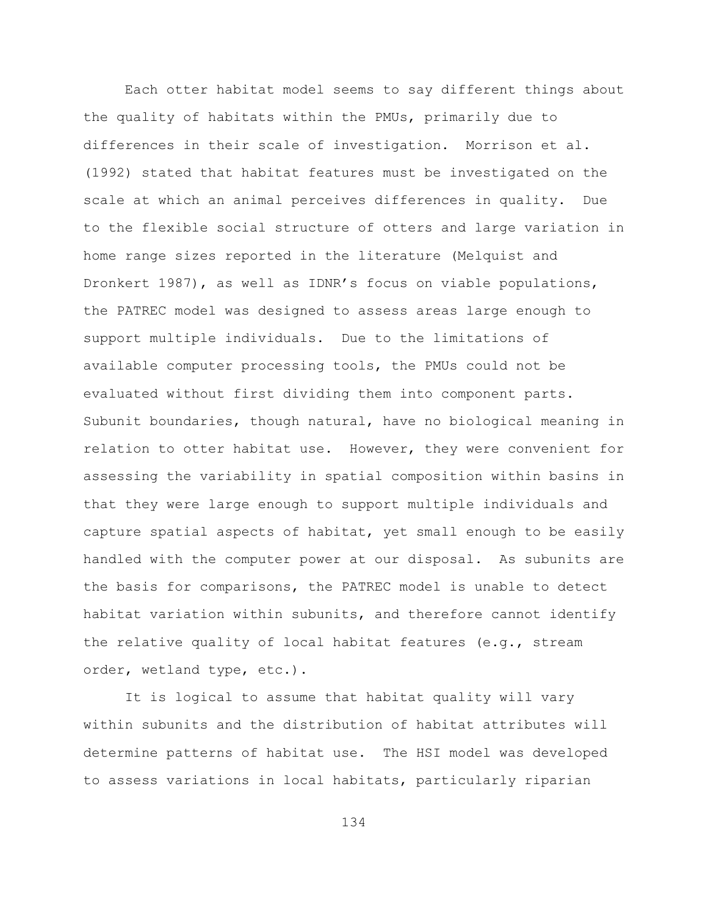Each otter habitat model seems to say different things about the quality of habitats within the PMUs, primarily due to differences in their scale of investigation. Morrison et al. (1992) stated that habitat features must be investigated on the scale at which an animal perceives differences in quality. Due to the flexible social structure of otters and large variation in home range sizes reported in the literature (Melquist and Dronkert 1987), as well as IDNR's focus on viable populations, the PATREC model was designed to assess areas large enough to support multiple individuals. Due to the limitations of available computer processing tools, the PMUs could not be evaluated without first dividing them into component parts. Subunit boundaries, though natural, have no biological meaning in relation to otter habitat use. However, they were convenient for assessing the variability in spatial composition within basins in that they were large enough to support multiple individuals and capture spatial aspects of habitat, yet small enough to be easily handled with the computer power at our disposal. As subunits are the basis for comparisons, the PATREC model is unable to detect habitat variation within subunits, and therefore cannot identify the relative quality of local habitat features (e.g., stream order, wetland type, etc.).

It is logical to assume that habitat quality will vary within subunits and the distribution of habitat attributes will determine patterns of habitat use. The HSI model was developed to assess variations in local habitats, particularly riparian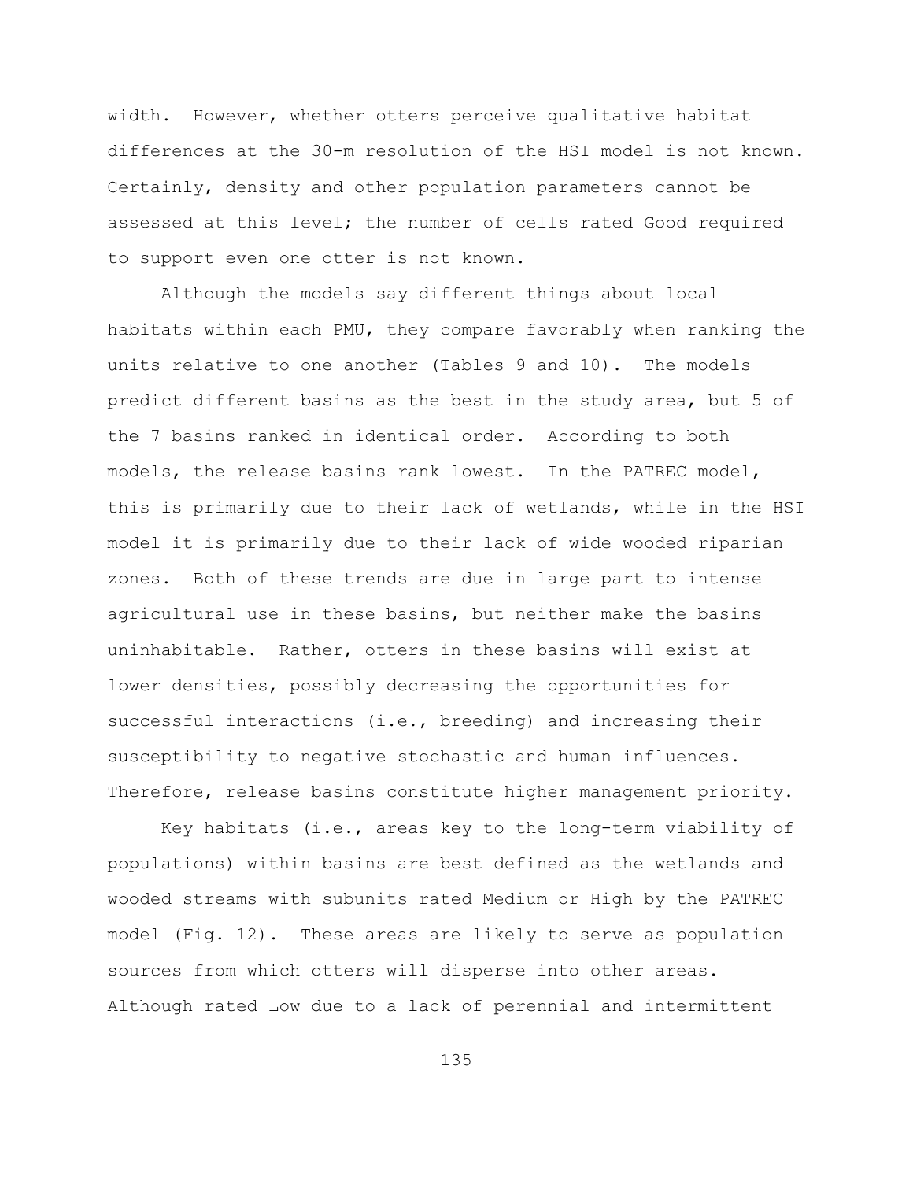width. However, whether otters perceive qualitative habitat differences at the 30-m resolution of the HSI model is not known. Certainly, density and other population parameters cannot be assessed at this level; the number of cells rated Good required to support even one otter is not known.

Although the models say different things about local habitats within each PMU, they compare favorably when ranking the units relative to one another (Tables 9 and 10). The models predict different basins as the best in the study area, but 5 of the 7 basins ranked in identical order. According to both models, the release basins rank lowest. In the PATREC model, this is primarily due to their lack of wetlands, while in the HSI model it is primarily due to their lack of wide wooded riparian zones. Both of these trends are due in large part to intense agricultural use in these basins, but neither make the basins uninhabitable. Rather, otters in these basins will exist at lower densities, possibly decreasing the opportunities for successful interactions (i.e., breeding) and increasing their susceptibility to negative stochastic and human influences. Therefore, release basins constitute higher management priority.

Key habitats (i.e., areas key to the long-term viability of populations) within basins are best defined as the wetlands and wooded streams with subunits rated Medium or High by the PATREC model (Fig. 12). These areas are likely to serve as population sources from which otters will disperse into other areas. Although rated Low due to a lack of perennial and intermittent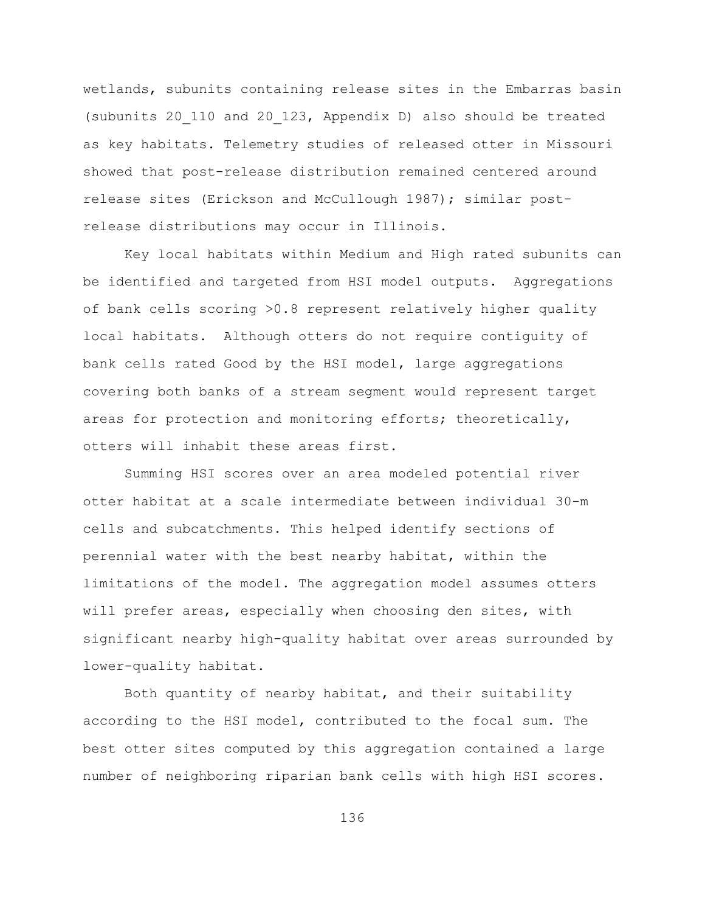wetlands, subunits containing release sites in the Embarras basin (subunits 20_110 and 20_123, Appendix D) also should be treated as key habitats. Telemetry studies of released otter in Missouri showed that post-release distribution remained centered around release sites (Erickson and McCullough 1987); similar post-release distributions may occur in Illinois.

Key local habitats within Medium and High rated subunits can be identified and targeted from HSI model outputs. Aggregations of bank cells scoring >0.8 represent relatively higher quality local habitats. Although otters do not require contiguity of bank cells rated Good by the HSI model, large aggregations covering both banks of a stream segment would represent target areas for protection and monitoring efforts; theoretically, otters will inhabit these areas first.

Summing HSI scores over an area modeled potential river otter habitat at a scale intermediate between individual 30-m cells and subcatchments. This helped identify sections of perennial water with the best nearby habitat, within the limitations of the model. The aggregation model assumes otters will prefer areas, especially when choosing den sites, with significant nearby high-quality habitat over areas surrounded by lower-quality habitat.

Both quantity of nearby habitat, and their suitability according to the HSI model, contributed to the focal sum. The best otter sites computed by this aggregation contained a large number of neighboring riparian bank cells with high HSI scores.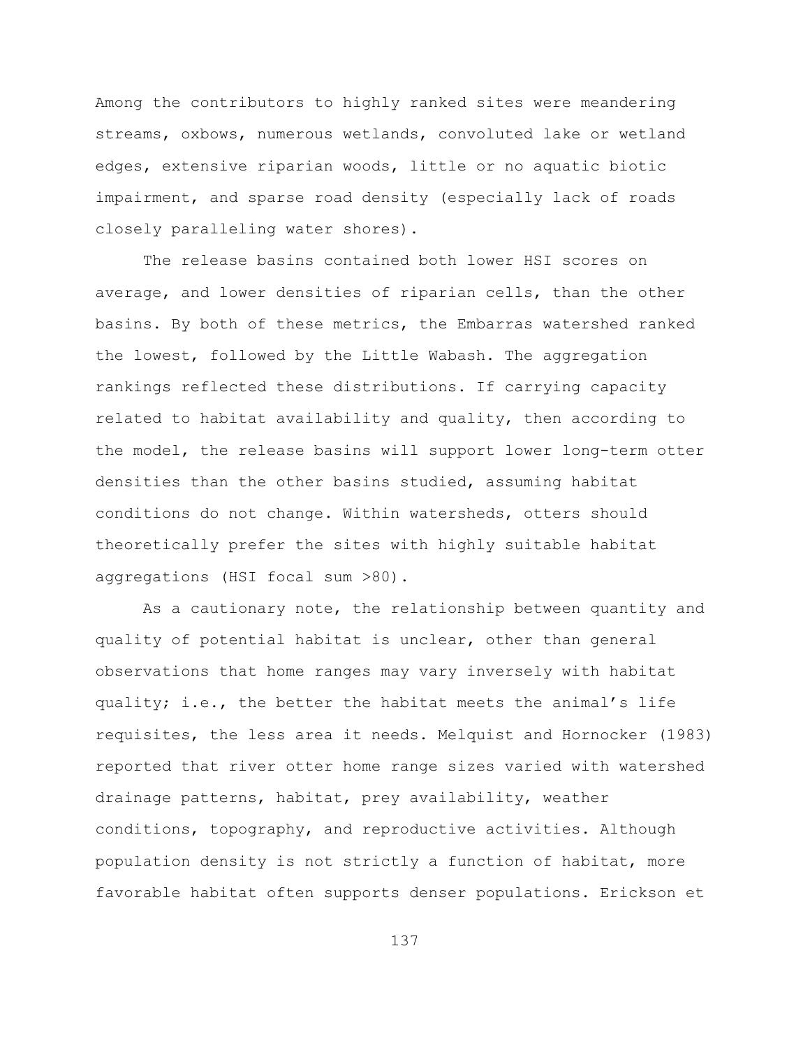Among the contributors to highly ranked sites were meandering streams, oxbows, numerous wetlands, convoluted lake or wetland edges, extensive riparian woods, little or no aquatic biotic impairment, and sparse road density (especially lack of roads closely paralleling water shores).

The release basins contained both lower HSI scores on average, and lower densities of riparian cells, than the other basins. By both of these metrics, the Embarras watershed ranked the lowest, followed by the Little Wabash. The aggregation rankings reflected these distributions. If carrying capacity related to habitat availability and quality, then according to the model, the release basins will support lower long-term otter densities than the other basins studied, assuming habitat conditions do not change. Within watersheds, otters should theoretically prefer the sites with highly suitable habitat aggregations (HSI focal sum >80).

As a cautionary note, the relationship between quantity and quality of potential habitat is unclear, other than general observations that home ranges may vary inversely with habitat quality; i.e., the better the habitat meets the animal's life requisites, the less area it needs. Melquist and Hornocker (1983) reported that river otter home range sizes varied with watershed drainage patterns, habitat, prey availability, weather conditions, topography, and reproductive activities. Although population density is not strictly a function of habitat, more favorable habitat often supports denser populations. Erickson et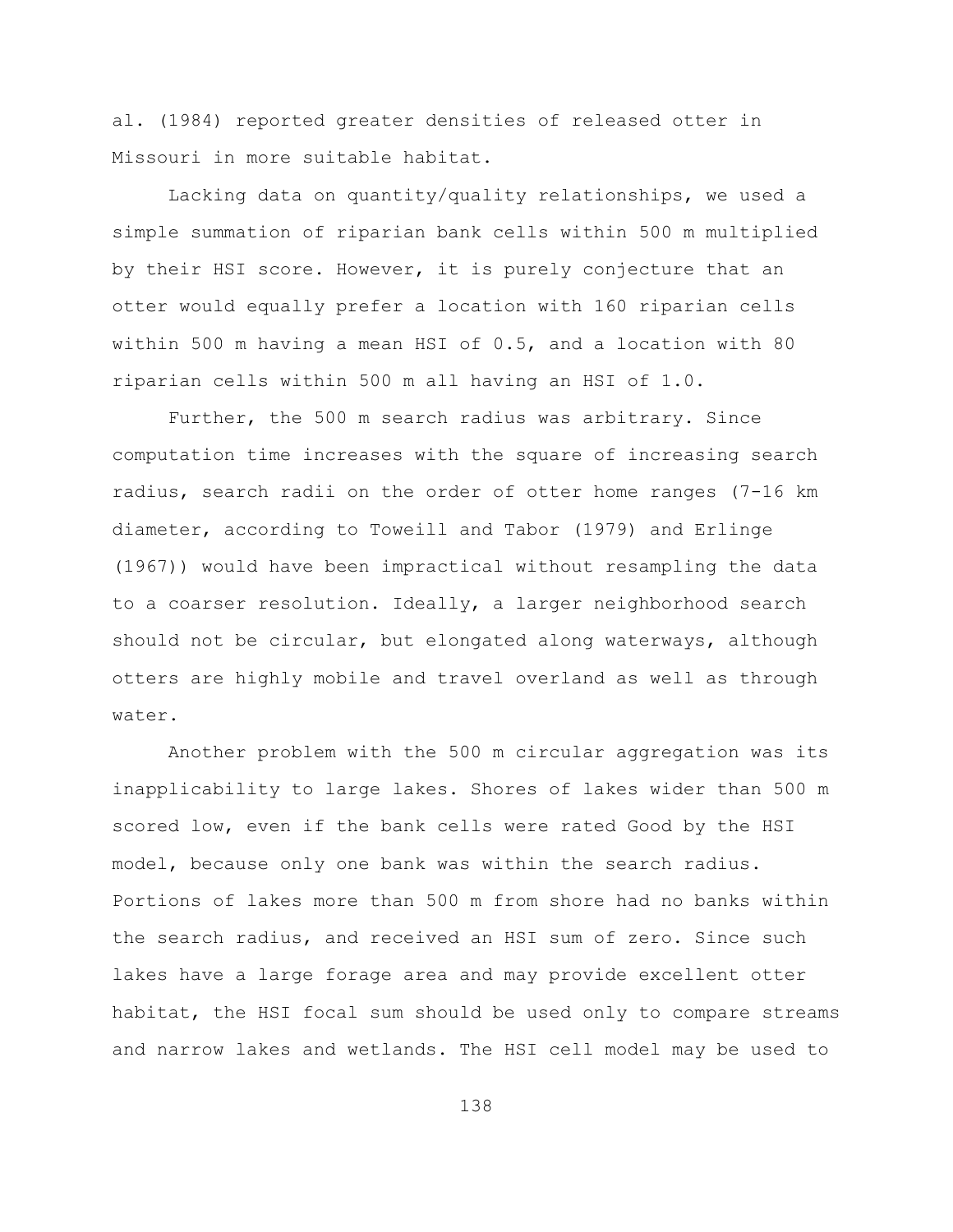al. (1984) reported greater densities of released otter in Missouri in more suitable habitat.

Lacking data on quantity/quality relationships, we used a simple summation of riparian bank cells within 500 m multiplied by their HSI score. However, it is purely conjecture that an otter would equally prefer a location with 160 riparian cells within 500 m having a mean HSI of 0.5, and a location with 80 riparian cells within 500 m all having an HSI of 1.0.

Further, the 500 m search radius was arbitrary. Since computation time increases with the square of increasing search radius, search radii on the order of otter home ranges (7-16 km diameter, according to Toweill and Tabor (1979) and Erlinge (1967)) would have been impractical without resampling the data to a coarser resolution. Ideally, a larger neighborhood search should not be circular, but elongated along waterways, although otters are highly mobile and travel overland as well as through water.

Another problem with the 500 m circular aggregation was its inapplicability to large lakes. Shores of lakes wider than 500 m scored low, even if the bank cells were rated Good by the HSI model, because only one bank was within the search radius. Portions of lakes more than 500 m from shore had no banks within the search radius, and received an HSI sum of zero. Since such lakes have a large forage area and may provide excellent otter habitat, the HSI focal sum should be used only to compare streams and narrow lakes and wetlands. The HSI cell model may be used to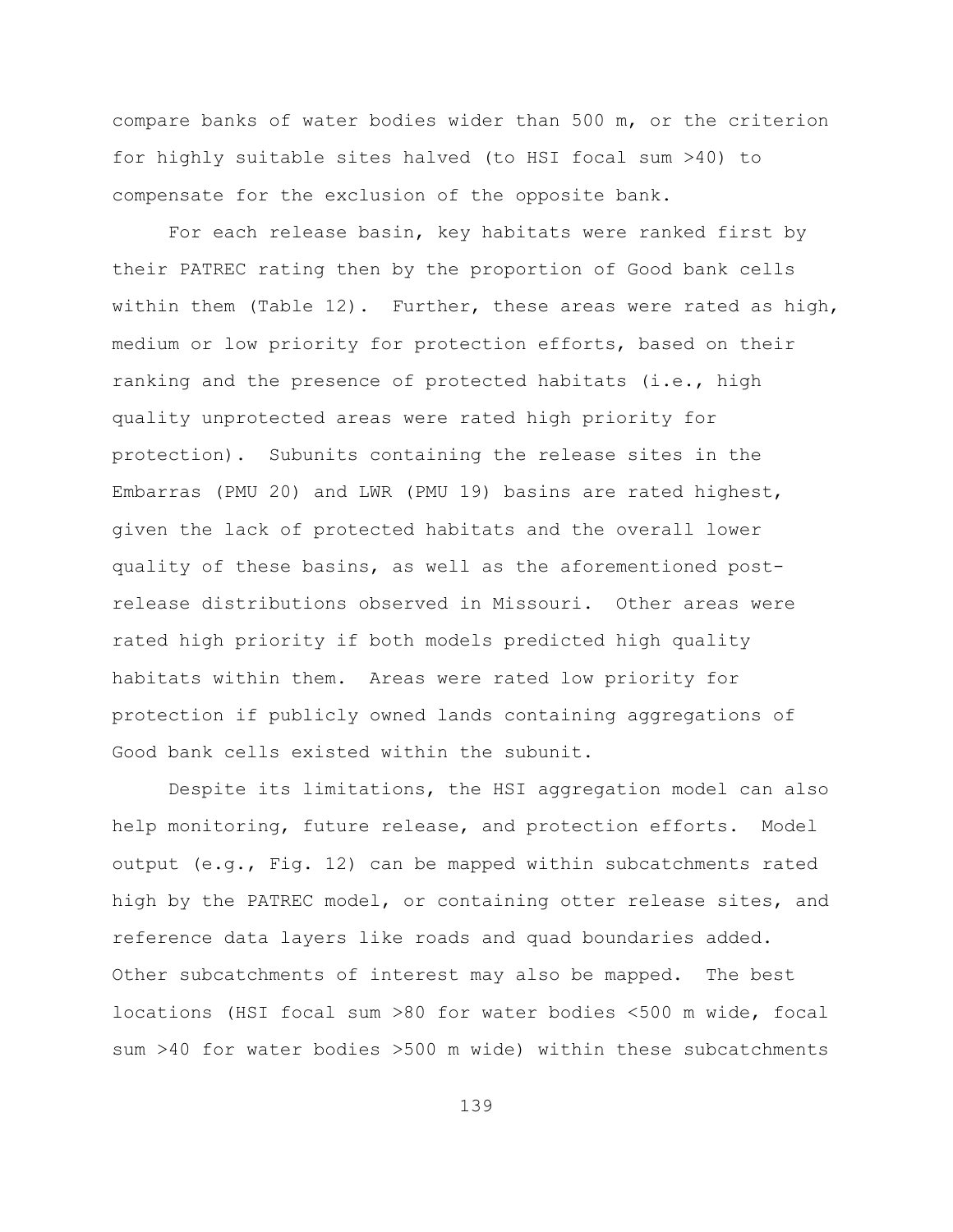compare banks of water bodies wider than 500 m, or the criterion for highly suitable sites halved (to HSI focal sum >40) to compensate for the exclusion of the opposite bank.

For each release basin, key habitats were ranked first by their PATREC rating then by the proportion of Good bank cells within them (Table 12). Further, these areas were rated as high, medium or low priority for protection efforts, based on their ranking and the presence of protected habitats (i.e., high quality unprotected areas were rated high priority for protection). Subunits containing the release sites in the Embarras (PMU 20) and LWR (PMU 19) basins are rated highest, given the lack of protected habitats and the overall lower quality of these basins, as well as the aforementioned post-release distributions observed in Missouri. Other areas were rated high priority if both models predicted high quality habitats within them. Areas were rated low priority for protection if publicly owned lands containing aggregations of Good bank cells existed within the subunit.

Despite its limitations, the HSI aggregation model can also help monitoring, future release, and protection efforts. Model output (e.g., Fig. 12) can be mapped within subcatchments rated high by the PATREC model, or containing otter release sites, and reference data layers like roads and quad boundaries added. Other subcatchments of interest may also be mapped. The best locations (HSI focal sum >80 for water bodies <500 m wide, focal sum >40 for water bodies >500 m wide) within these subcatchments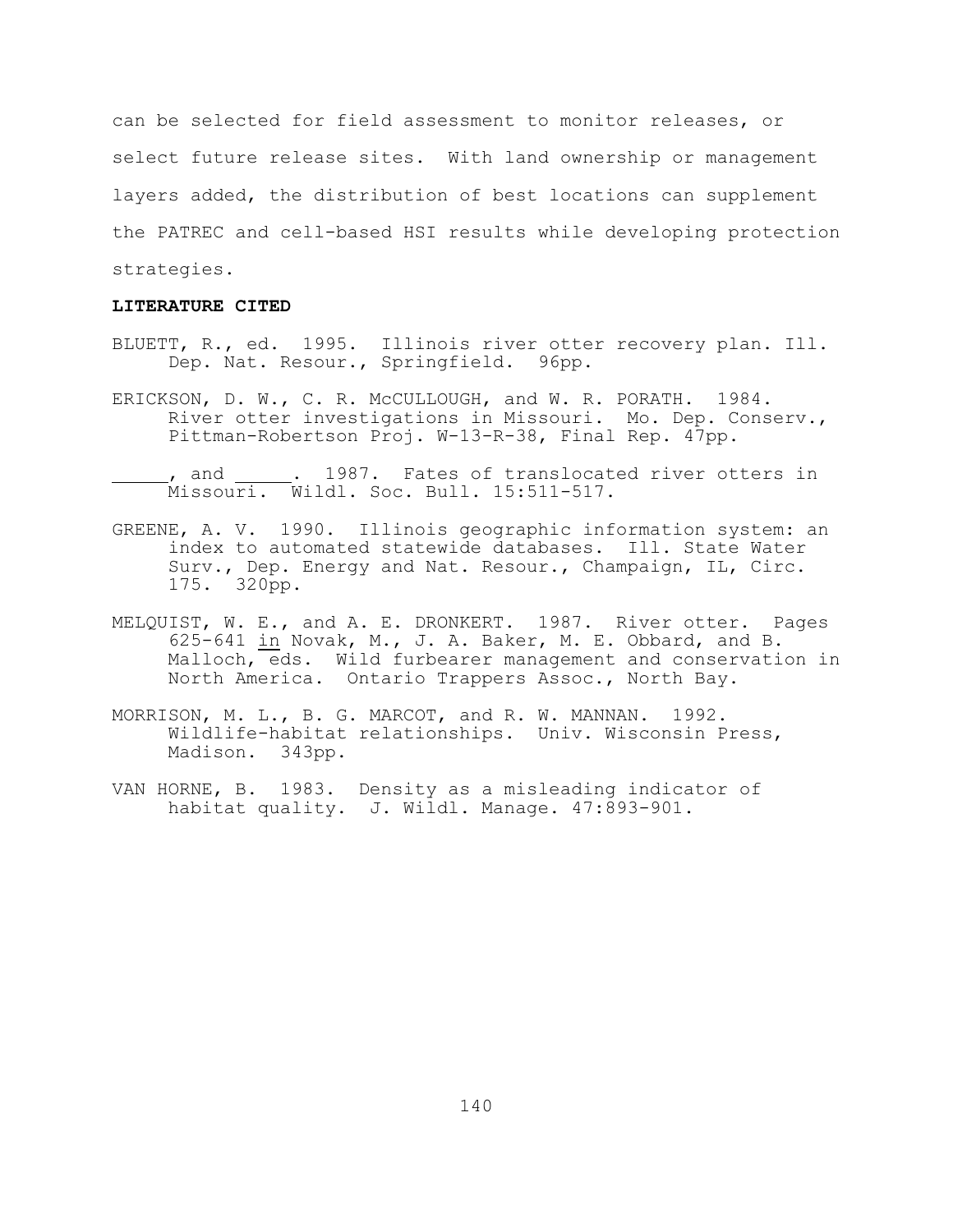can be selected for field assessment to monitor releases, or select future release sites. With land ownership or management layers added, the distribution of best locations can supplement the PATREC and cell-based HSI results while developing protection strategies.

**LITERATURE CITED**

BLUETT, R., ed. 1995. Illinois river otter recovery plan. Ill. Dep. Nat. Resour., Springfield. 96pp.

ERICKSON, D. W., C. R. McCULLOUGH, and W. R. PORATH. 1984. River otter investigations in Missouri. Mo. Dep. Conserv., Pittman-Robertson Proj. W-13-R-38, Final Rep. 47pp.

\_\_\_\_\_, and \_\_\_\_\_. 1987. Fates of translocated river otters in Missouri. Wildl. Soc. Bull. 15:511-517.

GREENE, A. V. 1990. Illinois geographic information system: an index to automated statewide databases. Ill. State Water Surv., Dep. Energy and Nat. Resour., Champaign, IL, Circ. 175. 320pp.

MELQUIST, W. E., and A. E. DRONKERT. 1987. River otter. Pages 625-641 in Novak, M., J. A. Baker, M. E. Obbard, and B. Malloch, eds. Wild furbearer management and conservation in North America. Ontario Trappers Assoc., North Bay.

MORRISON, M. L., B. G. MARCOT, and R. W. MANNAN. 1992. Wildlife-habitat relationships. Univ. Wisconsin Press, Madison. 343pp.

VAN HORNE, B. 1983. Density as a misleading indicator of habitat quality. J. Wildl. Manage. 47:893-901.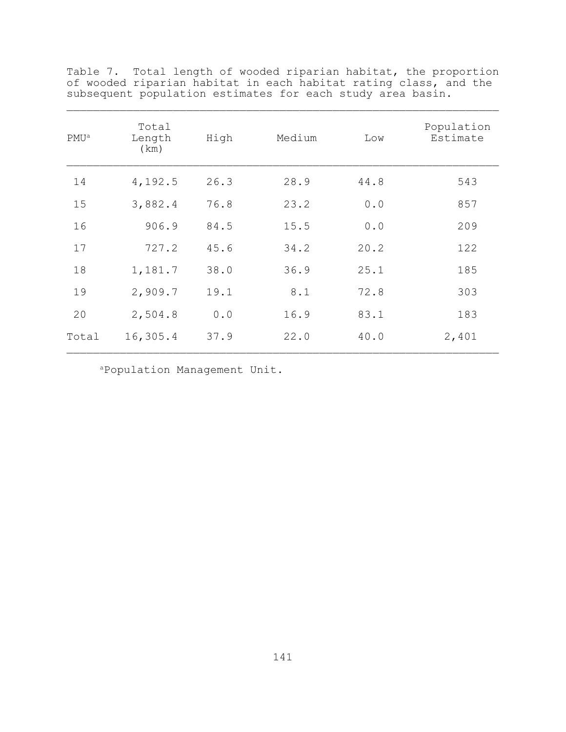Table 7. Total length of wooded riparian habitat, the proportion of wooded riparian habitat in each habitat rating class, and the subsequent population estimates for each study area basin.

| PMU[a] | Total Length (km) | High | Medium | Low | Population Estimate |
|---|---|---|---|---|---|
| 14 | 4,192.5 | 26.3 | 28.9 | 44.8 | 543 |
| 15 | 3,882.4 | 76.8 | 23.2 | 0.0 | 857 |
| 16 | 906.9 | 84.5 | 15.5 | 0.0 | 209 |
| 17 | 727.2 | 45.6 | 34.2 | 20.2 | 122 |
| 18 | 1,181.7 | 38.0 | 36.9 | 25.1 | 185 |
| 19 | 2,909.7 | 19.1 | 8.1 | 72.8 | 303 |
| 20 | 2,504.8 | 0.0 | 16.9 | 83.1 | 183 |
| Total | 16,305.4 | 37.9 | 22.0 | 40.0 | 2,401 |

[a]Population Management Unit.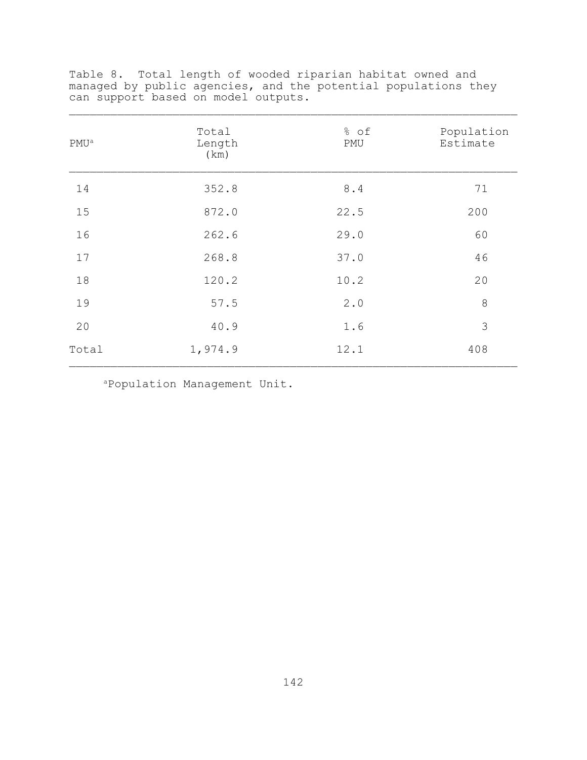Table 8. Total length of wooded riparian habitat owned and managed by public agencies, and the potential populations they can support based on model outputs.

| PMU[a] | Total Length (km) | % of PMU | Population Estimate |
|---|---|---|---|
| 14 | 352.8 | 8.4 | 71 |
| 15 | 872.0 | 22.5 | 200 |
| 16 | 262.6 | 29.0 | 60 |
| 17 | 268.8 | 37.0 | 46 |
| 18 | 120.2 | 10.2 | 20 |
| 19 | 57.5 | 2.0 | 8 |
| 20 | 40.9 | 1.6 | 3 |
| Total | 1,974.9 | 12.1 | 408 |

[a]Population Management Unit.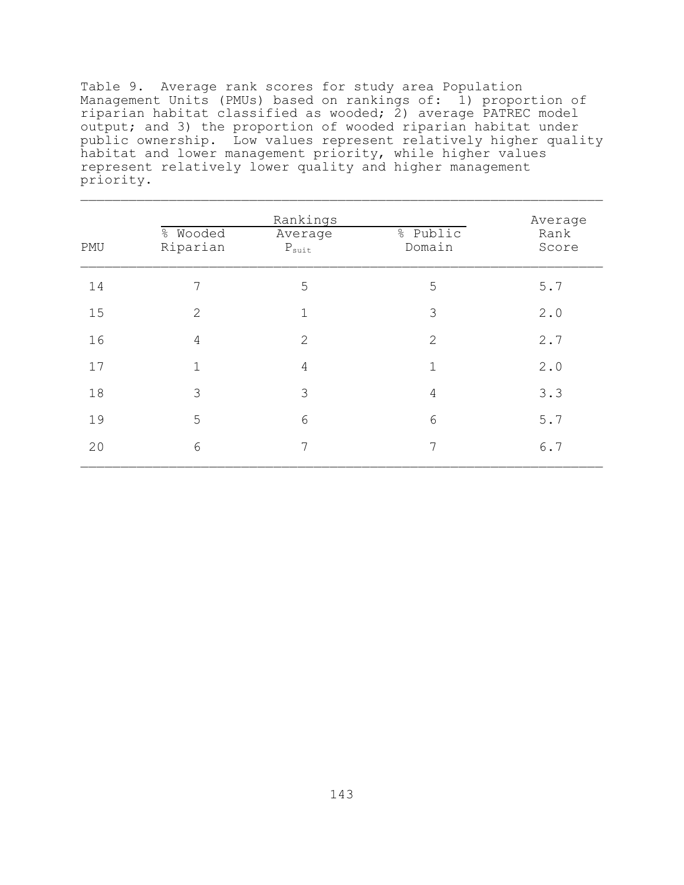Table 9. Average rank scores for study area Population Management Units (PMUs) based on rankings of: 1) proportion of riparian habitat classified as wooded; 2) average PATREC model output; and 3) the proportion of wooded riparian habitat under public ownership. Low values represent relatively higher quality habitat and lower management priority, while higher values represent relatively lower quality and higher management priority.

| PMU | Rankings | | | Average Rank Score |
|---|---|---|---|---|
| | % Wooded Riparian | Average $P_{suit}$ | % Public Domain | |
| 14 | 7 | 5 | 5 | 5.7 |
| 15 | 2 | 1 | 3 | 2.0 |
| 16 | 4 | 2 | 2 | 2.7 |
| 17 | 1 | 4 | 1 | 2.0 |
| 18 | 3 | 3 | 4 | 3.3 |
| 19 | 5 | 6 | 6 | 5.7 |
| 20 | 6 | 7 | 7 | 6.7 |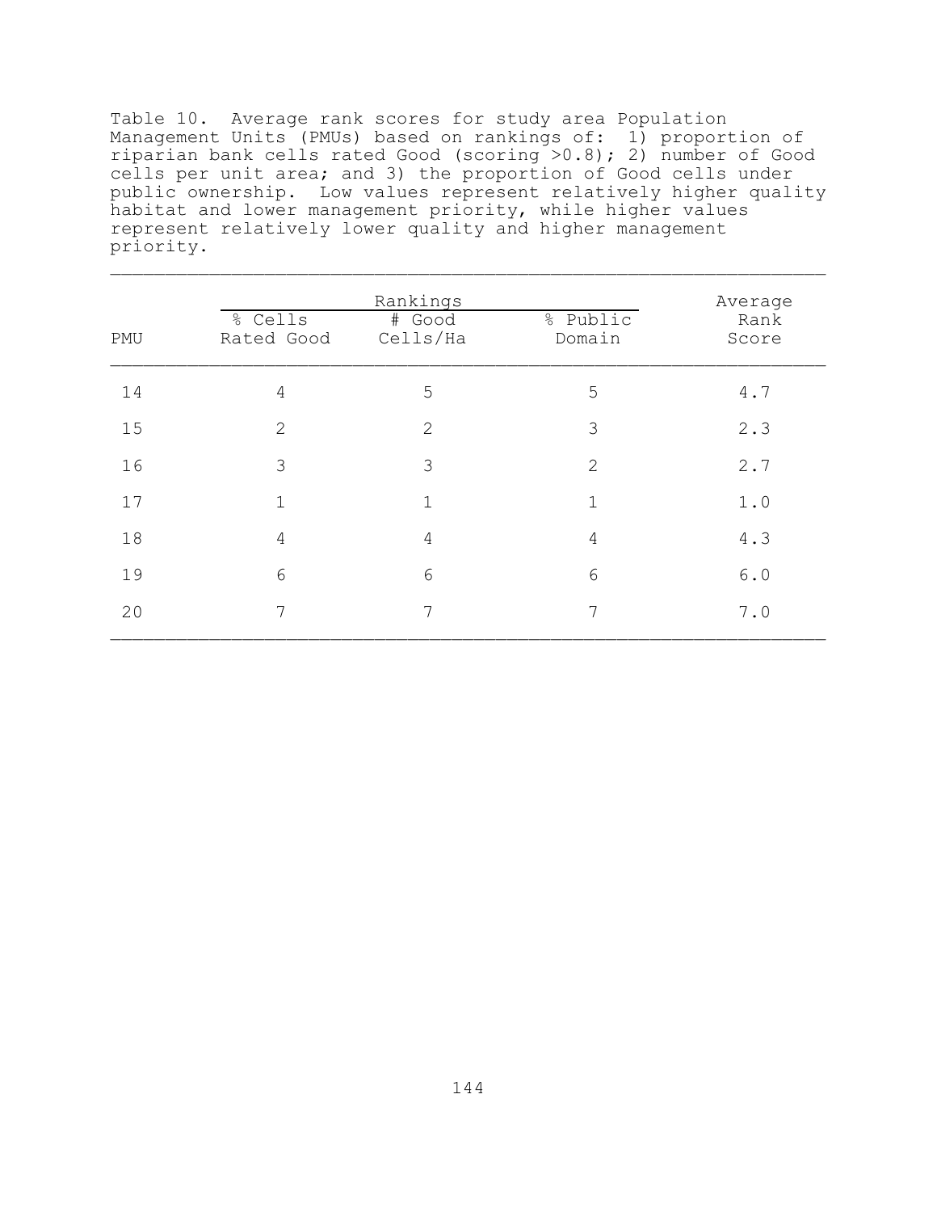Table 10. Average rank scores for study area Population Management Units (PMUs) based on rankings of: 1) proportion of riparian bank cells rated Good (scoring >0.8); 2) number of Good cells per unit area; and 3) the proportion of Good cells under public ownership. Low values represent relatively higher quality habitat and lower management priority, while higher values represent relatively lower quality and higher management priority.

| | Rankings | | | Average |
|---|---|---|---|---|
| PMU | % Cells Rated Good | # Good Cells/Ha | % Public Domain | Rank Score |
| 14 | 4 | 5 | 5 | 4.7 |
| 15 | 2 | 2 | 3 | 2.3 |
| 16 | 3 | 3 | 2 | 2.7 |
| 17 | 1 | 1 | 1 | 1.0 |
| 18 | 4 | 4 | 4 | 4.3 |
| 19 | 6 | 6 | 6 | 6.0 |
| 20 | 7 | 7 | 7 | 7.0 |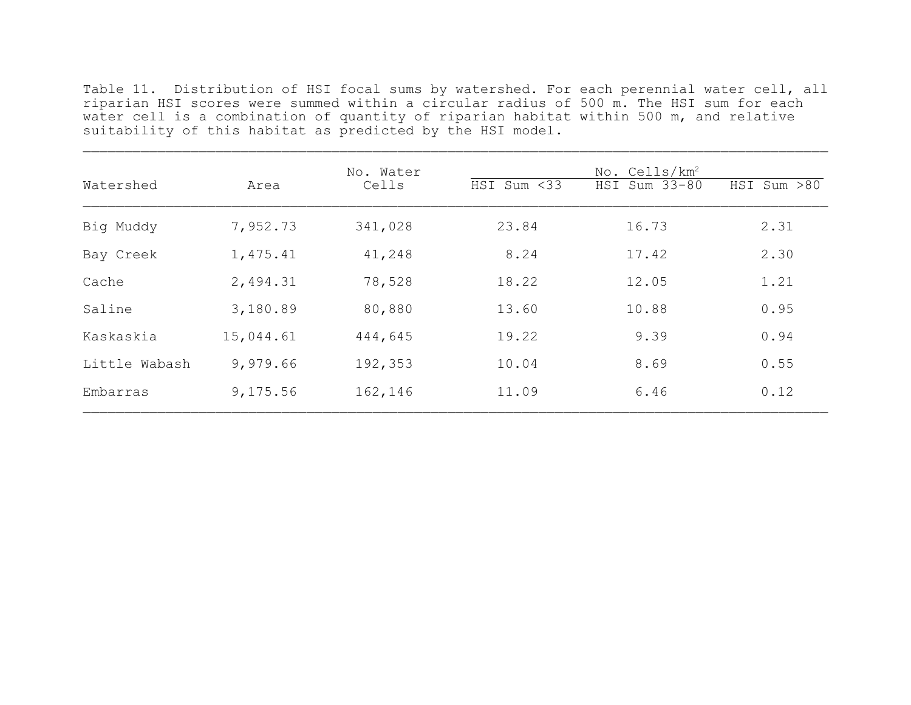Table 11. Distribution of HSI focal sums by watershed. For each perennial water cell, all riparian HSI scores were summed within a circular radius of 500 m. The HSI sum for each water cell is a combination of quantity of riparian habitat within 500 m, and relative suitability of this habitat as predicted by the HSI model.

| Watershed | Area | No. Water Cells | No. Cells/km$^2$ | | |
|---|---|---|---|---|---|
| | | | HSI Sum <33 | HSI Sum 33-80 | HSI Sum >80 |
| Big Muddy | 7,952.73 | 341,028 | 23.84 | 16.73 | 2.31 |
| Bay Creek | 1,475.41 | 41,248 | 8.24 | 17.42 | 2.30 |
| Cache | 2,494.31 | 78,528 | 18.22 | 12.05 | 1.21 |
| Saline | 3,180.89 | 80,880 | 13.60 | 10.88 | 0.95 |
| Kaskaskia | 15,044.61 | 444,645 | 19.22 | 9.39 | 0.94 |
| Little Wabash | 9,979.66 | 192,353 | 10.04 | 8.69 | 0.55 |
| Embarras | 9,175.56 | 162,146 | 11.09 | 6.46 | 0.12 |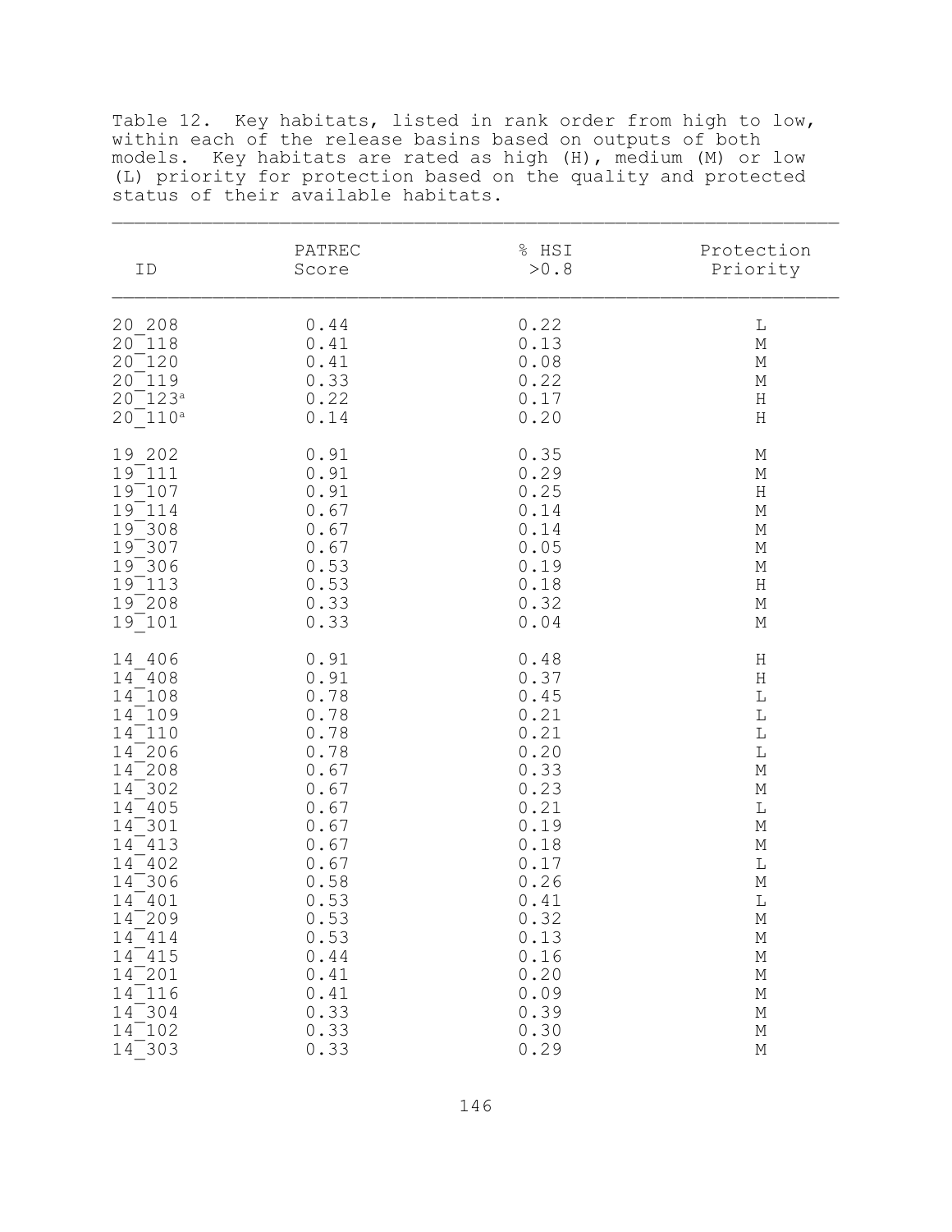Table 12. Key habitats, listed in rank order from high to low, within each of the release basins based on outputs of both models. Key habitats are rated as high (H), medium (M) or low (L) priority for protection based on the quality and protected status of their available habitats.

| ID | PATREC Score | % HSI >0.8 | Protection Priority |
|---|---|---|---|
| 20_208 | 0.44 | 0.22 | L |
| 20_118 | 0.41 | 0.13 | M |
| 20_120 | 0.41 | 0.08 | M |
| 20_119 | 0.33 | 0.22 | M |
| 20_123[a] | 0.22 | 0.17 | H |
| 20_110[a] | 0.14 | 0.20 | H |
| | | | |
| 19_202 | 0.91 | 0.35 | M |
| 19_111 | 0.91 | 0.29 | M |
| 19_107 | 0.91 | 0.25 | H |
| 19_114 | 0.67 | 0.14 | M |
| 19_308 | 0.67 | 0.14 | M |
| 19_307 | 0.67 | 0.05 | M |
| 19_306 | 0.53 | 0.19 | M |
| 19_113 | 0.53 | 0.18 | H |
| 19_208 | 0.33 | 0.32 | M |
| 19_101 | 0.33 | 0.04 | M |
| | | | |
| 14_406 | 0.91 | 0.48 | H |
| 14_408 | 0.91 | 0.37 | H |
| 14_108 | 0.78 | 0.45 | L |
| 14_109 | 0.78 | 0.21 | L |
| 14_110 | 0.78 | 0.21 | L |
| 14_206 | 0.78 | 0.20 | L |
| 14_208 | 0.67 | 0.33 | M |
| 14_302 | 0.67 | 0.23 | M |
| 14_405 | 0.67 | 0.21 | L |
| 14_301 | 0.67 | 0.19 | M |
| 14_413 | 0.67 | 0.18 | M |
| 14_402 | 0.67 | 0.17 | L |
| 14_306 | 0.58 | 0.26 | M |
| 14_401 | 0.53 | 0.41 | L |
| 14_209 | 0.53 | 0.32 | M |
| 14_414 | 0.53 | 0.13 | M |
| 14_415 | 0.44 | 0.16 | M |
| 14_201 | 0.41 | 0.20 | M |
| 14_116 | 0.41 | 0.09 | M |
| 14_304 | 0.33 | 0.39 | M |
| 14_102 | 0.33 | 0.30 | M |
| 14_303 | 0.33 | 0.29 | M |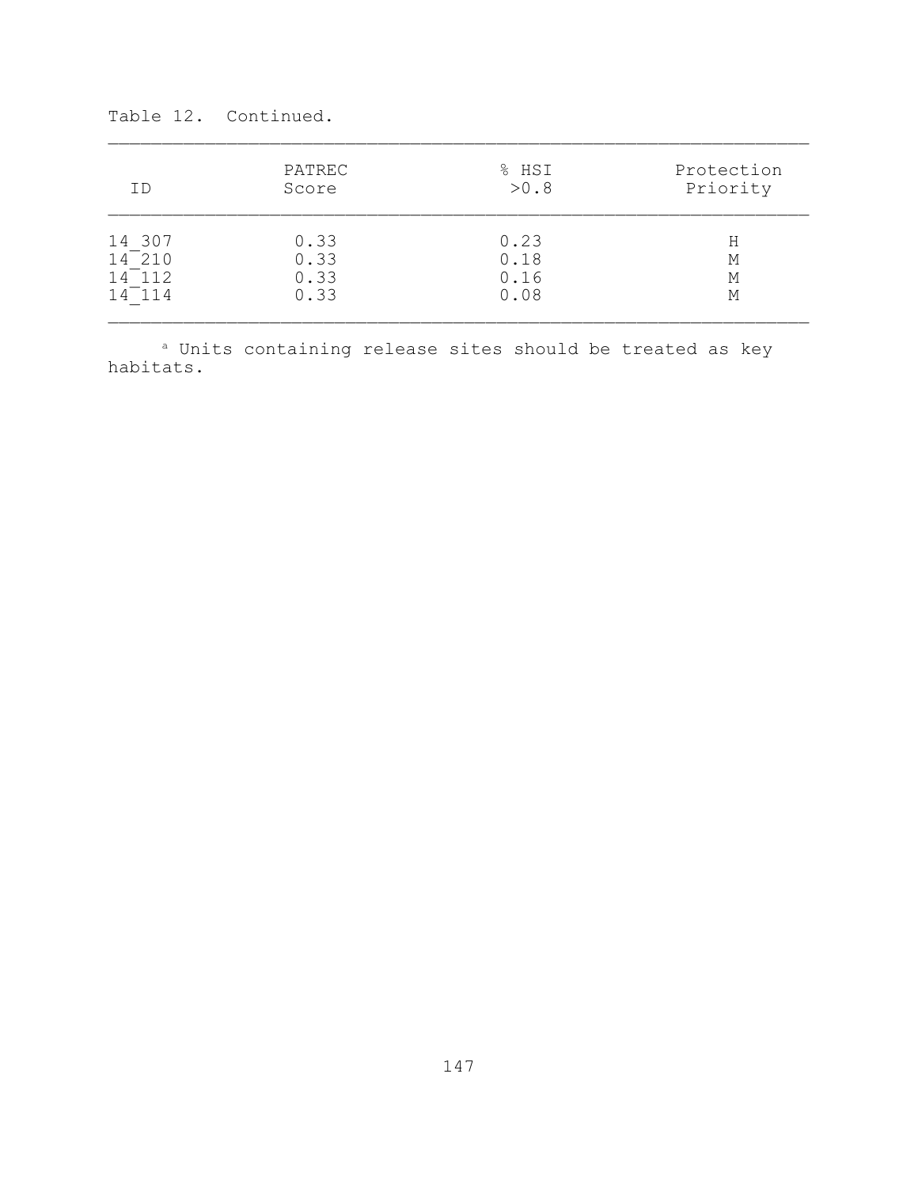Table 12. Continued.

| ID | PATREC Score | % HSI >0.8 | Protection Priority |
|---|---|---|---|
| 14_307 | 0.33 | 0.23 | H |
| 14_210 | 0.33 | 0.18 | M |
| 14_112 | 0.33 | 0.16 | M |
| 14_114 | 0.33 | 0.08 | M |

[a] Units containing release sites should be treated as key habitats.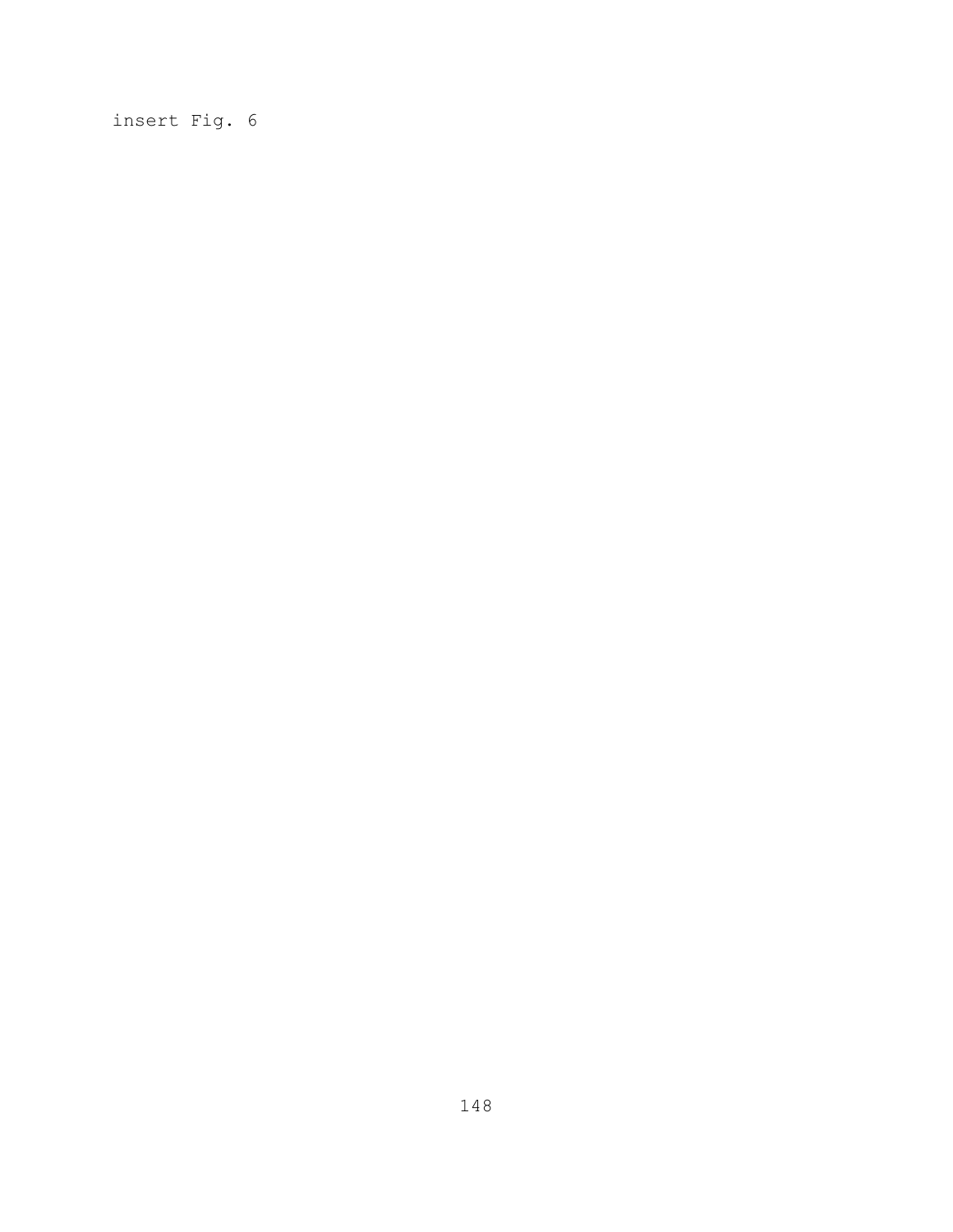insert Fig. 6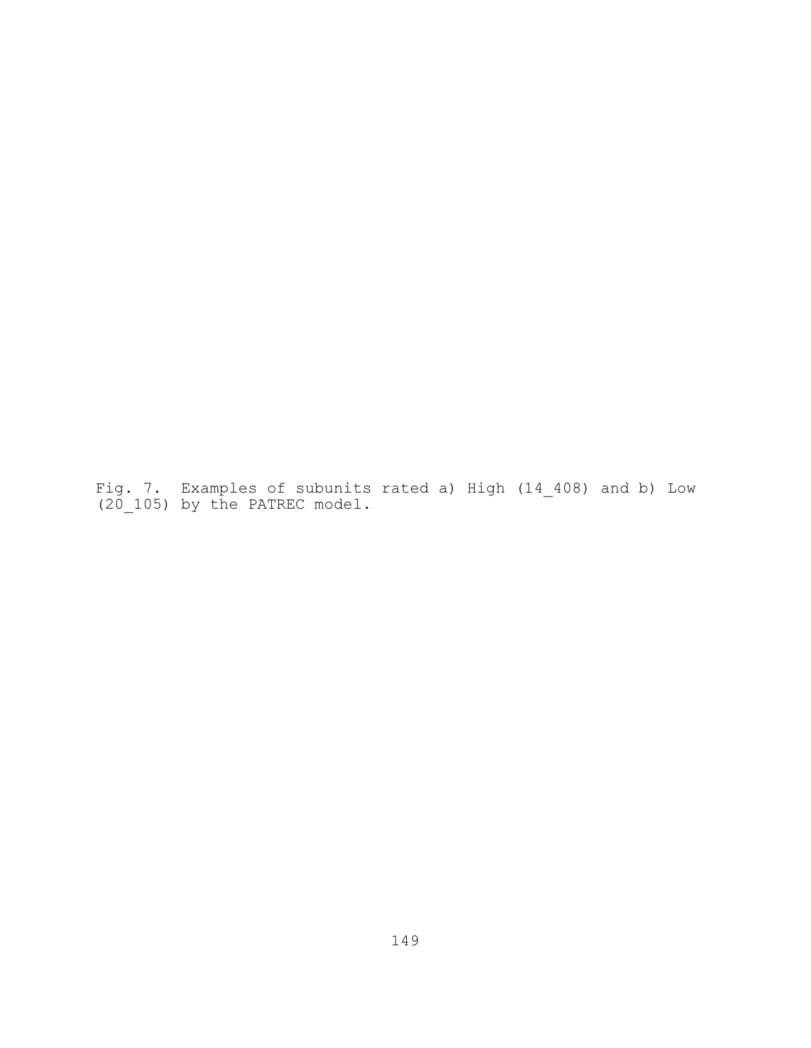Fig. 7. Examples of subunits rated a) High (14_408) and b) Low (20_105) by the PATREC model.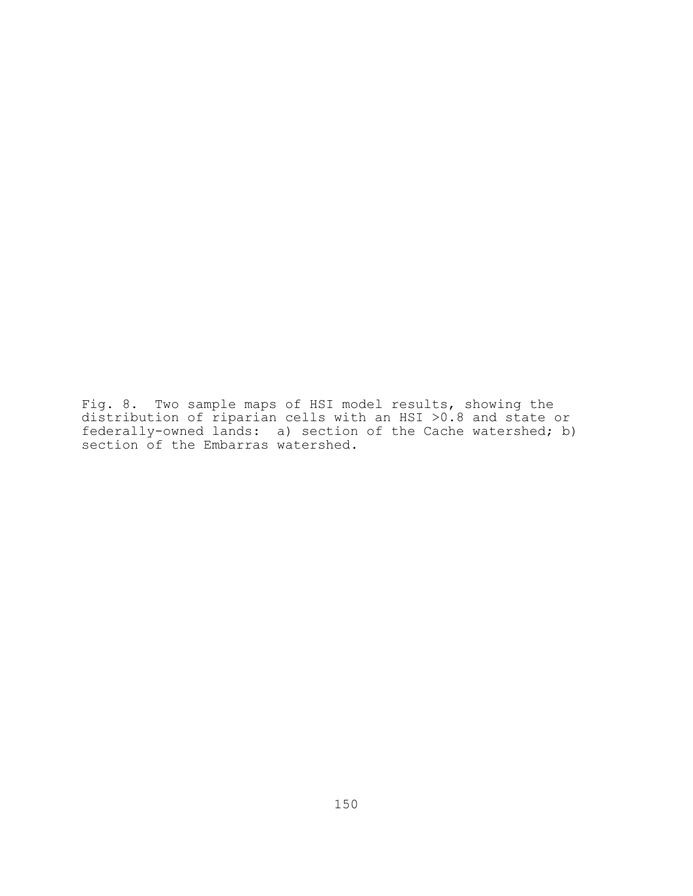Fig. 8. Two sample maps of HSI model results, showing the distribution of riparian cells with an HSI >0.8 and state or federally-owned lands: a) section of the Cache watershed; b) section of the Embarras watershed.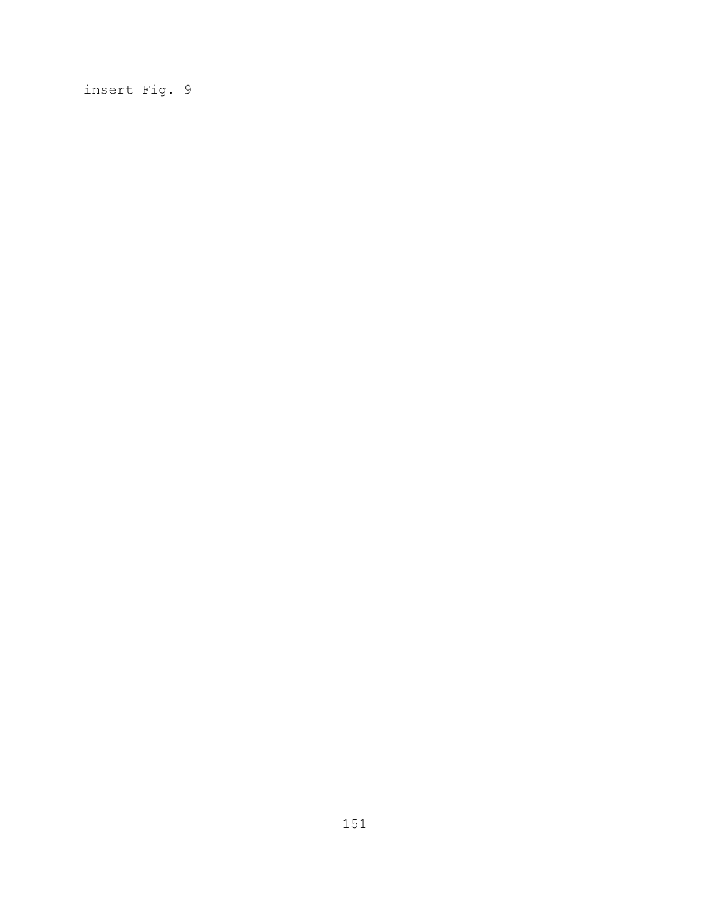insert Fig. 9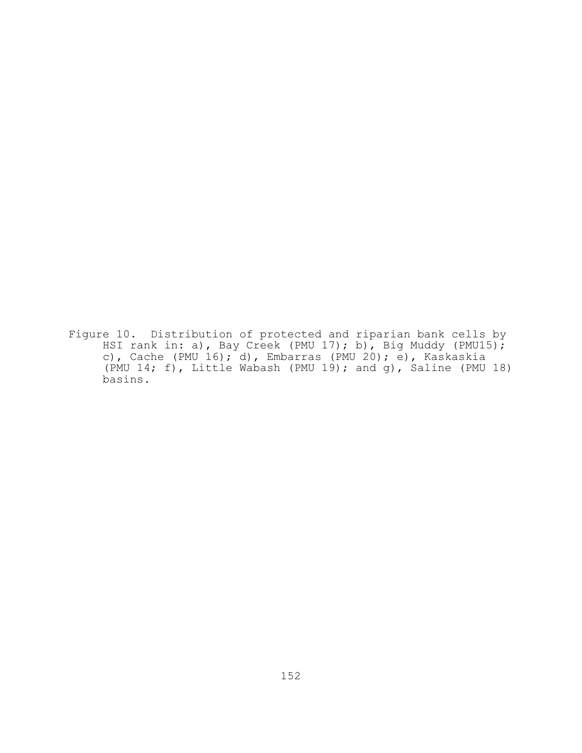Figure 10. Distribution of protected and riparian bank cells by HSI rank in: a), Bay Creek (PMU 17); b), Big Muddy (PMU15); c), Cache (PMU 16); d), Embarras (PMU 20); e), Kaskaskia (PMU 14; f), Little Wabash (PMU 19); and g), Saline (PMU 18) basins.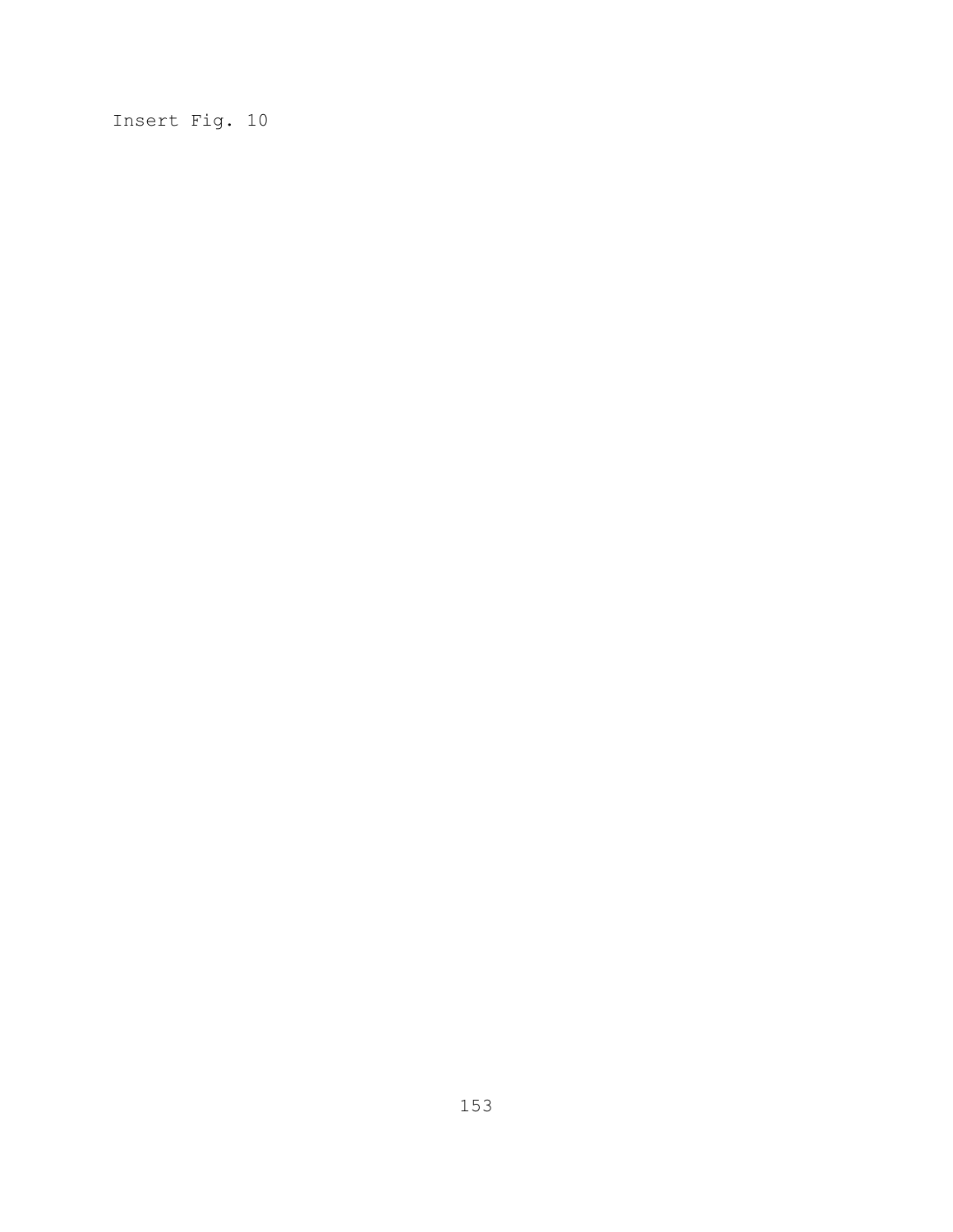Insert Fig. 10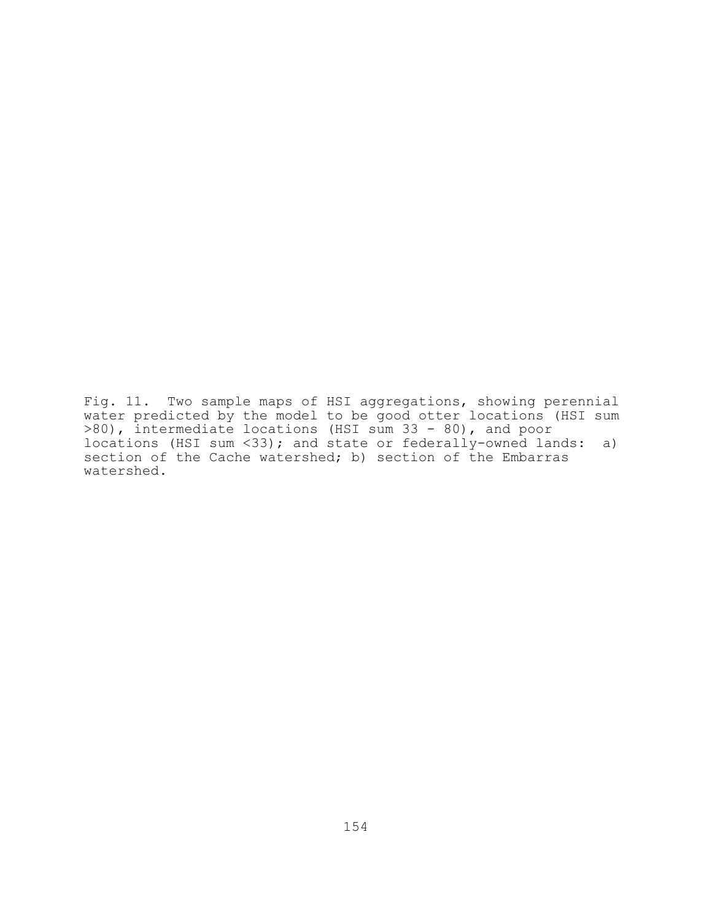Fig. 11. Two sample maps of HSI aggregations, showing perennial water predicted by the model to be good otter locations (HSI sum >80), intermediate locations (HSI sum 33 - 80), and poor locations (HSI sum <33); and state or federally-owned lands: a) section of the Cache watershed; b) section of the Embarras watershed.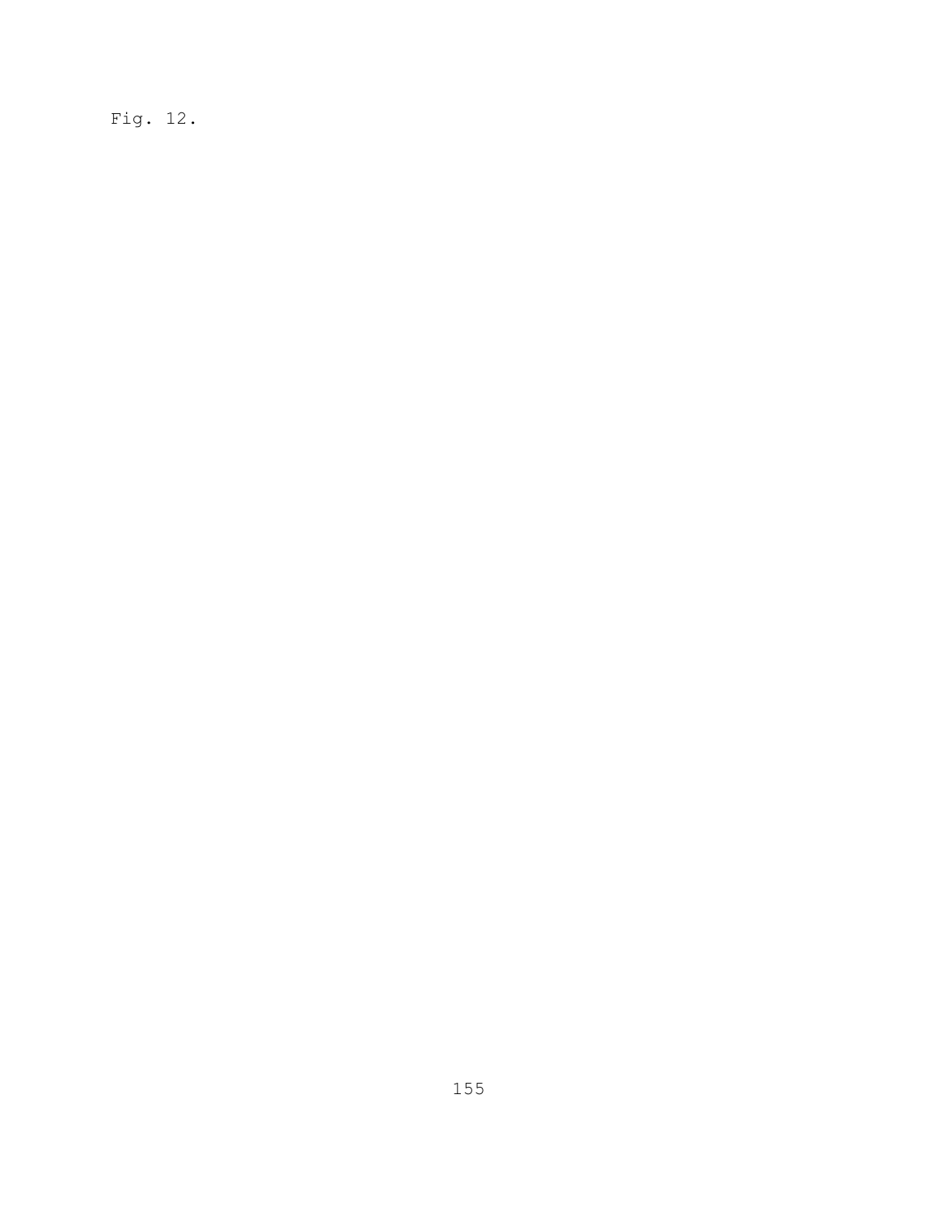Fig. 12.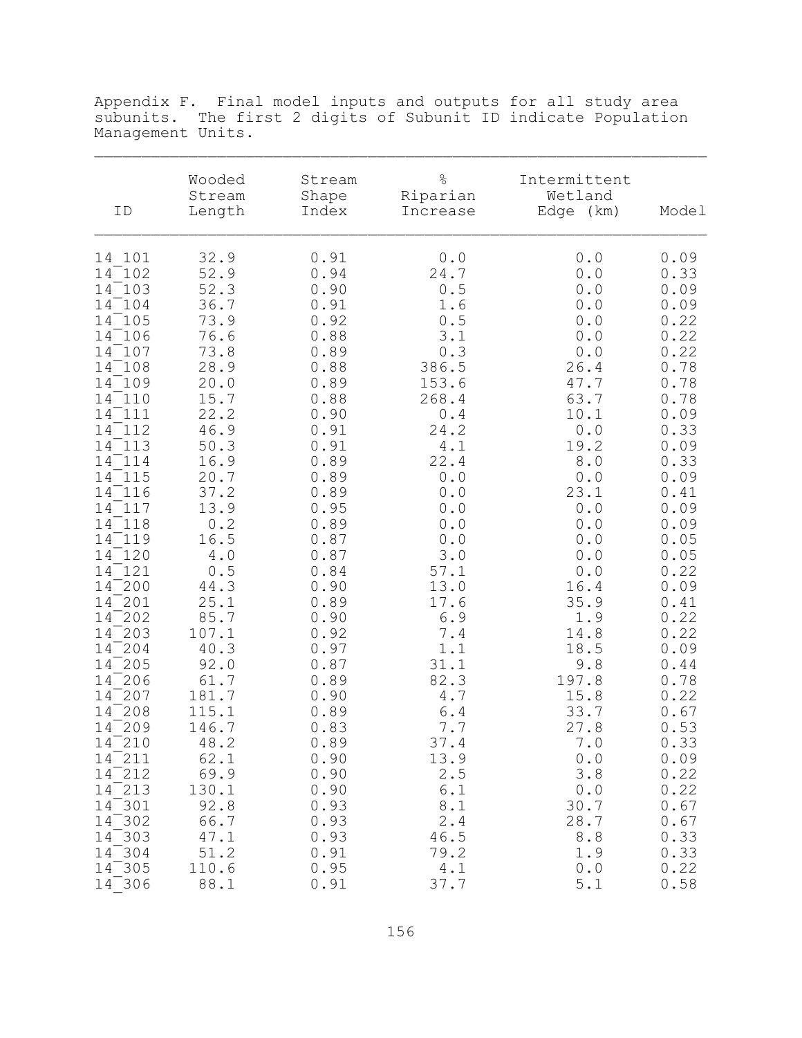Appendix F. Final model inputs and outputs for all study area subunits. The first 2 digits of Subunit ID indicate Population Management Units.

| ID | Wooded Stream Length | Stream Shape Index | % Riparian Increase | Intermittent Wetland Edge (km) | Model |
|---|---|---|---|---|---|
| 14_101 | 32.9 | 0.91 | 0.0 | 0.0 | 0.09 |
| 14_102 | 52.9 | 0.94 | 24.7 | 0.0 | 0.33 |
| 14_103 | 52.3 | 0.90 | 0.5 | 0.0 | 0.09 |
| 14_104 | 36.7 | 0.91 | 1.6 | 0.0 | 0.09 |
| 14_105 | 73.9 | 0.92 | 0.5 | 0.0 | 0.22 |
| 14_106 | 76.6 | 0.88 | 3.1 | 0.0 | 0.22 |
| 14_107 | 73.8 | 0.89 | 0.3 | 0.0 | 0.22 |
| 14_108 | 28.9 | 0.88 | 386.5 | 26.4 | 0.78 |
| 14_109 | 20.0 | 0.89 | 153.6 | 47.7 | 0.78 |
| 14_110 | 15.7 | 0.88 | 268.4 | 63.7 | 0.78 |
| 14_111 | 22.2 | 0.90 | 0.4 | 10.1 | 0.09 |
| 14_112 | 46.9 | 0.91 | 24.2 | 0.0 | 0.33 |
| 14_113 | 50.3 | 0.91 | 4.1 | 19.2 | 0.09 |
| 14_114 | 16.9 | 0.89 | 22.4 | 8.0 | 0.33 |
| 14_115 | 20.7 | 0.89 | 0.0 | 0.0 | 0.09 |
| 14_116 | 37.2 | 0.89 | 0.0 | 23.1 | 0.41 |
| 14_117 | 13.9 | 0.95 | 0.0 | 0.0 | 0.09 |
| 14_118 | 0.2 | 0.89 | 0.0 | 0.0 | 0.09 |
| 14_119 | 16.5 | 0.87 | 0.0 | 0.0 | 0.05 |
| 14_120 | 4.0 | 0.87 | 3.0 | 0.0 | 0.05 |
| 14_121 | 0.5 | 0.84 | 57.1 | 0.0 | 0.22 |
| 14_200 | 44.3 | 0.90 | 13.0 | 16.4 | 0.09 |
| 14_201 | 25.1 | 0.89 | 17.6 | 35.9 | 0.41 |
| 14_202 | 85.7 | 0.90 | 6.9 | 1.9 | 0.22 |
| 14_203 | 107.1 | 0.92 | 7.4 | 14.8 | 0.22 |
| 14_204 | 40.3 | 0.97 | 1.1 | 18.5 | 0.09 |
| 14_205 | 92.0 | 0.87 | 31.1 | 9.8 | 0.44 |
| 14_206 | 61.7 | 0.89 | 82.3 | 197.8 | 0.78 |
| 14_207 | 181.7 | 0.90 | 4.7 | 15.8 | 0.22 |
| 14_208 | 115.1 | 0.89 | 6.4 | 33.7 | 0.67 |
| 14_209 | 146.7 | 0.83 | 7.7 | 27.8 | 0.53 |
| 14_210 | 48.2 | 0.89 | 37.4 | 7.0 | 0.33 |
| 14_211 | 62.1 | 0.90 | 13.9 | 0.0 | 0.09 |
| 14_212 | 69.9 | 0.90 | 2.5 | 3.8 | 0.22 |
| 14_213 | 130.1 | 0.90 | 6.1 | 0.0 | 0.22 |
| 14_301 | 92.8 | 0.93 | 8.1 | 30.7 | 0.67 |
| 14_302 | 66.7 | 0.93 | 2.4 | 28.7 | 0.67 |
| 14_303 | 47.1 | 0.93 | 46.5 | 8.8 | 0.33 |
| 14_304 | 51.2 | 0.91 | 79.2 | 1.9 | 0.33 |
| 14_305 | 110.6 | 0.95 | 4.1 | 0.0 | 0.22 |
| 14_306 | 88.1 | 0.91 | 37.7 | 5.1 | 0.58 |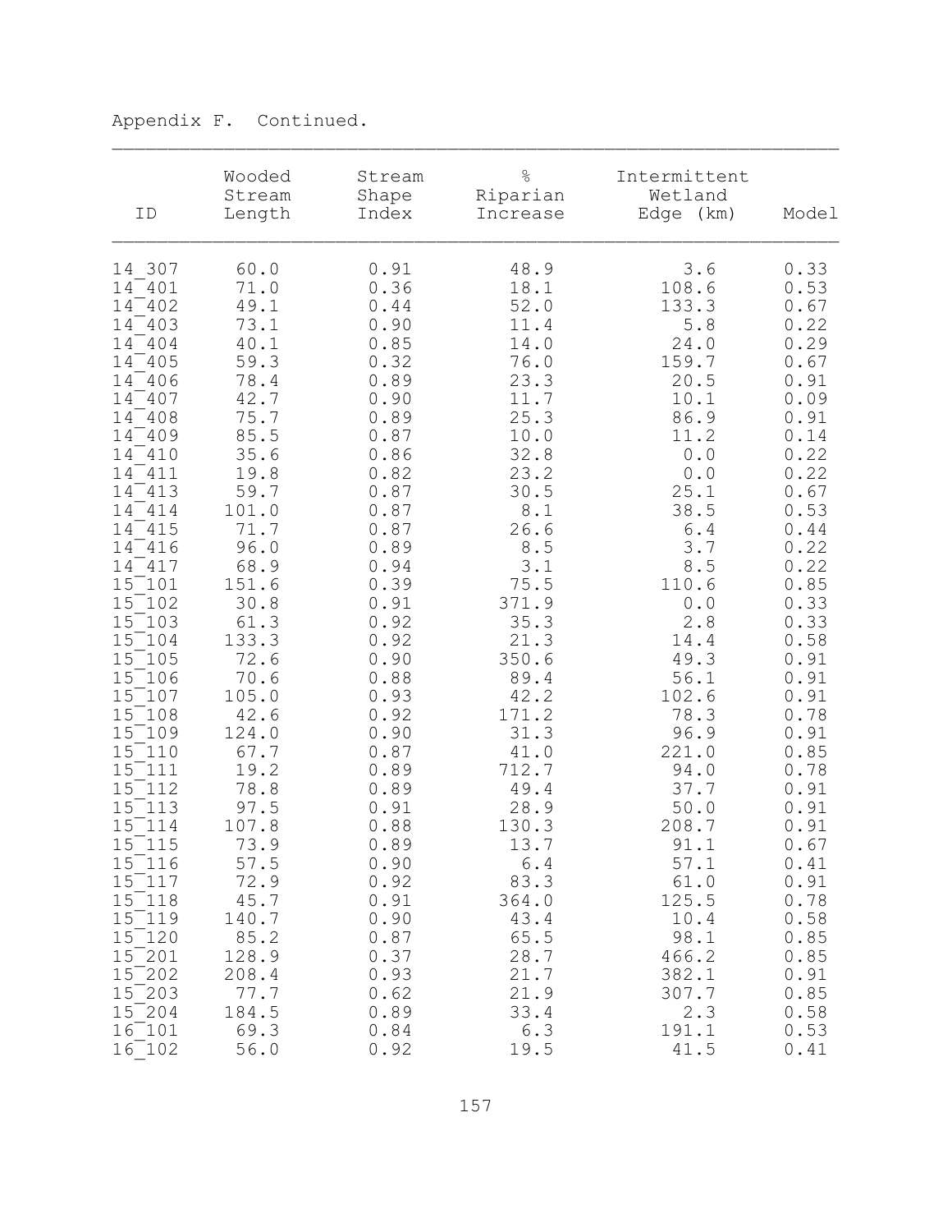Appendix F. Continued.

| ID | Wooded Stream Length | Stream Shape Index | % Riparian Increase | Intermittent Wetland Edge (km) | Model |
|---|---|---|---|---|---|
| 14_307 | 60.0 | 0.91 | 48.9 | 3.6 | 0.33 |
| 14_401 | 71.0 | 0.36 | 18.1 | 108.6 | 0.53 |
| 14_402 | 49.1 | 0.44 | 52.0 | 133.3 | 0.67 |
| 14_403 | 73.1 | 0.90 | 11.4 | 5.8 | 0.22 |
| 14_404 | 40.1 | 0.85 | 14.0 | 24.0 | 0.29 |
| 14_405 | 59.3 | 0.32 | 76.0 | 159.7 | 0.67 |
| 14_406 | 78.4 | 0.89 | 23.3 | 20.5 | 0.91 |
| 14_407 | 42.7 | 0.90 | 11.7 | 10.1 | 0.09 |
| 14_408 | 75.7 | 0.89 | 25.3 | 86.9 | 0.91 |
| 14_409 | 85.5 | 0.87 | 10.0 | 11.2 | 0.14 |
| 14_410 | 35.6 | 0.86 | 32.8 | 0.0 | 0.22 |
| 14_411 | 19.8 | 0.82 | 23.2 | 0.0 | 0.22 |
| 14_413 | 59.7 | 0.87 | 30.5 | 25.1 | 0.67 |
| 14_414 | 101.0 | 0.87 | 8.1 | 38.5 | 0.53 |
| 14_415 | 71.7 | 0.87 | 26.6 | 6.4 | 0.44 |
| 14_416 | 96.0 | 0.89 | 8.5 | 3.7 | 0.22 |
| 14_417 | 68.9 | 0.94 | 3.1 | 8.5 | 0.22 |
| 15_101 | 151.6 | 0.39 | 75.5 | 110.6 | 0.85 |
| 15_102 | 30.8 | 0.91 | 371.9 | 0.0 | 0.33 |
| 15_103 | 61.3 | 0.92 | 35.3 | 2.8 | 0.33 |
| 15_104 | 133.3 | 0.92 | 21.3 | 14.4 | 0.58 |
| 15_105 | 72.6 | 0.90 | 350.6 | 49.3 | 0.91 |
| 15_106 | 70.6 | 0.88 | 89.4 | 56.1 | 0.91 |
| 15_107 | 105.0 | 0.93 | 42.2 | 102.6 | 0.91 |
| 15_108 | 42.6 | 0.92 | 171.2 | 78.3 | 0.78 |
| 15_109 | 124.0 | 0.90 | 31.3 | 96.9 | 0.91 |
| 15_110 | 67.7 | 0.87 | 41.0 | 221.0 | 0.85 |
| 15_111 | 19.2 | 0.89 | 712.7 | 94.0 | 0.78 |
| 15_112 | 78.8 | 0.89 | 49.4 | 37.7 | 0.91 |
| 15_113 | 97.5 | 0.91 | 28.9 | 50.0 | 0.91 |
| 15_114 | 107.8 | 0.88 | 130.3 | 208.7 | 0.91 |
| 15_115 | 73.9 | 0.89 | 13.7 | 91.1 | 0.67 |
| 15_116 | 57.5 | 0.90 | 6.4 | 57.1 | 0.41 |
| 15_117 | 72.9 | 0.92 | 83.3 | 61.0 | 0.91 |
| 15_118 | 45.7 | 0.91 | 364.0 | 125.5 | 0.78 |
| 15_119 | 140.7 | 0.90 | 43.4 | 10.4 | 0.58 |
| 15_120 | 85.2 | 0.87 | 65.5 | 98.1 | 0.85 |
| 15_201 | 128.9 | 0.37 | 28.7 | 466.2 | 0.85 |
| 15_202 | 208.4 | 0.93 | 21.7 | 382.1 | 0.91 |
| 15_203 | 77.7 | 0.62 | 21.9 | 307.7 | 0.85 |
| 15_204 | 184.5 | 0.89 | 33.4 | 2.3 | 0.58 |
| 16_101 | 69.3 | 0.84 | 6.3 | 191.1 | 0.53 |
| 16_102 | 56.0 | 0.92 | 19.5 | 41.5 | 0.41 |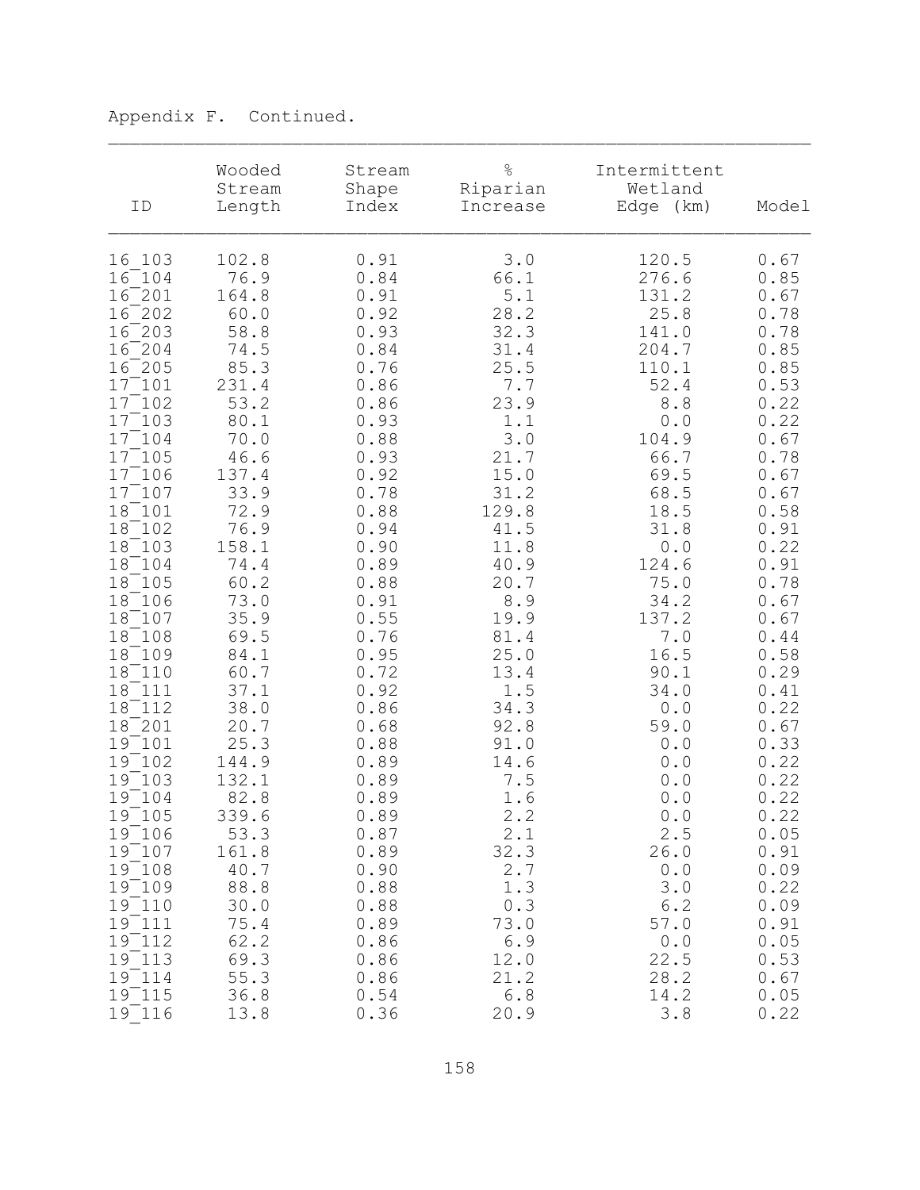Appendix F. Continued.

| ID | Wooded Stream Length | Stream Shape Index | % Riparian Increase | Intermittent Wetland Edge (km) | Model |
|---|---|---|---|---|---|
| 16_103 | 102.8 | 0.91 | 3.0 | 120.5 | 0.67 |
| 16_104 | 76.9 | 0.84 | 66.1 | 276.6 | 0.85 |
| 16_201 | 164.8 | 0.91 | 5.1 | 131.2 | 0.67 |
| 16_202 | 60.0 | 0.92 | 28.2 | 25.8 | 0.78 |
| 16_203 | 58.8 | 0.93 | 32.3 | 141.0 | 0.78 |
| 16_204 | 74.5 | 0.84 | 31.4 | 204.7 | 0.85 |
| 16_205 | 85.3 | 0.76 | 25.5 | 110.1 | 0.85 |
| 17_101 | 231.4 | 0.86 | 7.7 | 52.4 | 0.53 |
| 17_102 | 53.2 | 0.86 | 23.9 | 8.8 | 0.22 |
| 17_103 | 80.1 | 0.93 | 1.1 | 0.0 | 0.22 |
| 17_104 | 70.0 | 0.88 | 3.0 | 104.9 | 0.67 |
| 17_105 | 46.6 | 0.93 | 21.7 | 66.7 | 0.78 |
| 17_106 | 137.4 | 0.92 | 15.0 | 69.5 | 0.67 |
| 17_107 | 33.9 | 0.78 | 31.2 | 68.5 | 0.67 |
| 18_101 | 72.9 | 0.88 | 129.8 | 18.5 | 0.58 |
| 18_102 | 76.9 | 0.94 | 41.5 | 31.8 | 0.91 |
| 18_103 | 158.1 | 0.90 | 11.8 | 0.0 | 0.22 |
| 18_104 | 74.4 | 0.89 | 40.9 | 124.6 | 0.91 |
| 18_105 | 60.2 | 0.88 | 20.7 | 75.0 | 0.78 |
| 18_106 | 73.0 | 0.91 | 8.9 | 34.2 | 0.67 |
| 18_107 | 35.9 | 0.55 | 19.9 | 137.2 | 0.67 |
| 18_108 | 69.5 | 0.76 | 81.4 | 7.0 | 0.44 |
| 18_109 | 84.1 | 0.95 | 25.0 | 16.5 | 0.58 |
| 18_110 | 60.7 | 0.72 | 13.4 | 90.1 | 0.29 |
| 18_111 | 37.1 | 0.92 | 1.5 | 34.0 | 0.41 |
| 18_112 | 38.0 | 0.86 | 34.3 | 0.0 | 0.22 |
| 18_201 | 20.7 | 0.68 | 92.8 | 59.0 | 0.67 |
| 19_101 | 25.3 | 0.88 | 91.0 | 0.0 | 0.33 |
| 19_102 | 144.9 | 0.89 | 14.6 | 0.0 | 0.22 |
| 19_103 | 132.1 | 0.89 | 7.5 | 0.0 | 0.22 |
| 19_104 | 82.8 | 0.89 | 1.6 | 0.0 | 0.22 |
| 19_105 | 339.6 | 0.89 | 2.2 | 0.0 | 0.22 |
| 19_106 | 53.3 | 0.87 | 2.1 | 2.5 | 0.05 |
| 19_107 | 161.8 | 0.89 | 32.3 | 26.0 | 0.91 |
| 19_108 | 40.7 | 0.90 | 2.7 | 0.0 | 0.09 |
| 19_109 | 88.8 | 0.88 | 1.3 | 3.0 | 0.22 |
| 19_110 | 30.0 | 0.88 | 0.3 | 6.2 | 0.09 |
| 19_111 | 75.4 | 0.89 | 73.0 | 57.0 | 0.91 |
| 19_112 | 62.2 | 0.86 | 6.9 | 0.0 | 0.05 |
| 19_113 | 69.3 | 0.86 | 12.0 | 22.5 | 0.53 |
| 19_114 | 55.3 | 0.86 | 21.2 | 28.2 | 0.67 |
| 19_115 | 36.8 | 0.54 | 6.8 | 14.2 | 0.05 |
| 19_116 | 13.8 | 0.36 | 20.9 | 3.8 | 0.22 |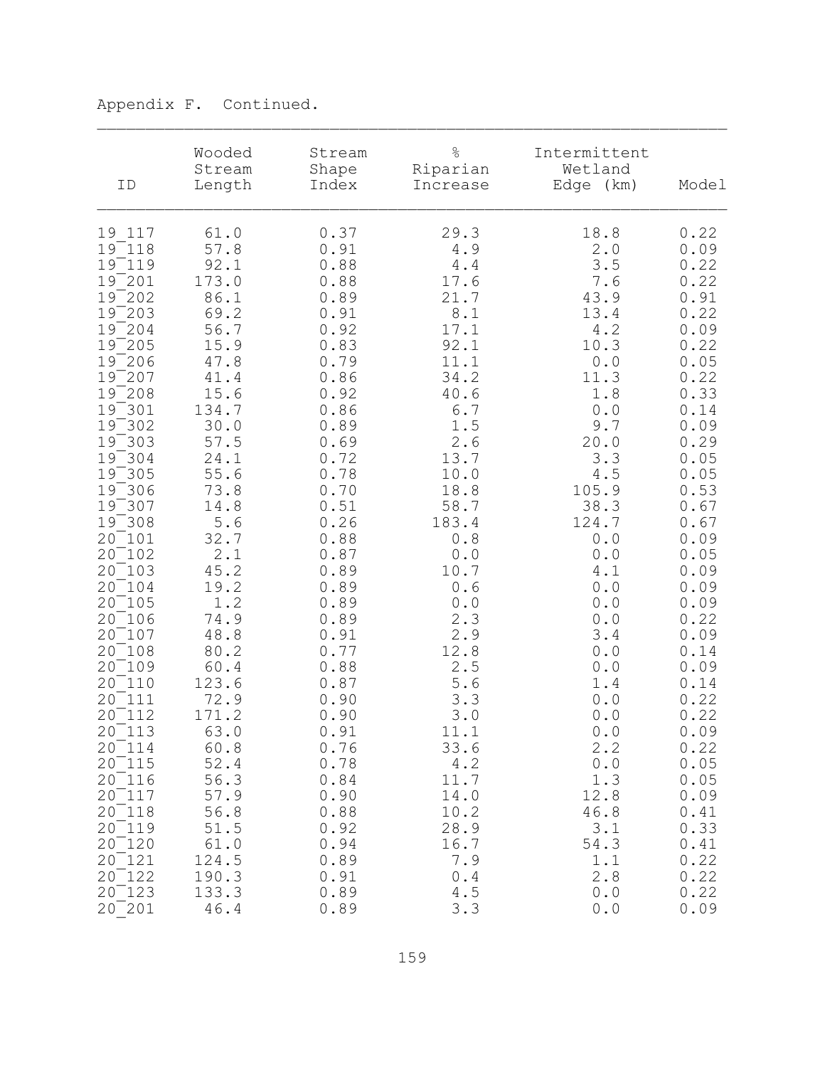Appendix F. Continued.

| ID | Wooded Stream Length | Stream Shape Index | % Riparian Increase | Intermittent Wetland Edge (km) | Model |
|---|---|---|---|---|---|
| 19_117 | 61.0 | 0.37 | 29.3 | 18.8 | 0.22 |
| 19_118 | 57.8 | 0.91 | 4.9 | 2.0 | 0.09 |
| 19_119 | 92.1 | 0.88 | 4.4 | 3.5 | 0.22 |
| 19_201 | 173.0 | 0.88 | 17.6 | 7.6 | 0.22 |
| 19_202 | 86.1 | 0.89 | 21.7 | 43.9 | 0.91 |
| 19_203 | 69.2 | 0.91 | 8.1 | 13.4 | 0.22 |
| 19_204 | 56.7 | 0.92 | 17.1 | 4.2 | 0.09 |
| 19_205 | 15.9 | 0.83 | 92.1 | 10.3 | 0.22 |
| 19_206 | 47.8 | 0.79 | 11.1 | 0.0 | 0.05 |
| 19_207 | 41.4 | 0.86 | 34.2 | 11.3 | 0.22 |
| 19_208 | 15.6 | 0.92 | 40.6 | 1.8 | 0.33 |
| 19_301 | 134.7 | 0.86 | 6.7 | 0.0 | 0.14 |
| 19_302 | 30.0 | 0.89 | 1.5 | 9.7 | 0.09 |
| 19_303 | 57.5 | 0.69 | 2.6 | 20.0 | 0.29 |
| 19_304 | 24.1 | 0.72 | 13.7 | 3.3 | 0.05 |
| 19_305 | 55.6 | 0.78 | 10.0 | 4.5 | 0.05 |
| 19_306 | 73.8 | 0.70 | 18.8 | 105.9 | 0.53 |
| 19_307 | 14.8 | 0.51 | 58.7 | 38.3 | 0.67 |
| 19_308 | 5.6 | 0.26 | 183.4 | 124.7 | 0.67 |
| 20_101 | 32.7 | 0.88 | 0.8 | 0.0 | 0.09 |
| 20_102 | 2.1 | 0.87 | 0.0 | 0.0 | 0.05 |
| 20_103 | 45.2 | 0.89 | 10.7 | 4.1 | 0.09 |
| 20_104 | 19.2 | 0.89 | 0.6 | 0.0 | 0.09 |
| 20_105 | 1.2 | 0.89 | 0.0 | 0.0 | 0.09 |
| 20_106 | 74.9 | 0.89 | 2.3 | 0.0 | 0.22 |
| 20_107 | 48.8 | 0.91 | 2.9 | 3.4 | 0.09 |
| 20_108 | 80.2 | 0.77 | 12.8 | 0.0 | 0.14 |
| 20_109 | 60.4 | 0.88 | 2.5 | 0.0 | 0.09 |
| 20_110 | 123.6 | 0.87 | 5.6 | 1.4 | 0.14 |
| 20_111 | 72.9 | 0.90 | 3.3 | 0.0 | 0.22 |
| 20_112 | 171.2 | 0.90 | 3.0 | 0.0 | 0.22 |
| 20_113 | 63.0 | 0.91 | 11.1 | 0.0 | 0.09 |
| 20_114 | 60.8 | 0.76 | 33.6 | 2.2 | 0.22 |
| 20_115 | 52.4 | 0.78 | 4.2 | 0.0 | 0.05 |
| 20_116 | 56.3 | 0.84 | 11.7 | 1.3 | 0.05 |
| 20_117 | 57.9 | 0.90 | 14.0 | 12.8 | 0.09 |
| 20_118 | 56.8 | 0.88 | 10.2 | 46.8 | 0.41 |
| 20_119 | 51.5 | 0.92 | 28.9 | 3.1 | 0.33 |
| 20_120 | 61.0 | 0.94 | 16.7 | 54.3 | 0.41 |
| 20_121 | 124.5 | 0.89 | 7.9 | 1.1 | 0.22 |
| 20_122 | 190.3 | 0.91 | 0.4 | 2.8 | 0.22 |
| 20_123 | 133.3 | 0.89 | 4.5 | 0.0 | 0.22 |
| 20_201 | 46.4 | 0.89 | 3.3 | 0.0 | 0.09 |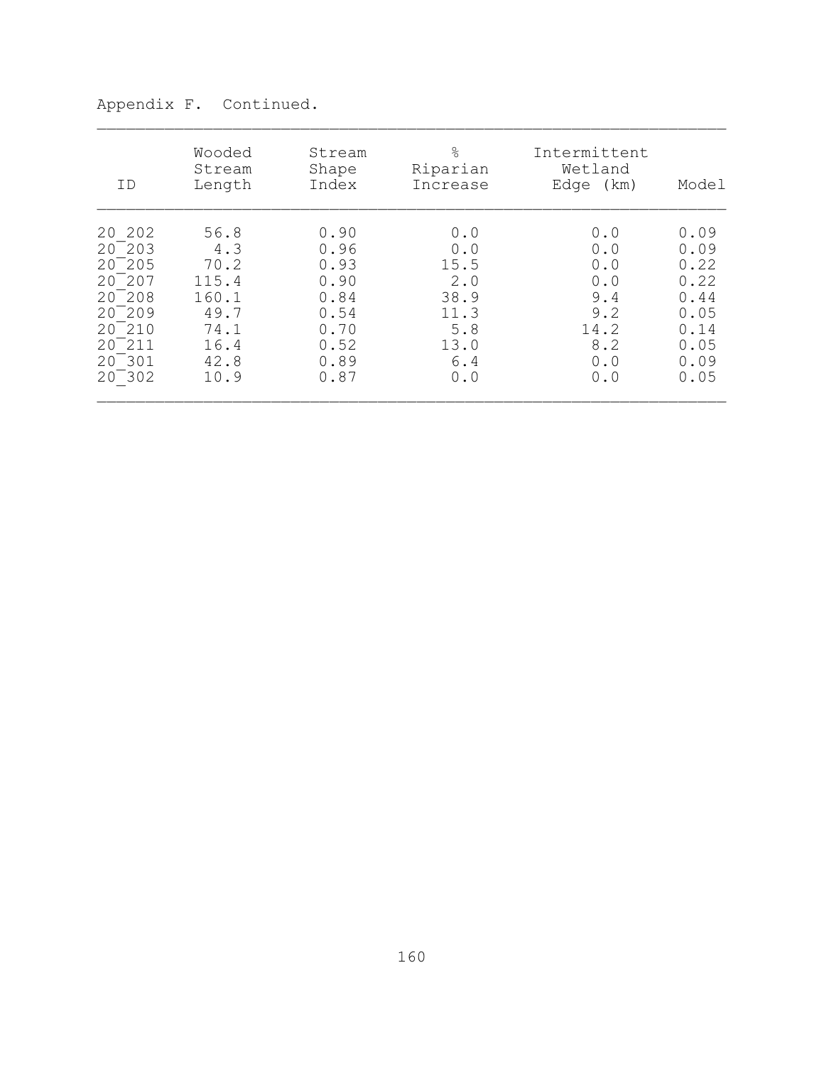Appendix F. Continued.

| ID | Wooded Stream Length | Stream Shape Index | % Riparian Increase | Intermittent Wetland Edge (km) | Model |
|---|---|---|---|---|---|
| 20_202 | 56.8 | 0.90 | 0.0 | 0.0 | 0.09 |
| 20_203 | 4.3 | 0.96 | 0.0 | 0.0 | 0.09 |
| 20_205 | 70.2 | 0.93 | 15.5 | 0.0 | 0.22 |
| 20_207 | 115.4 | 0.90 | 2.0 | 0.0 | 0.22 |
| 20_208 | 160.1 | 0.84 | 38.9 | 9.4 | 0.44 |
| 20_209 | 49.7 | 0.54 | 11.3 | 9.2 | 0.05 |
| 20_210 | 74.1 | 0.70 | 5.8 | 14.2 | 0.14 |
| 20_211 | 16.4 | 0.52 | 13.0 | 8.2 | 0.05 |
| 20_301 | 42.8 | 0.89 | 6.4 | 0.0 | 0.09 |
| 20_302 | 10.9 | 0.87 | 0.0 | 0.0 | 0.05 |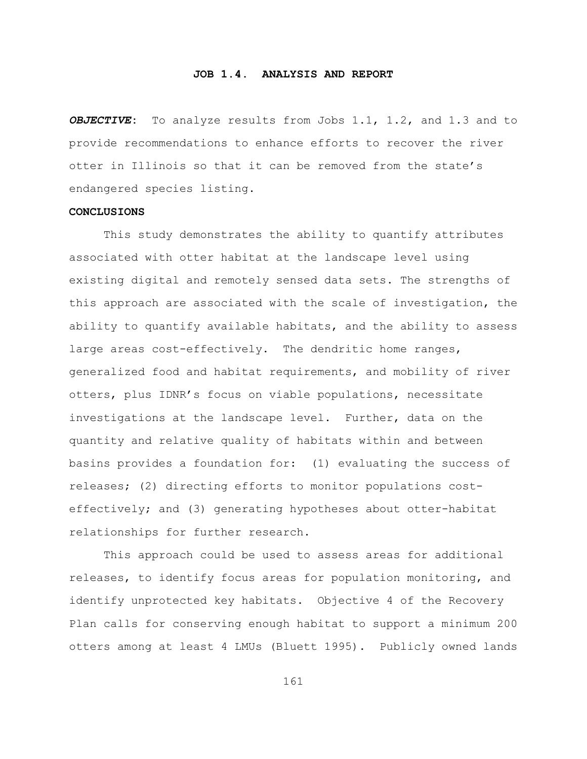## JOB 1.4. ANALYSIS AND REPORT

***OBJECTIVE***: To analyze results from Jobs 1.1, 1.2, and 1.3 and to provide recommendations to enhance efforts to recover the river otter in Illinois so that it can be removed from the state's endangered species listing.

**CONCLUSIONS**

This study demonstrates the ability to quantify attributes associated with otter habitat at the landscape level using existing digital and remotely sensed data sets. The strengths of this approach are associated with the scale of investigation, the ability to quantify available habitats, and the ability to assess large areas cost-effectively. The dendritic home ranges, generalized food and habitat requirements, and mobility of river otters, plus IDNR's focus on viable populations, necessitate investigations at the landscape level. Further, data on the quantity and relative quality of habitats within and between basins provides a foundation for: (1) evaluating the success of releases; (2) directing efforts to monitor populations cost-effectively; and (3) generating hypotheses about otter-habitat relationships for further research.

This approach could be used to assess areas for additional releases, to identify focus areas for population monitoring, and identify unprotected key habitats. Objective 4 of the Recovery Plan calls for conserving enough habitat to support a minimum 200 otters among at least 4 LMUs (Bluett 1995). Publicly owned lands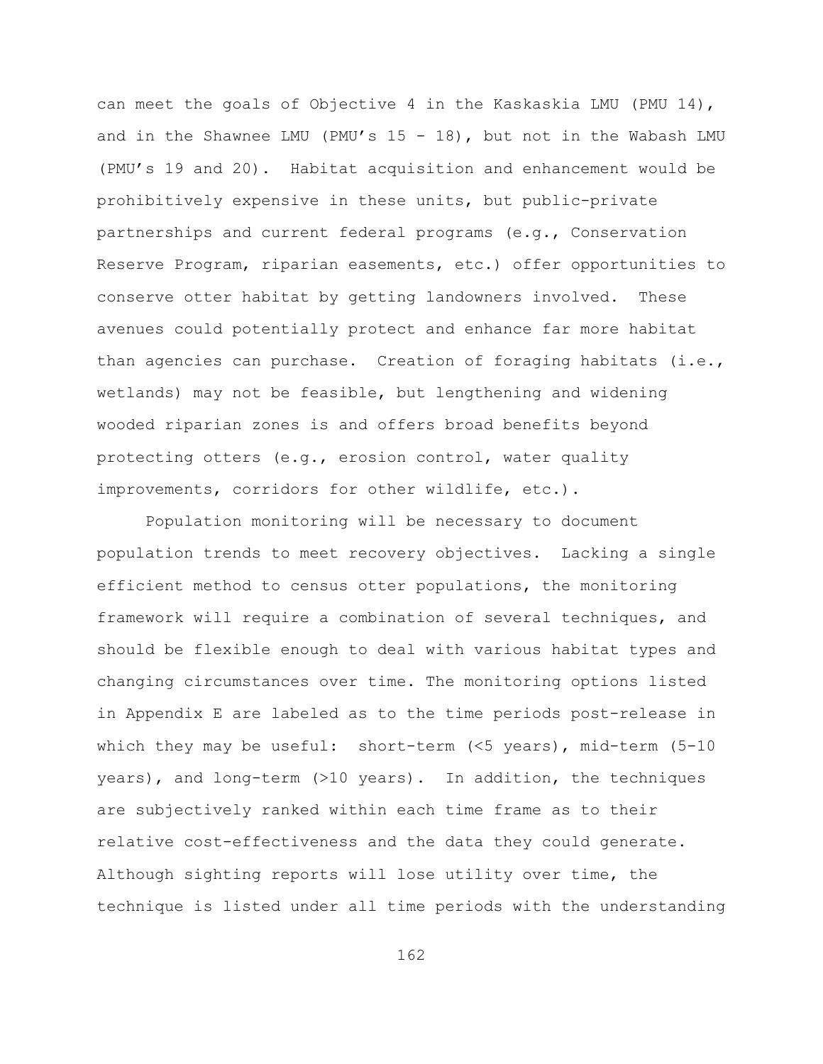can meet the goals of Objective 4 in the Kaskaskia LMU (PMU 14), and in the Shawnee LMU (PMU's 15 - 18), but not in the Wabash LMU (PMU's 19 and 20). Habitat acquisition and enhancement would be prohibitively expensive in these units, but public-private partnerships and current federal programs (e.g., Conservation Reserve Program, riparian easements, etc.) offer opportunities to conserve otter habitat by getting landowners involved. These avenues could potentially protect and enhance far more habitat than agencies can purchase. Creation of foraging habitats (i.e., wetlands) may not be feasible, but lengthening and widening wooded riparian zones is and offers broad benefits beyond protecting otters (e.g., erosion control, water quality improvements, corridors for other wildlife, etc.).

Population monitoring will be necessary to document population trends to meet recovery objectives. Lacking a single efficient method to census otter populations, the monitoring framework will require a combination of several techniques, and should be flexible enough to deal with various habitat types and changing circumstances over time. The monitoring options listed in Appendix E are labeled as to the time periods post-release in which they may be useful: short-term (<5 years), mid-term (5-10 years), and long-term (>10 years). In addition, the techniques are subjectively ranked within each time frame as to their relative cost-effectiveness and the data they could generate. Although sighting reports will lose utility over time, the technique is listed under all time periods with the understanding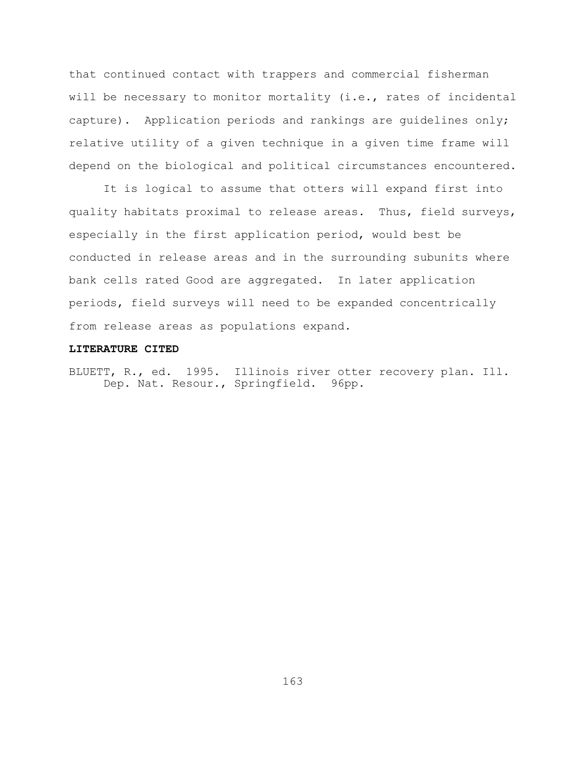that continued contact with trappers and commercial fisherman will be necessary to monitor mortality (i.e., rates of incidental capture). Application periods and rankings are guidelines only; relative utility of a given technique in a given time frame will depend on the biological and political circumstances encountered.

It is logical to assume that otters will expand first into quality habitats proximal to release areas. Thus, field surveys, especially in the first application period, would best be conducted in release areas and in the surrounding subunits where bank cells rated Good are aggregated. In later application periods, field surveys will need to be expanded concentrically from release areas as populations expand.

**LITERATURE CITED**

BLUETT, R., ed. 1995. Illinois river otter recovery plan. Ill. Dep. Nat. Resour., Springfield. 96pp.